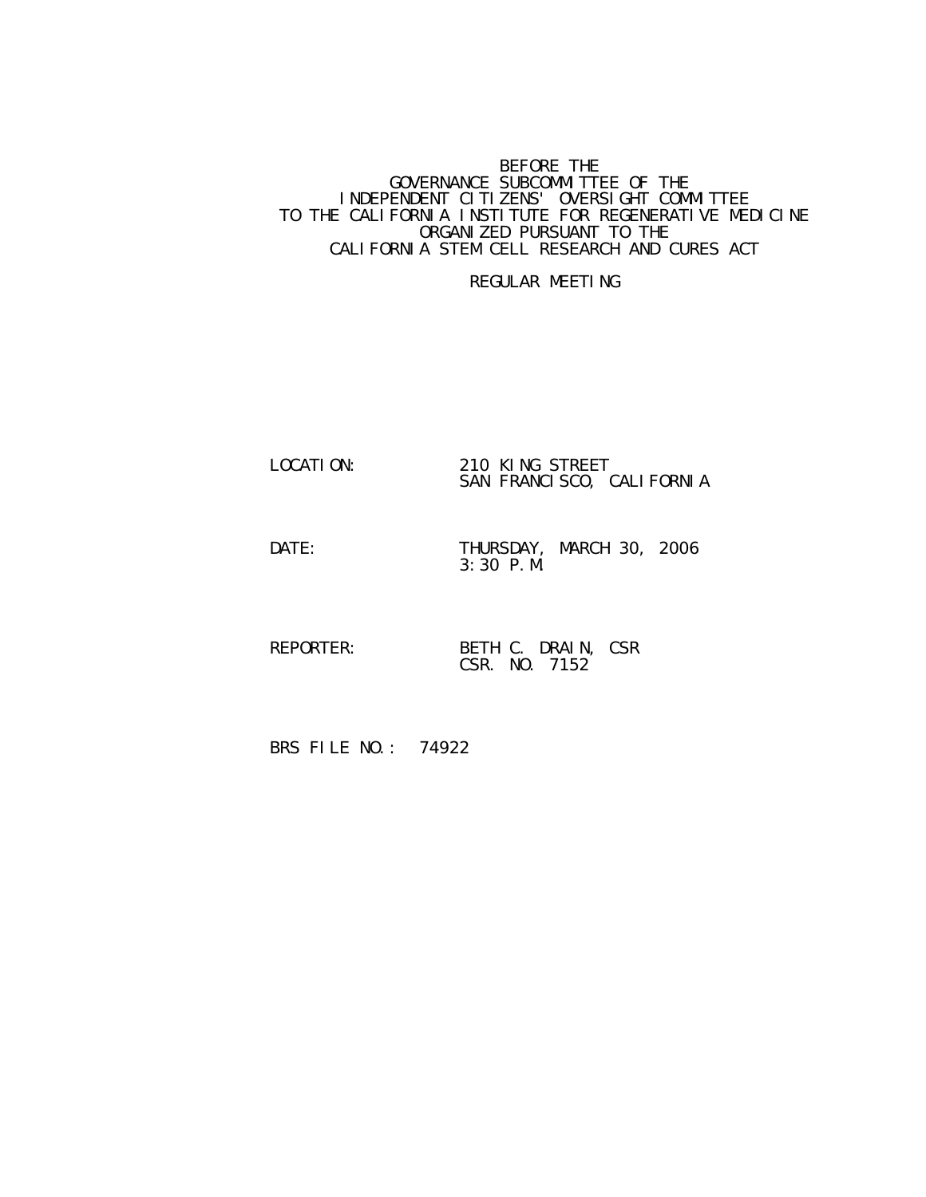BEFORE THE
GOVERNANCE SUBCOMMITTEE OF THE
INDEPENDENT CITIZENS' OVERSIGHT COMMITTEE
TO THE CALIFORNIA INSTITUTE FOR REGENERATIVE MEDICINE
ORGANIZED PURSUANT TO THE
CALIFORNIA STEM CELL RESEARCH AND CURES ACT

REGULAR MEETING

LOCATION: 210 KING STREET
SAN FRANCISCO, CALIFORNIA

DATE: THURSDAY, MARCH 30, 2006
3:30 P.M.

REPORTER: BETH C. DRAIN, CSR
CSR. NO. 7152

BRS FILE NO.: 74922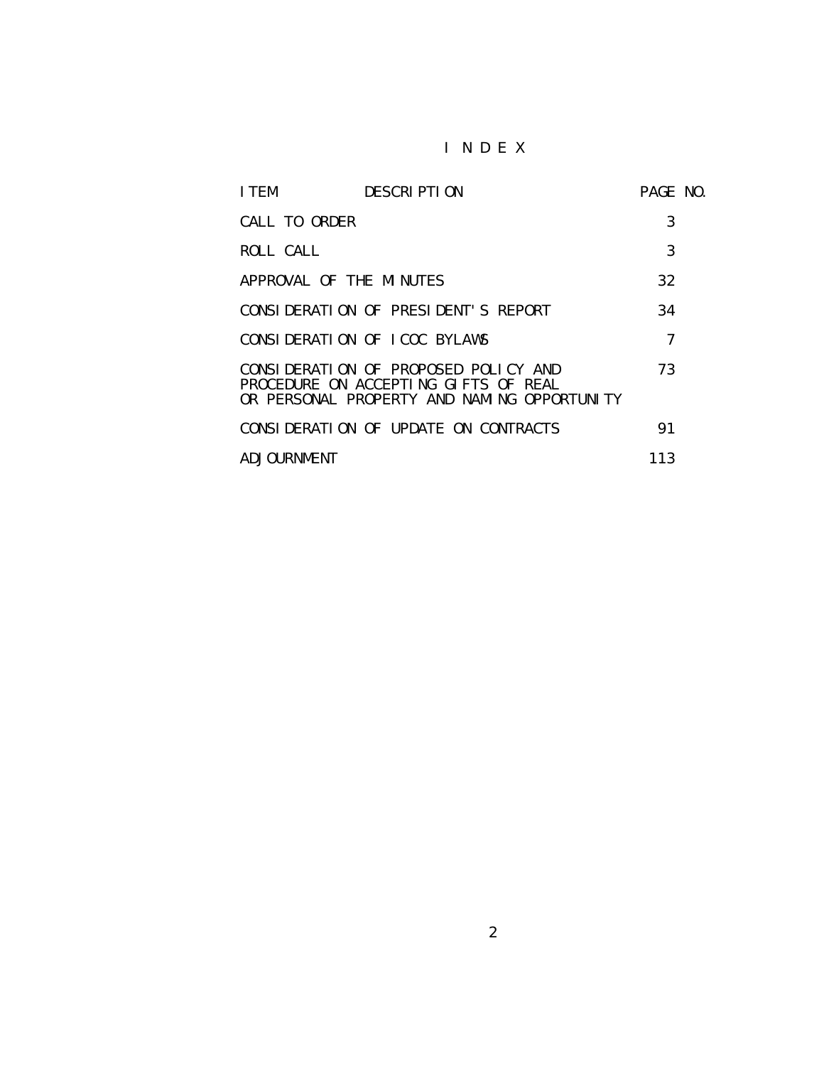# I N D E X

| ITEM DESCRIPTION | PAGE NO. |
| --- | --- |
| CALL TO ORDER | 3 |
| ROLL CALL | 3 |
| APPROVAL OF THE MINUTES | 32 |
| CONSIDERATION OF PRESIDENT'S REPORT | 34 |
| CONSIDERATION OF ICOC BYLAWS | 7 |
| CONSIDERATION OF PROPOSED POLICY AND PROCEDURE ON ACCEPTING GIFTS OF REAL OR PERSONAL PROPERTY AND NAMING OPPORTUNITY | 73 |
| CONSIDERATION OF UPDATE ON CONTRACTS | 91 |
| ADJOURNMENT | 113 |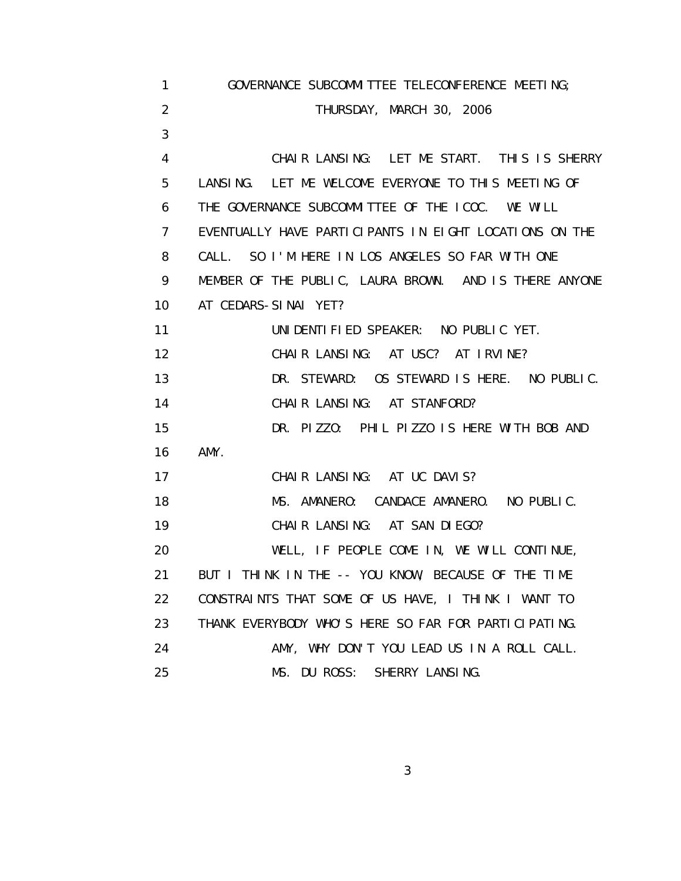GOVERNANCE SUBCOMMITTEE TELECONFERENCE MEETING;

THURSDAY, MARCH 30, 2006

CHAIR LANSING: LET ME START. THIS IS SHERRY LANSING. LET ME WELCOME EVERYONE TO THIS MEETING OF THE GOVERNANCE SUBCOMMITTEE OF THE ICOC. WE WILL EVENTUALLY HAVE PARTICIPANTS IN EIGHT LOCATIONS ON THE CALL. SO I'M HERE IN LOS ANGELES SO FAR WITH ONE MEMBER OF THE PUBLIC, LAURA BROWN. AND IS THERE ANYONE AT CEDARS-SINAI YET?

UNIDENTIFIED SPEAKER: NO PUBLIC YET.

CHAIR LANSING: AT USC? AT IRVINE?

DR. STEWARD: OS STEWARD IS HERE. NO PUBLIC.

CHAIR LANSING: AT STANFORD?

DR. PIZZO: PHIL PIZZO IS HERE WITH BOB AND AMY.

CHAIR LANSING: AT UC DAVIS?

MS. AMANERO: CANDACE AMANERO. NO PUBLIC.

CHAIR LANSING: AT SAN DIEGO?

WELL, IF PEOPLE COME IN, WE WILL CONTINUE, BUT I THINK IN THE -- YOU KNOW, BECAUSE OF THE TIME CONSTRAINTS THAT SOME OF US HAVE, I THINK I WANT TO THANK EVERYBODY WHO'S HERE SO FAR FOR PARTICIPATING.

AMY, WHY DON'T YOU LEAD US IN A ROLL CALL.

MS. DU ROSS: SHERRY LANSING.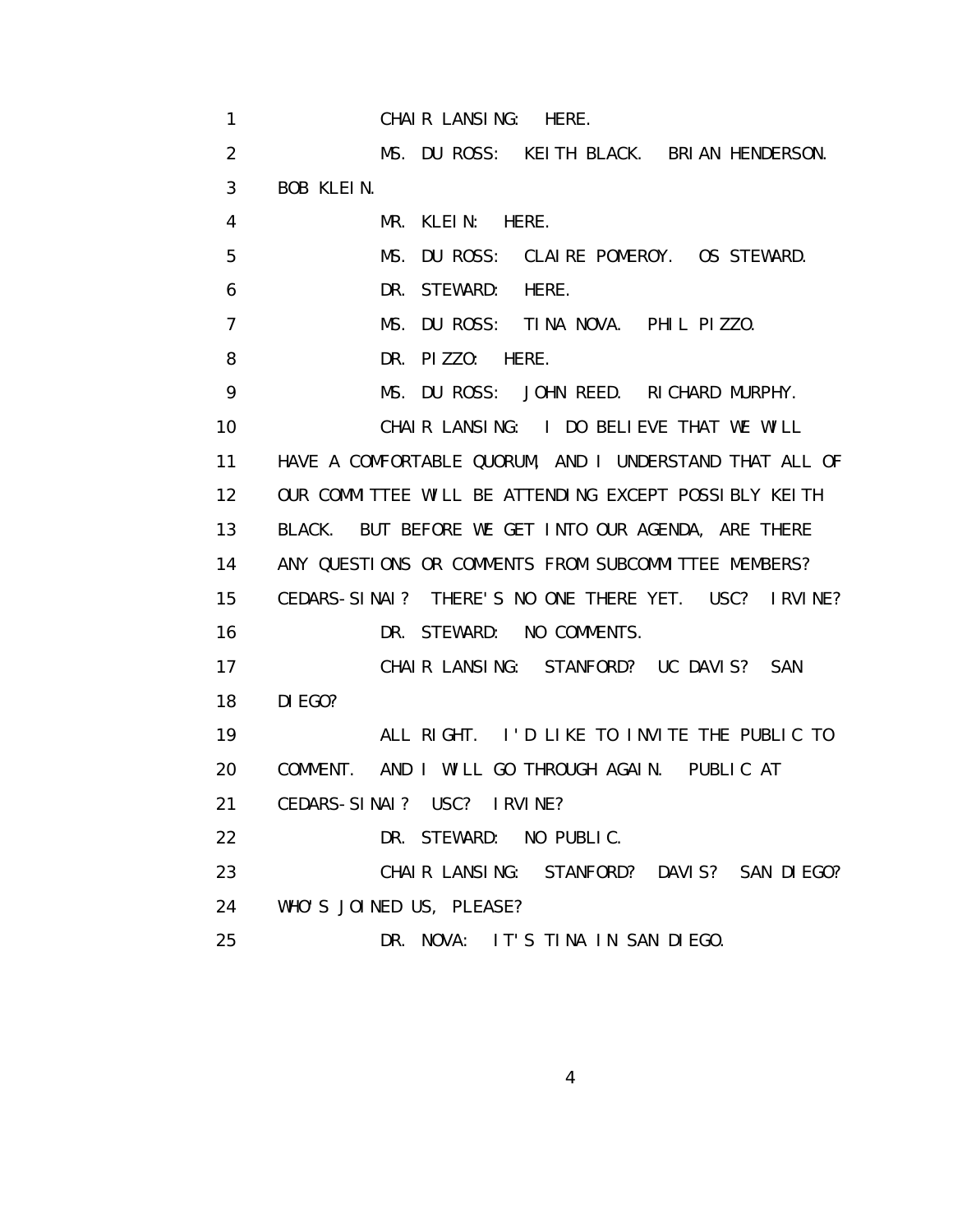CHAIR LANSING: HERE.

MS. DU ROSS: KEITH BLACK. BRIAN HENDERSON. BOB KLEIN.

MR. KLEIN: HERE.

MS. DU ROSS: CLAIRE POMEROY. OS STEWARD.

DR. STEWARD: HERE.

MS. DU ROSS: TINA NOVA. PHIL PIZZO.

DR. PIZZO: HERE.

MS. DU ROSS: JOHN REED. RICHARD MURPHY.

CHAIR LANSING: I DO BELIEVE THAT WE WILL HAVE A COMFORTABLE QUORUM, AND I UNDERSTAND THAT ALL OF OUR COMMITTEE WILL BE ATTENDING EXCEPT POSSIBLY KEITH BLACK. BUT BEFORE WE GET INTO OUR AGENDA, ARE THERE ANY QUESTIONS OR COMMENTS FROM SUBCOMMITTEE MEMBERS? CEDARS-SINAI? THERE'S NO ONE THERE YET. USC? IRVINE?

DR. STEWARD: NO COMMENTS.

CHAIR LANSING: STANFORD? UC DAVIS? SAN DIEGO?

ALL RIGHT. I'D LIKE TO INVITE THE PUBLIC TO COMMENT. AND I WILL GO THROUGH AGAIN. PUBLIC AT CEDARS-SINAI? USC? IRVINE?

DR. STEWARD: NO PUBLIC.

CHAIR LANSING: STANFORD? DAVIS? SAN DIEGO? WHO'S JOINED US, PLEASE?

DR. NOVA: IT'S TINA IN SAN DIEGO.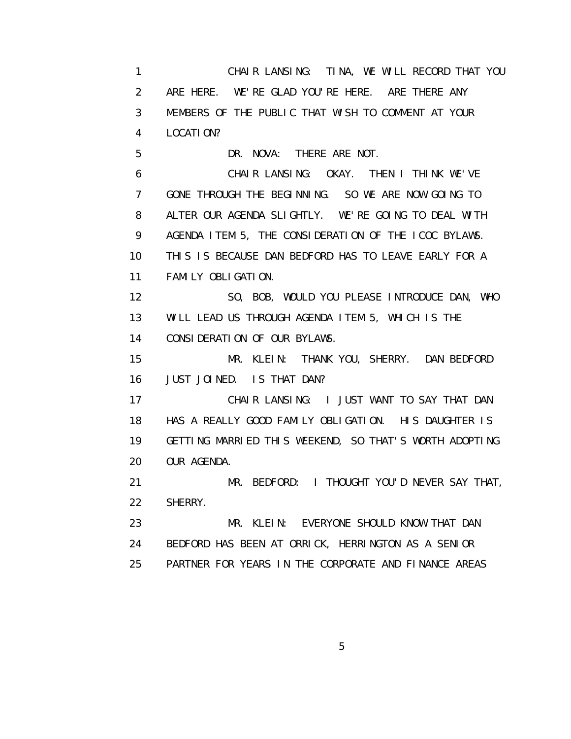1 CHAIR LANSING: TINA, WE WILL RECORD THAT YOU
2 ARE HERE. WE'RE GLAD YOU'RE HERE. ARE THERE ANY
3 MEMBERS OF THE PUBLIC THAT WISH TO COMMENT AT YOUR
4 LOCATION?
5 DR. NOVA: THERE ARE NOT.
6 CHAIR LANSING: OKAY. THEN I THINK WE'VE
7 GONE THROUGH THE BEGINNING. SO WE ARE NOW GOING TO
8 ALTER OUR AGENDA SLIGHTLY. WE'RE GOING TO DEAL WITH
9 AGENDA ITEM 5, THE CONSIDERATION OF THE ICOC BYLAWS.
10 THIS IS BECAUSE DAN BEDFORD HAS TO LEAVE EARLY FOR A
11 FAMILY OBLIGATION.
12 SO, BOB, WOULD YOU PLEASE INTRODUCE DAN, WHO
13 WILL LEAD US THROUGH AGENDA ITEM 5, WHICH IS THE
14 CONSIDERATION OF OUR BYLAWS.
15 MR. KLEIN: THANK YOU, SHERRY. DAN BEDFORD
16 JUST JOINED. IS THAT DAN?
17 CHAIR LANSING: I JUST WANT TO SAY THAT DAN
18 HAS A REALLY GOOD FAMILY OBLIGATION. HIS DAUGHTER IS
19 GETTING MARRIED THIS WEEKEND, SO THAT'S WORTH ADOPTING
20 OUR AGENDA.
21 MR. BEDFORD: I THOUGHT YOU'D NEVER SAY THAT,
22 SHERRY.
23 MR. KLEIN: EVERYONE SHOULD KNOW THAT DAN
24 BEDFORD HAS BEEN AT ORRICK, HERRINGTON AS A SENIOR
25 PARTNER FOR YEARS IN THE CORPORATE AND FINANCE AREAS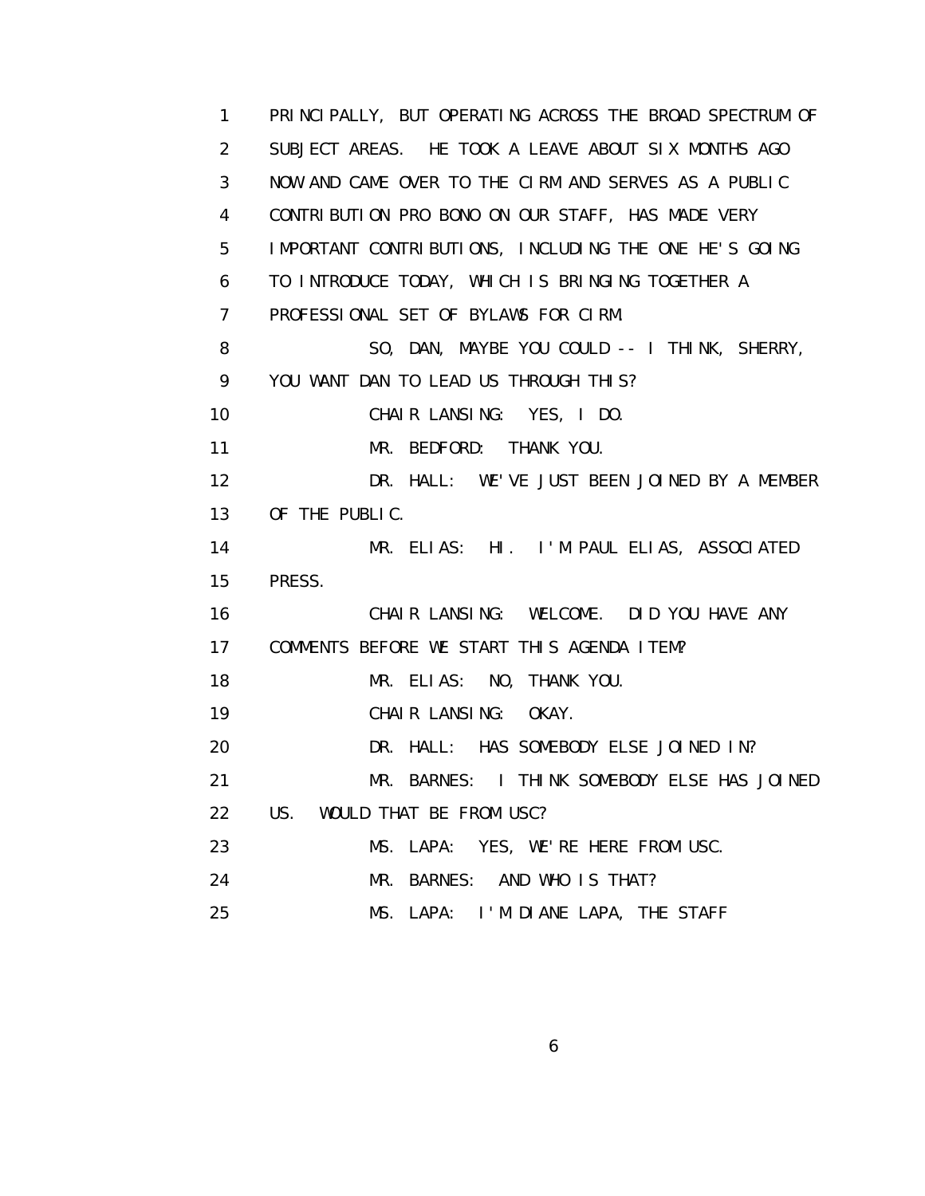1 PRINCIPALLY, BUT OPERATING ACROSS THE BROAD SPECTRUM OF
2 SUBJECT AREAS. HE TOOK A LEAVE ABOUT SIX MONTHS AGO
3 NOW AND CAME OVER TO THE CIRM AND SERVES AS A PUBLIC
4 CONTRIBUTION PRO BONO ON OUR STAFF, HAS MADE VERY
5 IMPORTANT CONTRIBUTIONS, INCLUDING THE ONE HE'S GOING
6 TO INTRODUCE TODAY, WHICH IS BRINGING TOGETHER A
7 PROFESSIONAL SET OF BYLAWS FOR CIRM.
8 SO, DAN, MAYBE YOU COULD -- I THINK, SHERRY,
9 YOU WANT DAN TO LEAD US THROUGH THIS?
10 CHAIR LANSING: YES, I DO.
11 MR. BEDFORD: THANK YOU.
12 DR. HALL: WE'VE JUST BEEN JOINED BY A MEMBER
13 OF THE PUBLIC.
14 MR. ELIAS: HI. I'M PAUL ELIAS, ASSOCIATED
15 PRESS.
16 CHAIR LANSING: WELCOME. DID YOU HAVE ANY
17 COMMENTS BEFORE WE START THIS AGENDA ITEM?
18 MR. ELIAS: NO, THANK YOU.
19 CHAIR LANSING: OKAY.
20 DR. HALL: HAS SOMEBODY ELSE JOINED IN?
21 MR. BARNES: I THINK SOMEBODY ELSE HAS JOINED
22 US. WOULD THAT BE FROM USC?
23 MS. LAPA: YES, WE'RE HERE FROM USC.
24 MR. BARNES: AND WHO IS THAT?
25 MS. LAPA: I'M DIANE LAPA, THE STAFF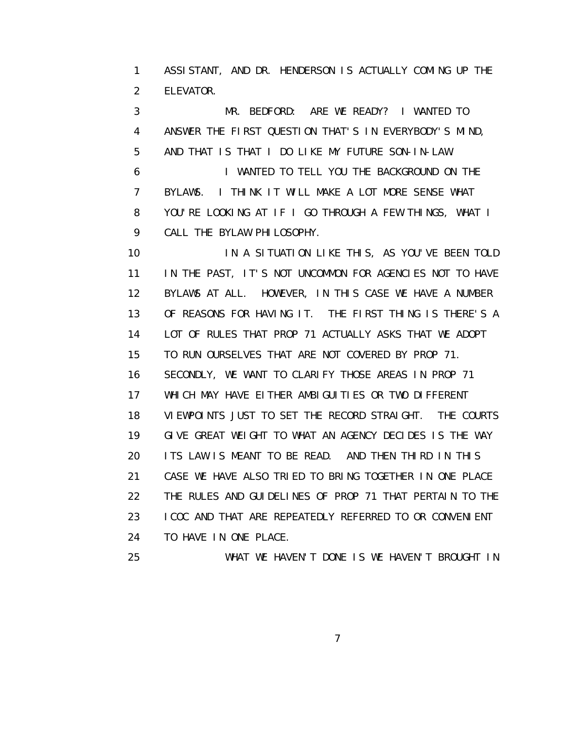ASSISTANT, AND DR. HENDERSON IS ACTUALLY COMING UP THE ELEVATOR.

MR. BEDFORD: ARE WE READY? I WANTED TO ANSWER THE FIRST QUESTION THAT'S IN EVERYBODY'S MIND, AND THAT IS THAT I DO LIKE MY FUTURE SON-IN-LAW.

I WANTED TO TELL YOU THE BACKGROUND ON THE BYLAWS. I THINK IT WILL MAKE A LOT MORE SENSE WHAT YOU'RE LOOKING AT IF I GO THROUGH A FEW THINGS, WHAT I CALL THE BYLAW PHILOSOPHY.

IN A SITUATION LIKE THIS, AS YOU'VE BEEN TOLD IN THE PAST, IT'S NOT UNCOMMON FOR AGENCIES NOT TO HAVE BYLAWS AT ALL. HOWEVER, IN THIS CASE WE HAVE A NUMBER OF REASONS FOR HAVING IT. THE FIRST THING IS THERE'S A LOT OF RULES THAT PROP 71 ACTUALLY ASKS THAT WE ADOPT TO RUN OURSELVES THAT ARE NOT COVERED BY PROP 71. SECONDLY, WE WANT TO CLARIFY THOSE AREAS IN PROP 71 WHICH MAY HAVE EITHER AMBIGUITIES OR TWO DIFFERENT VIEWPOINTS JUST TO SET THE RECORD STRAIGHT. THE COURTS GIVE GREAT WEIGHT TO WHAT AN AGENCY DECIDES IS THE WAY ITS LAW IS MEANT TO BE READ. AND THEN THIRD IN THIS CASE WE HAVE ALSO TRIED TO BRING TOGETHER IN ONE PLACE THE RULES AND GUIDELINES OF PROP 71 THAT PERTAIN TO THE ICOC AND THAT ARE REPEATEDLY REFERRED TO OR CONVENIENT TO HAVE IN ONE PLACE.

WHAT WE HAVEN'T DONE IS WE HAVEN'T BROUGHT IN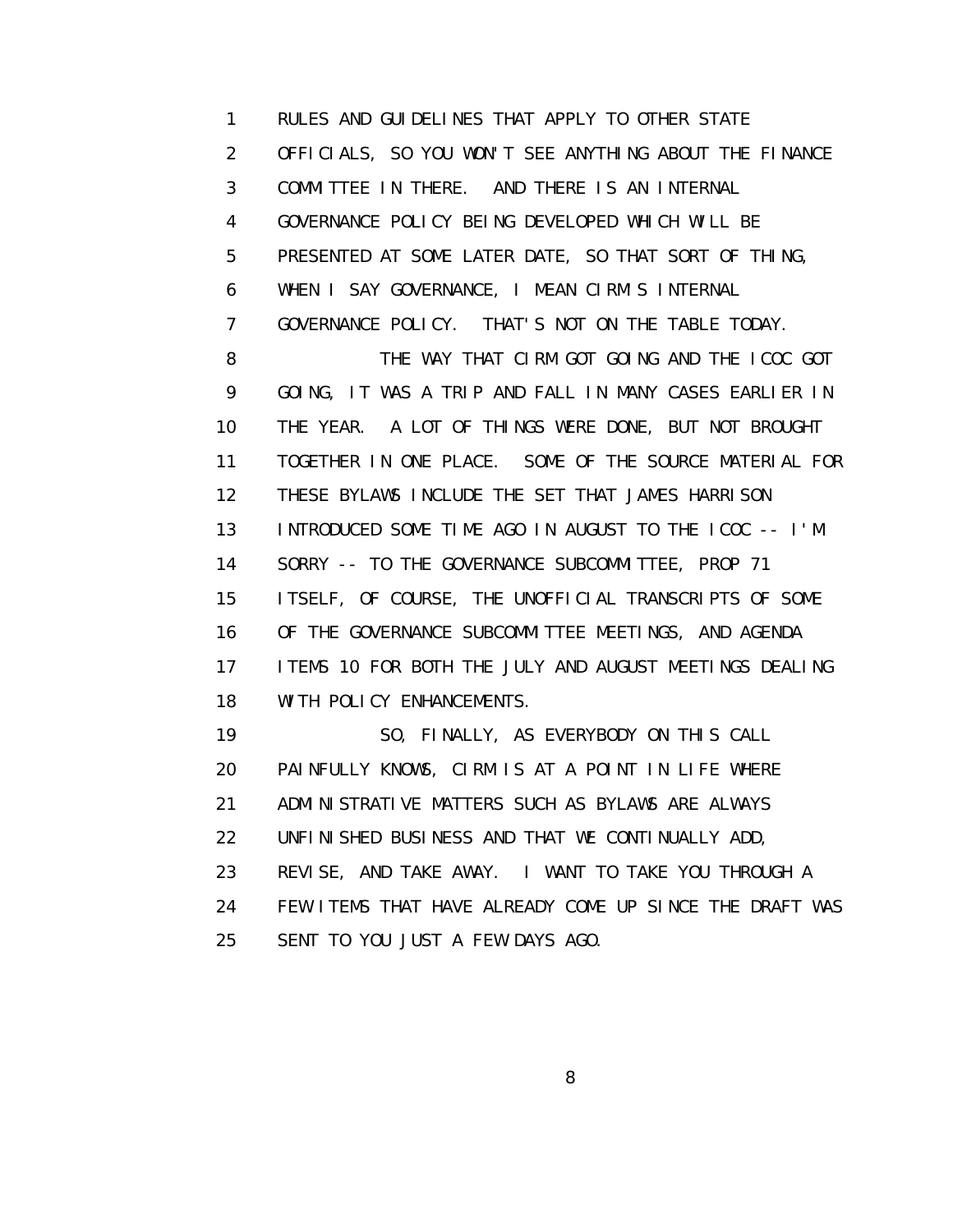RULES AND GUIDELINES THAT APPLY TO OTHER STATE OFFICIALS, SO YOU WON'T SEE ANYTHING ABOUT THE FINANCE COMMITTEE IN THERE. AND THERE IS AN INTERNAL GOVERNANCE POLICY BEING DEVELOPED WHICH WILL BE PRESENTED AT SOME LATER DATE, SO THAT SORT OF THING, WHEN I SAY GOVERNANCE, I MEAN CIRM'S INTERNAL GOVERNANCE POLICY. THAT'S NOT ON THE TABLE TODAY.

THE WAY THAT CIRM GOT GOING AND THE ICOC GOT GOING, IT WAS A TRIP AND FALL IN MANY CASES EARLIER IN THE YEAR. A LOT OF THINGS WERE DONE, BUT NOT BROUGHT TOGETHER IN ONE PLACE. SOME OF THE SOURCE MATERIAL FOR THESE BYLAWS INCLUDE THE SET THAT JAMES HARRISON INTRODUCED SOME TIME AGO IN AUGUST TO THE ICOC -- I'M SORRY -- TO THE GOVERNANCE SUBCOMMITTEE, PROP 71 ITSELF, OF COURSE, THE UNOFFICIAL TRANSCRIPTS OF SOME OF THE GOVERNANCE SUBCOMMITTEE MEETINGS, AND AGENDA ITEMS 10 FOR BOTH THE JULY AND AUGUST MEETINGS DEALING WITH POLICY ENHANCEMENTS.

SO, FINALLY, AS EVERYBODY ON THIS CALL PAINFULLY KNOWS, CIRM IS AT A POINT IN LIFE WHERE ADMINISTRATIVE MATTERS SUCH AS BYLAWS ARE ALWAYS UNFINISHED BUSINESS AND THAT WE CONTINUALLY ADD, REVISE, AND TAKE AWAY. I WANT TO TAKE YOU THROUGH A FEW ITEMS THAT HAVE ALREADY COME UP SINCE THE DRAFT WAS SENT TO YOU JUST A FEW DAYS AGO.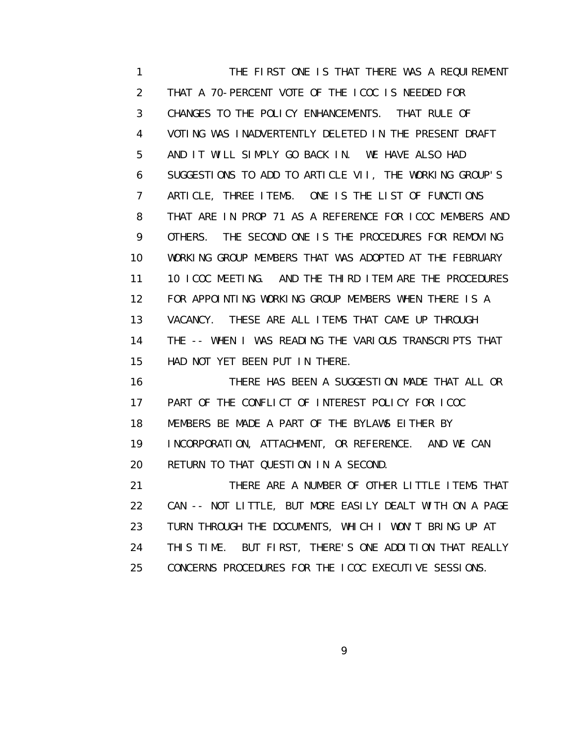THE FIRST ONE IS THAT THERE WAS A REQUIREMENT THAT A 70-PERCENT VOTE OF THE ICOC IS NEEDED FOR CHANGES TO THE POLICY ENHANCEMENTS. THAT RULE OF VOTING WAS INADVERTENTLY DELETED IN THE PRESENT DRAFT AND IT WILL SIMPLY GO BACK IN. WE HAVE ALSO HAD SUGGESTIONS TO ADD TO ARTICLE VII, THE WORKING GROUP'S ARTICLE, THREE ITEMS. ONE IS THE LIST OF FUNCTIONS THAT ARE IN PROP 71 AS A REFERENCE FOR ICOC MEMBERS AND OTHERS. THE SECOND ONE IS THE PROCEDURES FOR REMOVING WORKING GROUP MEMBERS THAT WAS ADOPTED AT THE FEBRUARY 10 ICOC MEETING. AND THE THIRD ITEM ARE THE PROCEDURES FOR APPOINTING WORKING GROUP MEMBERS WHEN THERE IS A VACANCY. THESE ARE ALL ITEMS THAT CAME UP THROUGH THE -- WHEN I WAS READING THE VARIOUS TRANSCRIPTS THAT HAD NOT YET BEEN PUT IN THERE.

THERE HAS BEEN A SUGGESTION MADE THAT ALL OR PART OF THE CONFLICT OF INTEREST POLICY FOR ICOC MEMBERS BE MADE A PART OF THE BYLAWS EITHER BY INCORPORATION, ATTACHMENT, OR REFERENCE. AND WE CAN RETURN TO THAT QUESTION IN A SECOND.

THERE ARE A NUMBER OF OTHER LITTLE ITEMS THAT CAN -- NOT LITTLE, BUT MORE EASILY DEALT WITH ON A PAGE TURN THROUGH THE DOCUMENTS, WHICH I WON'T BRING UP AT THIS TIME. BUT FIRST, THERE'S ONE ADDITION THAT REALLY CONCERNS PROCEDURES FOR THE ICOC EXECUTIVE SESSIONS.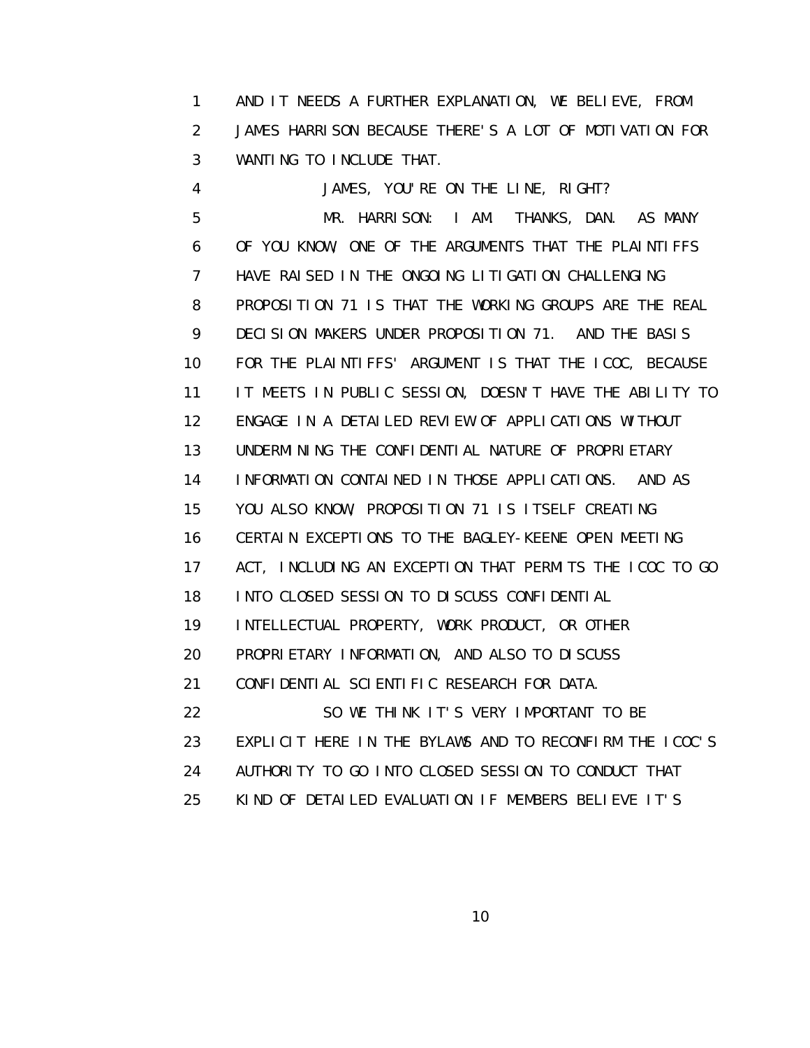AND IT NEEDS A FURTHER EXPLANATION, WE BELIEVE, FROM JAMES HARRISON BECAUSE THERE'S A LOT OF MOTIVATION FOR WANTING TO INCLUDE THAT.

JAMES, YOU'RE ON THE LINE, RIGHT?

MR. HARRISON: I AM. THANKS, DAN. AS MANY OF YOU KNOW, ONE OF THE ARGUMENTS THAT THE PLAINTIFFS HAVE RAISED IN THE ONGOING LITIGATION CHALLENGING PROPOSITION 71 IS THAT THE WORKING GROUPS ARE THE REAL DECISION MAKERS UNDER PROPOSITION 71. AND THE BASIS FOR THE PLAINTIFFS' ARGUMENT IS THAT THE ICOC, BECAUSE IT MEETS IN PUBLIC SESSION, DOESN'T HAVE THE ABILITY TO ENGAGE IN A DETAILED REVIEW OF APPLICATIONS WITHOUT UNDERMINING THE CONFIDENTIAL NATURE OF PROPRIETARY INFORMATION CONTAINED IN THOSE APPLICATIONS. AND AS YOU ALSO KNOW, PROPOSITION 71 IS ITSELF CREATING CERTAIN EXCEPTIONS TO THE BAGLEY-KEENE OPEN MEETING ACT, INCLUDING AN EXCEPTION THAT PERMITS THE ICOC TO GO INTO CLOSED SESSION TO DISCUSS CONFIDENTIAL INTELLECTUAL PROPERTY, WORK PRODUCT, OR OTHER PROPRIETARY INFORMATION, AND ALSO TO DISCUSS CONFIDENTIAL SCIENTIFIC RESEARCH FOR DATA.

SO WE THINK IT'S VERY IMPORTANT TO BE EXPLICIT HERE IN THE BYLAWS AND TO RECONFIRM THE ICOC'S AUTHORITY TO GO INTO CLOSED SESSION TO CONDUCT THAT KIND OF DETAILED EVALUATION IF MEMBERS BELIEVE IT'S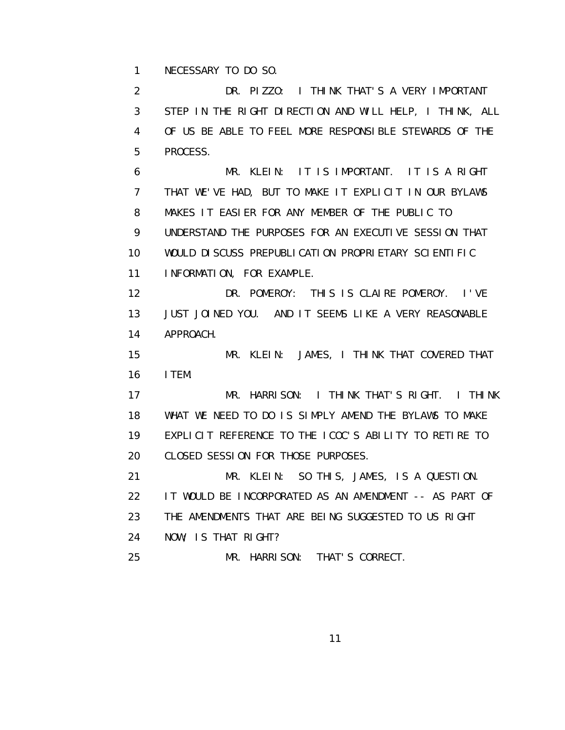NECESSARY TO DO SO.

DR. PIZZO: I THINK THAT'S A VERY IMPORTANT STEP IN THE RIGHT DIRECTION AND WILL HELP, I THINK, ALL OF US BE ABLE TO FEEL MORE RESPONSIBLE STEWARDS OF THE PROCESS.

MR. KLEIN: IT IS IMPORTANT. IT IS A RIGHT THAT WE'VE HAD, BUT TO MAKE IT EXPLICIT IN OUR BYLAWS MAKES IT EASIER FOR ANY MEMBER OF THE PUBLIC TO UNDERSTAND THE PURPOSES FOR AN EXECUTIVE SESSION THAT WOULD DISCUSS PREPUBLICATION PROPRIETARY SCIENTIFIC INFORMATION, FOR EXAMPLE.

DR. POMEROY: THIS IS CLAIRE POMEROY. I'VE JUST JOINED YOU. AND IT SEEMS LIKE A VERY REASONABLE APPROACH.

MR. KLEIN: JAMES, I THINK THAT COVERED THAT ITEM.

MR. HARRISON: I THINK THAT'S RIGHT. I THINK WHAT WE NEED TO DO IS SIMPLY AMEND THE BYLAWS TO MAKE EXPLICIT REFERENCE TO THE ICOC'S ABILITY TO RETIRE TO CLOSED SESSION FOR THOSE PURPOSES.

MR. KLEIN: SO THIS, JAMES, IS A QUESTION. IT WOULD BE INCORPORATED AS AN AMENDMENT -- AS PART OF THE AMENDMENTS THAT ARE BEING SUGGESTED TO US RIGHT NOW; IS THAT RIGHT?

MR. HARRISON: THAT'S CORRECT.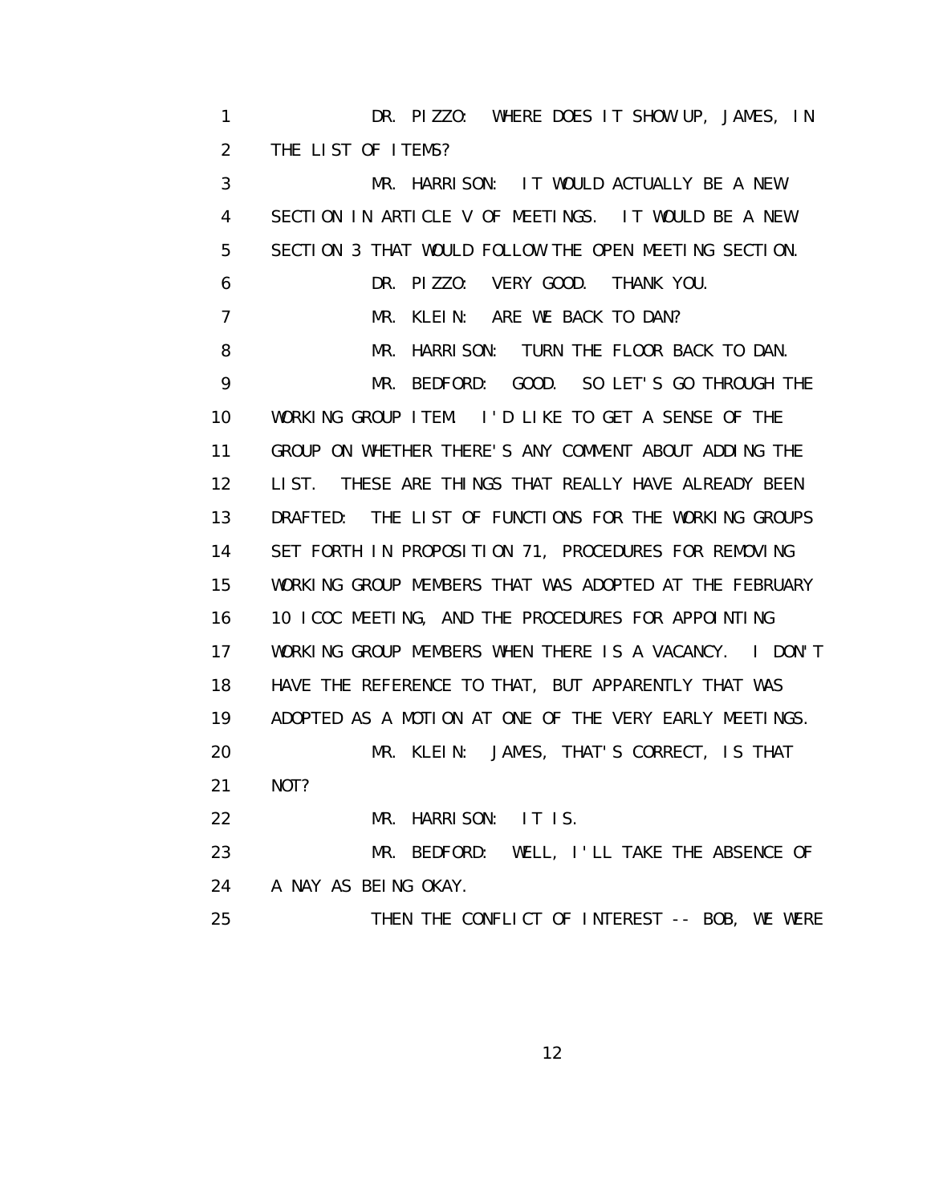DR. PIZZO: WHERE DOES IT SHOW UP, JAMES, IN THE LIST OF ITEMS?

MR. HARRISON: IT WOULD ACTUALLY BE A NEW SECTION IN ARTICLE V OF MEETINGS. IT WOULD BE A NEW SECTION 3 THAT WOULD FOLLOW THE OPEN MEETING SECTION.

DR. PIZZO: VERY GOOD. THANK YOU.

MR. KLEIN: ARE WE BACK TO DAN?

MR. HARRISON: TURN THE FLOOR BACK TO DAN.

MR. BEDFORD: GOOD. SO LET'S GO THROUGH THE WORKING GROUP ITEM. I'D LIKE TO GET A SENSE OF THE GROUP ON WHETHER THERE'S ANY COMMENT ABOUT ADDING THE LIST. THESE ARE THINGS THAT REALLY HAVE ALREADY BEEN DRAFTED: THE LIST OF FUNCTIONS FOR THE WORKING GROUPS SET FORTH IN PROPOSITION 71, PROCEDURES FOR REMOVING WORKING GROUP MEMBERS THAT WAS ADOPTED AT THE FEBRUARY 10 ICOC MEETING, AND THE PROCEDURES FOR APPOINTING WORKING GROUP MEMBERS WHEN THERE IS A VACANCY. I DON'T HAVE THE REFERENCE TO THAT, BUT APPARENTLY THAT WAS ADOPTED AS A MOTION AT ONE OF THE VERY EARLY MEETINGS.

MR. KLEIN: JAMES, THAT'S CORRECT, IS THAT NOT?

MR. HARRISON: IT IS.

MR. BEDFORD: WELL, I'LL TAKE THE ABSENCE OF A NAY AS BEING OKAY.

THEN THE CONFLICT OF INTEREST -- BOB, WE WERE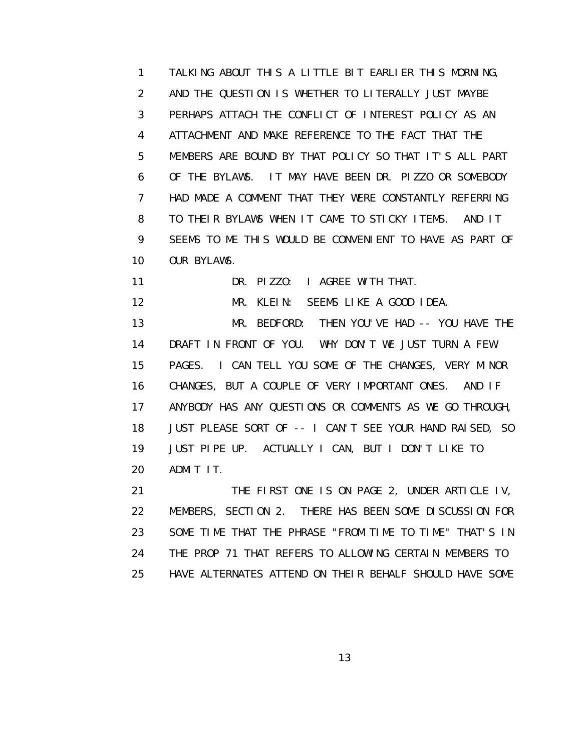TALKING ABOUT THIS A LITTLE BIT EARLIER THIS MORNING, AND THE QUESTION IS WHETHER TO LITERALLY JUST MAYBE PERHAPS ATTACH THE CONFLICT OF INTEREST POLICY AS AN ATTACHMENT AND MAKE REFERENCE TO THE FACT THAT THE MEMBERS ARE BOUND BY THAT POLICY SO THAT IT'S ALL PART OF THE BYLAWS. IT MAY HAVE BEEN DR. PIZZO OR SOMEBODY HAD MADE A COMMENT THAT THEY WERE CONSTANTLY REFERRING TO THEIR BYLAWS WHEN IT CAME TO STICKY ITEMS. AND IT SEEMS TO ME THIS WOULD BE CONVENIENT TO HAVE AS PART OF OUR BYLAWS.

DR. PIZZO: I AGREE WITH THAT.

MR. KLEIN: SEEMS LIKE A GOOD IDEA.

MR. BEDFORD: THEN YOU'VE HAD -- YOU HAVE THE DRAFT IN FRONT OF YOU. WHY DON'T WE JUST TURN A FEW PAGES. I CAN TELL YOU SOME OF THE CHANGES, VERY MINOR CHANGES, BUT A COUPLE OF VERY IMPORTANT ONES. AND IF ANYBODY HAS ANY QUESTIONS OR COMMENTS AS WE GO THROUGH, JUST PLEASE SORT OF -- I CAN'T SEE YOUR HAND RAISED, SO JUST PIPE UP. ACTUALLY I CAN, BUT I DON'T LIKE TO ADMIT IT.

THE FIRST ONE IS ON PAGE 2, UNDER ARTICLE IV, MEMBERS, SECTION 2. THERE HAS BEEN SOME DISCUSSION FOR SOME TIME THAT THE PHRASE "FROM TIME TO TIME" THAT'S IN THE PROP 71 THAT REFERS TO ALLOWING CERTAIN MEMBERS TO HAVE ALTERNATES ATTEND ON THEIR BEHALF SHOULD HAVE SOME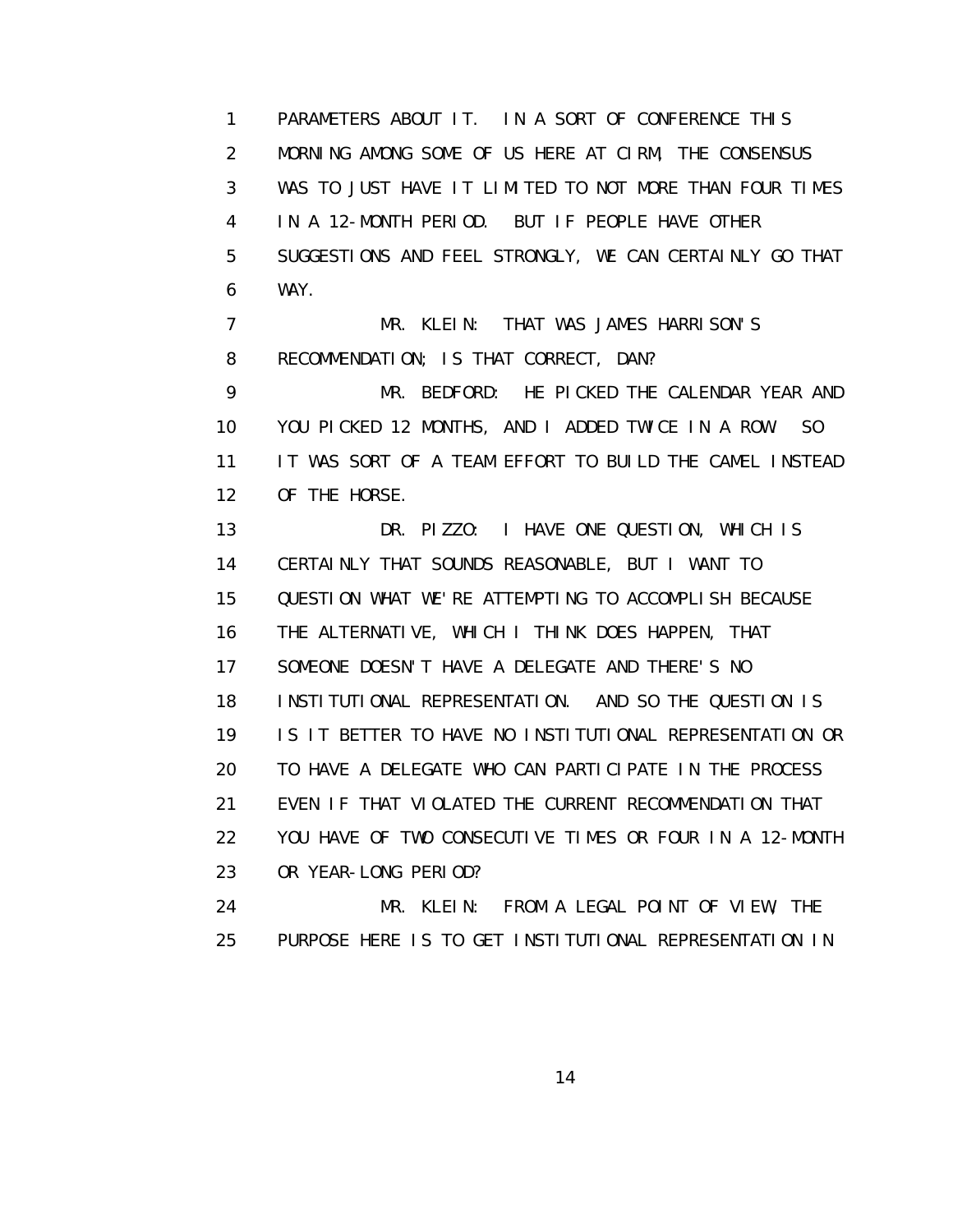PARAMETERS ABOUT IT. IN A SORT OF CONFERENCE THIS MORNING AMONG SOME OF US HERE AT CIRM, THE CONSENSUS WAS TO JUST HAVE IT LIMITED TO NOT MORE THAN FOUR TIMES IN A 12-MONTH PERIOD. BUT IF PEOPLE HAVE OTHER SUGGESTIONS AND FEEL STRONGLY, WE CAN CERTAINLY GO THAT WAY.

MR. KLEIN: THAT WAS JAMES HARRISON'S RECOMMENDATION; IS THAT CORRECT, DAN?

MR. BEDFORD: HE PICKED THE CALENDAR YEAR AND YOU PICKED 12 MONTHS, AND I ADDED TWICE IN A ROW. SO IT WAS SORT OF A TEAM EFFORT TO BUILD THE CAMEL INSTEAD OF THE HORSE.

DR. PIZZO: I HAVE ONE QUESTION, WHICH IS CERTAINLY THAT SOUNDS REASONABLE, BUT I WANT TO QUESTION WHAT WE'RE ATTEMPTING TO ACCOMPLISH BECAUSE THE ALTERNATIVE, WHICH I THINK DOES HAPPEN, THAT SOMEONE DOESN'T HAVE A DELEGATE AND THERE'S NO INSTITUTIONAL REPRESENTATION. AND SO THE QUESTION IS IS IT BETTER TO HAVE NO INSTITUTIONAL REPRESENTATION OR TO HAVE A DELEGATE WHO CAN PARTICIPATE IN THE PROCESS EVEN IF THAT VIOLATED THE CURRENT RECOMMENDATION THAT YOU HAVE OF TWO CONSECUTIVE TIMES OR FOUR IN A 12-MONTH OR YEAR-LONG PERIOD?

MR. KLEIN: FROM A LEGAL POINT OF VIEW, THE PURPOSE HERE IS TO GET INSTITUTIONAL REPRESENTATION IN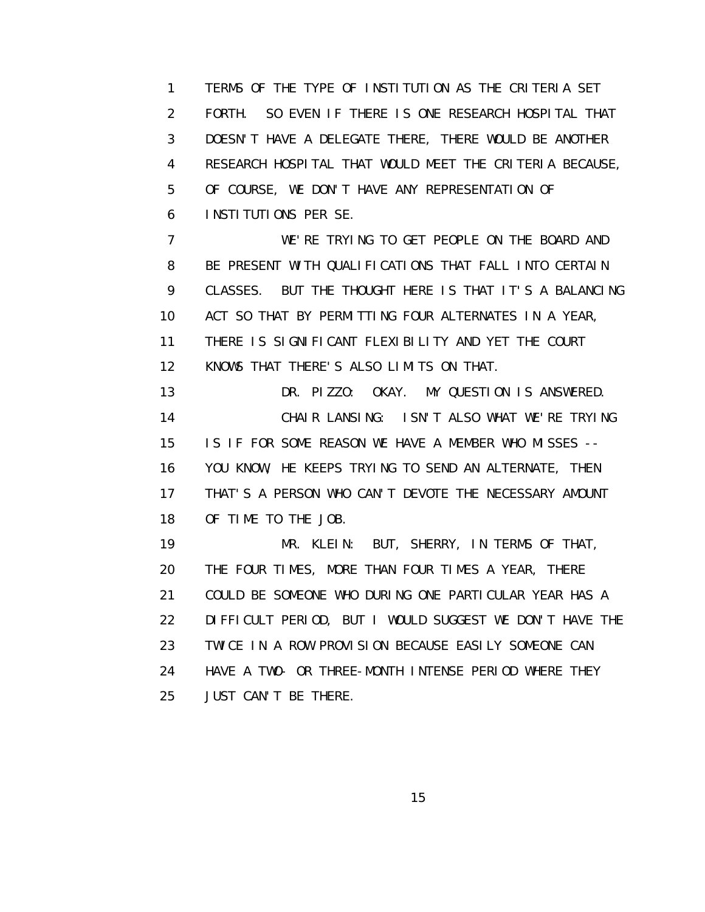1 TERMS OF THE TYPE OF INSTITUTION AS THE CRITERIA SET
2 FORTH. SO EVEN IF THERE IS ONE RESEARCH HOSPITAL THAT
3 DOESN'T HAVE A DELEGATE THERE, THERE WOULD BE ANOTHER
4 RESEARCH HOSPITAL THAT WOULD MEET THE CRITERIA BECAUSE,
5 OF COURSE, WE DON'T HAVE ANY REPRESENTATION OF
6 INSTITUTIONS PER SE.

7 WE'RE TRYING TO GET PEOPLE ON THE BOARD AND
8 BE PRESENT WITH QUALIFICATIONS THAT FALL INTO CERTAIN
9 CLASSES. BUT THE THOUGHT HERE IS THAT IT'S A BALANCING
10 ACT SO THAT BY PERMITTING FOUR ALTERNATES IN A YEAR,
11 THERE IS SIGNIFICANT FLEXIBILITY AND YET THE COURT
12 KNOWS THAT THERE'S ALSO LIMITS ON THAT.

13 DR. PIZZO: OKAY. MY QUESTION IS ANSWERED.

14 CHAIR LANSING: ISN'T ALSO WHAT WE'RE TRYING
15 IS IF FOR SOME REASON WE HAVE A MEMBER WHO MISSES --
16 YOU KNOW, HE KEEPS TRYING TO SEND AN ALTERNATE, THEN
17 THAT'S A PERSON WHO CAN'T DEVOTE THE NECESSARY AMOUNT
18 OF TIME TO THE JOB.

19 MR. KLEIN: BUT, SHERRY, IN TERMS OF THAT,
20 THE FOUR TIMES, MORE THAN FOUR TIMES A YEAR, THERE
21 COULD BE SOMEONE WHO DURING ONE PARTICULAR YEAR HAS A
22 DIFFICULT PERIOD, BUT I WOULD SUGGEST WE DON'T HAVE THE
23 TWICE IN A ROW PROVISION BECAUSE EASILY SOMEONE CAN
24 HAVE A TWO- OR THREE-MONTH INTENSE PERIOD WHERE THEY
25 JUST CAN'T BE THERE.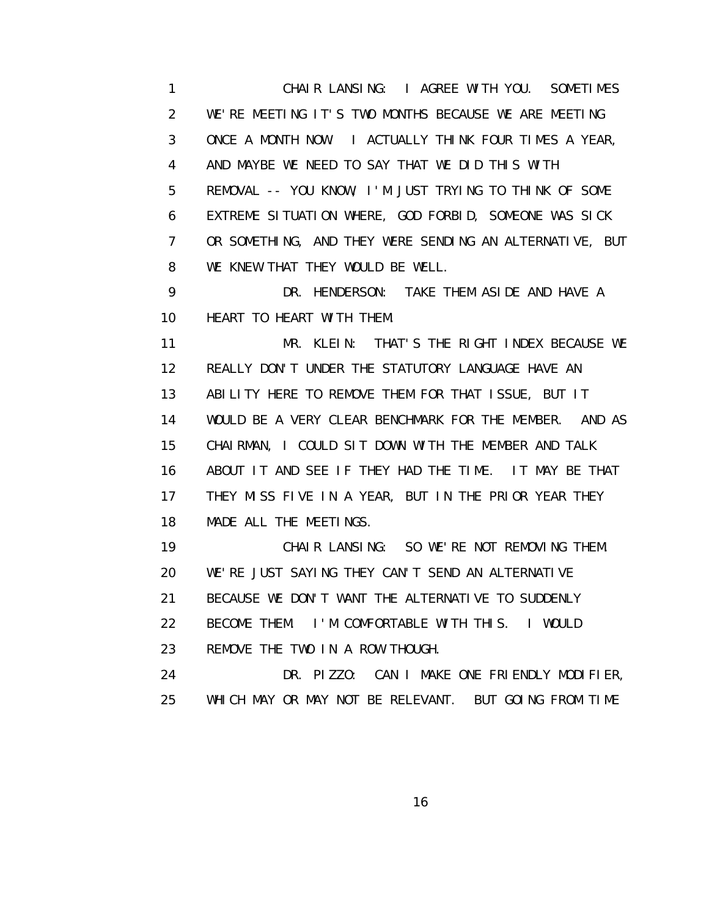1 CHAIR LANSING: I AGREE WITH YOU. SOMETIMES
2 WE'RE MEETING IT'S TWO MONTHS BECAUSE WE ARE MEETING
3 ONCE A MONTH NOW. I ACTUALLY THINK FOUR TIMES A YEAR,
4 AND MAYBE WE NEED TO SAY THAT WE DID THIS WITH
5 REMOVAL -- YOU KNOW, I'M JUST TRYING TO THINK OF SOME
6 EXTREME SITUATION WHERE, GOD FORBID, SOMEONE WAS SICK
7 OR SOMETHING, AND THEY WERE SENDING AN ALTERNATIVE, BUT
8 WE KNEW THAT THEY WOULD BE WELL.
9 DR. HENDERSON: TAKE THEM ASIDE AND HAVE A
10 HEART TO HEART WITH THEM.
11 MR. KLEIN: THAT'S THE RIGHT INDEX BECAUSE WE
12 REALLY DON'T UNDER THE STATUTORY LANGUAGE HAVE AN
13 ABILITY HERE TO REMOVE THEM FOR THAT ISSUE, BUT IT
14 WOULD BE A VERY CLEAR BENCHMARK FOR THE MEMBER. AND AS
15 CHAIRMAN, I COULD SIT DOWN WITH THE MEMBER AND TALK
16 ABOUT IT AND SEE IF THEY HAD THE TIME. IT MAY BE THAT
17 THEY MISS FIVE IN A YEAR, BUT IN THE PRIOR YEAR THEY
18 MADE ALL THE MEETINGS.
19 CHAIR LANSING: SO WE'RE NOT REMOVING THEM.
20 WE'RE JUST SAYING THEY CAN'T SEND AN ALTERNATIVE
21 BECAUSE WE DON'T WANT THE ALTERNATIVE TO SUDDENLY
22 BECOME THEM. I'M COMFORTABLE WITH THIS. I WOULD
23 REMOVE THE TWO IN A ROW THOUGH.
24 DR. PIZZO: CAN I MAKE ONE FRIENDLY MODIFIER,
25 WHICH MAY OR MAY NOT BE RELEVANT. BUT GOING FROM TIME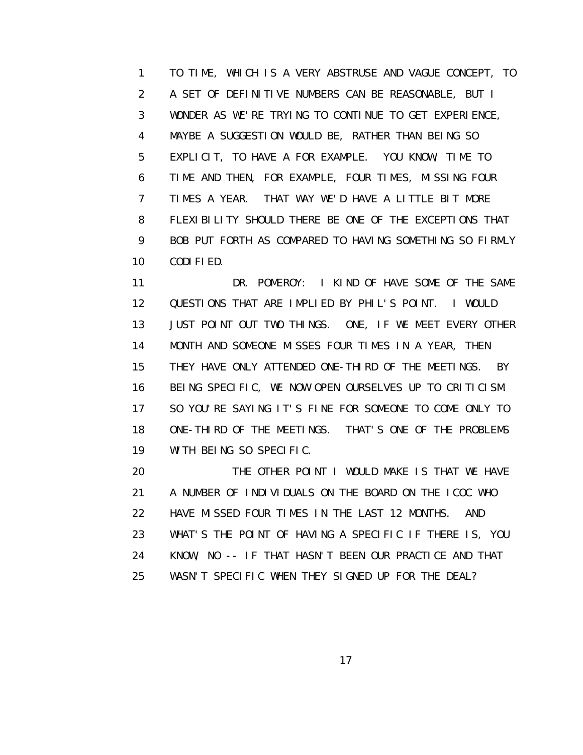TO TIME, WHICH IS A VERY ABSTRUSE AND VAGUE CONCEPT, TO A SET OF DEFINITIVE NUMBERS CAN BE REASONABLE, BUT I WONDER AS WE'RE TRYING TO CONTINUE TO GET EXPERIENCE, MAYBE A SUGGESTION WOULD BE, RATHER THAN BEING SO EXPLICIT, TO HAVE A FOR EXAMPLE. YOU KNOW, TIME TO TIME AND THEN, FOR EXAMPLE, FOUR TIMES, MISSING FOUR TIMES A YEAR. THAT WAY WE'D HAVE A LITTLE BIT MORE FLEXIBILITY SHOULD THERE BE ONE OF THE EXCEPTIONS THAT BOB PUT FORTH AS COMPARED TO HAVING SOMETHING SO FIRMLY CODIFIED.

DR. POMEROY: I KIND OF HAVE SOME OF THE SAME QUESTIONS THAT ARE IMPLIED BY PHIL'S POINT. I WOULD JUST POINT OUT TWO THINGS. ONE, IF WE MEET EVERY OTHER MONTH AND SOMEONE MISSES FOUR TIMES IN A YEAR, THEN THEY HAVE ONLY ATTENDED ONE-THIRD OF THE MEETINGS. BY BEING SPECIFIC, WE NOW OPEN OURSELVES UP TO CRITICISM. SO YOU'RE SAYING IT'S FINE FOR SOMEONE TO COME ONLY TO ONE-THIRD OF THE MEETINGS. THAT'S ONE OF THE PROBLEMS WITH BEING SO SPECIFIC.

THE OTHER POINT I WOULD MAKE IS THAT WE HAVE A NUMBER OF INDIVIDUALS ON THE BOARD ON THE ICOC WHO HAVE MISSED FOUR TIMES IN THE LAST 12 MONTHS. AND WHAT'S THE POINT OF HAVING A SPECIFIC IF THERE IS, YOU KNOW, NO -- IF THAT HASN'T BEEN OUR PRACTICE AND THAT WASN'T SPECIFIC WHEN THEY SIGNED UP FOR THE DEAL?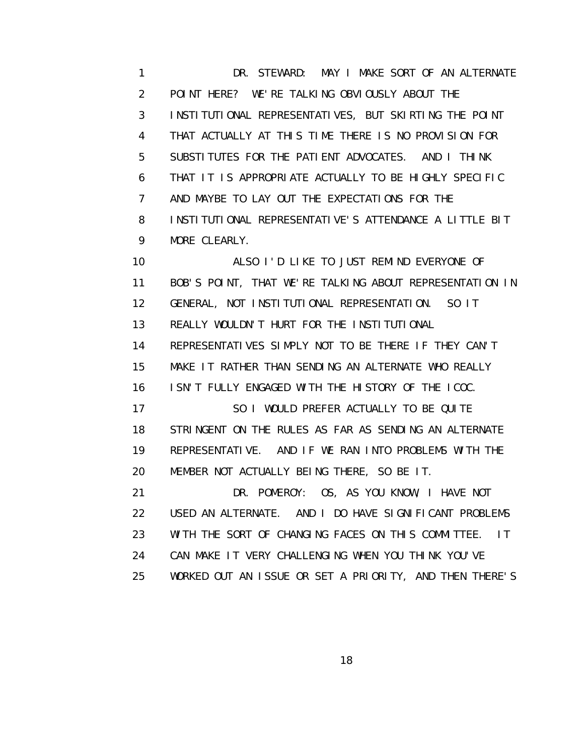DR. STEWARD: MAY I MAKE SORT OF AN ALTERNATE POINT HERE? WE'RE TALKING OBVIOUSLY ABOUT THE INSTITUTIONAL REPRESENTATIVES, BUT SKIRTING THE POINT THAT ACTUALLY AT THIS TIME THERE IS NO PROVISION FOR SUBSTITUTES FOR THE PATIENT ADVOCATES. AND I THINK THAT IT IS APPROPRIATE ACTUALLY TO BE HIGHLY SPECIFIC AND MAYBE TO LAY OUT THE EXPECTATIONS FOR THE INSTITUTIONAL REPRESENTATIVE'S ATTENDANCE A LITTLE BIT MORE CLEARLY.

ALSO I'D LIKE TO JUST REMIND EVERYONE OF BOB'S POINT, THAT WE'RE TALKING ABOUT REPRESENTATION IN GENERAL, NOT INSTITUTIONAL REPRESENTATION. SO IT REALLY WOULDN'T HURT FOR THE INSTITUTIONAL REPRESENTATIVES SIMPLY NOT TO BE THERE IF THEY CAN'T MAKE IT RATHER THAN SENDING AN ALTERNATE WHO REALLY ISN'T FULLY ENGAGED WITH THE HISTORY OF THE ICOC.

SO I WOULD PREFER ACTUALLY TO BE QUITE STRINGENT ON THE RULES AS FAR AS SENDING AN ALTERNATE REPRESENTATIVE. AND IF WE RAN INTO PROBLEMS WITH THE MEMBER NOT ACTUALLY BEING THERE, SO BE IT.

DR. POMEROY: OS, AS YOU KNOW, I HAVE NOT USED AN ALTERNATE. AND I DO HAVE SIGNIFICANT PROBLEMS WITH THE SORT OF CHANGING FACES ON THIS COMMITTEE. IT CAN MAKE IT VERY CHALLENGING WHEN YOU THINK YOU'VE WORKED OUT AN ISSUE OR SET A PRIORITY, AND THEN THERE'S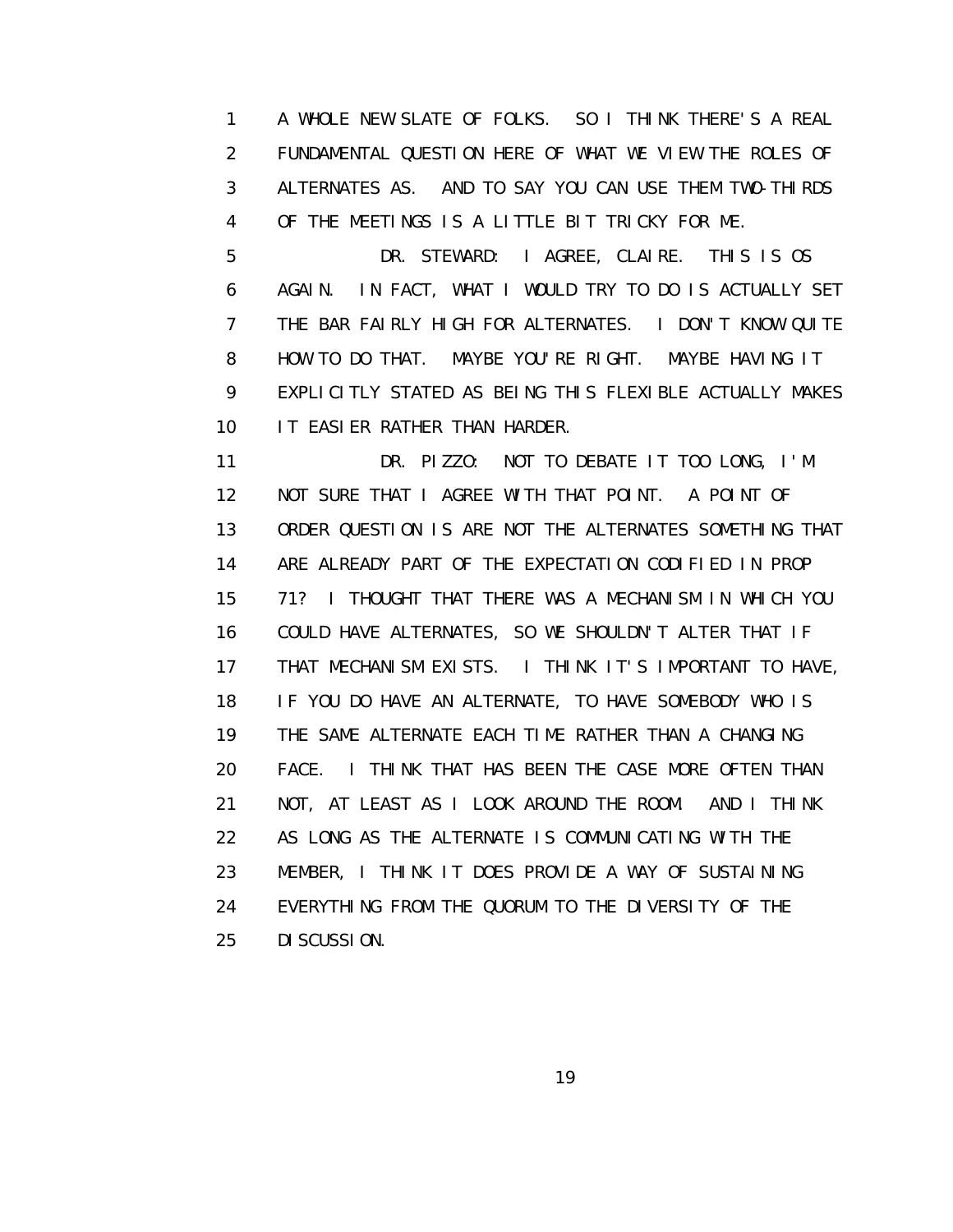A WHOLE NEW SLATE OF FOLKS. SO I THINK THERE'S A REAL FUNDAMENTAL QUESTION HERE OF WHAT WE VIEW THE ROLES OF ALTERNATES AS. AND TO SAY YOU CAN USE THEM TWO-THIRDS OF THE MEETINGS IS A LITTLE BIT TRICKY FOR ME.

DR. STEWARD: I AGREE, CLAIRE. THIS IS OS AGAIN. IN FACT, WHAT I WOULD TRY TO DO IS ACTUALLY SET THE BAR FAIRLY HIGH FOR ALTERNATES. I DON'T KNOW QUITE HOW TO DO THAT. MAYBE YOU'RE RIGHT. MAYBE HAVING IT EXPLICITLY STATED AS BEING THIS FLEXIBLE ACTUALLY MAKES IT EASIER RATHER THAN HARDER.

DR. PIZZO: NOT TO DEBATE IT TOO LONG, I'M NOT SURE THAT I AGREE WITH THAT POINT. A POINT OF ORDER QUESTION IS ARE NOT THE ALTERNATES SOMETHING THAT ARE ALREADY PART OF THE EXPECTATION CODIFIED IN PROP 71? I THOUGHT THAT THERE WAS A MECHANISM IN WHICH YOU COULD HAVE ALTERNATES, SO WE SHOULDN'T ALTER THAT IF THAT MECHANISM EXISTS. I THINK IT'S IMPORTANT TO HAVE, IF YOU DO HAVE AN ALTERNATE, TO HAVE SOMEBODY WHO IS THE SAME ALTERNATE EACH TIME RATHER THAN A CHANGING FACE. I THINK THAT HAS BEEN THE CASE MORE OFTEN THAN NOT, AT LEAST AS I LOOK AROUND THE ROOM. AND I THINK AS LONG AS THE ALTERNATE IS COMMUNICATING WITH THE MEMBER, I THINK IT DOES PROVIDE A WAY OF SUSTAINING EVERYTHING FROM THE QUORUM TO THE DIVERSITY OF THE DISCUSSION.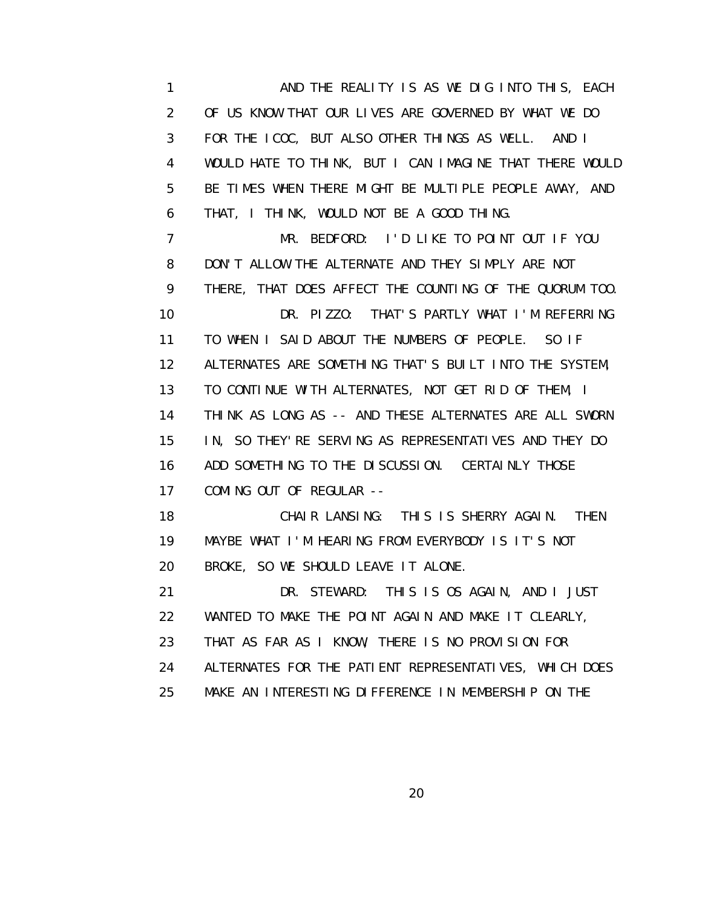AND THE REALITY IS AS WE DIG INTO THIS, EACH OF US KNOW THAT OUR LIVES ARE GOVERNED BY WHAT WE DO FOR THE ICOC, BUT ALSO OTHER THINGS AS WELL. AND I WOULD HATE TO THINK, BUT I CAN IMAGINE THAT THERE WOULD BE TIMES WHEN THERE MIGHT BE MULTIPLE PEOPLE AWAY, AND THAT, I THINK, WOULD NOT BE A GOOD THING.

MR. BEDFORD: I'D LIKE TO POINT OUT IF YOU DON'T ALLOW THE ALTERNATE AND THEY SIMPLY ARE NOT THERE, THAT DOES AFFECT THE COUNTING OF THE QUORUM TOO.

DR. PIZZO: THAT'S PARTLY WHAT I'M REFERRING TO WHEN I SAID ABOUT THE NUMBERS OF PEOPLE. SO IF ALTERNATES ARE SOMETHING THAT'S BUILT INTO THE SYSTEM, TO CONTINUE WITH ALTERNATES, NOT GET RID OF THEM, I THINK AS LONG AS -- AND THESE ALTERNATES ARE ALL SWORN IN, SO THEY'RE SERVING AS REPRESENTATIVES AND THEY DO ADD SOMETHING TO THE DISCUSSION. CERTAINLY THOSE COMING OUT OF REGULAR --

CHAIR LANSING: THIS IS SHERRY AGAIN. THEN MAYBE WHAT I'M HEARING FROM EVERYBODY IS IT'S NOT BROKE, SO WE SHOULD LEAVE IT ALONE.

DR. STEWARD: THIS IS OS AGAIN, AND I JUST WANTED TO MAKE THE POINT AGAIN AND MAKE IT CLEARLY, THAT AS FAR AS I KNOW, THERE IS NO PROVISION FOR ALTERNATES FOR THE PATIENT REPRESENTATIVES, WHICH DOES MAKE AN INTERESTING DIFFERENCE IN MEMBERSHIP ON THE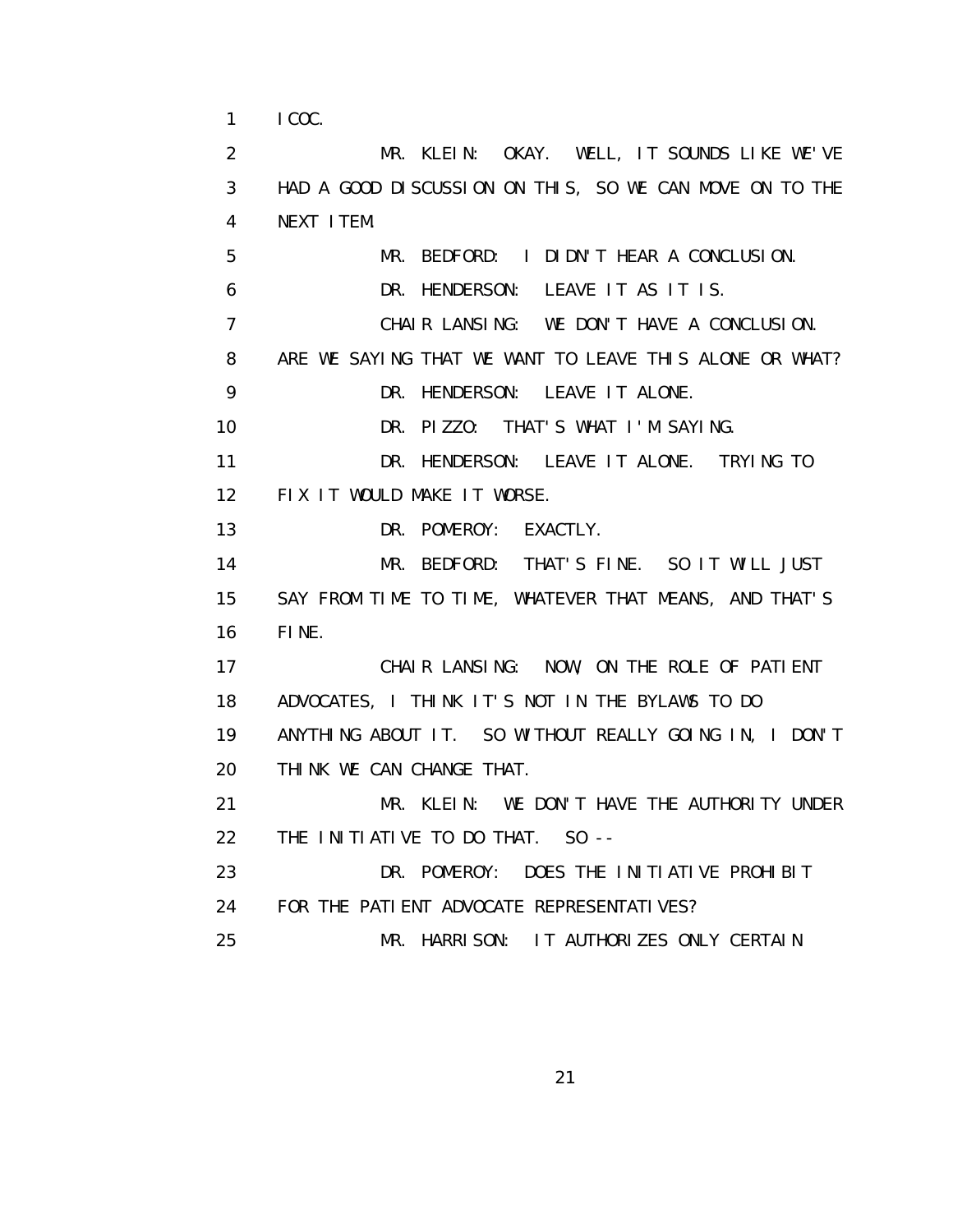ICOC.

MR. KLEIN: OKAY. WELL, IT SOUNDS LIKE WE'VE HAD A GOOD DISCUSSION ON THIS, SO WE CAN MOVE ON TO THE NEXT ITEM.

MR. BEDFORD: I DIDN'T HEAR A CONCLUSION.

DR. HENDERSON: LEAVE IT AS IT IS.

CHAIR LANSING: WE DON'T HAVE A CONCLUSION. ARE WE SAYING THAT WE WANT TO LEAVE THIS ALONE OR WHAT?

DR. HENDERSON: LEAVE IT ALONE.

DR. PIZZO: THAT'S WHAT I'M SAYING.

DR. HENDERSON: LEAVE IT ALONE. TRYING TO FIX IT WOULD MAKE IT WORSE.

DR. POMEROY: EXACTLY.

MR. BEDFORD: THAT'S FINE. SO IT WILL JUST SAY FROM TIME TO TIME, WHATEVER THAT MEANS, AND THAT'S FINE.

CHAIR LANSING: NOW, ON THE ROLE OF PATIENT ADVOCATES, I THINK IT'S NOT IN THE BYLAWS TO DO ANYTHING ABOUT IT. SO WITHOUT REALLY GOING IN, I DON'T THINK WE CAN CHANGE THAT.

MR. KLEIN: WE DON'T HAVE THE AUTHORITY UNDER THE INITIATIVE TO DO THAT. SO --

DR. POMEROY: DOES THE INITIATIVE PROHIBIT FOR THE PATIENT ADVOCATE REPRESENTATIVES?

MR. HARRISON: IT AUTHORIZES ONLY CERTAIN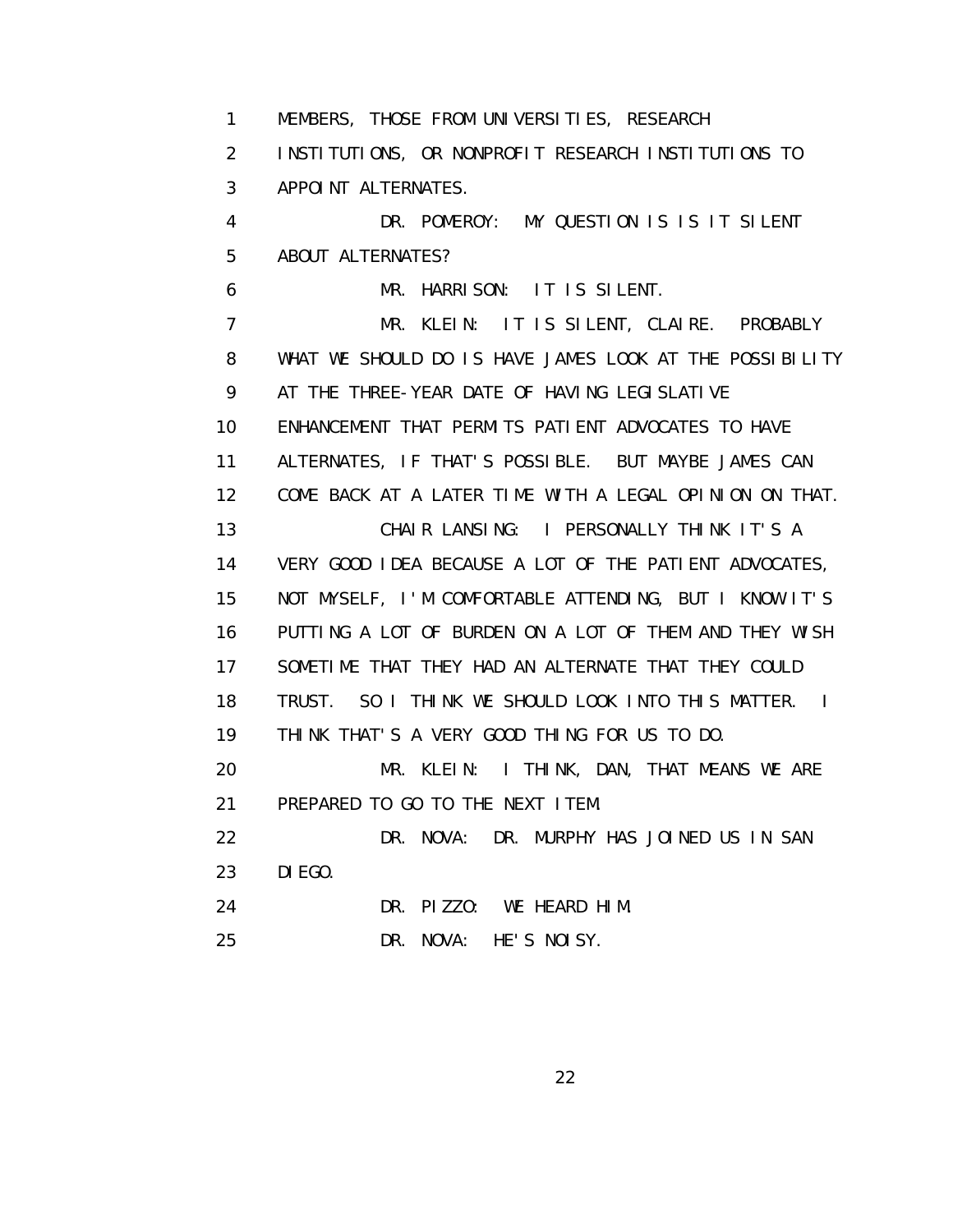MEMBERS, THOSE FROM UNIVERSITIES, RESEARCH INSTITUTIONS, OR NONPROFIT RESEARCH INSTITUTIONS TO APPOINT ALTERNATES.

DR. POMEROY: MY QUESTION IS IS IT SILENT ABOUT ALTERNATES?

MR. HARRISON: IT IS SILENT.

MR. KLEIN: IT IS SILENT, CLAIRE. PROBABLY WHAT WE SHOULD DO IS HAVE JAMES LOOK AT THE POSSIBILITY AT THE THREE-YEAR DATE OF HAVING LEGISLATIVE ENHANCEMENT THAT PERMITS PATIENT ADVOCATES TO HAVE ALTERNATES, IF THAT'S POSSIBLE. BUT MAYBE JAMES CAN COME BACK AT A LATER TIME WITH A LEGAL OPINION ON THAT.

CHAIR LANSING: I PERSONALLY THINK IT'S A VERY GOOD IDEA BECAUSE A LOT OF THE PATIENT ADVOCATES, NOT MYSELF, I'M COMFORTABLE ATTENDING, BUT I KNOW IT'S PUTTING A LOT OF BURDEN ON A LOT OF THEM AND THEY WISH SOMETIME THAT THEY HAD AN ALTERNATE THAT THEY COULD TRUST. SO I THINK WE SHOULD LOOK INTO THIS MATTER. I THINK THAT'S A VERY GOOD THING FOR US TO DO.

MR. KLEIN: I THINK, DAN, THAT MEANS WE ARE PREPARED TO GO TO THE NEXT ITEM.

DR. NOVA: DR. MURPHY HAS JOINED US IN SAN DIEGO.

DR. PIZZO: WE HEARD HIM.

DR. NOVA: HE'S NOISY.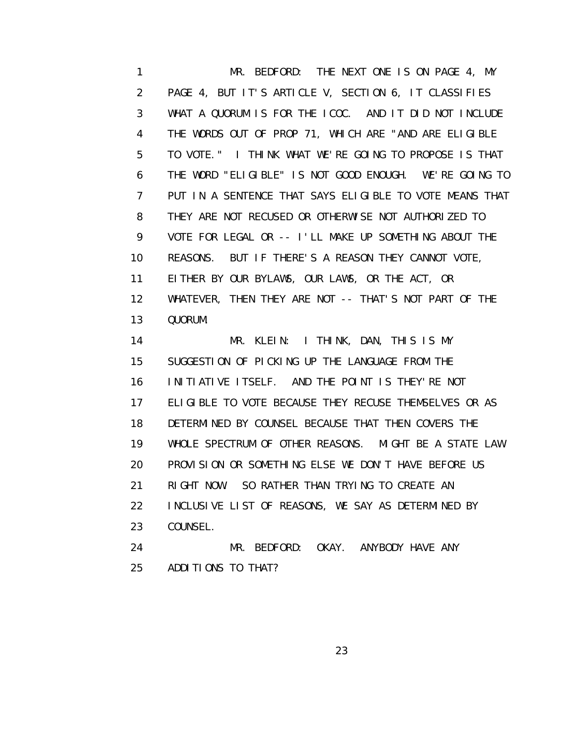MR. BEDFORD: THE NEXT ONE IS ON PAGE 4, MY PAGE 4, BUT IT'S ARTICLE V, SECTION 6, IT CLASSIFIES WHAT A QUORUM IS FOR THE ICOC. AND IT DID NOT INCLUDE THE WORDS OUT OF PROP 71, WHICH ARE "AND ARE ELIGIBLE TO VOTE." I THINK WHAT WE'RE GOING TO PROPOSE IS THAT THE WORD "ELIGIBLE" IS NOT GOOD ENOUGH. WE'RE GOING TO PUT IN A SENTENCE THAT SAYS ELIGIBLE TO VOTE MEANS THAT THEY ARE NOT RECUSED OR OTHERWISE NOT AUTHORIZED TO VOTE FOR LEGAL OR -- I'LL MAKE UP SOMETHING ABOUT THE REASONS. BUT IF THERE'S A REASON THEY CANNOT VOTE, EITHER BY OUR BYLAWS, OUR LAWS, OR THE ACT, OR WHATEVER, THEN THEY ARE NOT -- THAT'S NOT PART OF THE QUORUM.

MR. KLEIN: I THINK, DAN, THIS IS MY SUGGESTION OF PICKING UP THE LANGUAGE FROM THE INITIATIVE ITSELF. AND THE POINT IS THEY'RE NOT ELIGIBLE TO VOTE BECAUSE THEY RECUSE THEMSELVES OR AS DETERMINED BY COUNSEL BECAUSE THAT THEN COVERS THE WHOLE SPECTRUM OF OTHER REASONS. MIGHT BE A STATE LAW PROVISION OR SOMETHING ELSE WE DON'T HAVE BEFORE US RIGHT NOW. SO RATHER THAN TRYING TO CREATE AN INCLUSIVE LIST OF REASONS, WE SAY AS DETERMINED BY COUNSEL.

MR. BEDFORD: OKAY. ANYBODY HAVE ANY ADDITIONS TO THAT?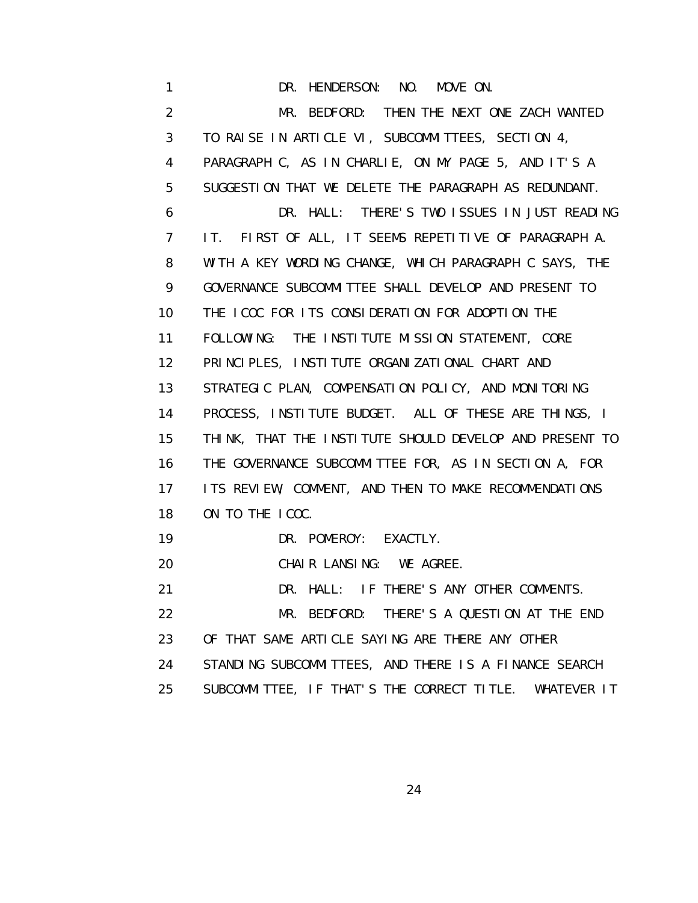1 DR. HENDERSON: NO. MOVE ON.

2 MR. BEDFORD: THEN THE NEXT ONE ZACH WANTED
3 TO RAISE IN ARTICLE VI, SUBCOMMITTEES, SECTION 4,
4 PARAGRAPH C, AS IN CHARLIE, ON MY PAGE 5, AND IT'S A
5 SUGGESTION THAT WE DELETE THE PARAGRAPH AS REDUNDANT.

6 DR. HALL: THERE'S TWO ISSUES IN JUST READING
7 IT. FIRST OF ALL, IT SEEMS REPETITIVE OF PARAGRAPH A.
8 WITH A KEY WORDING CHANGE, WHICH PARAGRAPH C SAYS, THE
9 GOVERNANCE SUBCOMMITTEE SHALL DEVELOP AND PRESENT TO
10 THE ICOC FOR ITS CONSIDERATION FOR ADOPTION THE
11 FOLLOWING: THE INSTITUTE MISSION STATEMENT, CORE
12 PRINCIPLES, INSTITUTE ORGANIZATIONAL CHART AND
13 STRATEGIC PLAN, COMPENSATION POLICY, AND MONITORING
14 PROCESS, INSTITUTE BUDGET. ALL OF THESE ARE THINGS, I
15 THINK, THAT THE INSTITUTE SHOULD DEVELOP AND PRESENT TO
16 THE GOVERNANCE SUBCOMMITTEE FOR, AS IN SECTION A, FOR
17 ITS REVIEW, COMMENT, AND THEN TO MAKE RECOMMENDATIONS
18 ON TO THE ICOC.

19 DR. POMEROY: EXACTLY.

20 CHAIR LANSING: WE AGREE.

21 DR. HALL: IF THERE'S ANY OTHER COMMENTS.

22 MR. BEDFORD: THERE'S A QUESTION AT THE END
23 OF THAT SAME ARTICLE SAYING ARE THERE ANY OTHER
24 STANDING SUBCOMMITTEES, AND THERE IS A FINANCE SEARCH
25 SUBCOMMITTEE, IF THAT'S THE CORRECT TITLE. WHATEVER IT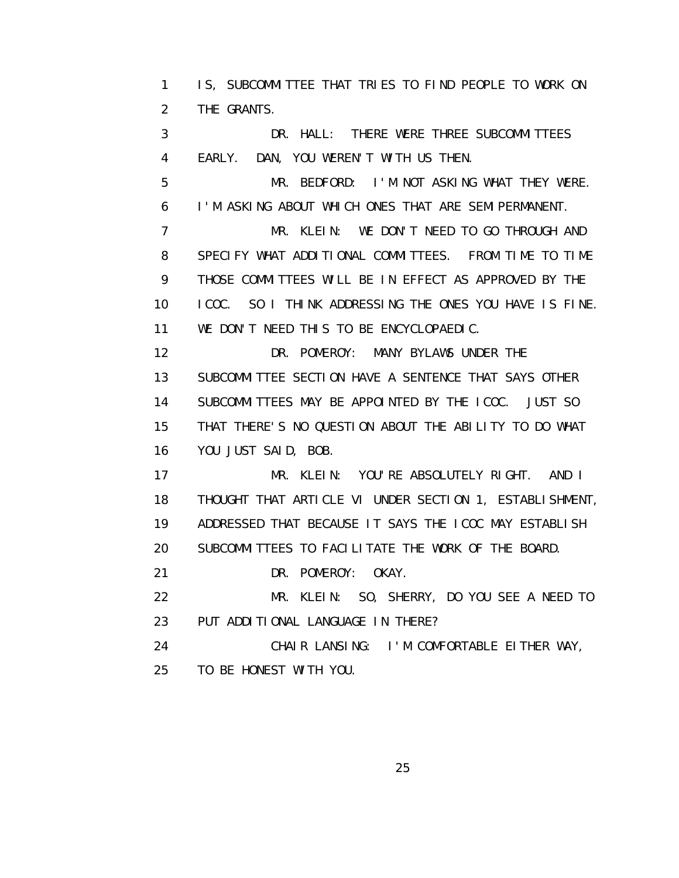IS, SUBCOMMITTEE THAT TRIES TO FIND PEOPLE TO WORK ON THE GRANTS.

DR. HALL: THERE WERE THREE SUBCOMMITTEES EARLY. DAN, YOU WEREN'T WITH US THEN.

MR. BEDFORD: I'M NOT ASKING WHAT THEY WERE. I'M ASKING ABOUT WHICH ONES THAT ARE SEMIPERMANENT.

MR. KLEIN: WE DON'T NEED TO GO THROUGH AND SPECIFY WHAT ADDITIONAL COMMITTEES. FROM TIME TO TIME THOSE COMMITTEES WILL BE IN EFFECT AS APPROVED BY THE ICOC. SO I THINK ADDRESSING THE ONES YOU HAVE IS FINE. WE DON'T NEED THIS TO BE ENCYCLOPAEDIC.

DR. POMEROY: MANY BYLAWS UNDER THE SUBCOMMITTEE SECTION HAVE A SENTENCE THAT SAYS OTHER SUBCOMMITTEES MAY BE APPOINTED BY THE ICOC. JUST SO THAT THERE'S NO QUESTION ABOUT THE ABILITY TO DO WHAT YOU JUST SAID, BOB.

MR. KLEIN: YOU'RE ABSOLUTELY RIGHT. AND I THOUGHT THAT ARTICLE VI UNDER SECTION 1, ESTABLISHMENT, ADDRESSED THAT BECAUSE IT SAYS THE ICOC MAY ESTABLISH SUBCOMMITTEES TO FACILITATE THE WORK OF THE BOARD.

DR. POMEROY: OKAY.

MR. KLEIN: SO, SHERRY, DO YOU SEE A NEED TO PUT ADDITIONAL LANGUAGE IN THERE?

CHAIR LANSING: I'M COMFORTABLE EITHER WAY, TO BE HONEST WITH YOU.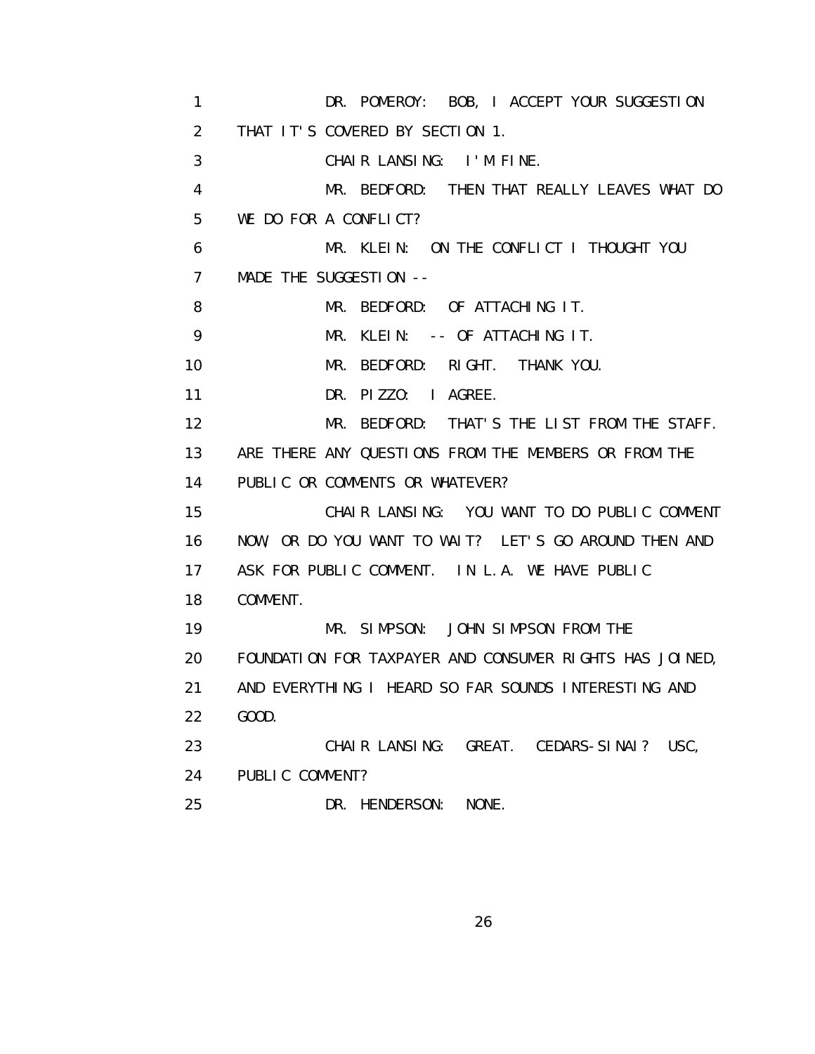1 DR. POMEROY: BOB, I ACCEPT YOUR SUGGESTION
2 THAT IT'S COVERED BY SECTION 1.
3 CHAIR LANSING: I'M FINE.
4 MR. BEDFORD: THEN THAT REALLY LEAVES WHAT DO
5 WE DO FOR A CONFLICT?
6 MR. KLEIN: ON THE CONFLICT I THOUGHT YOU
7 MADE THE SUGGESTION --
8 MR. BEDFORD: OF ATTACHING IT.
9 MR. KLEIN: -- OF ATTACHING IT.
10 MR. BEDFORD: RIGHT. THANK YOU.
11 DR. PIZZO: I AGREE.
12 MR. BEDFORD: THAT'S THE LIST FROM THE STAFF.
13 ARE THERE ANY QUESTIONS FROM THE MEMBERS OR FROM THE
14 PUBLIC OR COMMENTS OR WHATEVER?
15 CHAIR LANSING: YOU WANT TO DO PUBLIC COMMENT
16 NOW, OR DO YOU WANT TO WAIT? LET'S GO AROUND THEN AND
17 ASK FOR PUBLIC COMMENT. IN L.A. WE HAVE PUBLIC
18 COMMENT.
19 MR. SIMPSON: JOHN SIMPSON FROM THE
20 FOUNDATION FOR TAXPAYER AND CONSUMER RIGHTS HAS JOINED,
21 AND EVERYTHING I HEARD SO FAR SOUNDS INTERESTING AND
22 GOOD.
23 CHAIR LANSING: GREAT. CEDARS-SINAI? USC,
24 PUBLIC COMMENT?
25 DR. HENDERSON: NONE.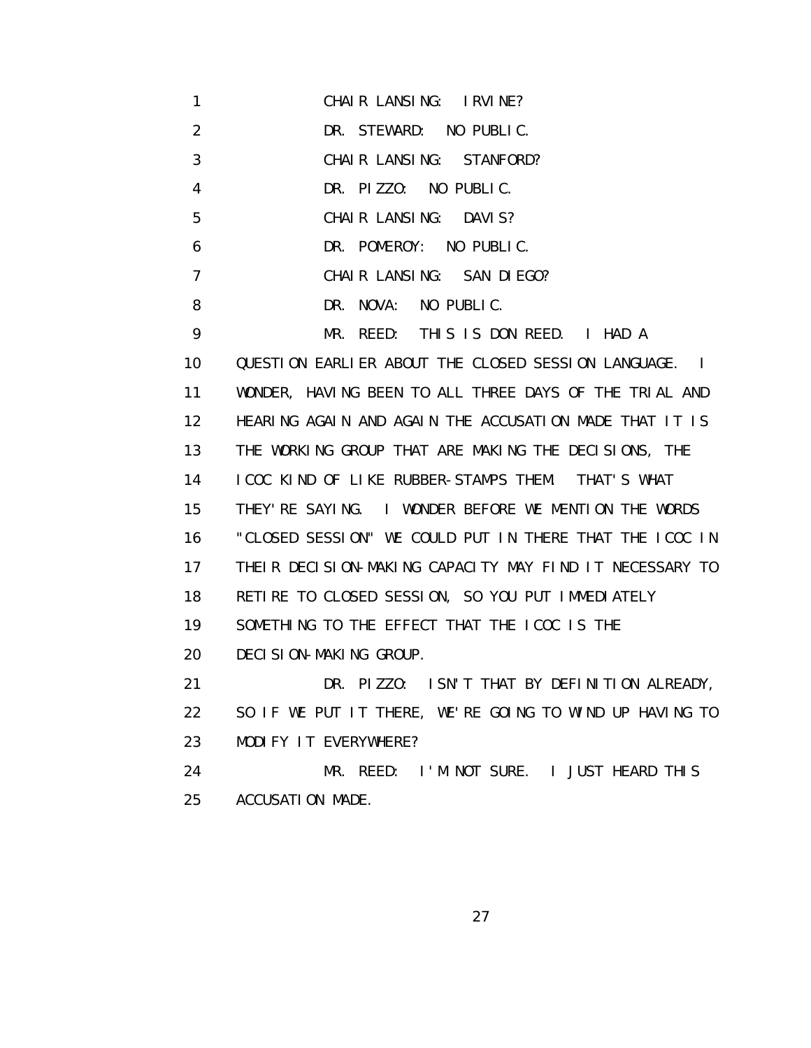CHAIR LANSING: IRVINE?

DR. STEWARD: NO PUBLIC.

CHAIR LANSING: STANFORD?

DR. PIZZO: NO PUBLIC.

CHAIR LANSING: DAVIS?

DR. POMEROY: NO PUBLIC.

CHAIR LANSING: SAN DIEGO?

DR. NOVA: NO PUBLIC.

MR. REED: THIS IS DON REED. I HAD A QUESTION EARLIER ABOUT THE CLOSED SESSION LANGUAGE. I WONDER, HAVING BEEN TO ALL THREE DAYS OF THE TRIAL AND HEARING AGAIN AND AGAIN THE ACCUSATION MADE THAT IT IS THE WORKING GROUP THAT ARE MAKING THE DECISIONS, THE ICOC KIND OF LIKE RUBBER-STAMPS THEM. THAT'S WHAT THEY'RE SAYING. I WONDER BEFORE WE MENTION THE WORDS "CLOSED SESSION" WE COULD PUT IN THERE THAT THE ICOC IN THEIR DECISION-MAKING CAPACITY MAY FIND IT NECESSARY TO RETIRE TO CLOSED SESSION, SO YOU PUT IMMEDIATELY SOMETHING TO THE EFFECT THAT THE ICOC IS THE DECISION-MAKING GROUP.

DR. PIZZO: ISN'T THAT BY DEFINITION ALREADY, SO IF WE PUT IT THERE, WE'RE GOING TO WIND UP HAVING TO MODIFY IT EVERYWHERE?

MR. REED: I'M NOT SURE. I JUST HEARD THIS ACCUSATION MADE.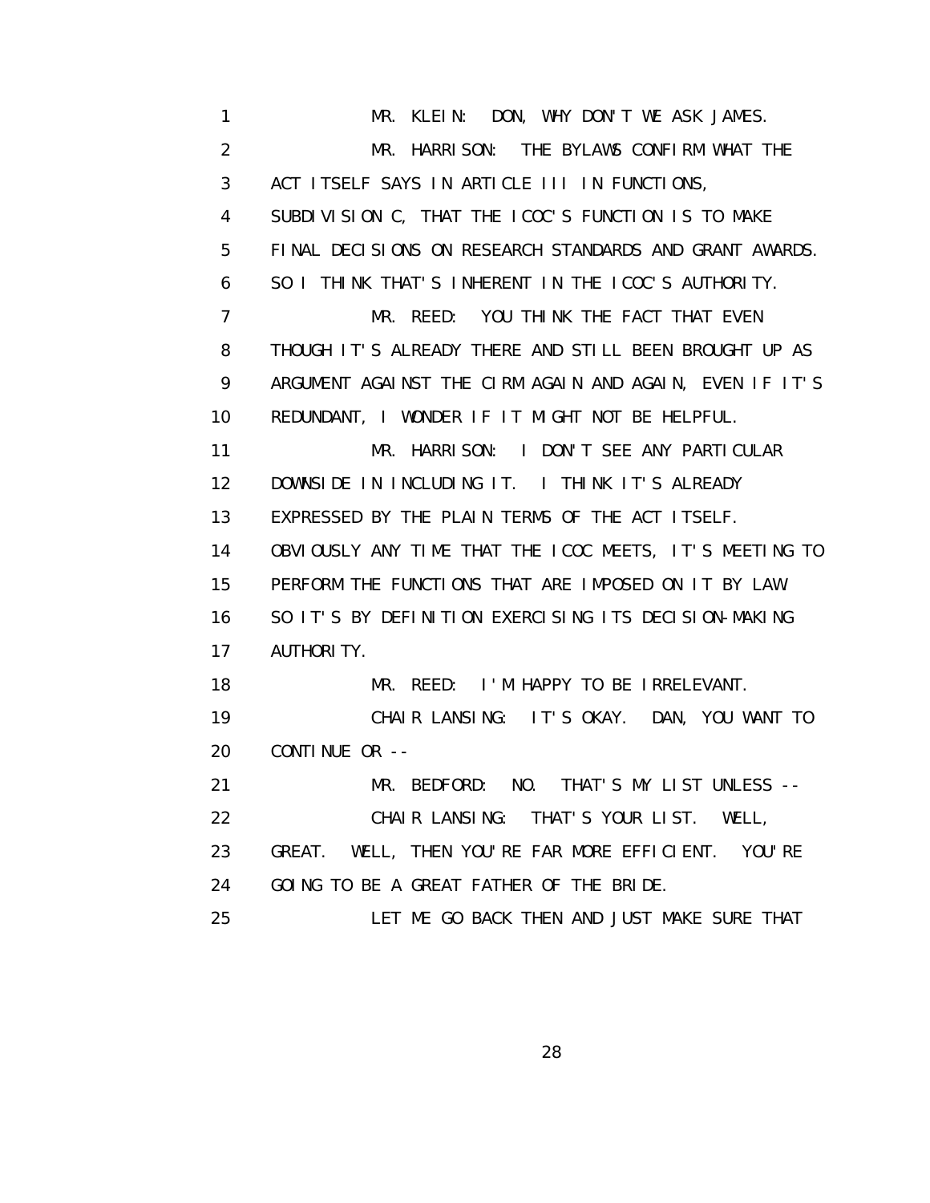1 MR. KLEIN: DON, WHY DON'T WE ASK JAMES.

2 MR. HARRISON: THE BYLAWS CONFIRM WHAT THE

3 ACT ITSELF SAYS IN ARTICLE III IN FUNCTIONS,

4 SUBDIVISION C, THAT THE ICOC'S FUNCTION IS TO MAKE

5 FINAL DECISIONS ON RESEARCH STANDARDS AND GRANT AWARDS.

6 SO I THINK THAT'S INHERENT IN THE ICOC'S AUTHORITY.

7 MR. REED: YOU THINK THE FACT THAT EVEN

8 THOUGH IT'S ALREADY THERE AND STILL BEEN BROUGHT UP AS

9 ARGUMENT AGAINST THE CIRM AGAIN AND AGAIN, EVEN IF IT'S

10 REDUNDANT, I WONDER IF IT MIGHT NOT BE HELPFUL.

11 MR. HARRISON: I DON'T SEE ANY PARTICULAR

12 DOWNSIDE IN INCLUDING IT. I THINK IT'S ALREADY

13 EXPRESSED BY THE PLAIN TERMS OF THE ACT ITSELF.

14 OBVIOUSLY ANY TIME THAT THE ICOC MEETS, IT'S MEETING TO

15 PERFORM THE FUNCTIONS THAT ARE IMPOSED ON IT BY LAW.

16 SO IT'S BY DEFINITION EXERCISING ITS DECISION-MAKING

17 AUTHORITY.

18 MR. REED: I'M HAPPY TO BE IRRELEVANT.

19 CHAIR LANSING: IT'S OKAY. DAN, YOU WANT TO

20 CONTINUE OR --

21 MR. BEDFORD: NO. THAT'S MY LIST UNLESS --

22 CHAIR LANSING: THAT'S YOUR LIST. WELL,

23 GREAT. WELL, THEN YOU'RE FAR MORE EFFICIENT. YOU'RE

24 GOING TO BE A GREAT FATHER OF THE BRIDE.

25 LET ME GO BACK THEN AND JUST MAKE SURE THAT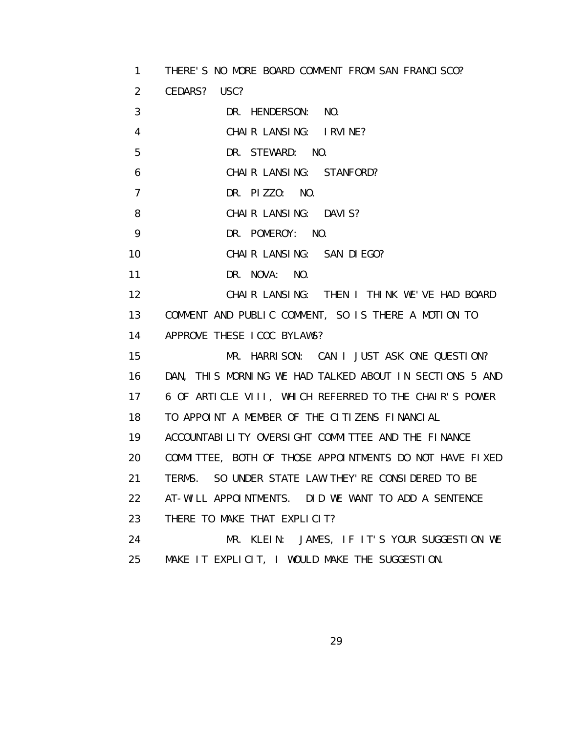1 THERE'S NO MORE BOARD COMMENT FROM SAN FRANCISCO?
2 CEDARS? USC?
3 DR. HENDERSON: NO.
4 CHAIR LANSING: IRVINE?
5 DR. STEWARD: NO.
6 CHAIR LANSING: STANFORD?
7 DR. PIZZO: NO.
8 CHAIR LANSING: DAVIS?
9 DR. POMEROY: NO.
10 CHAIR LANSING: SAN DIEGO?
11 DR. NOVA: NO.
12 CHAIR LANSING: THEN I THINK WE'VE HAD BOARD
13 COMMENT AND PUBLIC COMMENT, SO IS THERE A MOTION TO
14 APPROVE THESE ICOC BYLAWS?
15 MR. HARRISON: CAN I JUST ASK ONE QUESTION?
16 DAN, THIS MORNING WE HAD TALKED ABOUT IN SECTIONS 5 AND
17 6 OF ARTICLE VIII, WHICH REFERRED TO THE CHAIR'S POWER
18 TO APPOINT A MEMBER OF THE CITIZENS FINANCIAL
19 ACCOUNTABILITY OVERSIGHT COMMITTEE AND THE FINANCE
20 COMMITTEE, BOTH OF THOSE APPOINTMENTS DO NOT HAVE FIXED
21 TERMS. SO UNDER STATE LAW THEY'RE CONSIDERED TO BE
22 AT-WILL APPOINTMENTS. DID WE WANT TO ADD A SENTENCE
23 THERE TO MAKE THAT EXPLICIT?
24 MR. KLEIN: JAMES, IF IT'S YOUR SUGGESTION WE
25 MAKE IT EXPLICIT, I WOULD MAKE THE SUGGESTION.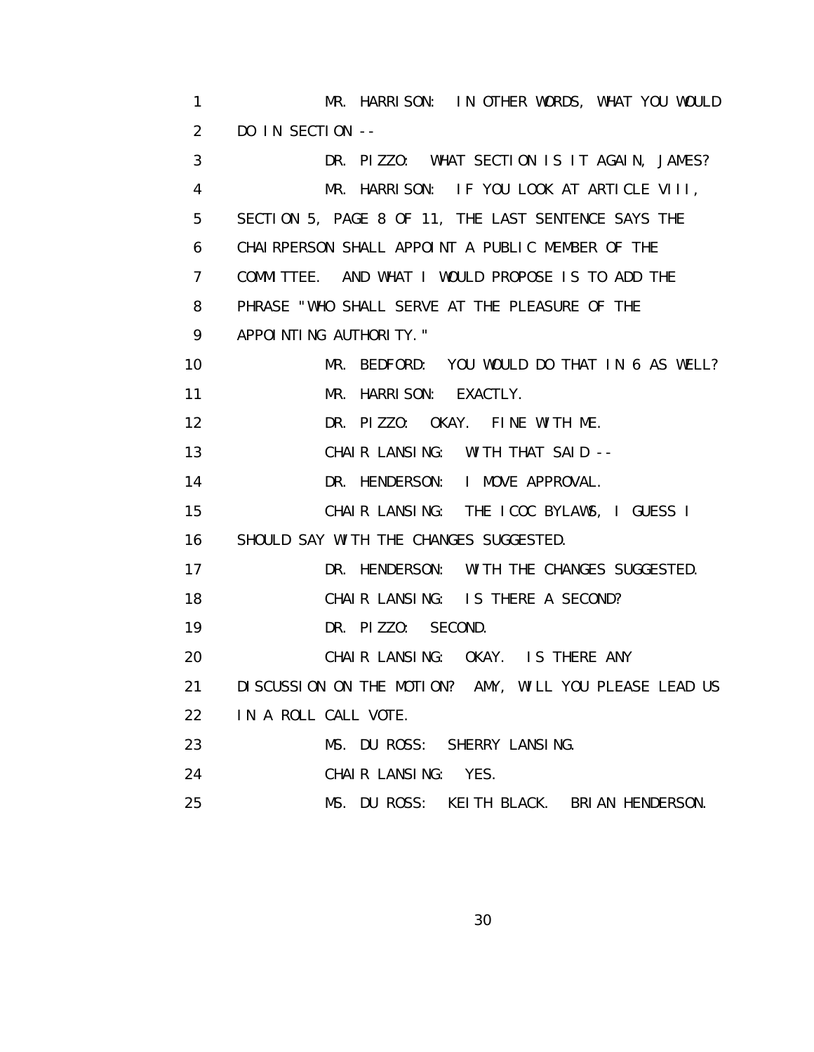MR. HARRISON: IN OTHER WORDS, WHAT YOU WOULD DO IN SECTION --

DR. PIZZO: WHAT SECTION IS IT AGAIN, JAMES?

MR. HARRISON: IF YOU LOOK AT ARTICLE VIII, SECTION 5, PAGE 8 OF 11, THE LAST SENTENCE SAYS THE CHAIRPERSON SHALL APPOINT A PUBLIC MEMBER OF THE COMMITTEE. AND WHAT I WOULD PROPOSE IS TO ADD THE PHRASE "WHO SHALL SERVE AT THE PLEASURE OF THE APPOINTING AUTHORITY."

MR. BEDFORD: YOU WOULD DO THAT IN 6 AS WELL?

MR. HARRISON: EXACTLY.

DR. PIZZO: OKAY. FINE WITH ME.

CHAIR LANSING: WITH THAT SAID --

DR. HENDERSON: I MOVE APPROVAL.

CHAIR LANSING: THE ICOC BYLAWS, I GUESS I SHOULD SAY WITH THE CHANGES SUGGESTED.

DR. HENDERSON: WITH THE CHANGES SUGGESTED.

CHAIR LANSING: IS THERE A SECOND?

DR. PIZZO: SECOND.

CHAIR LANSING: OKAY. IS THERE ANY DISCUSSION ON THE MOTION? AMY, WILL YOU PLEASE LEAD US IN A ROLL CALL VOTE.

MS. DU ROSS: SHERRY LANSING.

CHAIR LANSING: YES.

MS. DU ROSS: KEITH BLACK. BRIAN HENDERSON.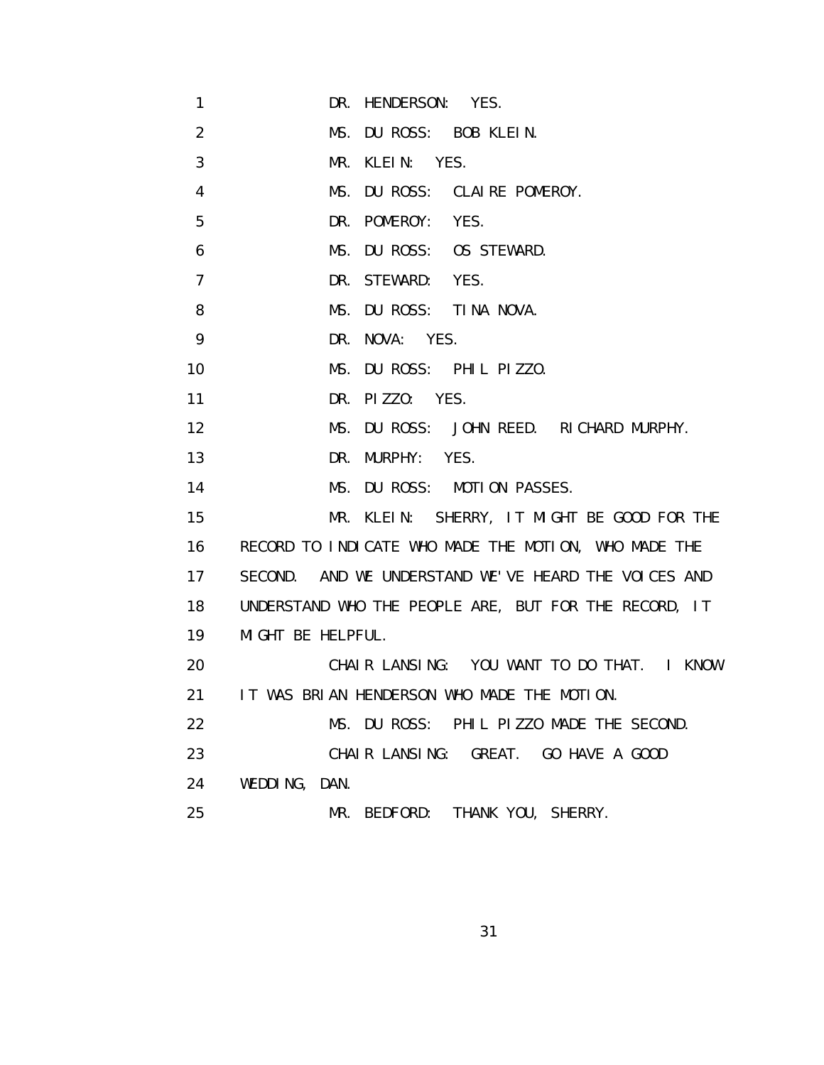DR. HENDERSON: YES.

MS. DU ROSS: BOB KLEIN.

MR. KLEIN: YES.

MS. DU ROSS: CLAIRE POMEROY.

DR. POMEROY: YES.

MS. DU ROSS: OS STEWARD.

DR. STEWARD: YES.

MS. DU ROSS: TINA NOVA.

DR. NOVA: YES.

MS. DU ROSS: PHIL PIZZO.

DR. PIZZO: YES.

MS. DU ROSS: JOHN REED. RICHARD MURPHY.

DR. MURPHY: YES.

MS. DU ROSS: MOTION PASSES.

MR. KLEIN: SHERRY, IT MIGHT BE GOOD FOR THE RECORD TO INDICATE WHO MADE THE MOTION, WHO MADE THE SECOND. AND WE UNDERSTAND WE'VE HEARD THE VOICES AND UNDERSTAND WHO THE PEOPLE ARE, BUT FOR THE RECORD, IT MIGHT BE HELPFUL.

CHAIR LANSING: YOU WANT TO DO THAT. I KNOW IT WAS BRIAN HENDERSON WHO MADE THE MOTION.

MS. DU ROSS: PHIL PIZZO MADE THE SECOND.

CHAIR LANSING: GREAT. GO HAVE A GOOD WEDDING, DAN.

MR. BEDFORD: THANK YOU, SHERRY.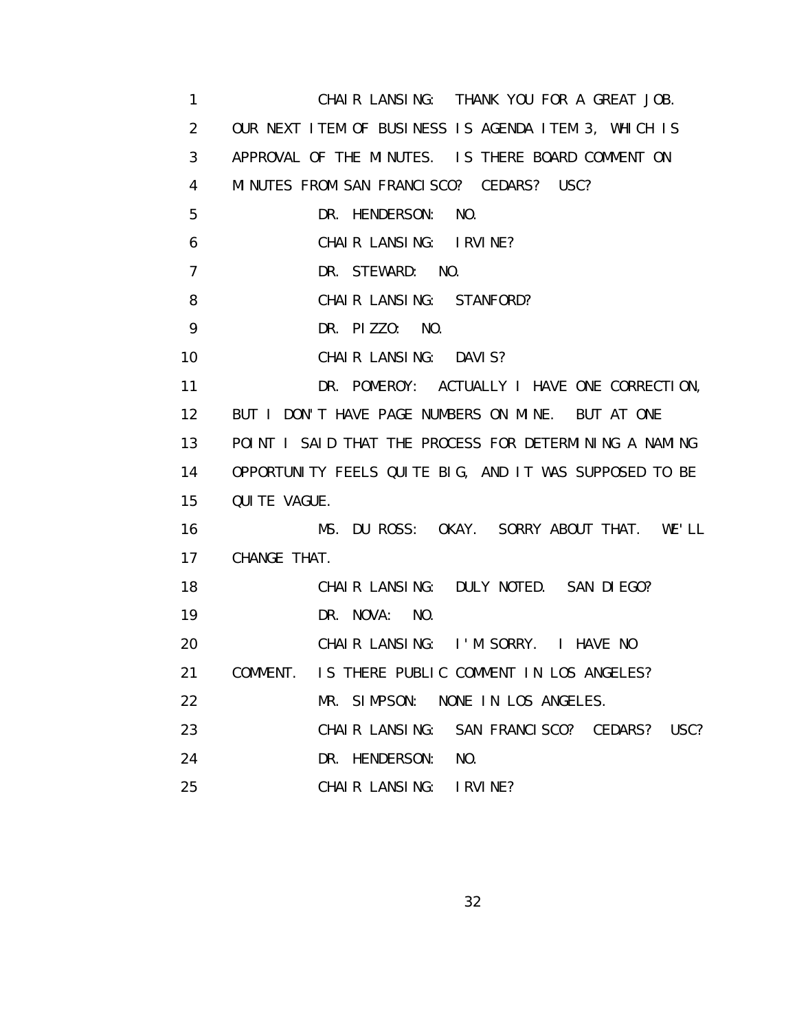1 CHAIR LANSING: THANK YOU FOR A GREAT JOB.
2 OUR NEXT ITEM OF BUSINESS IS AGENDA ITEM 3, WHICH IS
3 APPROVAL OF THE MINUTES. IS THERE BOARD COMMENT ON
4 MINUTES FROM SAN FRANCISCO? CEDARS? USC?
5 DR. HENDERSON: NO.
6 CHAIR LANSING: IRVINE?
7 DR. STEWARD: NO.
8 CHAIR LANSING: STANFORD?
9 DR. PIZZO: NO.
10 CHAIR LANSING: DAVIS?
11 DR. POMEROY: ACTUALLY I HAVE ONE CORRECTION,
12 BUT I DON'T HAVE PAGE NUMBERS ON MINE. BUT AT ONE
13 POINT I SAID THAT THE PROCESS FOR DETERMINING A NAMING
14 OPPORTUNITY FEELS QUITE BIG, AND IT WAS SUPPOSED TO BE
15 QUITE VAGUE.
16 MS. DU ROSS: OKAY. SORRY ABOUT THAT. WE'LL
17 CHANGE THAT.
18 CHAIR LANSING: DULY NOTED. SAN DIEGO?
19 DR. NOVA: NO.
20 CHAIR LANSING: I'M SORRY. I HAVE NO
21 COMMENT. IS THERE PUBLIC COMMENT IN LOS ANGELES?
22 MR. SIMPSON: NONE IN LOS ANGELES.
23 CHAIR LANSING: SAN FRANCISCO? CEDARS? USC?
24 DR. HENDERSON: NO.
25 CHAIR LANSING: IRVINE?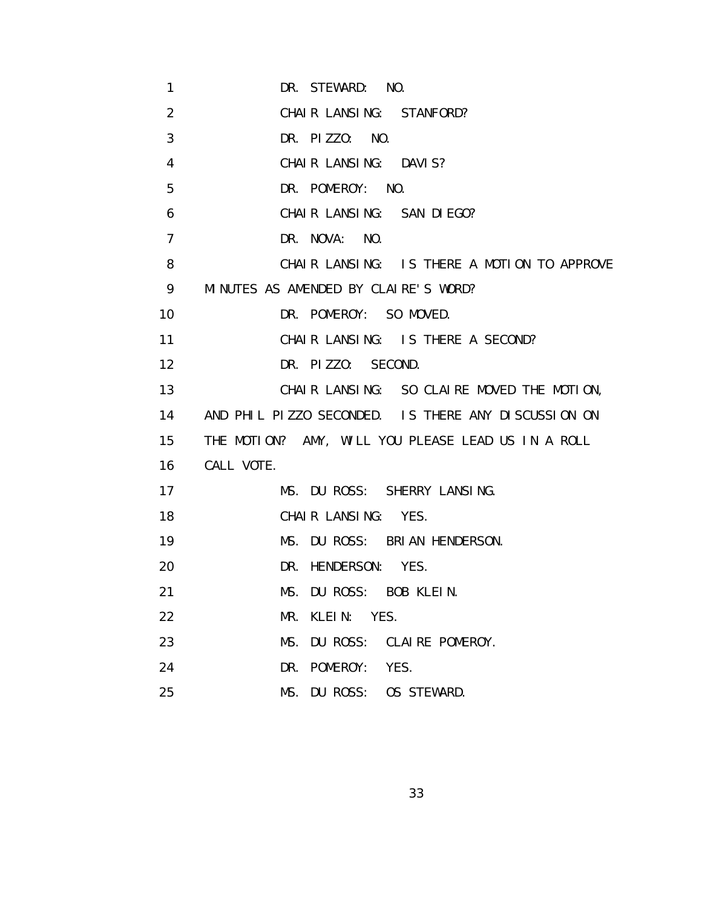DR. STEWARD: NO.

CHAIR LANSING: STANFORD?

DR. PIZZO: NO.

CHAIR LANSING: DAVIS?

DR. POMEROY: NO.

CHAIR LANSING: SAN DIEGO?

DR. NOVA: NO.

CHAIR LANSING: IS THERE A MOTION TO APPROVE MINUTES AS AMENDED BY CLAIRE'S WORD?

DR. POMEROY: SO MOVED.

CHAIR LANSING: IS THERE A SECOND?

DR. PIZZO: SECOND.

CHAIR LANSING: SO CLAIRE MOVED THE MOTION, AND PHIL PIZZO SECONDED. IS THERE ANY DISCUSSION ON THE MOTION? AMY, WILL YOU PLEASE LEAD US IN A ROLL CALL VOTE.

MS. DU ROSS: SHERRY LANSING.

CHAIR LANSING: YES.

MS. DU ROSS: BRIAN HENDERSON.

DR. HENDERSON: YES.

MS. DU ROSS: BOB KLEIN.

MR. KLEIN: YES.

MS. DU ROSS: CLAIRE POMEROY.

DR. POMEROY: YES.

MS. DU ROSS: OS STEWARD.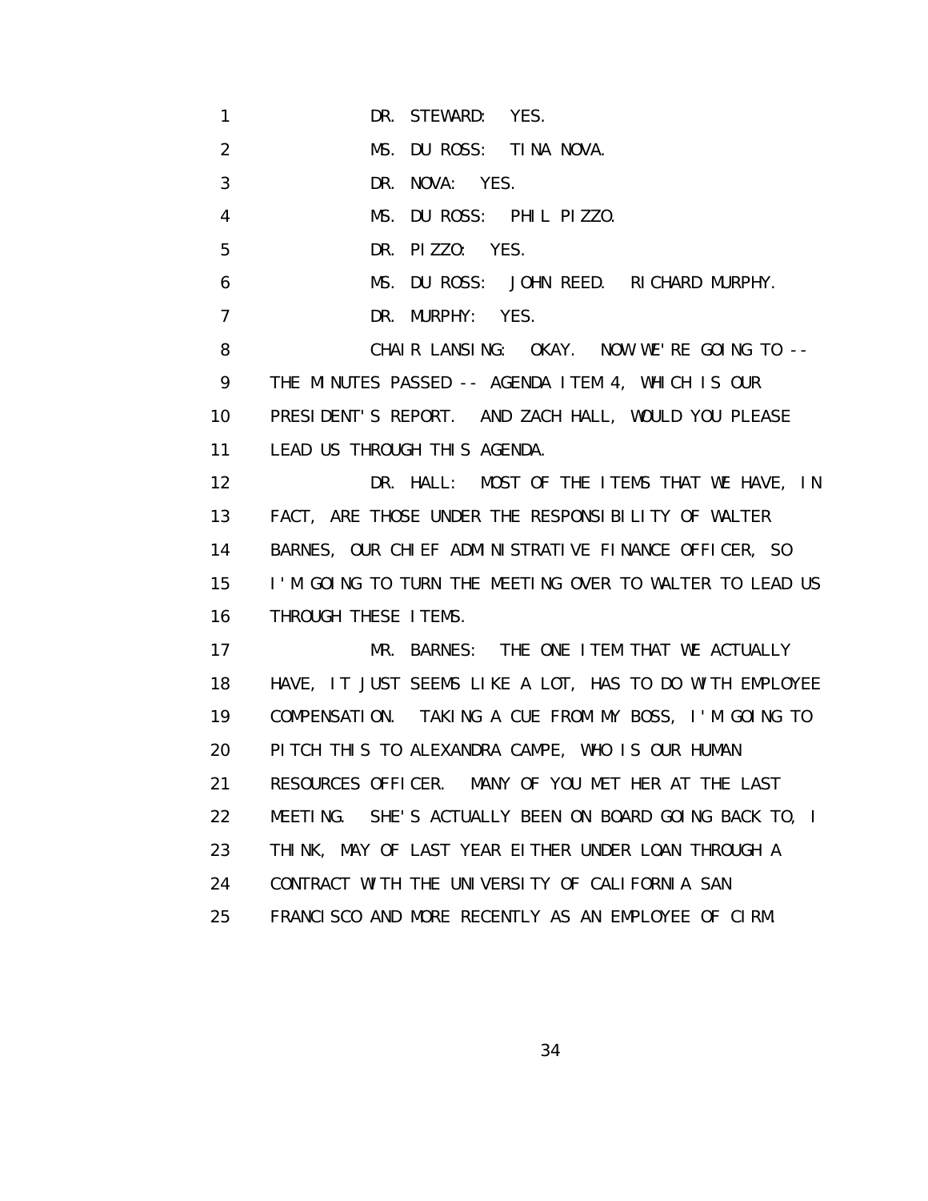1 DR. STEWARD: YES.

2 MS. DU ROSS: TINA NOVA.

3 DR. NOVA: YES.

4 MS. DU ROSS: PHIL PIZZO.

5 DR. PIZZO: YES.

6 MS. DU ROSS: JOHN REED. RICHARD MURPHY.

7 DR. MURPHY: YES.

8 CHAIR LANSING: OKAY. NOW WE'RE GOING TO --
9 THE MINUTES PASSED -- AGENDA ITEM 4, WHICH IS OUR
10 PRESIDENT'S REPORT. AND ZACH HALL, WOULD YOU PLEASE
11 LEAD US THROUGH THIS AGENDA.

12 DR. HALL: MOST OF THE ITEMS THAT WE HAVE, IN
13 FACT, ARE THOSE UNDER THE RESPONSIBILITY OF WALTER
14 BARNES, OUR CHIEF ADMINISTRATIVE FINANCE OFFICER, SO
15 I'M GOING TO TURN THE MEETING OVER TO WALTER TO LEAD US
16 THROUGH THESE ITEMS.

17 MR. BARNES: THE ONE ITEM THAT WE ACTUALLY
18 HAVE, IT JUST SEEMS LIKE A LOT, HAS TO DO WITH EMPLOYEE
19 COMPENSATION. TAKING A CUE FROM MY BOSS, I'M GOING TO
20 PITCH THIS TO ALEXANDRA CAMPE, WHO IS OUR HUMAN
21 RESOURCES OFFICER. MANY OF YOU MET HER AT THE LAST
22 MEETING. SHE'S ACTUALLY BEEN ON BOARD GOING BACK TO, I
23 THINK, MAY OF LAST YEAR EITHER UNDER LOAN THROUGH A
24 CONTRACT WITH THE UNIVERSITY OF CALIFORNIA SAN
25 FRANCISCO AND MORE RECENTLY AS AN EMPLOYEE OF CIRM.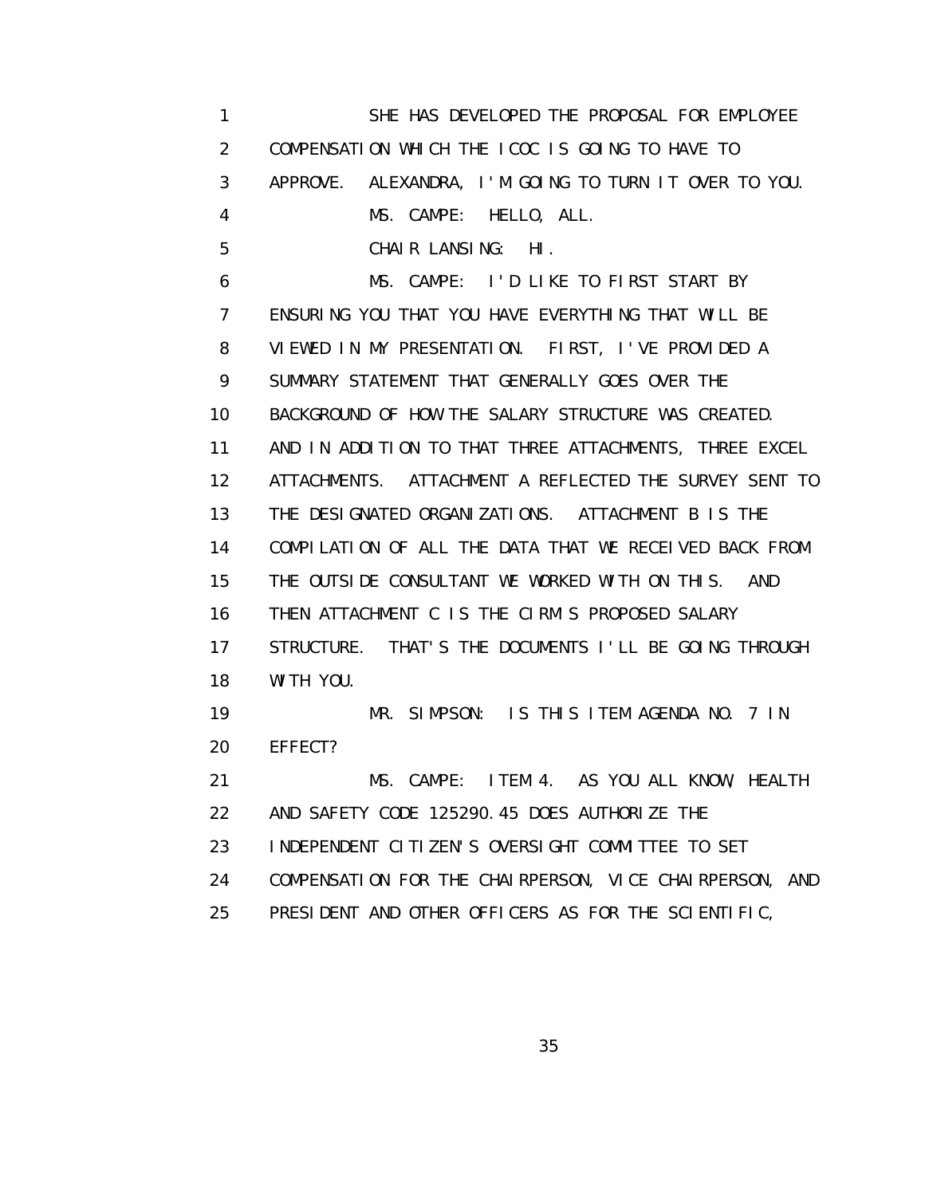1 SHE HAS DEVELOPED THE PROPOSAL FOR EMPLOYEE
2 COMPENSATION WHICH THE ICOC IS GOING TO HAVE TO
3 APPROVE. ALEXANDRA, I'M GOING TO TURN IT OVER TO YOU.
4 MS. CAMPE: HELLO, ALL.
5 CHAIR LANSING: HI.
6 MS. CAMPE: I'D LIKE TO FIRST START BY
7 ENSURING YOU THAT YOU HAVE EVERYTHING THAT WILL BE
8 VIEWED IN MY PRESENTATION. FIRST, I'VE PROVIDED A
9 SUMMARY STATEMENT THAT GENERALLY GOES OVER THE
10 BACKGROUND OF HOW THE SALARY STRUCTURE WAS CREATED.
11 AND IN ADDITION TO THAT THREE ATTACHMENTS, THREE EXCEL
12 ATTACHMENTS. ATTACHMENT A REFLECTED THE SURVEY SENT TO
13 THE DESIGNATED ORGANIZATIONS. ATTACHMENT B IS THE
14 COMPILATION OF ALL THE DATA THAT WE RECEIVED BACK FROM
15 THE OUTSIDE CONSULTANT WE WORKED WITH ON THIS. AND
16 THEN ATTACHMENT C IS THE CIRM'S PROPOSED SALARY
17 STRUCTURE. THAT'S THE DOCUMENTS I'LL BE GOING THROUGH
18 WITH YOU.
19 MR. SIMPSON: IS THIS ITEM AGENDA NO. 7 IN
20 EFFECT?
21 MS. CAMPE: ITEM 4. AS YOU ALL KNOW, HEALTH
22 AND SAFETY CODE 125290.45 DOES AUTHORIZE THE
23 INDEPENDENT CITIZEN'S OVERSIGHT COMMITTEE TO SET
24 COMPENSATION FOR THE CHAIRPERSON, VICE CHAIRPERSON, AND
25 PRESIDENT AND OTHER OFFICERS AS FOR THE SCIENTIFIC,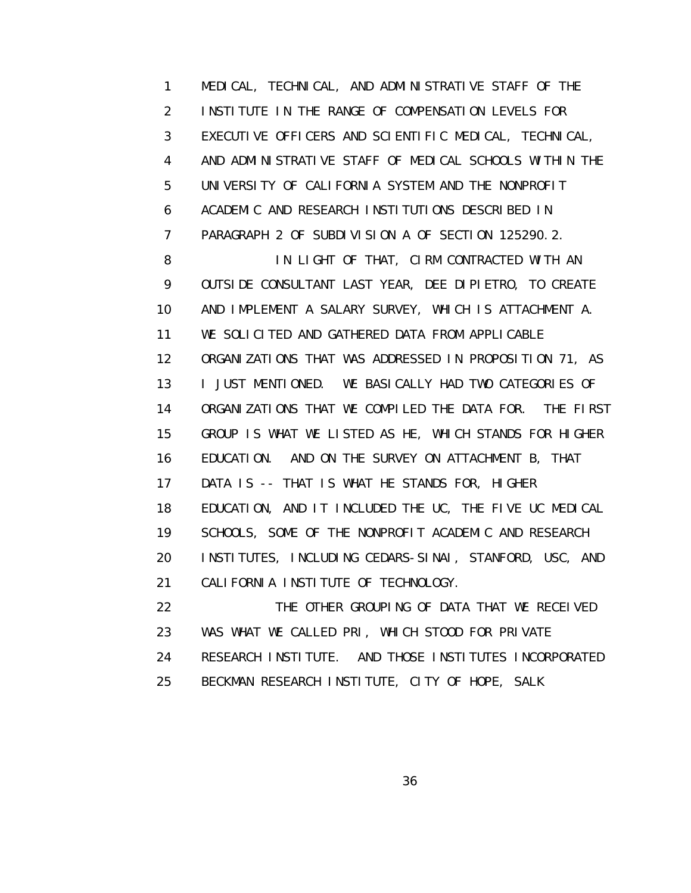MEDICAL, TECHNICAL, AND ADMINISTRATIVE STAFF OF THE INSTITUTE IN THE RANGE OF COMPENSATION LEVELS FOR EXECUTIVE OFFICERS AND SCIENTIFIC MEDICAL, TECHNICAL, AND ADMINISTRATIVE STAFF OF MEDICAL SCHOOLS WITHIN THE UNIVERSITY OF CALIFORNIA SYSTEM AND THE NONPROFIT ACADEMIC AND RESEARCH INSTITUTIONS DESCRIBED IN PARAGRAPH 2 OF SUBDIVISION A OF SECTION 125290.2.

IN LIGHT OF THAT, CIRM CONTRACTED WITH AN OUTSIDE CONSULTANT LAST YEAR, DEE DIPIETRO, TO CREATE AND IMPLEMENT A SALARY SURVEY, WHICH IS ATTACHMENT A. WE SOLICITED AND GATHERED DATA FROM APPLICABLE ORGANIZATIONS THAT WAS ADDRESSED IN PROPOSITION 71, AS I JUST MENTIONED. WE BASICALLY HAD TWO CATEGORIES OF ORGANIZATIONS THAT WE COMPILED THE DATA FOR. THE FIRST GROUP IS WHAT WE LISTED AS HE, WHICH STANDS FOR HIGHER EDUCATION. AND ON THE SURVEY ON ATTACHMENT B, THAT DATA IS -- THAT IS WHAT HE STANDS FOR, HIGHER EDUCATION, AND IT INCLUDED THE UC, THE FIVE UC MEDICAL SCHOOLS, SOME OF THE NONPROFIT ACADEMIC AND RESEARCH INSTITUTES, INCLUDING CEDARS-SINAI, STANFORD, USC, AND CALIFORNIA INSTITUTE OF TECHNOLOGY.

THE OTHER GROUPING OF DATA THAT WE RECEIVED WAS WHAT WE CALLED PRI, WHICH STOOD FOR PRIVATE RESEARCH INSTITUTE. AND THOSE INSTITUTES INCORPORATED BECKMAN RESEARCH INSTITUTE, CITY OF HOPE, SALK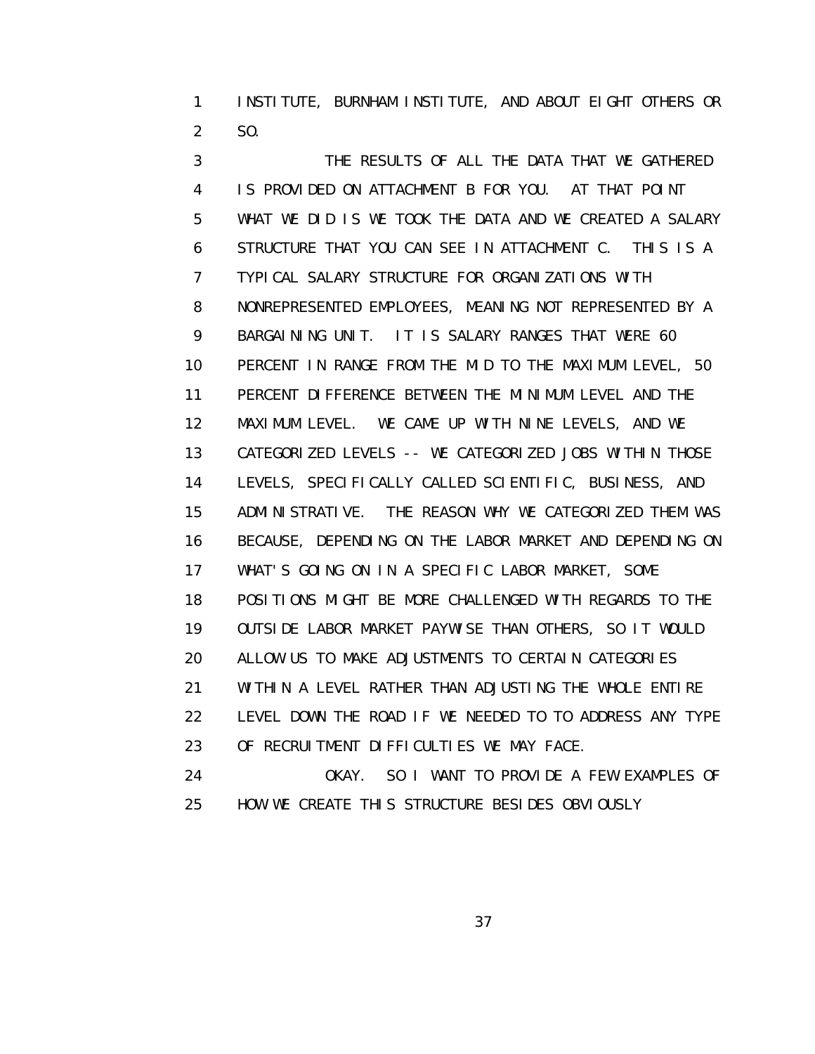INSTITUTE, BURNHAM INSTITUTE, AND ABOUT EIGHT OTHERS OR SO.

THE RESULTS OF ALL THE DATA THAT WE GATHERED IS PROVIDED ON ATTACHMENT B FOR YOU. AT THAT POINT WHAT WE DID IS WE TOOK THE DATA AND WE CREATED A SALARY STRUCTURE THAT YOU CAN SEE IN ATTACHMENT C. THIS IS A TYPICAL SALARY STRUCTURE FOR ORGANIZATIONS WITH NONREPRESENTED EMPLOYEES, MEANING NOT REPRESENTED BY A BARGAINING UNIT. IT IS SALARY RANGES THAT WERE 60 PERCENT IN RANGE FROM THE MID TO THE MAXIMUM LEVEL, 50 PERCENT DIFFERENCE BETWEEN THE MINIMUM LEVEL AND THE MAXIMUM LEVEL. WE CAME UP WITH NINE LEVELS, AND WE CATEGORIZED LEVELS -- WE CATEGORIZED JOBS WITHIN THOSE LEVELS, SPECIFICALLY CALLED SCIENTIFIC, BUSINESS, AND ADMINISTRATIVE. THE REASON WHY WE CATEGORIZED THEM WAS BECAUSE, DEPENDING ON THE LABOR MARKET AND DEPENDING ON WHAT'S GOING ON IN A SPECIFIC LABOR MARKET, SOME POSITIONS MIGHT BE MORE CHALLENGED WITH REGARDS TO THE OUTSIDE LABOR MARKET PAYWISE THAN OTHERS, SO IT WOULD ALLOW US TO MAKE ADJUSTMENTS TO CERTAIN CATEGORIES WITHIN A LEVEL RATHER THAN ADJUSTING THE WHOLE ENTIRE LEVEL DOWN THE ROAD IF WE NEEDED TO TO ADDRESS ANY TYPE OF RECRUITMENT DIFFICULTIES WE MAY FACE.

OKAY. SO I WANT TO PROVIDE A FEW EXAMPLES OF HOW WE CREATE THIS STRUCTURE BESIDES OBVIOUSLY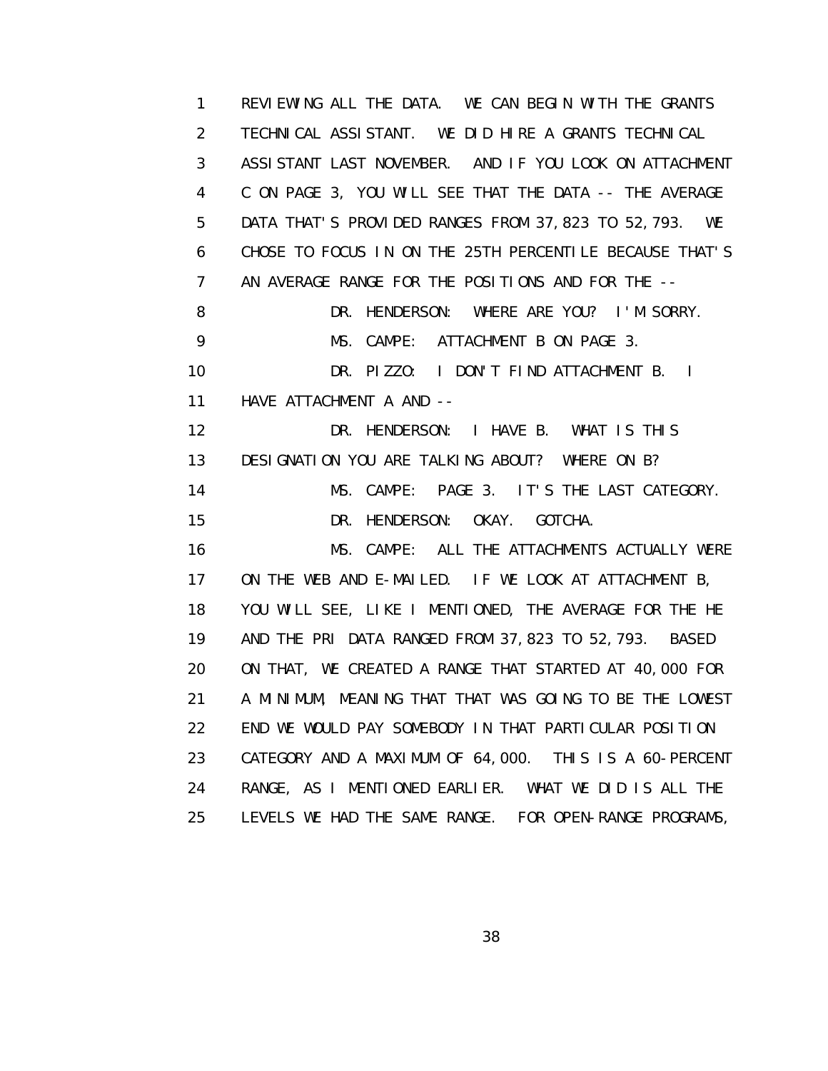1 REVIEWING ALL THE DATA. WE CAN BEGIN WITH THE GRANTS
2 TECHNICAL ASSISTANT. WE DID HIRE A GRANTS TECHNICAL
3 ASSISTANT LAST NOVEMBER. AND IF YOU LOOK ON ATTACHMENT
4 C ON PAGE 3, YOU WILL SEE THAT THE DATA -- THE AVERAGE
5 DATA THAT'S PROVIDED RANGES FROM 37,823 TO 52,793. WE
6 CHOSE TO FOCUS IN ON THE 25TH PERCENTILE BECAUSE THAT'S
7 AN AVERAGE RANGE FOR THE POSITIONS AND FOR THE --
8 DR. HENDERSON: WHERE ARE YOU? I'M SORRY.
9 MS. CAMPE: ATTACHMENT B ON PAGE 3.
10 DR. PIZZO: I DON'T FIND ATTACHMENT B. I
11 HAVE ATTACHMENT A AND --
12 DR. HENDERSON: I HAVE B. WHAT IS THIS
13 DESIGNATION YOU ARE TALKING ABOUT? WHERE ON B?
14 MS. CAMPE: PAGE 3. IT'S THE LAST CATEGORY.
15 DR. HENDERSON: OKAY. GOTCHA.
16 MS. CAMPE: ALL THE ATTACHMENTS ACTUALLY WERE
17 ON THE WEB AND E-MAILED. IF WE LOOK AT ATTACHMENT B,
18 YOU WILL SEE, LIKE I MENTIONED, THE AVERAGE FOR THE HE
19 AND THE PRI DATA RANGED FROM 37,823 TO 52,793. BASED
20 ON THAT, WE CREATED A RANGE THAT STARTED AT 40,000 FOR
21 A MINIMUM, MEANING THAT THAT WAS GOING TO BE THE LOWEST
22 END WE WOULD PAY SOMEBODY IN THAT PARTICULAR POSITION
23 CATEGORY AND A MAXIMUM OF 64,000. THIS IS A 60-PERCENT
24 RANGE, AS I MENTIONED EARLIER. WHAT WE DID IS ALL THE
25 LEVELS WE HAD THE SAME RANGE. FOR OPEN-RANGE PROGRAMS,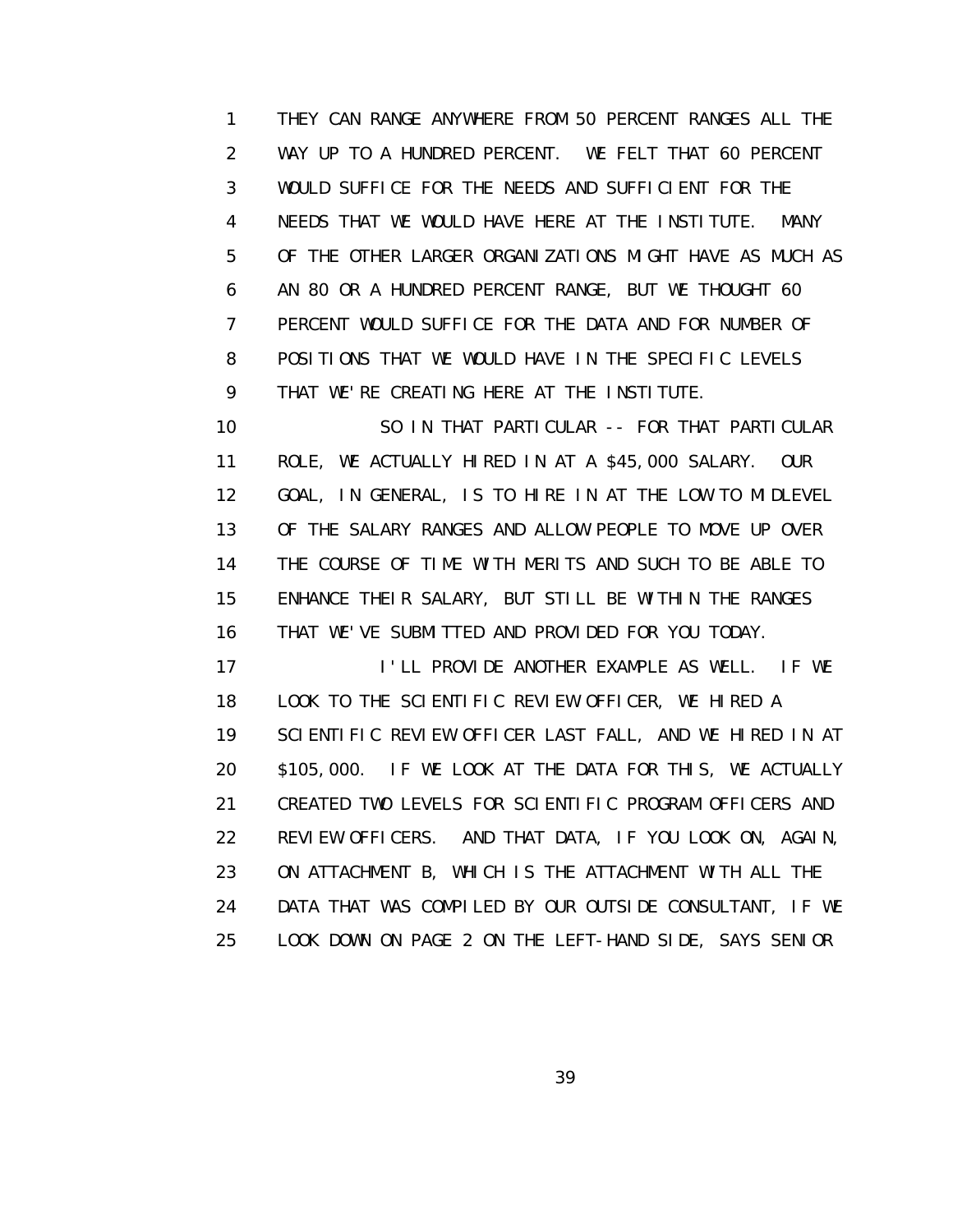THEY CAN RANGE ANYWHERE FROM 50 PERCENT RANGES ALL THE WAY UP TO A HUNDRED PERCENT. WE FELT THAT 60 PERCENT WOULD SUFFICE FOR THE NEEDS AND SUFFICIENT FOR THE NEEDS THAT WE WOULD HAVE HERE AT THE INSTITUTE. MANY OF THE OTHER LARGER ORGANIZATIONS MIGHT HAVE AS MUCH AS AN 80 OR A HUNDRED PERCENT RANGE, BUT WE THOUGHT 60 PERCENT WOULD SUFFICE FOR THE DATA AND FOR NUMBER OF POSITIONS THAT WE WOULD HAVE IN THE SPECIFIC LEVELS THAT WE'RE CREATING HERE AT THE INSTITUTE.

SO IN THAT PARTICULAR -- FOR THAT PARTICULAR ROLE, WE ACTUALLY HIRED IN AT A $45,000 SALARY. OUR GOAL, IN GENERAL, IS TO HIRE IN AT THE LOW TO MIDLEVEL OF THE SALARY RANGES AND ALLOW PEOPLE TO MOVE UP OVER THE COURSE OF TIME WITH MERITS AND SUCH TO BE ABLE TO ENHANCE THEIR SALARY, BUT STILL BE WITHIN THE RANGES THAT WE'VE SUBMITTED AND PROVIDED FOR YOU TODAY.

I'LL PROVIDE ANOTHER EXAMPLE AS WELL. IF WE LOOK TO THE SCIENTIFIC REVIEW OFFICER, WE HIRED A SCIENTIFIC REVIEW OFFICER LAST FALL, AND WE HIRED IN AT $105,000. IF WE LOOK AT THE DATA FOR THIS, WE ACTUALLY CREATED TWO LEVELS FOR SCIENTIFIC PROGRAM OFFICERS AND REVIEW OFFICERS. AND THAT DATA, IF YOU LOOK ON, AGAIN, ON ATTACHMENT B, WHICH IS THE ATTACHMENT WITH ALL THE DATA THAT WAS COMPILED BY OUR OUTSIDE CONSULTANT, IF WE LOOK DOWN ON PAGE 2 ON THE LEFT-HAND SIDE, SAYS SENIOR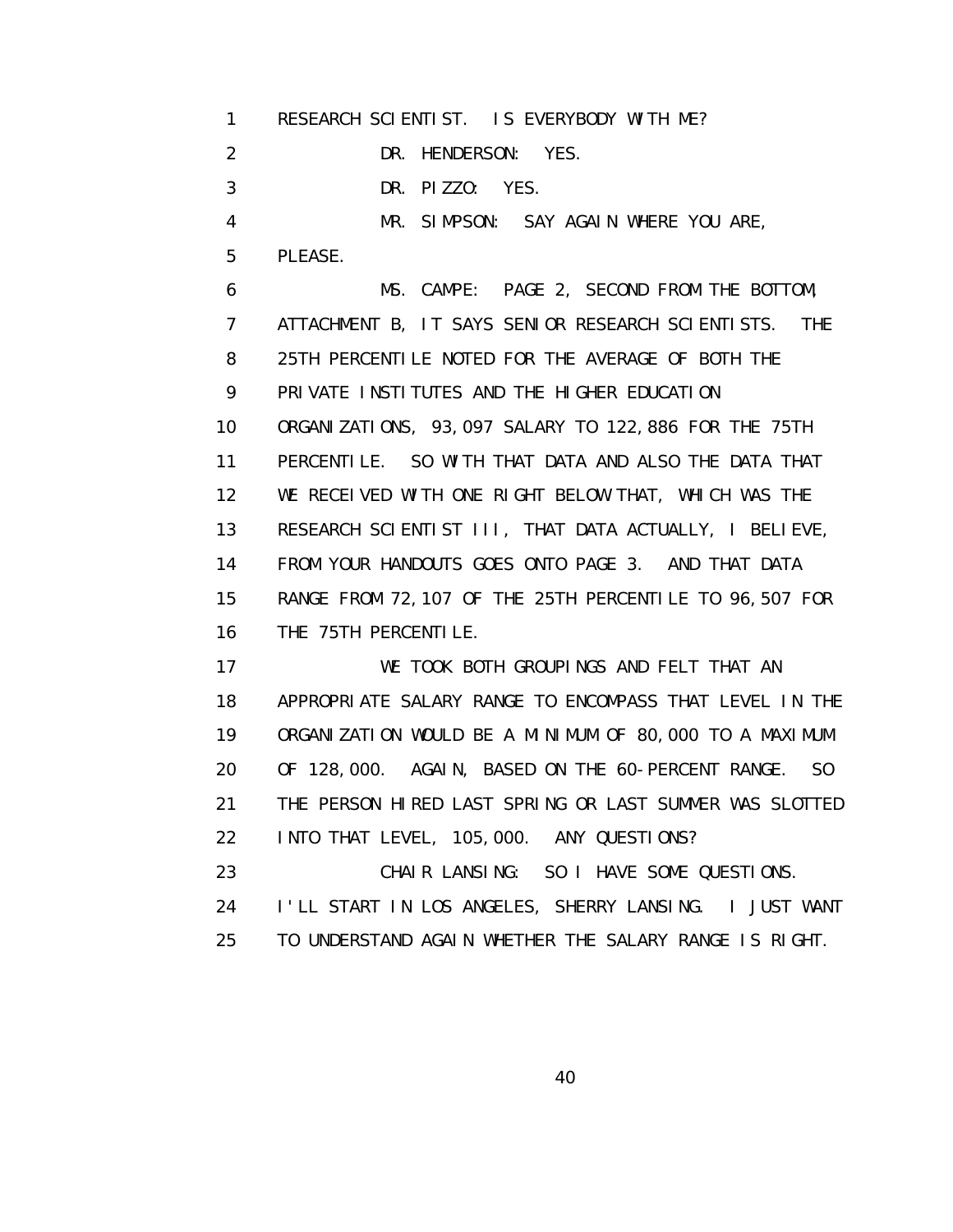RESEARCH SCIENTIST. IS EVERYBODY WITH ME?

DR. HENDERSON: YES.

DR. PIZZO: YES.

MR. SIMPSON: SAY AGAIN WHERE YOU ARE, PLEASE.

MS. CAMPE: PAGE 2, SECOND FROM THE BOTTOM, ATTACHMENT B, IT SAYS SENIOR RESEARCH SCIENTISTS. THE 25TH PERCENTILE NOTED FOR THE AVERAGE OF BOTH THE PRIVATE INSTITUTES AND THE HIGHER EDUCATION ORGANIZATIONS, 93,097 SALARY TO 122,886 FOR THE 75TH PERCENTILE. SO WITH THAT DATA AND ALSO THE DATA THAT WE RECEIVED WITH ONE RIGHT BELOW THAT, WHICH WAS THE RESEARCH SCIENTIST III, THAT DATA ACTUALLY, I BELIEVE, FROM YOUR HANDOUTS GOES ONTO PAGE 3. AND THAT DATA RANGE FROM 72,107 OF THE 25TH PERCENTILE TO 96,507 FOR THE 75TH PERCENTILE.

WE TOOK BOTH GROUPINGS AND FELT THAT AN APPROPRIATE SALARY RANGE TO ENCOMPASS THAT LEVEL IN THE ORGANIZATION WOULD BE A MINIMUM OF 80,000 TO A MAXIMUM OF 128,000. AGAIN, BASED ON THE 60-PERCENT RANGE. SO THE PERSON HIRED LAST SPRING OR LAST SUMMER WAS SLOTTED INTO THAT LEVEL, 105,000. ANY QUESTIONS?

CHAIR LANSING: SO I HAVE SOME QUESTIONS. I'LL START IN LOS ANGELES, SHERRY LANSING. I JUST WANT TO UNDERSTAND AGAIN WHETHER THE SALARY RANGE IS RIGHT.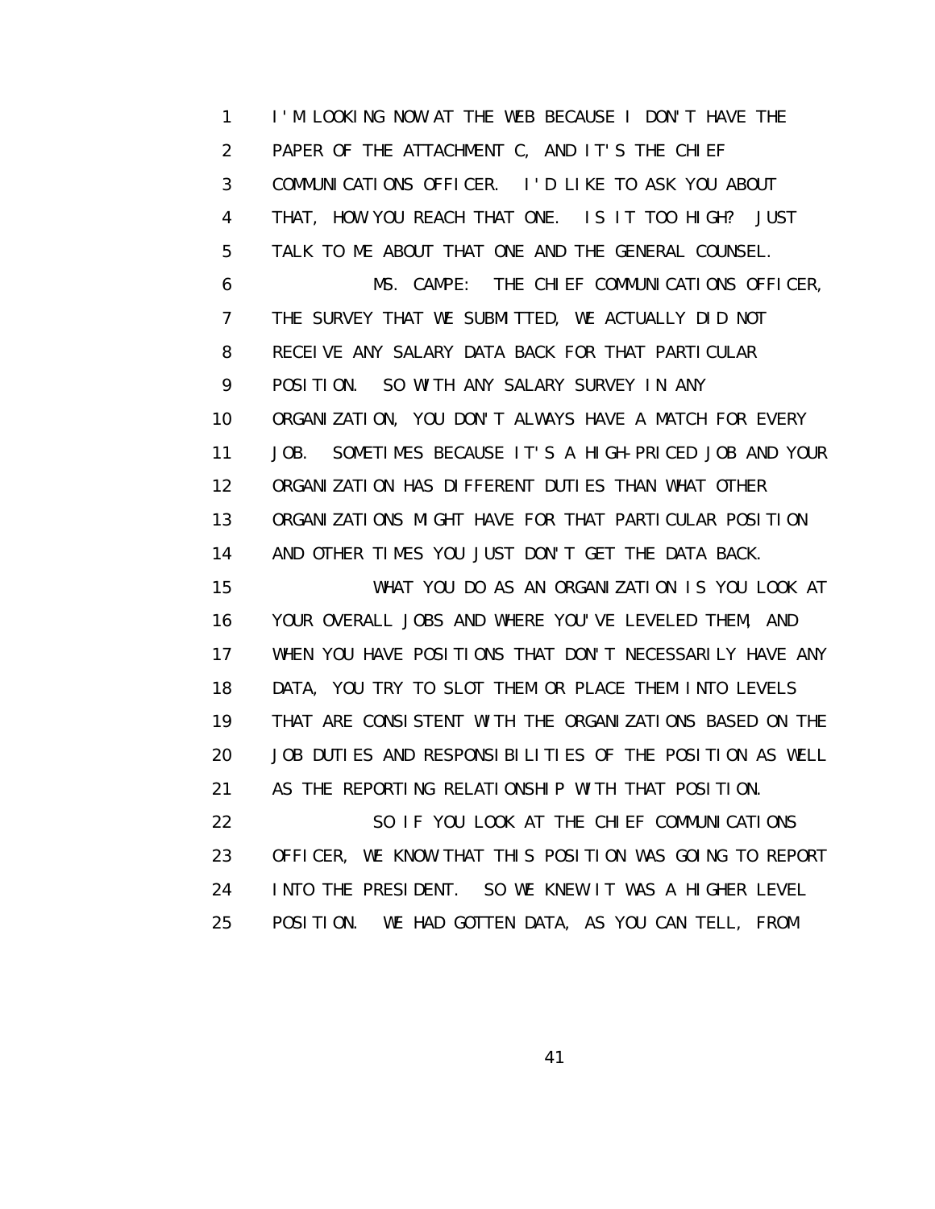I'M LOOKING NOW AT THE WEB BECAUSE I DON'T HAVE THE PAPER OF THE ATTACHMENT C, AND IT'S THE CHIEF COMMUNICATIONS OFFICER. I'D LIKE TO ASK YOU ABOUT THAT, HOW YOU REACH THAT ONE. IS IT TOO HIGH? JUST TALK TO ME ABOUT THAT ONE AND THE GENERAL COUNSEL.

MS. CAMPE: THE CHIEF COMMUNICATIONS OFFICER, THE SURVEY THAT WE SUBMITTED, WE ACTUALLY DID NOT RECEIVE ANY SALARY DATA BACK FOR THAT PARTICULAR POSITION. SO WITH ANY SALARY SURVEY IN ANY ORGANIZATION, YOU DON'T ALWAYS HAVE A MATCH FOR EVERY JOB. SOMETIMES BECAUSE IT'S A HIGH-PRICED JOB AND YOUR ORGANIZATION HAS DIFFERENT DUTIES THAN WHAT OTHER ORGANIZATIONS MIGHT HAVE FOR THAT PARTICULAR POSITION AND OTHER TIMES YOU JUST DON'T GET THE DATA BACK.

WHAT YOU DO AS AN ORGANIZATION IS YOU LOOK AT YOUR OVERALL JOBS AND WHERE YOU'VE LEVELED THEM, AND WHEN YOU HAVE POSITIONS THAT DON'T NECESSARILY HAVE ANY DATA, YOU TRY TO SLOT THEM OR PLACE THEM INTO LEVELS THAT ARE CONSISTENT WITH THE ORGANIZATIONS BASED ON THE JOB DUTIES AND RESPONSIBILITIES OF THE POSITION AS WELL AS THE REPORTING RELATIONSHIP WITH THAT POSITION.

SO IF YOU LOOK AT THE CHIEF COMMUNICATIONS OFFICER, WE KNOW THAT THIS POSITION WAS GOING TO REPORT INTO THE PRESIDENT. SO WE KNEW IT WAS A HIGHER LEVEL POSITION. WE HAD GOTTEN DATA, AS YOU CAN TELL, FROM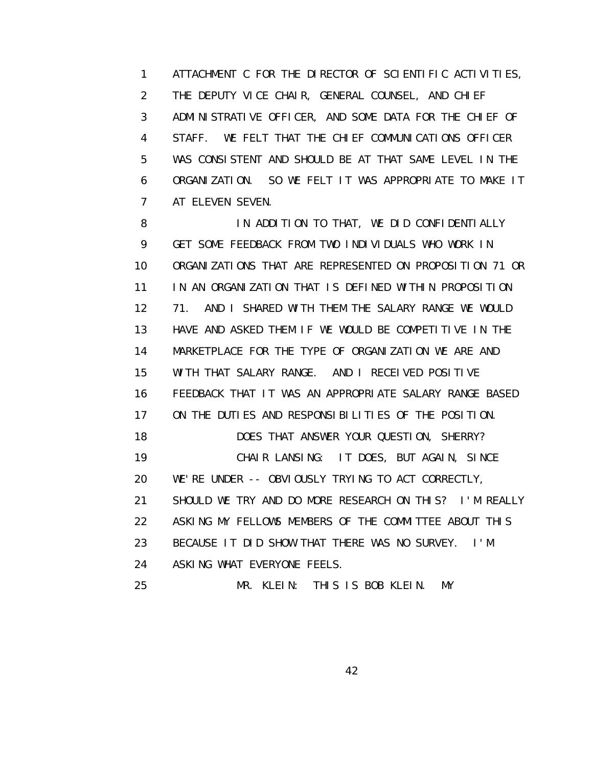ATTACHMENT C FOR THE DIRECTOR OF SCIENTIFIC ACTIVITIES, THE DEPUTY VICE CHAIR, GENERAL COUNSEL, AND CHIEF ADMINISTRATIVE OFFICER, AND SOME DATA FOR THE CHIEF OF STAFF. WE FELT THAT THE CHIEF COMMUNICATIONS OFFICER WAS CONSISTENT AND SHOULD BE AT THAT SAME LEVEL IN THE ORGANIZATION. SO WE FELT IT WAS APPROPRIATE TO MAKE IT AT ELEVEN SEVEN.

IN ADDITION TO THAT, WE DID CONFIDENTIALLY GET SOME FEEDBACK FROM TWO INDIVIDUALS WHO WORK IN ORGANIZATIONS THAT ARE REPRESENTED ON PROPOSITION 71 OR IN AN ORGANIZATION THAT IS DEFINED WITHIN PROPOSITION 71. AND I SHARED WITH THEM THE SALARY RANGE WE WOULD HAVE AND ASKED THEM IF WE WOULD BE COMPETITIVE IN THE MARKETPLACE FOR THE TYPE OF ORGANIZATION WE ARE AND WITH THAT SALARY RANGE. AND I RECEIVED POSITIVE FEEDBACK THAT IT WAS AN APPROPRIATE SALARY RANGE BASED ON THE DUTIES AND RESPONSIBILITIES OF THE POSITION.

DOES THAT ANSWER YOUR QUESTION, SHERRY?

CHAIR LANSING: IT DOES, BUT AGAIN, SINCE WE'RE UNDER -- OBVIOUSLY TRYING TO ACT CORRECTLY, SHOULD WE TRY AND DO MORE RESEARCH ON THIS? I'M REALLY ASKING MY FELLOWS MEMBERS OF THE COMMITTEE ABOUT THIS BECAUSE IT DID SHOW THAT THERE WAS NO SURVEY. I'M ASKING WHAT EVERYONE FEELS.

MR. KLEIN: THIS IS BOB KLEIN. MY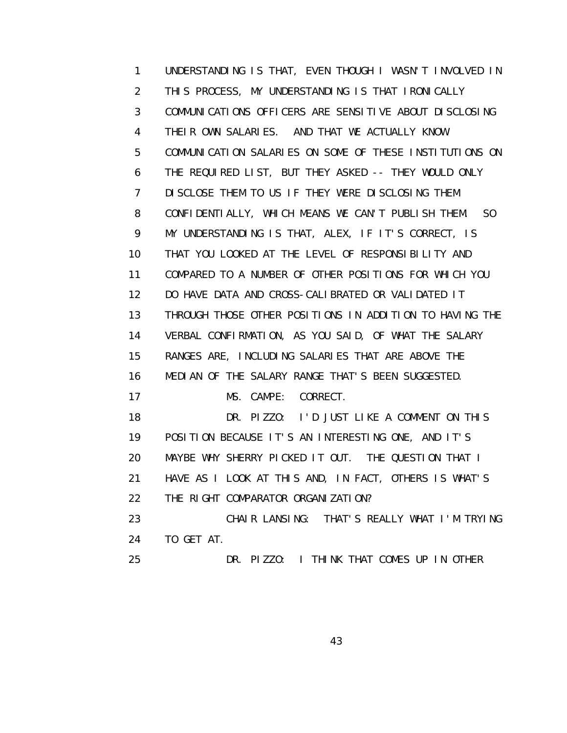UNDERSTANDING IS THAT, EVEN THOUGH I WASN'T INVOLVED IN THIS PROCESS, MY UNDERSTANDING IS THAT IRONICALLY COMMUNICATIONS OFFICERS ARE SENSITIVE ABOUT DISCLOSING THEIR OWN SALARIES. AND THAT WE ACTUALLY KNOW COMMUNICATION SALARIES ON SOME OF THESE INSTITUTIONS ON THE REQUIRED LIST, BUT THEY ASKED -- THEY WOULD ONLY DISCLOSE THEM TO US IF THEY WERE DISCLOSING THEM CONFIDENTIALLY, WHICH MEANS WE CAN'T PUBLISH THEM. SO MY UNDERSTANDING IS THAT, ALEX, IF IT'S CORRECT, IS THAT YOU LOOKED AT THE LEVEL OF RESPONSIBILITY AND COMPARED TO A NUMBER OF OTHER POSITIONS FOR WHICH YOU DO HAVE DATA AND CROSS-CALIBRATED OR VALIDATED IT THROUGH THOSE OTHER POSITIONS IN ADDITION TO HAVING THE VERBAL CONFIRMATION, AS YOU SAID, OF WHAT THE SALARY RANGES ARE, INCLUDING SALARIES THAT ARE ABOVE THE MEDIAN OF THE SALARY RANGE THAT'S BEEN SUGGESTED.

MS. CAMPE: CORRECT.

DR. PIZZO: I'D JUST LIKE A COMMENT ON THIS POSITION BECAUSE IT'S AN INTERESTING ONE, AND IT'S MAYBE WHY SHERRY PICKED IT OUT. THE QUESTION THAT I HAVE AS I LOOK AT THIS AND, IN FACT, OTHERS IS WHAT'S THE RIGHT COMPARATOR ORGANIZATION?

CHAIR LANSING: THAT'S REALLY WHAT I'M TRYING TO GET AT.

DR. PIZZO: I THINK THAT COMES UP IN OTHER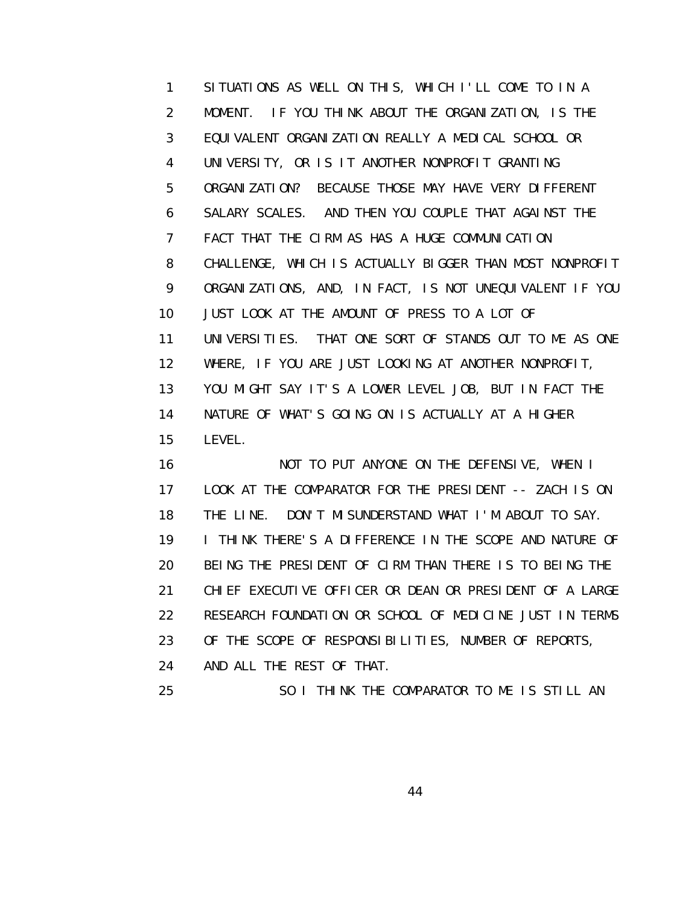SITUATIONS AS WELL ON THIS, WHICH I'LL COME TO IN A MOMENT. IF YOU THINK ABOUT THE ORGANIZATION, IS THE EQUIVALENT ORGANIZATION REALLY A MEDICAL SCHOOL OR UNIVERSITY, OR IS IT ANOTHER NONPROFIT GRANTING ORGANIZATION? BECAUSE THOSE MAY HAVE VERY DIFFERENT SALARY SCALES. AND THEN YOU COUPLE THAT AGAINST THE FACT THAT THE CIRM AS HAS A HUGE COMMUNICATION CHALLENGE, WHICH IS ACTUALLY BIGGER THAN MOST NONPROFIT ORGANIZATIONS, AND, IN FACT, IS NOT UNEQUIVALENT IF YOU JUST LOOK AT THE AMOUNT OF PRESS TO A LOT OF UNIVERSITIES. THAT ONE SORT OF STANDS OUT TO ME AS ONE WHERE, IF YOU ARE JUST LOOKING AT ANOTHER NONPROFIT, YOU MIGHT SAY IT'S A LOWER LEVEL JOB, BUT IN FACT THE NATURE OF WHAT'S GOING ON IS ACTUALLY AT A HIGHER LEVEL.

NOT TO PUT ANYONE ON THE DEFENSIVE, WHEN I LOOK AT THE COMPARATOR FOR THE PRESIDENT -- ZACH IS ON THE LINE. DON'T MISUNDERSTAND WHAT I'M ABOUT TO SAY. I THINK THERE'S A DIFFERENCE IN THE SCOPE AND NATURE OF BEING THE PRESIDENT OF CIRM THAN THERE IS TO BEING THE CHIEF EXECUTIVE OFFICER OR DEAN OR PRESIDENT OF A LARGE RESEARCH FOUNDATION OR SCHOOL OF MEDICINE JUST IN TERMS OF THE SCOPE OF RESPONSIBILITIES, NUMBER OF REPORTS, AND ALL THE REST OF THAT.

SO I THINK THE COMPARATOR TO ME IS STILL AN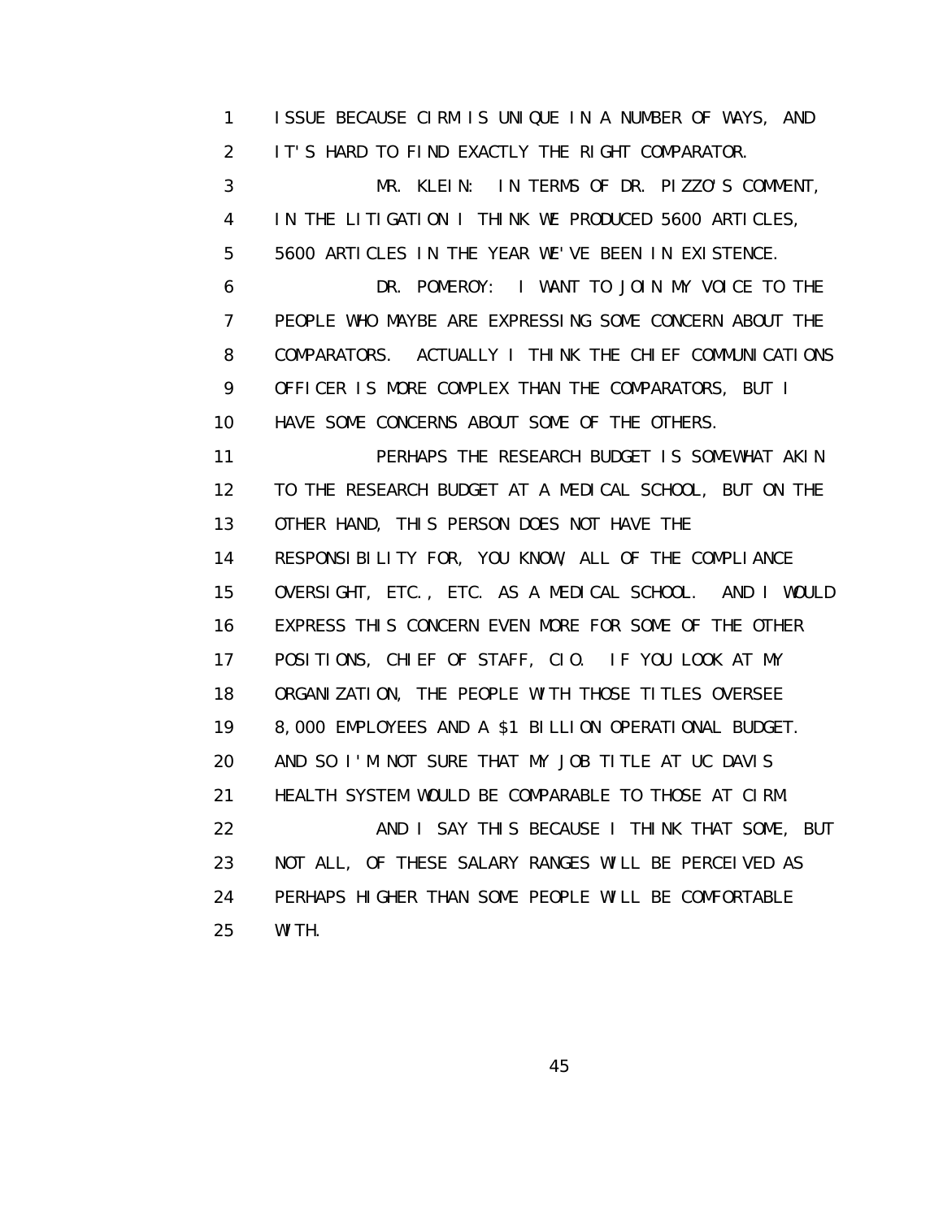ISSUE BECAUSE CIRM IS UNIQUE IN A NUMBER OF WAYS, AND IT'S HARD TO FIND EXACTLY THE RIGHT COMPARATOR.

MR. KLEIN: IN TERMS OF DR. PIZZO'S COMMENT, IN THE LITIGATION I THINK WE PRODUCED 5600 ARTICLES, 5600 ARTICLES IN THE YEAR WE'VE BEEN IN EXISTENCE.

DR. POMEROY: I WANT TO JOIN MY VOICE TO THE PEOPLE WHO MAYBE ARE EXPRESSING SOME CONCERN ABOUT THE COMPARATORS. ACTUALLY I THINK THE CHIEF COMMUNICATIONS OFFICER IS MORE COMPLEX THAN THE COMPARATORS, BUT I HAVE SOME CONCERNS ABOUT SOME OF THE OTHERS.

PERHAPS THE RESEARCH BUDGET IS SOMEWHAT AKIN TO THE RESEARCH BUDGET AT A MEDICAL SCHOOL, BUT ON THE OTHER HAND, THIS PERSON DOES NOT HAVE THE RESPONSIBILITY FOR, YOU KNOW, ALL OF THE COMPLIANCE OVERSIGHT, ETC., ETC. AS A MEDICAL SCHOOL. AND I WOULD EXPRESS THIS CONCERN EVEN MORE FOR SOME OF THE OTHER POSITIONS, CHIEF OF STAFF, CIO. IF YOU LOOK AT MY ORGANIZATION, THE PEOPLE WITH THOSE TITLES OVERSEE 8,000 EMPLOYEES AND A $1 BILLION OPERATIONAL BUDGET. AND SO I'M NOT SURE THAT MY JOB TITLE AT UC DAVIS HEALTH SYSTEM WOULD BE COMPARABLE TO THOSE AT CIRM.

AND I SAY THIS BECAUSE I THINK THAT SOME, BUT NOT ALL, OF THESE SALARY RANGES WILL BE PERCEIVED AS PERHAPS HIGHER THAN SOME PEOPLE WILL BE COMFORTABLE WITH.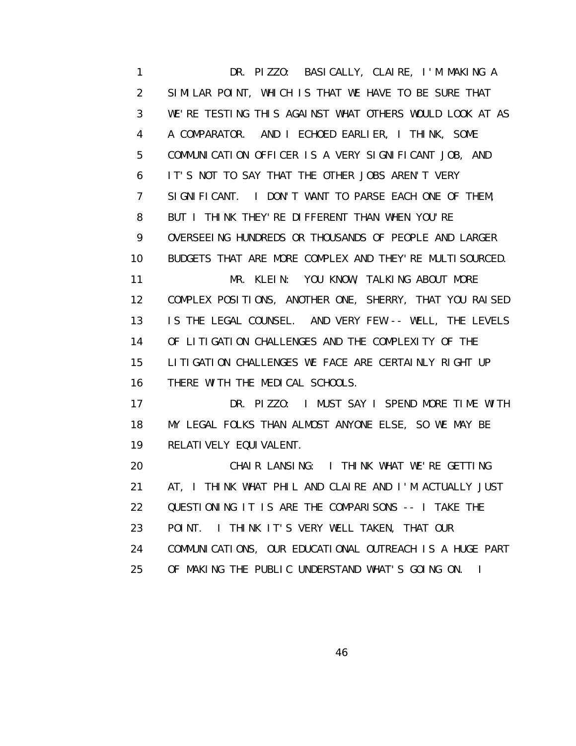DR. PIZZO: BASICALLY, CLAIRE, I'M MAKING A SIMILAR POINT, WHICH IS THAT WE HAVE TO BE SURE THAT WE'RE TESTING THIS AGAINST WHAT OTHERS WOULD LOOK AT AS A COMPARATOR. AND I ECHOED EARLIER, I THINK, SOME COMMUNICATION OFFICER IS A VERY SIGNIFICANT JOB, AND IT'S NOT TO SAY THAT THE OTHER JOBS AREN'T VERY SIGNIFICANT. I DON'T WANT TO PARSE EACH ONE OF THEM, BUT I THINK THEY'RE DIFFERENT THAN WHEN YOU'RE OVERSEEING HUNDREDS OR THOUSANDS OF PEOPLE AND LARGER BUDGETS THAT ARE MORE COMPLEX AND THEY'RE MULTISOURCED.

MR. KLEIN: YOU KNOW, TALKING ABOUT MORE COMPLEX POSITIONS, ANOTHER ONE, SHERRY, THAT YOU RAISED IS THE LEGAL COUNSEL. AND VERY FEW -- WELL, THE LEVELS OF LITIGATION CHALLENGES AND THE COMPLEXITY OF THE LITIGATION CHALLENGES WE FACE ARE CERTAINLY RIGHT UP THERE WITH THE MEDICAL SCHOOLS.

DR. PIZZO: I MUST SAY I SPEND MORE TIME WITH MY LEGAL FOLKS THAN ALMOST ANYONE ELSE, SO WE MAY BE RELATIVELY EQUIVALENT.

CHAIR LANSING: I THINK WHAT WE'RE GETTING AT, I THINK WHAT PHIL AND CLAIRE AND I'M ACTUALLY JUST QUESTIONING IT IS ARE THE COMPARISONS -- I TAKE THE POINT. I THINK IT'S VERY WELL TAKEN, THAT OUR COMMUNICATIONS, OUR EDUCATIONAL OUTREACH IS A HUGE PART OF MAKING THE PUBLIC UNDERSTAND WHAT'S GOING ON. I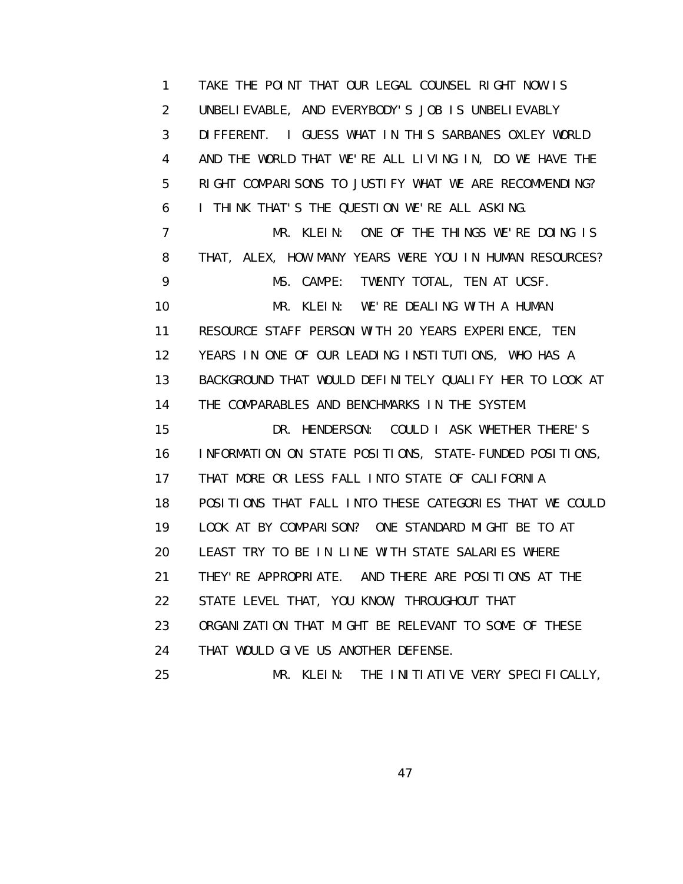TAKE THE POINT THAT OUR LEGAL COUNSEL RIGHT NOW IS UNBELIEVABLE, AND EVERYBODY'S JOB IS UNBELIEVABLY DIFFERENT. I GUESS WHAT IN THIS SARBANES OXLEY WORLD AND THE WORLD THAT WE'RE ALL LIVING IN, DO WE HAVE THE RIGHT COMPARISONS TO JUSTIFY WHAT WE ARE RECOMMENDING? I THINK THAT'S THE QUESTION WE'RE ALL ASKING.

MR. KLEIN: ONE OF THE THINGS WE'RE DOING IS THAT, ALEX, HOW MANY YEARS WERE YOU IN HUMAN RESOURCES?

MS. CAMPE: TWENTY TOTAL, TEN AT UCSF.

MR. KLEIN: WE'RE DEALING WITH A HUMAN RESOURCE STAFF PERSON WITH 20 YEARS EXPERIENCE, TEN YEARS IN ONE OF OUR LEADING INSTITUTIONS, WHO HAS A BACKGROUND THAT WOULD DEFINITELY QUALIFY HER TO LOOK AT THE COMPARABLES AND BENCHMARKS IN THE SYSTEM.

DR. HENDERSON: COULD I ASK WHETHER THERE'S INFORMATION ON STATE POSITIONS, STATE-FUNDED POSITIONS, THAT MORE OR LESS FALL INTO STATE OF CALIFORNIA POSITIONS THAT FALL INTO THESE CATEGORIES THAT WE COULD LOOK AT BY COMPARISON? ONE STANDARD MIGHT BE TO AT LEAST TRY TO BE IN LINE WITH STATE SALARIES WHERE THEY'RE APPROPRIATE. AND THERE ARE POSITIONS AT THE STATE LEVEL THAT, YOU KNOW, THROUGHOUT THAT ORGANIZATION THAT MIGHT BE RELEVANT TO SOME OF THESE THAT WOULD GIVE US ANOTHER DEFENSE.

MR. KLEIN: THE INITIATIVE VERY SPECIFICALLY,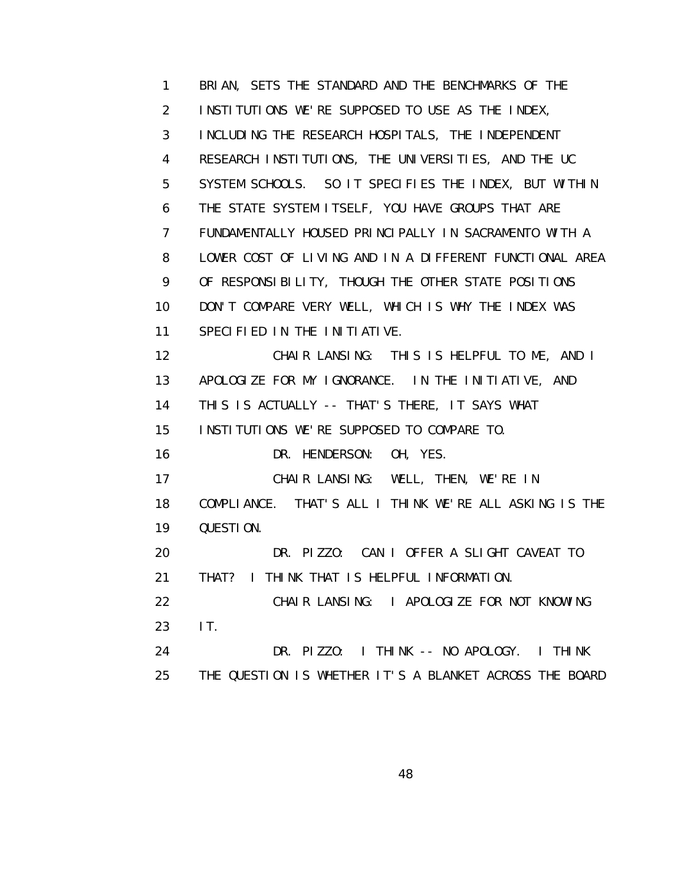1 BRIAN, SETS THE STANDARD AND THE BENCHMARKS OF THE
2 INSTITUTIONS WE'RE SUPPOSED TO USE AS THE INDEX,
3 INCLUDING THE RESEARCH HOSPITALS, THE INDEPENDENT
4 RESEARCH INSTITUTIONS, THE UNIVERSITIES, AND THE UC
5 SYSTEM SCHOOLS. SO IT SPECIFIES THE INDEX, BUT WITHIN
6 THE STATE SYSTEM ITSELF, YOU HAVE GROUPS THAT ARE
7 FUNDAMENTALLY HOUSED PRINCIPALLY IN SACRAMENTO WITH A
8 LOWER COST OF LIVING AND IN A DIFFERENT FUNCTIONAL AREA
9 OF RESPONSIBILITY, THOUGH THE OTHER STATE POSITIONS
10 DON'T COMPARE VERY WELL, WHICH IS WHY THE INDEX WAS
11 SPECIFIED IN THE INITIATIVE.
12 CHAIR LANSING: THIS IS HELPFUL TO ME, AND I
13 APOLOGIZE FOR MY IGNORANCE. IN THE INITIATIVE, AND
14 THIS IS ACTUALLY -- THAT'S THERE, IT SAYS WHAT
15 INSTITUTIONS WE'RE SUPPOSED TO COMPARE TO.
16 DR. HENDERSON: OH, YES.
17 CHAIR LANSING: WELL, THEN, WE'RE IN
18 COMPLIANCE. THAT'S ALL I THINK WE'RE ALL ASKING IS THE
19 QUESTION.
20 DR. PIZZO: CAN I OFFER A SLIGHT CAVEAT TO
21 THAT? I THINK THAT IS HELPFUL INFORMATION.
22 CHAIR LANSING: I APOLOGIZE FOR NOT KNOWING
23 IT.
24 DR. PIZZO: I THINK -- NO APOLOGY. I THINK
25 THE QUESTION IS WHETHER IT'S A BLANKET ACROSS THE BOARD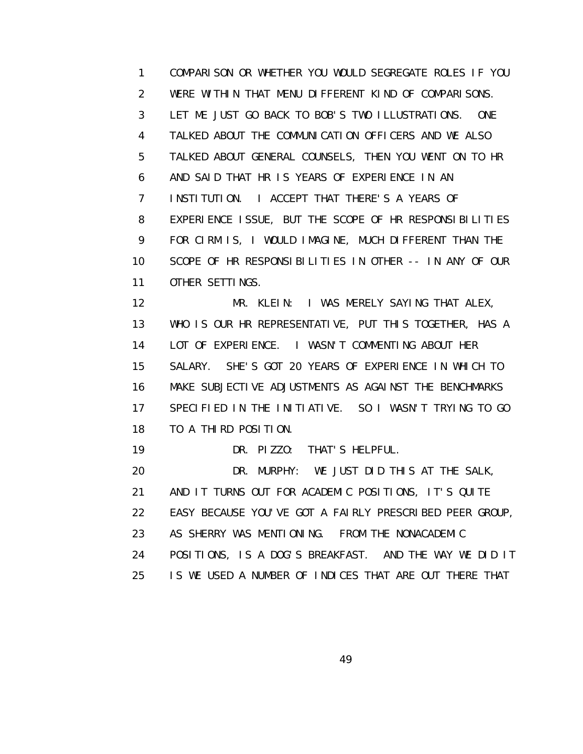COMPARISON OR WHETHER YOU WOULD SEGREGATE ROLES IF YOU WERE WITHIN THAT MENU DIFFERENT KIND OF COMPARISONS. LET ME JUST GO BACK TO BOB'S TWO ILLUSTRATIONS. ONE TALKED ABOUT THE COMMUNICATION OFFICERS AND WE ALSO TALKED ABOUT GENERAL COUNSELS, THEN YOU WENT ON TO HR AND SAID THAT HR IS YEARS OF EXPERIENCE IN AN INSTITUTION. I ACCEPT THAT THERE'S A YEARS OF EXPERIENCE ISSUE, BUT THE SCOPE OF HR RESPONSIBILITIES FOR CIRM IS, I WOULD IMAGINE, MUCH DIFFERENT THAN THE SCOPE OF HR RESPONSIBILITIES IN OTHER -- IN ANY OF OUR OTHER SETTINGS.

MR. KLEIN: I WAS MERELY SAYING THAT ALEX, WHO IS OUR HR REPRESENTATIVE, PUT THIS TOGETHER, HAS A LOT OF EXPERIENCE. I WASN'T COMMENTING ABOUT HER SALARY. SHE'S GOT 20 YEARS OF EXPERIENCE IN WHICH TO MAKE SUBJECTIVE ADJUSTMENTS AS AGAINST THE BENCHMARKS SPECIFIED IN THE INITIATIVE. SO I WASN'T TRYING TO GO TO A THIRD POSITION.

DR. PIZZO: THAT'S HELPFUL.

DR. MURPHY: WE JUST DID THIS AT THE SALK, AND IT TURNS OUT FOR ACADEMIC POSITIONS, IT'S QUITE EASY BECAUSE YOU'VE GOT A FAIRLY PRESCRIBED PEER GROUP, AS SHERRY WAS MENTIONING. FROM THE NONACADEMIC POSITIONS, IS A DOG'S BREAKFAST. AND THE WAY WE DID IT IS WE USED A NUMBER OF INDICES THAT ARE OUT THERE THAT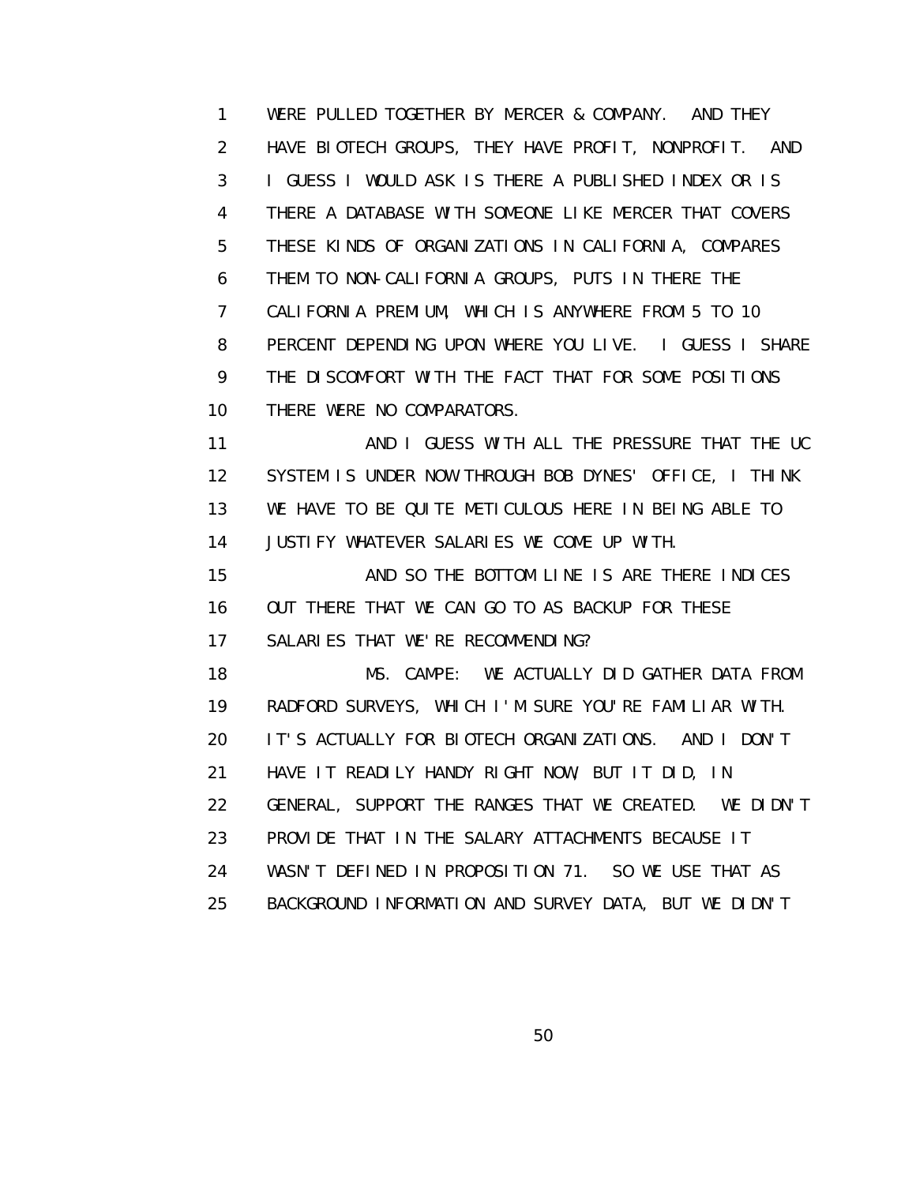WERE PULLED TOGETHER BY MERCER & COMPANY. AND THEY HAVE BIOTECH GROUPS, THEY HAVE PROFIT, NONPROFIT. AND I GUESS I WOULD ASK IS THERE A PUBLISHED INDEX OR IS THERE A DATABASE WITH SOMEONE LIKE MERCER THAT COVERS THESE KINDS OF ORGANIZATIONS IN CALIFORNIA, COMPARES THEM TO NON-CALIFORNIA GROUPS, PUTS IN THERE THE CALIFORNIA PREMIUM, WHICH IS ANYWHERE FROM 5 TO 10 PERCENT DEPENDING UPON WHERE YOU LIVE. I GUESS I SHARE THE DISCOMFORT WITH THE FACT THAT FOR SOME POSITIONS THERE WERE NO COMPARATORS.

AND I GUESS WITH ALL THE PRESSURE THAT THE UC SYSTEM IS UNDER NOW THROUGH BOB DYNES' OFFICE, I THINK WE HAVE TO BE QUITE METICULOUS HERE IN BEING ABLE TO JUSTIFY WHATEVER SALARIES WE COME UP WITH.

AND SO THE BOTTOM LINE IS ARE THERE INDICES OUT THERE THAT WE CAN GO TO AS BACKUP FOR THESE SALARIES THAT WE'RE RECOMMENDING?

MS. CAMPE: WE ACTUALLY DID GATHER DATA FROM RADFORD SURVEYS, WHICH I'M SURE YOU'RE FAMILIAR WITH. IT'S ACTUALLY FOR BIOTECH ORGANIZATIONS. AND I DON'T HAVE IT READILY HANDY RIGHT NOW, BUT IT DID, IN GENERAL, SUPPORT THE RANGES THAT WE CREATED. WE DIDN'T PROVIDE THAT IN THE SALARY ATTACHMENTS BECAUSE IT WASN'T DEFINED IN PROPOSITION 71. SO WE USE THAT AS BACKGROUND INFORMATION AND SURVEY DATA, BUT WE DIDN'T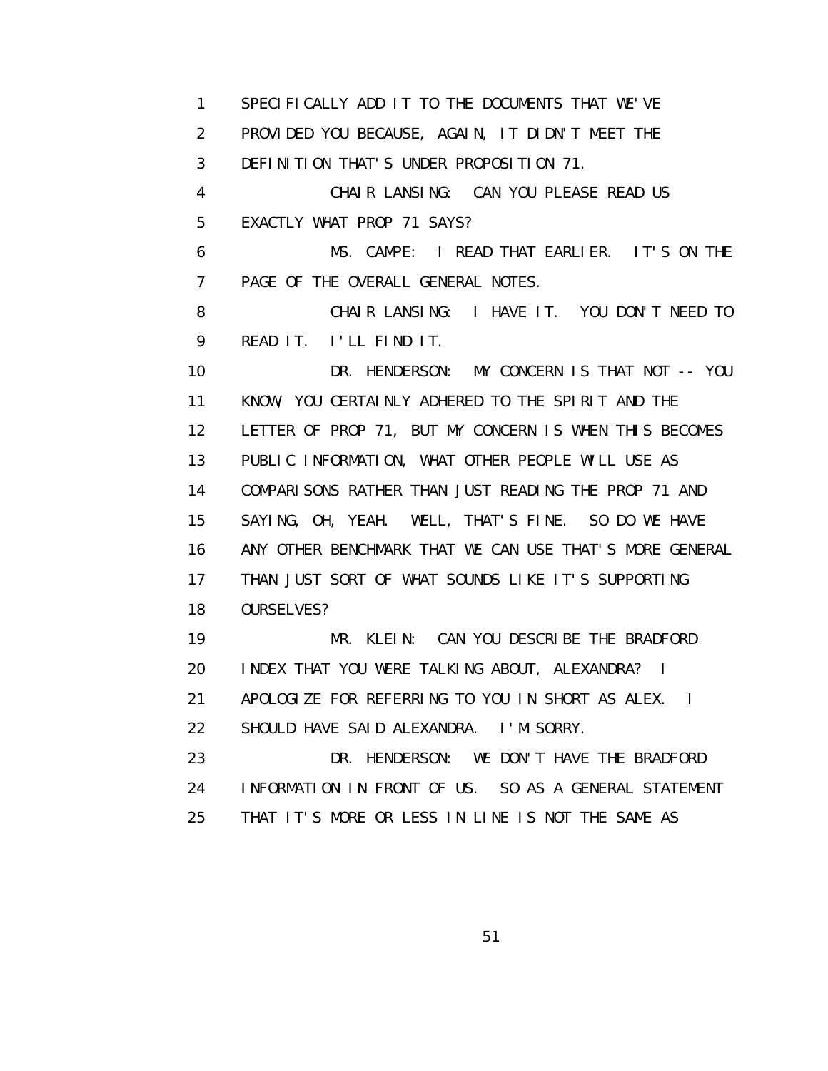SPECIFICALLY ADD IT TO THE DOCUMENTS THAT WE'VE PROVIDED YOU BECAUSE, AGAIN, IT DIDN'T MEET THE DEFINITION THAT'S UNDER PROPOSITION 71.

CHAIR LANSING: CAN YOU PLEASE READ US EXACTLY WHAT PROP 71 SAYS?

MS. CAMPE: I READ THAT EARLIER. IT'S ON THE PAGE OF THE OVERALL GENERAL NOTES.

CHAIR LANSING: I HAVE IT. YOU DON'T NEED TO READ IT. I'LL FIND IT.

DR. HENDERSON: MY CONCERN IS THAT NOT -- YOU KNOW, YOU CERTAINLY ADHERED TO THE SPIRIT AND THE LETTER OF PROP 71, BUT MY CONCERN IS WHEN THIS BECOMES PUBLIC INFORMATION, WHAT OTHER PEOPLE WILL USE AS COMPARISONS RATHER THAN JUST READING THE PROP 71 AND SAYING, OH, YEAH. WELL, THAT'S FINE. SO DO WE HAVE ANY OTHER BENCHMARK THAT WE CAN USE THAT'S MORE GENERAL THAN JUST SORT OF WHAT SOUNDS LIKE IT'S SUPPORTING OURSELVES?

MR. KLEIN: CAN YOU DESCRIBE THE BRADFORD INDEX THAT YOU WERE TALKING ABOUT, ALEXANDRA? I APOLOGIZE FOR REFERRING TO YOU IN SHORT AS ALEX. I SHOULD HAVE SAID ALEXANDRA. I'M SORRY.

DR. HENDERSON: WE DON'T HAVE THE BRADFORD INFORMATION IN FRONT OF US. SO AS A GENERAL STATEMENT THAT IT'S MORE OR LESS IN LINE IS NOT THE SAME AS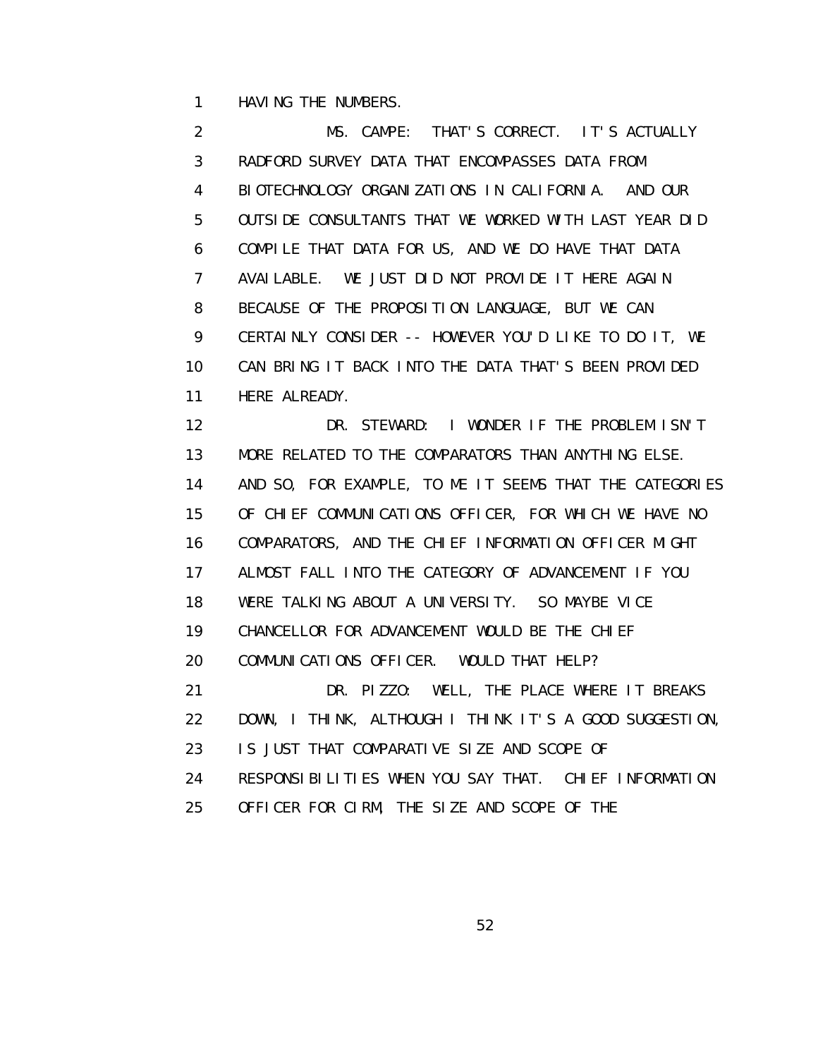HAVING THE NUMBERS.

MS. CAMPE: THAT'S CORRECT. IT'S ACTUALLY RADFORD SURVEY DATA THAT ENCOMPASSES DATA FROM BIOTECHNOLOGY ORGANIZATIONS IN CALIFORNIA. AND OUR OUTSIDE CONSULTANTS THAT WE WORKED WITH LAST YEAR DID COMPILE THAT DATA FOR US, AND WE DO HAVE THAT DATA AVAILABLE. WE JUST DID NOT PROVIDE IT HERE AGAIN BECAUSE OF THE PROPOSITION LANGUAGE, BUT WE CAN CERTAINLY CONSIDER -- HOWEVER YOU'D LIKE TO DO IT, WE CAN BRING IT BACK INTO THE DATA THAT'S BEEN PROVIDED HERE ALREADY.

DR. STEWARD: I WONDER IF THE PROBLEM ISN'T MORE RELATED TO THE COMPARATORS THAN ANYTHING ELSE. AND SO, FOR EXAMPLE, TO ME IT SEEMS THAT THE CATEGORIES OF CHIEF COMMUNICATIONS OFFICER, FOR WHICH WE HAVE NO COMPARATORS, AND THE CHIEF INFORMATION OFFICER MIGHT ALMOST FALL INTO THE CATEGORY OF ADVANCEMENT IF YOU WERE TALKING ABOUT A UNIVERSITY. SO MAYBE VICE CHANCELLOR FOR ADVANCEMENT WOULD BE THE CHIEF COMMUNICATIONS OFFICER. WOULD THAT HELP?

DR. PIZZO: WELL, THE PLACE WHERE IT BREAKS DOWN, I THINK, ALTHOUGH I THINK IT'S A GOOD SUGGESTION, IS JUST THAT COMPARATIVE SIZE AND SCOPE OF RESPONSIBILITIES WHEN YOU SAY THAT. CHIEF INFORMATION OFFICER FOR CIRM, THE SIZE AND SCOPE OF THE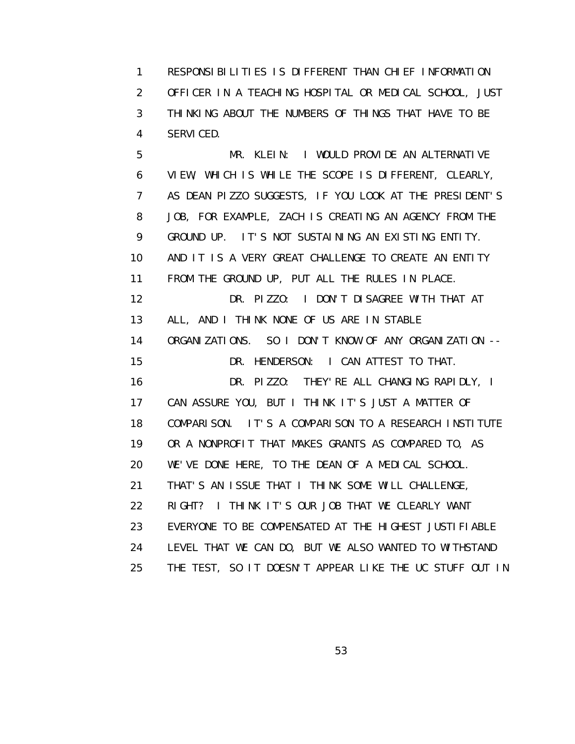RESPONSIBILITIES IS DIFFERENT THAN CHIEF INFORMATION OFFICER IN A TEACHING HOSPITAL OR MEDICAL SCHOOL, JUST THINKING ABOUT THE NUMBERS OF THINGS THAT HAVE TO BE SERVICED.

MR. KLEIN: I WOULD PROVIDE AN ALTERNATIVE VIEW, WHICH IS WHILE THE SCOPE IS DIFFERENT, CLEARLY, AS DEAN PIZZO SUGGESTS, IF YOU LOOK AT THE PRESIDENT'S JOB, FOR EXAMPLE, ZACH IS CREATING AN AGENCY FROM THE GROUND UP. IT'S NOT SUSTAINING AN EXISTING ENTITY. AND IT IS A VERY GREAT CHALLENGE TO CREATE AN ENTITY FROM THE GROUND UP, PUT ALL THE RULES IN PLACE.

DR. PIZZO: I DON'T DISAGREE WITH THAT AT ALL, AND I THINK NONE OF US ARE IN STABLE ORGANIZATIONS. SO I DON'T KNOW OF ANY ORGANIZATION --

DR. HENDERSON: I CAN ATTEST TO THAT.

DR. PIZZO: THEY'RE ALL CHANGING RAPIDLY, I CAN ASSURE YOU, BUT I THINK IT'S JUST A MATTER OF COMPARISON. IT'S A COMPARISON TO A RESEARCH INSTITUTE OR A NONPROFIT THAT MAKES GRANTS AS COMPARED TO, AS WE'VE DONE HERE, TO THE DEAN OF A MEDICAL SCHOOL. THAT'S AN ISSUE THAT I THINK SOME WILL CHALLENGE, RIGHT? I THINK IT'S OUR JOB THAT WE CLEARLY WANT EVERYONE TO BE COMPENSATED AT THE HIGHEST JUSTIFIABLE LEVEL THAT WE CAN DO, BUT WE ALSO WANTED TO WITHSTAND THE TEST, SO IT DOESN'T APPEAR LIKE THE UC STUFF OUT IN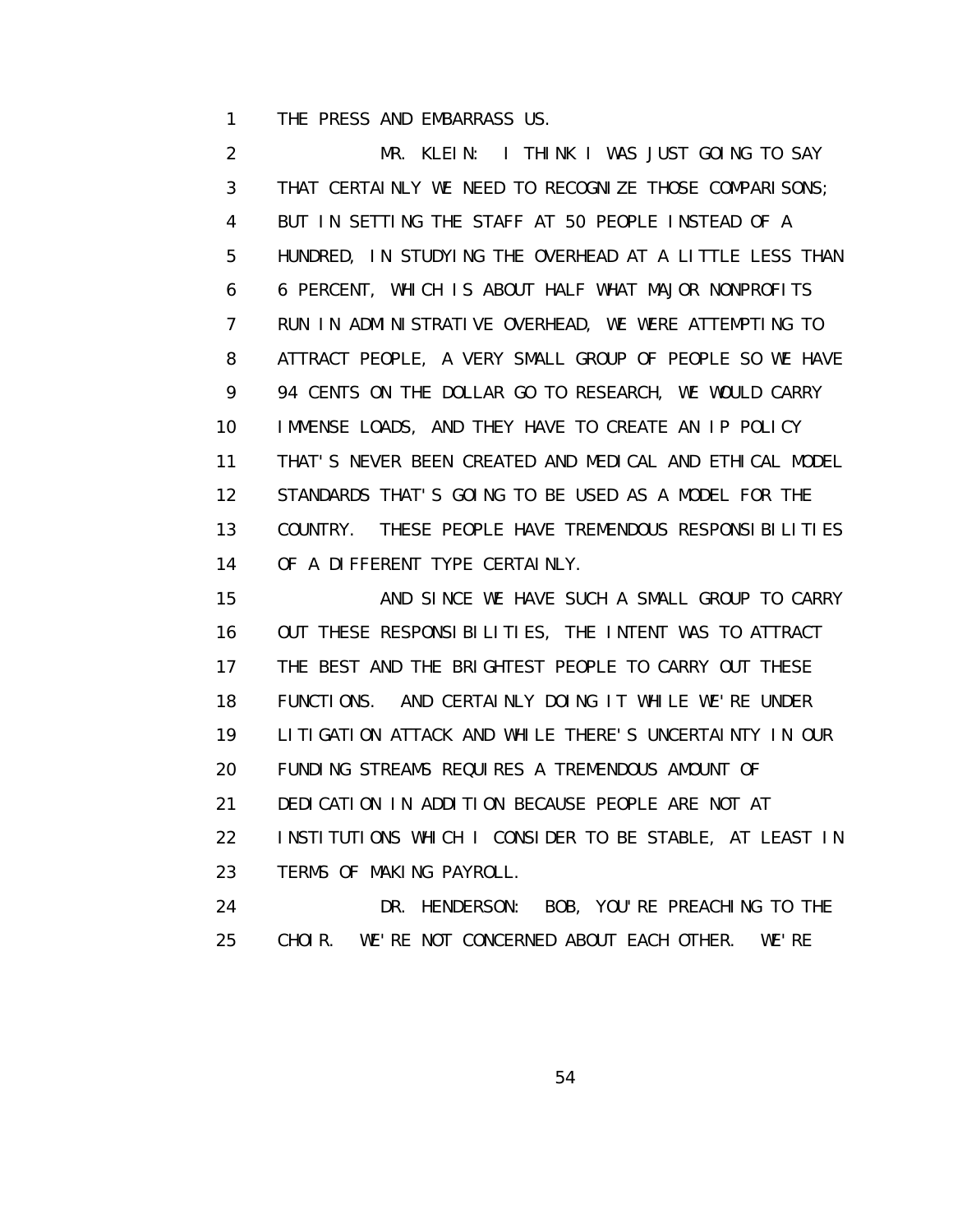THE PRESS AND EMBARRASS US.

MR. KLEIN: I THINK I WAS JUST GOING TO SAY THAT CERTAINLY WE NEED TO RECOGNIZE THOSE COMPARISONS; BUT IN SETTING THE STAFF AT 50 PEOPLE INSTEAD OF A HUNDRED, IN STUDYING THE OVERHEAD AT A LITTLE LESS THAN 6 PERCENT, WHICH IS ABOUT HALF WHAT MAJOR NONPROFITS RUN IN ADMINISTRATIVE OVERHEAD, WE WERE ATTEMPTING TO ATTRACT PEOPLE, A VERY SMALL GROUP OF PEOPLE SO WE HAVE 94 CENTS ON THE DOLLAR GO TO RESEARCH, WE WOULD CARRY IMMENSE LOADS, AND THEY HAVE TO CREATE AN IP POLICY THAT'S NEVER BEEN CREATED AND MEDICAL AND ETHICAL MODEL STANDARDS THAT'S GOING TO BE USED AS A MODEL FOR THE COUNTRY. THESE PEOPLE HAVE TREMENDOUS RESPONSIBILITIES OF A DIFFERENT TYPE CERTAINLY.

AND SINCE WE HAVE SUCH A SMALL GROUP TO CARRY OUT THESE RESPONSIBILITIES, THE INTENT WAS TO ATTRACT THE BEST AND THE BRIGHTEST PEOPLE TO CARRY OUT THESE FUNCTIONS. AND CERTAINLY DOING IT WHILE WE'RE UNDER LITIGATION ATTACK AND WHILE THERE'S UNCERTAINTY IN OUR FUNDING STREAMS REQUIRES A TREMENDOUS AMOUNT OF DEDICATION IN ADDITION BECAUSE PEOPLE ARE NOT AT INSTITUTIONS WHICH I CONSIDER TO BE STABLE, AT LEAST IN TERMS OF MAKING PAYROLL.

DR. HENDERSON: BOB, YOU'RE PREACHING TO THE CHOIR. WE'RE NOT CONCERNED ABOUT EACH OTHER. WE'RE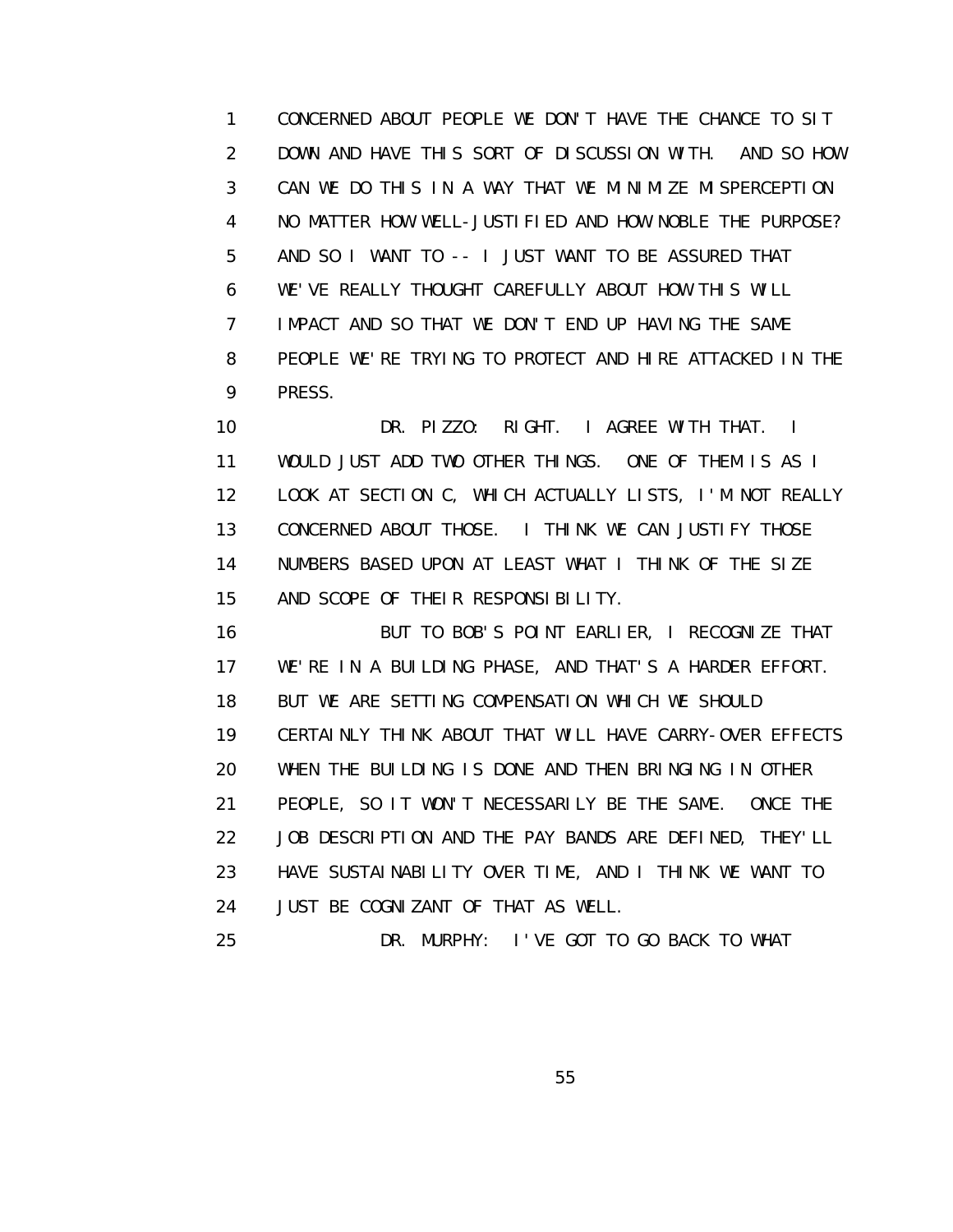CONCERNED ABOUT PEOPLE WE DON'T HAVE THE CHANCE TO SIT DOWN AND HAVE THIS SORT OF DISCUSSION WITH. AND SO HOW CAN WE DO THIS IN A WAY THAT WE MINIMIZE MISPERCEPTION NO MATTER HOW WELL-JUSTIFIED AND HOW NOBLE THE PURPOSE? AND SO I WANT TO -- I JUST WANT TO BE ASSURED THAT WE'VE REALLY THOUGHT CAREFULLY ABOUT HOW THIS WILL IMPACT AND SO THAT WE DON'T END UP HAVING THE SAME PEOPLE WE'RE TRYING TO PROTECT AND HIRE ATTACKED IN THE PRESS.

DR. PIZZO: RIGHT. I AGREE WITH THAT. I WOULD JUST ADD TWO OTHER THINGS. ONE OF THEM IS AS I LOOK AT SECTION C, WHICH ACTUALLY LISTS, I'M NOT REALLY CONCERNED ABOUT THOSE. I THINK WE CAN JUSTIFY THOSE NUMBERS BASED UPON AT LEAST WHAT I THINK OF THE SIZE AND SCOPE OF THEIR RESPONSIBILITY.

BUT TO BOB'S POINT EARLIER, I RECOGNIZE THAT WE'RE IN A BUILDING PHASE, AND THAT'S A HARDER EFFORT. BUT WE ARE SETTING COMPENSATION WHICH WE SHOULD CERTAINLY THINK ABOUT THAT WILL HAVE CARRY-OVER EFFECTS WHEN THE BUILDING IS DONE AND THEN BRINGING IN OTHER PEOPLE, SO IT WON'T NECESSARILY BE THE SAME. ONCE THE JOB DESCRIPTION AND THE PAY BANDS ARE DEFINED, THEY'LL HAVE SUSTAINABILITY OVER TIME, AND I THINK WE WANT TO JUST BE COGNIZANT OF THAT AS WELL.

DR. MURPHY: I'VE GOT TO GO BACK TO WHAT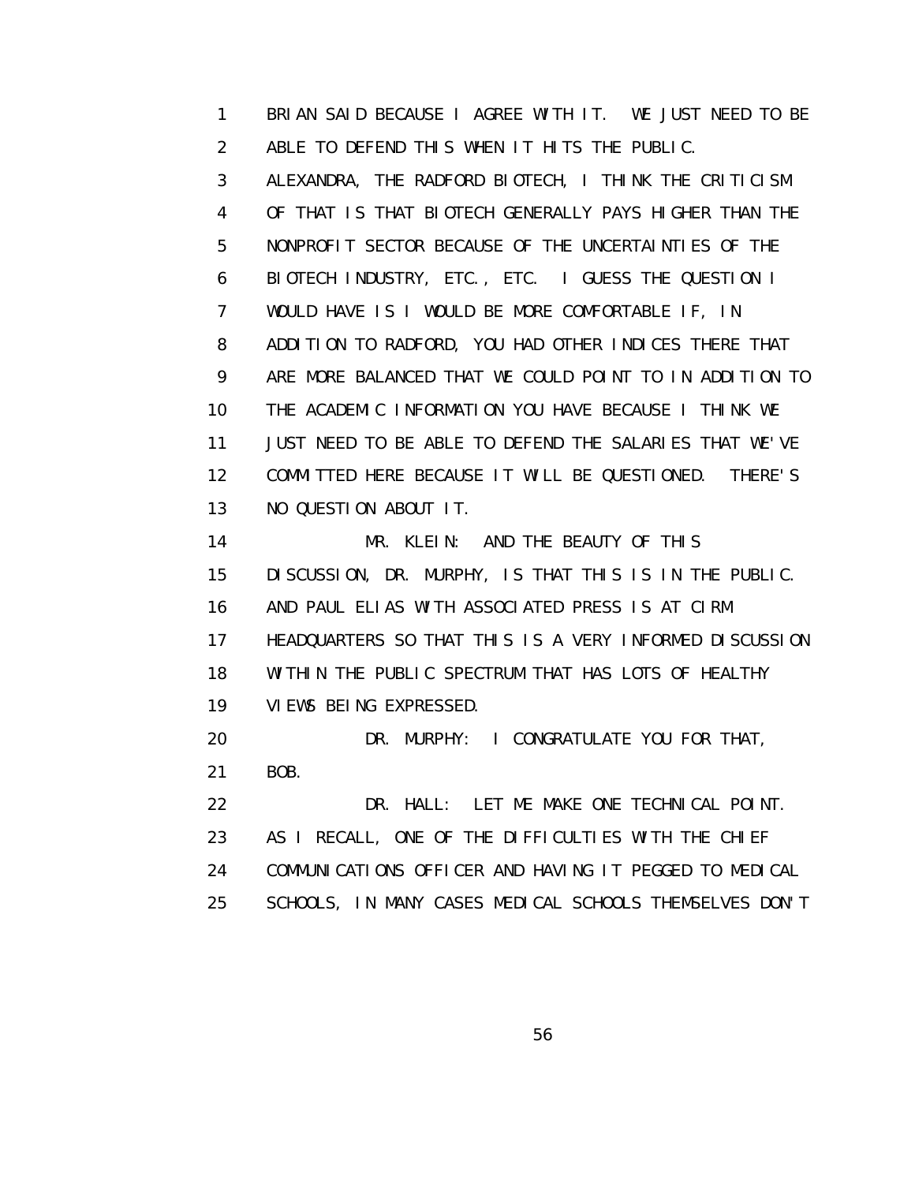BRIAN SAID BECAUSE I AGREE WITH IT. WE JUST NEED TO BE ABLE TO DEFEND THIS WHEN IT HITS THE PUBLIC. ALEXANDRA, THE RADFORD BIOTECH, I THINK THE CRITICISM OF THAT IS THAT BIOTECH GENERALLY PAYS HIGHER THAN THE NONPROFIT SECTOR BECAUSE OF THE UNCERTAINTIES OF THE BIOTECH INDUSTRY, ETC., ETC. I GUESS THE QUESTION I WOULD HAVE IS I WOULD BE MORE COMFORTABLE IF, IN ADDITION TO RADFORD, YOU HAD OTHER INDICES THERE THAT ARE MORE BALANCED THAT WE COULD POINT TO IN ADDITION TO THE ACADEMIC INFORMATION YOU HAVE BECAUSE I THINK WE JUST NEED TO BE ABLE TO DEFEND THE SALARIES THAT WE'VE COMMITTED HERE BECAUSE IT WILL BE QUESTIONED. THERE'S NO QUESTION ABOUT IT.

MR. KLEIN: AND THE BEAUTY OF THIS DISCUSSION, DR. MURPHY, IS THAT THIS IS IN THE PUBLIC. AND PAUL ELIAS WITH ASSOCIATED PRESS IS AT CIRM HEADQUARTERS SO THAT THIS IS A VERY INFORMED DISCUSSION WITHIN THE PUBLIC SPECTRUM THAT HAS LOTS OF HEALTHY VIEWS BEING EXPRESSED.

DR. MURPHY: I CONGRATULATE YOU FOR THAT, BOB.

DR. HALL: LET ME MAKE ONE TECHNICAL POINT. AS I RECALL, ONE OF THE DIFFICULTIES WITH THE CHIEF COMMUNICATIONS OFFICER AND HAVING IT PEGGED TO MEDICAL SCHOOLS, IN MANY CASES MEDICAL SCHOOLS THEMSELVES DON'T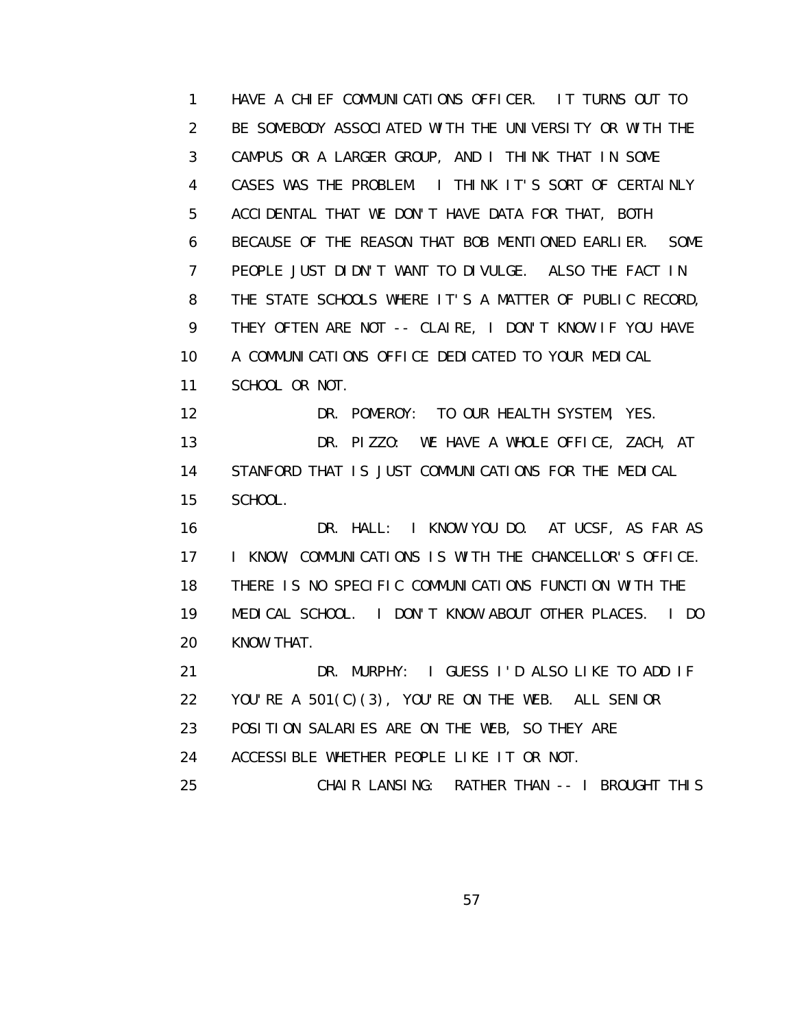1 HAVE A CHIEF COMMUNICATIONS OFFICER. IT TURNS OUT TO
2 BE SOMEBODY ASSOCIATED WITH THE UNIVERSITY OR WITH THE
3 CAMPUS OR A LARGER GROUP, AND I THINK THAT IN SOME
4 CASES WAS THE PROBLEM. I THINK IT'S SORT OF CERTAINLY
5 ACCIDENTAL THAT WE DON'T HAVE DATA FOR THAT, BOTH
6 BECAUSE OF THE REASON THAT BOB MENTIONED EARLIER. SOME
7 PEOPLE JUST DIDN'T WANT TO DIVULGE. ALSO THE FACT IN
8 THE STATE SCHOOLS WHERE IT'S A MATTER OF PUBLIC RECORD,
9 THEY OFTEN ARE NOT -- CLAIRE, I DON'T KNOW IF YOU HAVE
10 A COMMUNICATIONS OFFICE DEDICATED TO YOUR MEDICAL
11 SCHOOL OR NOT.
12 DR. POMEROY: TO OUR HEALTH SYSTEM, YES.
13 DR. PIZZO: WE HAVE A WHOLE OFFICE, ZACH, AT
14 STANFORD THAT IS JUST COMMUNICATIONS FOR THE MEDICAL
15 SCHOOL.
16 DR. HALL: I KNOW YOU DO. AT UCSF, AS FAR AS
17 I KNOW, COMMUNICATIONS IS WITH THE CHANCELLOR'S OFFICE.
18 THERE IS NO SPECIFIC COMMUNICATIONS FUNCTION WITH THE
19 MEDICAL SCHOOL. I DON'T KNOW ABOUT OTHER PLACES. I DO
20 KNOW THAT.
21 DR. MURPHY: I GUESS I'D ALSO LIKE TO ADD IF
22 YOU'RE A 501(C)(3), YOU'RE ON THE WEB. ALL SENIOR
23 POSITION SALARIES ARE ON THE WEB, SO THEY ARE
24 ACCESSIBLE WHETHER PEOPLE LIKE IT OR NOT.
25 CHAIR LANSING: RATHER THAN -- I BROUGHT THIS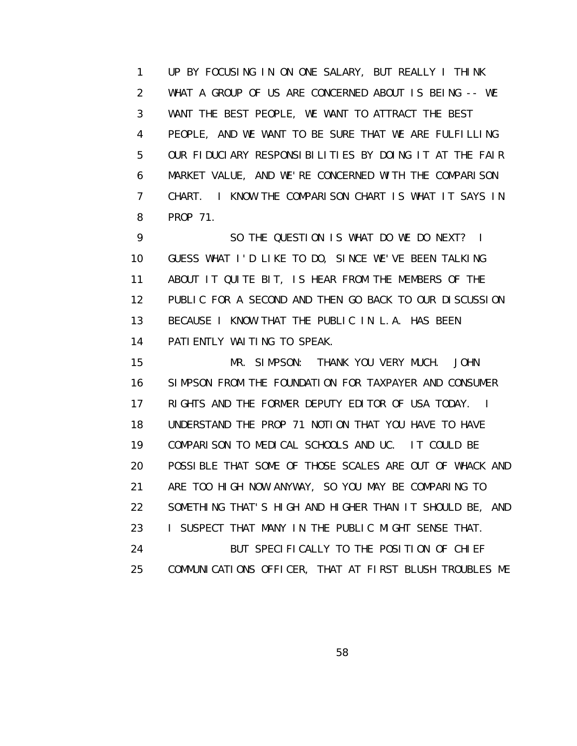UP BY FOCUSING IN ON ONE SALARY, BUT REALLY I THINK WHAT A GROUP OF US ARE CONCERNED ABOUT IS BEING -- WE WANT THE BEST PEOPLE, WE WANT TO ATTRACT THE BEST PEOPLE, AND WE WANT TO BE SURE THAT WE ARE FULFILLING OUR FIDUCIARY RESPONSIBILITIES BY DOING IT AT THE FAIR MARKET VALUE, AND WE'RE CONCERNED WITH THE COMPARISON CHART. I KNOW THE COMPARISON CHART IS WHAT IT SAYS IN PROP 71.

SO THE QUESTION IS WHAT DO WE DO NEXT? I GUESS WHAT I'D LIKE TO DO, SINCE WE'VE BEEN TALKING ABOUT IT QUITE BIT, IS HEAR FROM THE MEMBERS OF THE PUBLIC FOR A SECOND AND THEN GO BACK TO OUR DISCUSSION BECAUSE I KNOW THAT THE PUBLIC IN L.A. HAS BEEN PATIENTLY WAITING TO SPEAK.

MR. SIMPSON: THANK YOU VERY MUCH. JOHN SIMPSON FROM THE FOUNDATION FOR TAXPAYER AND CONSUMER RIGHTS AND THE FORMER DEPUTY EDITOR OF USA TODAY. I UNDERSTAND THE PROP 71 NOTION THAT YOU HAVE TO HAVE COMPARISON TO MEDICAL SCHOOLS AND UC. IT COULD BE POSSIBLE THAT SOME OF THOSE SCALES ARE OUT OF WHACK AND ARE TOO HIGH NOW ANYWAY, SO YOU MAY BE COMPARING TO SOMETHING THAT'S HIGH AND HIGHER THAN IT SHOULD BE, AND I SUSPECT THAT MANY IN THE PUBLIC MIGHT SENSE THAT.

BUT SPECIFICALLY TO THE POSITION OF CHIEF COMMUNICATIONS OFFICER, THAT AT FIRST BLUSH TROUBLES ME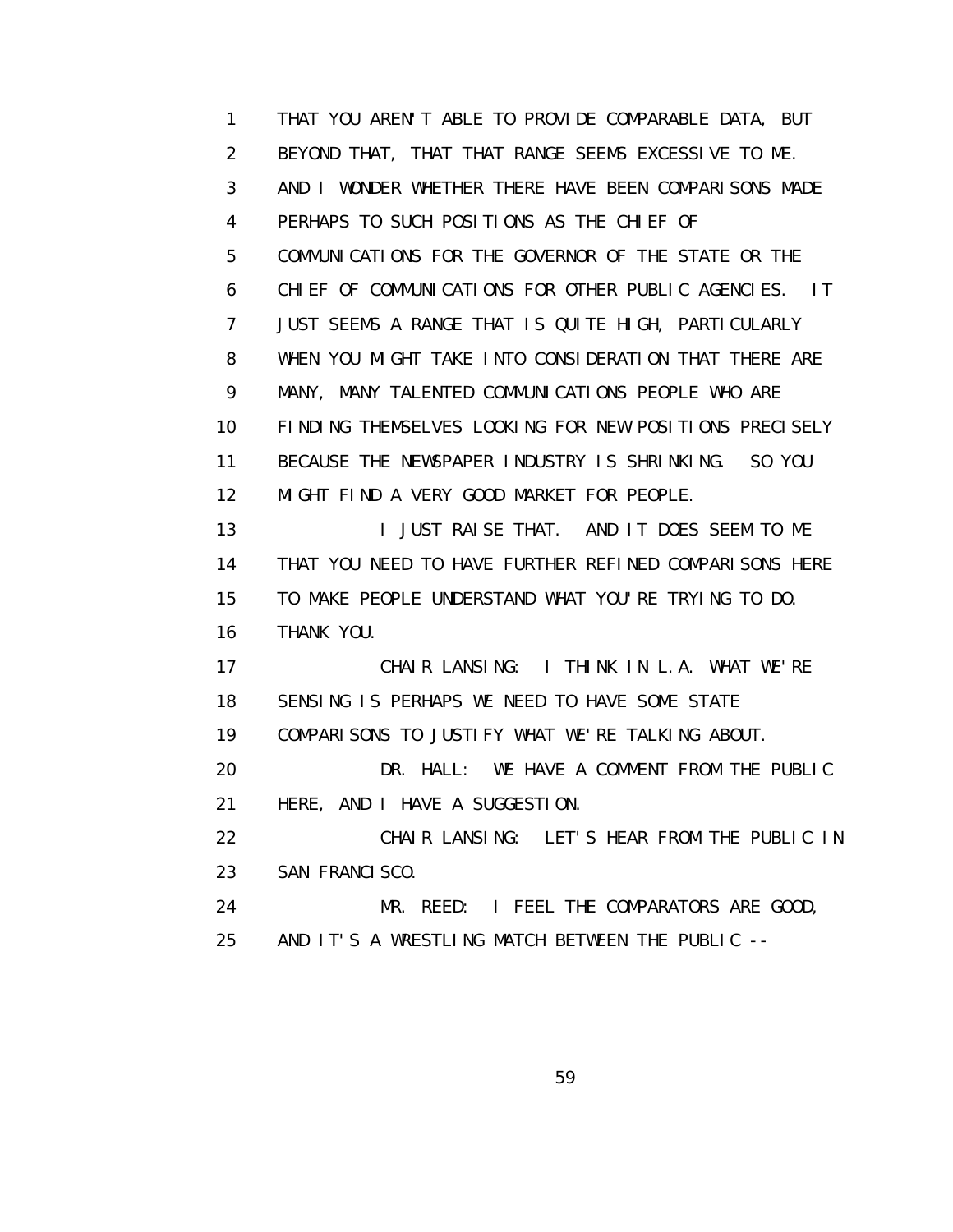THAT YOU AREN'T ABLE TO PROVIDE COMPARABLE DATA, BUT BEYOND THAT, THAT THAT RANGE SEEMS EXCESSIVE TO ME. AND I WONDER WHETHER THERE HAVE BEEN COMPARISONS MADE PERHAPS TO SUCH POSITIONS AS THE CHIEF OF COMMUNICATIONS FOR THE GOVERNOR OF THE STATE OR THE CHIEF OF COMMUNICATIONS FOR OTHER PUBLIC AGENCIES. IT JUST SEEMS A RANGE THAT IS QUITE HIGH, PARTICULARLY WHEN YOU MIGHT TAKE INTO CONSIDERATION THAT THERE ARE MANY, MANY TALENTED COMMUNICATIONS PEOPLE WHO ARE FINDING THEMSELVES LOOKING FOR NEW POSITIONS PRECISELY BECAUSE THE NEWSPAPER INDUSTRY IS SHRINKING. SO YOU MIGHT FIND A VERY GOOD MARKET FOR PEOPLE.

I JUST RAISE THAT. AND IT DOES SEEM TO ME THAT YOU NEED TO HAVE FURTHER REFINED COMPARISONS HERE TO MAKE PEOPLE UNDERSTAND WHAT YOU'RE TRYING TO DO. THANK YOU.

CHAIR LANSING: I THINK IN L.A. WHAT WE'RE SENSING IS PERHAPS WE NEED TO HAVE SOME STATE COMPARISONS TO JUSTIFY WHAT WE'RE TALKING ABOUT.

DR. HALL: WE HAVE A COMMENT FROM THE PUBLIC HERE, AND I HAVE A SUGGESTION.

CHAIR LANSING: LET'S HEAR FROM THE PUBLIC IN SAN FRANCISCO.

MR. REED: I FEEL THE COMPARATORS ARE GOOD, AND IT'S A WRESTLING MATCH BETWEEN THE PUBLIC --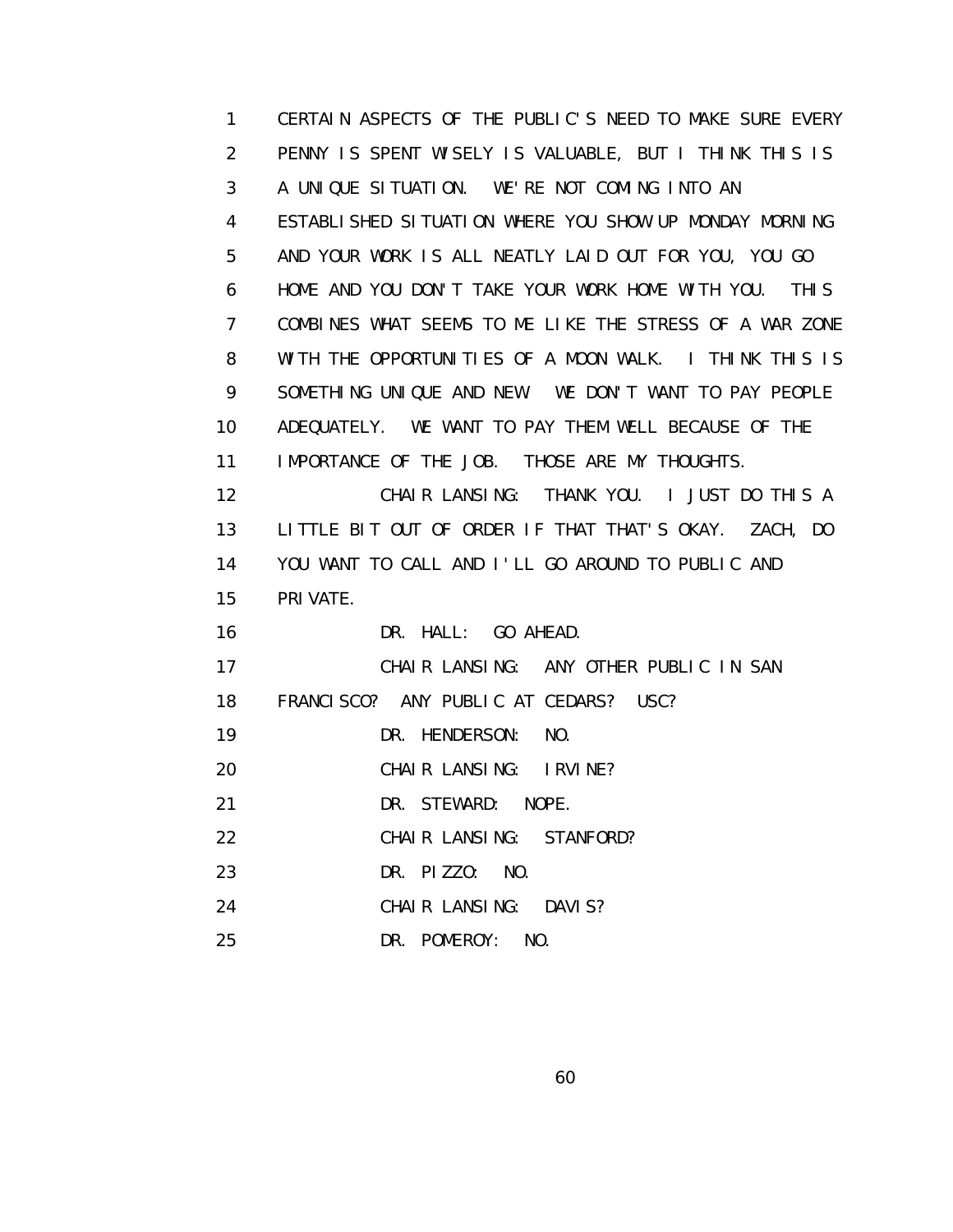CERTAIN ASPECTS OF THE PUBLIC'S NEED TO MAKE SURE EVERY PENNY IS SPENT WISELY IS VALUABLE, BUT I THINK THIS IS A UNIQUE SITUATION. WE'RE NOT COMING INTO AN ESTABLISHED SITUATION WHERE YOU SHOW UP MONDAY MORNING AND YOUR WORK IS ALL NEATLY LAID OUT FOR YOU, YOU GO HOME AND YOU DON'T TAKE YOUR WORK HOME WITH YOU. THIS COMBINES WHAT SEEMS TO ME LIKE THE STRESS OF A WAR ZONE WITH THE OPPORTUNITIES OF A MOON WALK. I THINK THIS IS SOMETHING UNIQUE AND NEW. WE DON'T WANT TO PAY PEOPLE ADEQUATELY. WE WANT TO PAY THEM WELL BECAUSE OF THE IMPORTANCE OF THE JOB. THOSE ARE MY THOUGHTS.

CHAIR LANSING: THANK YOU. I JUST DO THIS A LITTLE BIT OUT OF ORDER IF THAT THAT'S OKAY. ZACH, DO YOU WANT TO CALL AND I'LL GO AROUND TO PUBLIC AND PRIVATE.

DR. HALL: GO AHEAD.

CHAIR LANSING: ANY OTHER PUBLIC IN SAN FRANCISCO? ANY PUBLIC AT CEDARS? USC?

DR. HENDERSON: NO.

CHAIR LANSING: IRVINE?

DR. STEWARD: NOPE.

CHAIR LANSING: STANFORD?

DR. PIZZO: NO.

CHAIR LANSING: DAVIS?

DR. POMEROY: NO.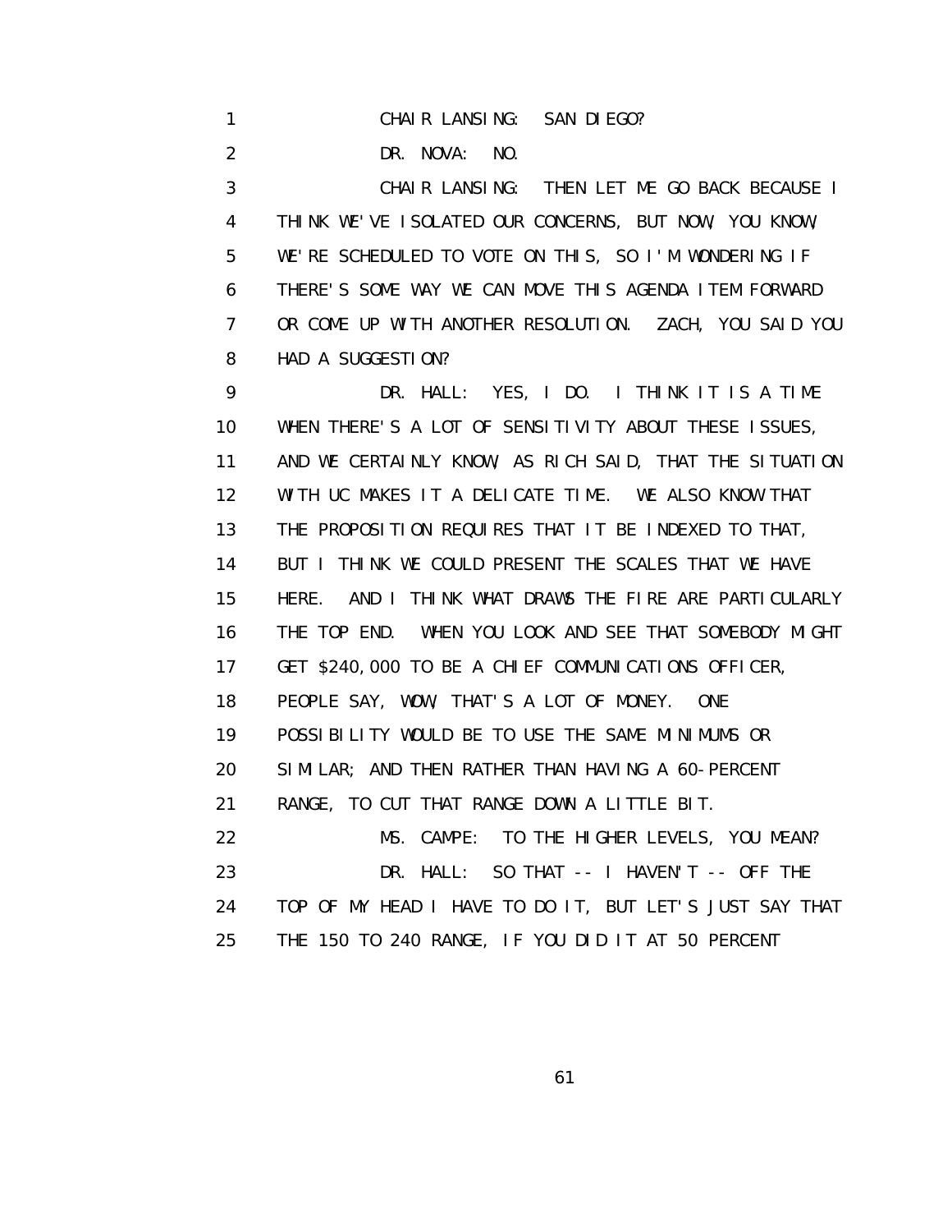CHAIR LANSING: SAN DIEGO?

DR. NOVA: NO.

CHAIR LANSING: THEN LET ME GO BACK BECAUSE I THINK WE'VE ISOLATED OUR CONCERNS, BUT NOW, YOU KNOW, WE'RE SCHEDULED TO VOTE ON THIS, SO I'M WONDERING IF THERE'S SOME WAY WE CAN MOVE THIS AGENDA ITEM FORWARD OR COME UP WITH ANOTHER RESOLUTION. ZACH, YOU SAID YOU HAD A SUGGESTION?

DR. HALL: YES, I DO. I THINK IT IS A TIME WHEN THERE'S A LOT OF SENSITIVITY ABOUT THESE ISSUES, AND WE CERTAINLY KNOW, AS RICH SAID, THAT THE SITUATION WITH UC MAKES IT A DELICATE TIME. WE ALSO KNOW THAT THE PROPOSITION REQUIRES THAT IT BE INDEXED TO THAT, BUT I THINK WE COULD PRESENT THE SCALES THAT WE HAVE HERE. AND I THINK WHAT DRAWS THE FIRE ARE PARTICULARLY THE TOP END. WHEN YOU LOOK AND SEE THAT SOMEBODY MIGHT GET $240,000 TO BE A CHIEF COMMUNICATIONS OFFICER, PEOPLE SAY, WOW, THAT'S A LOT OF MONEY. ONE POSSIBILITY WOULD BE TO USE THE SAME MINIMUMS OR SIMILAR; AND THEN RATHER THAN HAVING A 60-PERCENT RANGE, TO CUT THAT RANGE DOWN A LITTLE BIT.

MS. CAMPE: TO THE HIGHER LEVELS, YOU MEAN?

DR. HALL: SO THAT -- I HAVEN'T -- OFF THE TOP OF MY HEAD I HAVE TO DO IT, BUT LET'S JUST SAY THAT THE 150 TO 240 RANGE, IF YOU DID IT AT 50 PERCENT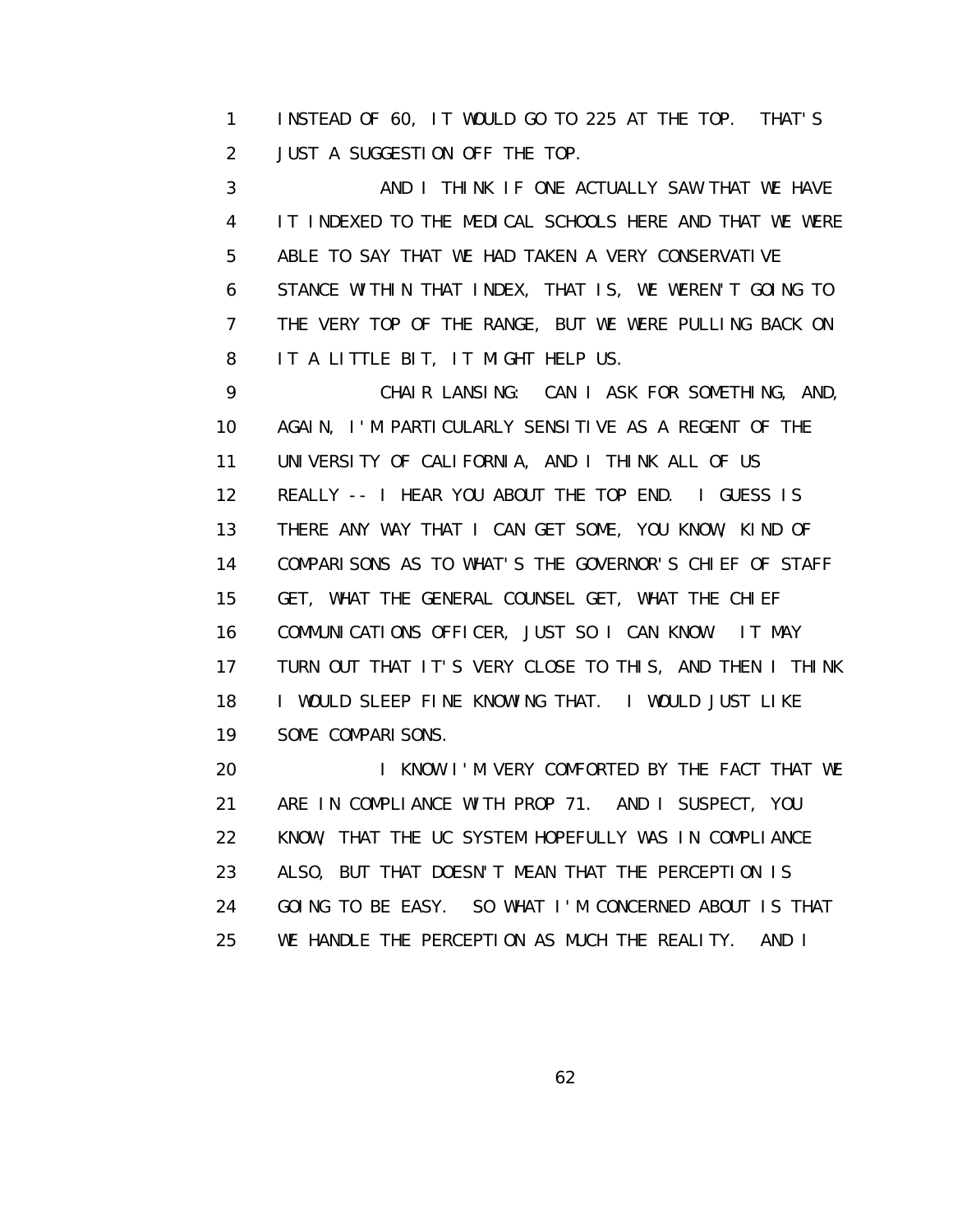INSTEAD OF 60, IT WOULD GO TO 225 AT THE TOP. THAT'S JUST A SUGGESTION OFF THE TOP.

AND I THINK IF ONE ACTUALLY SAW THAT WE HAVE IT INDEXED TO THE MEDICAL SCHOOLS HERE AND THAT WE WERE ABLE TO SAY THAT WE HAD TAKEN A VERY CONSERVATIVE STANCE WITHIN THAT INDEX, THAT IS, WE WEREN'T GOING TO THE VERY TOP OF THE RANGE, BUT WE WERE PULLING BACK ON IT A LITTLE BIT, IT MIGHT HELP US.

CHAIR LANSING: CAN I ASK FOR SOMETHING, AND, AGAIN, I'M PARTICULARLY SENSITIVE AS A REGENT OF THE UNIVERSITY OF CALIFORNIA, AND I THINK ALL OF US REALLY -- I HEAR YOU ABOUT THE TOP END. I GUESS IS THERE ANY WAY THAT I CAN GET SOME, YOU KNOW, KIND OF COMPARISONS AS TO WHAT'S THE GOVERNOR'S CHIEF OF STAFF GET, WHAT THE GENERAL COUNSEL GET, WHAT THE CHIEF COMMUNICATIONS OFFICER, JUST SO I CAN KNOW. IT MAY TURN OUT THAT IT'S VERY CLOSE TO THIS, AND THEN I THINK I WOULD SLEEP FINE KNOWING THAT. I WOULD JUST LIKE SOME COMPARISONS.

I KNOW I'M VERY COMFORTED BY THE FACT THAT WE ARE IN COMPLIANCE WITH PROP 71. AND I SUSPECT, YOU KNOW, THAT THE UC SYSTEM HOPEFULLY WAS IN COMPLIANCE ALSO, BUT THAT DOESN'T MEAN THAT THE PERCEPTION IS GOING TO BE EASY. SO WHAT I'M CONCERNED ABOUT IS THAT WE HANDLE THE PERCEPTION AS MUCH THE REALITY. AND I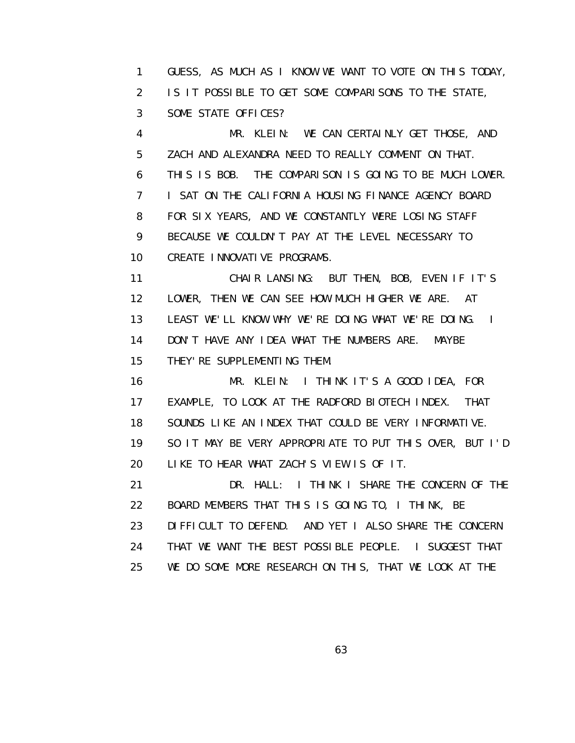GUESS, AS MUCH AS I KNOW WE WANT TO VOTE ON THIS TODAY, IS IT POSSIBLE TO GET SOME COMPARISONS TO THE STATE, SOME STATE OFFICES?

MR. KLEIN: WE CAN CERTAINLY GET THOSE, AND ZACH AND ALEXANDRA NEED TO REALLY COMMENT ON THAT. THIS IS BOB. THE COMPARISON IS GOING TO BE MUCH LOWER. I SAT ON THE CALIFORNIA HOUSING FINANCE AGENCY BOARD FOR SIX YEARS, AND WE CONSTANTLY WERE LOSING STAFF BECAUSE WE COULDN'T PAY AT THE LEVEL NECESSARY TO CREATE INNOVATIVE PROGRAMS.

CHAIR LANSING: BUT THEN, BOB, EVEN IF IT'S LOWER, THEN WE CAN SEE HOW MUCH HIGHER WE ARE. AT LEAST WE'LL KNOW WHY WE'RE DOING WHAT WE'RE DOING. I DON'T HAVE ANY IDEA WHAT THE NUMBERS ARE. MAYBE THEY'RE SUPPLEMENTING THEM.

MR. KLEIN: I THINK IT'S A GOOD IDEA, FOR EXAMPLE, TO LOOK AT THE RADFORD BIOTECH INDEX. THAT SOUNDS LIKE AN INDEX THAT COULD BE VERY INFORMATIVE. SO IT MAY BE VERY APPROPRIATE TO PUT THIS OVER, BUT I'D LIKE TO HEAR WHAT ZACH'S VIEW IS OF IT.

DR. HALL: I THINK I SHARE THE CONCERN OF THE BOARD MEMBERS THAT THIS IS GOING TO, I THINK, BE DIFFICULT TO DEFEND. AND YET I ALSO SHARE THE CONCERN THAT WE WANT THE BEST POSSIBLE PEOPLE. I SUGGEST THAT WE DO SOME MORE RESEARCH ON THIS, THAT WE LOOK AT THE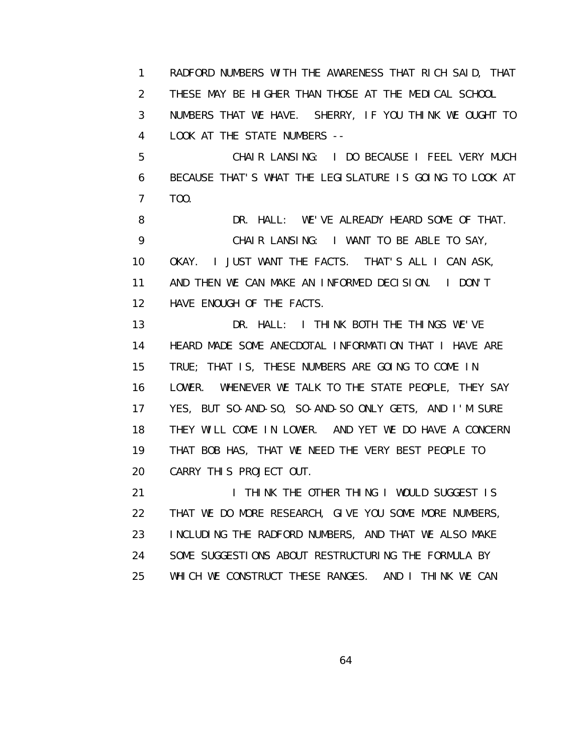RADFORD NUMBERS WITH THE AWARENESS THAT RICH SAID, THAT THESE MAY BE HIGHER THAN THOSE AT THE MEDICAL SCHOOL NUMBERS THAT WE HAVE. SHERRY, IF YOU THINK WE OUGHT TO LOOK AT THE STATE NUMBERS --

CHAIR LANSING: I DO BECAUSE I FEEL VERY MUCH BECAUSE THAT'S WHAT THE LEGISLATURE IS GOING TO LOOK AT TOO.

DR. HALL: WE'VE ALREADY HEARD SOME OF THAT.

CHAIR LANSING: I WANT TO BE ABLE TO SAY, OKAY. I JUST WANT THE FACTS. THAT'S ALL I CAN ASK, AND THEN WE CAN MAKE AN INFORMED DECISION. I DON'T HAVE ENOUGH OF THE FACTS.

DR. HALL: I THINK BOTH THE THINGS WE'VE HEARD MADE SOME ANECDOTAL INFORMATION THAT I HAVE ARE TRUE; THAT IS, THESE NUMBERS ARE GOING TO COME IN LOWER. WHENEVER WE TALK TO THE STATE PEOPLE, THEY SAY YES, BUT SO-AND-SO, SO-AND-SO ONLY GETS, AND I'M SURE THEY WILL COME IN LOWER. AND YET WE DO HAVE A CONCERN THAT BOB HAS, THAT WE NEED THE VERY BEST PEOPLE TO CARRY THIS PROJECT OUT.

I THINK THE OTHER THING I WOULD SUGGEST IS THAT WE DO MORE RESEARCH, GIVE YOU SOME MORE NUMBERS, INCLUDING THE RADFORD NUMBERS, AND THAT WE ALSO MAKE SOME SUGGESTIONS ABOUT RESTRUCTURING THE FORMULA BY WHICH WE CONSTRUCT THESE RANGES. AND I THINK WE CAN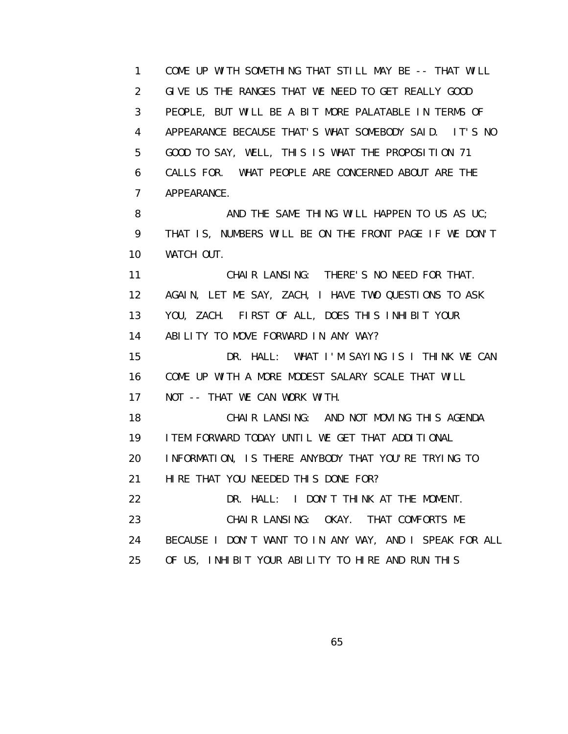COME UP WITH SOMETHING THAT STILL MAY BE -- THAT WILL GIVE US THE RANGES THAT WE NEED TO GET REALLY GOOD PEOPLE, BUT WILL BE A BIT MORE PALATABLE IN TERMS OF APPEARANCE BECAUSE THAT'S WHAT SOMEBODY SAID. IT'S NO GOOD TO SAY, WELL, THIS IS WHAT THE PROPOSITION 71 CALLS FOR. WHAT PEOPLE ARE CONCERNED ABOUT ARE THE APPEARANCE.

AND THE SAME THING WILL HAPPEN TO US AS UC; THAT IS, NUMBERS WILL BE ON THE FRONT PAGE IF WE DON'T WATCH OUT.

CHAIR LANSING: THERE'S NO NEED FOR THAT. AGAIN, LET ME SAY, ZACH, I HAVE TWO QUESTIONS TO ASK YOU, ZACH. FIRST OF ALL, DOES THIS INHIBIT YOUR ABILITY TO MOVE FORWARD IN ANY WAY?

DR. HALL: WHAT I'M SAYING IS I THINK WE CAN COME UP WITH A MORE MODEST SALARY SCALE THAT WILL NOT -- THAT WE CAN WORK WITH.

CHAIR LANSING: AND NOT MOVING THIS AGENDA ITEM FORWARD TODAY UNTIL WE GET THAT ADDITIONAL INFORMATION, IS THERE ANYBODY THAT YOU'RE TRYING TO HIRE THAT YOU NEEDED THIS DONE FOR?

DR. HALL: I DON'T THINK AT THE MOMENT.

CHAIR LANSING: OKAY. THAT COMFORTS ME BECAUSE I DON'T WANT TO IN ANY WAY, AND I SPEAK FOR ALL OF US, INHIBIT YOUR ABILITY TO HIRE AND RUN THIS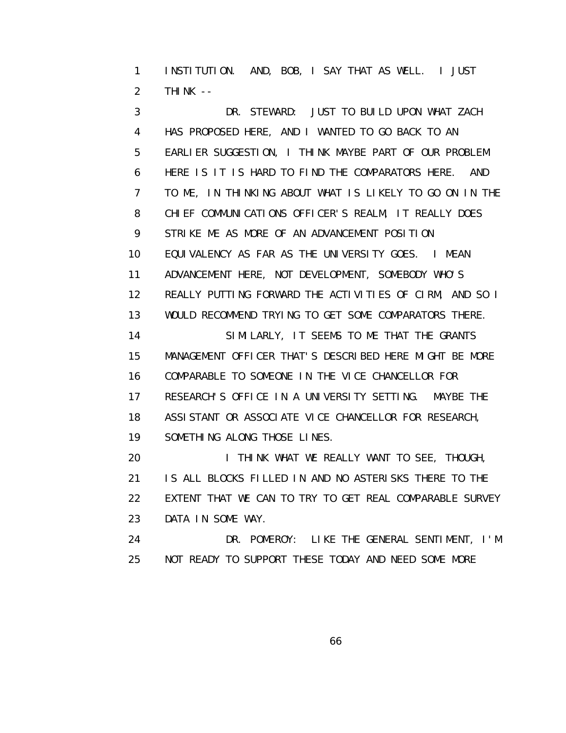1 INSTITUTION. AND, BOB, I SAY THAT AS WELL. I JUST
2 THINK --

3 DR. STEWARD: JUST TO BUILD UPON WHAT ZACH
4 HAS PROPOSED HERE, AND I WANTED TO GO BACK TO AN
5 EARLIER SUGGESTION, I THINK MAYBE PART OF OUR PROBLEM
6 HERE IS IT IS HARD TO FIND THE COMPARATORS HERE. AND
7 TO ME, IN THINKING ABOUT WHAT IS LIKELY TO GO ON IN THE
8 CHIEF COMMUNICATIONS OFFICER'S REALM, IT REALLY DOES
9 STRIKE ME AS MORE OF AN ADVANCEMENT POSITION
10 EQUIVALENCY AS FAR AS THE UNIVERSITY GOES. I MEAN
11 ADVANCEMENT HERE, NOT DEVELOPMENT, SOMEBODY WHO'S
12 REALLY PUTTING FORWARD THE ACTIVITIES OF CIRM, AND SO I
13 WOULD RECOMMEND TRYING TO GET SOME COMPARATORS THERE.

14 SIMILARLY, IT SEEMS TO ME THAT THE GRANTS
15 MANAGEMENT OFFICER THAT'S DESCRIBED HERE MIGHT BE MORE
16 COMPARABLE TO SOMEONE IN THE VICE CHANCELLOR FOR
17 RESEARCH'S OFFICE IN A UNIVERSITY SETTING. MAYBE THE
18 ASSISTANT OR ASSOCIATE VICE CHANCELLOR FOR RESEARCH,
19 SOMETHING ALONG THOSE LINES.

20 I THINK WHAT WE REALLY WANT TO SEE, THOUGH,
21 IS ALL BLOCKS FILLED IN AND NO ASTERISKS THERE TO THE
22 EXTENT THAT WE CAN TO TRY TO GET REAL COMPARABLE SURVEY
23 DATA IN SOME WAY.

24 DR. POMEROY: LIKE THE GENERAL SENTIMENT, I'M
25 NOT READY TO SUPPORT THESE TODAY AND NEED SOME MORE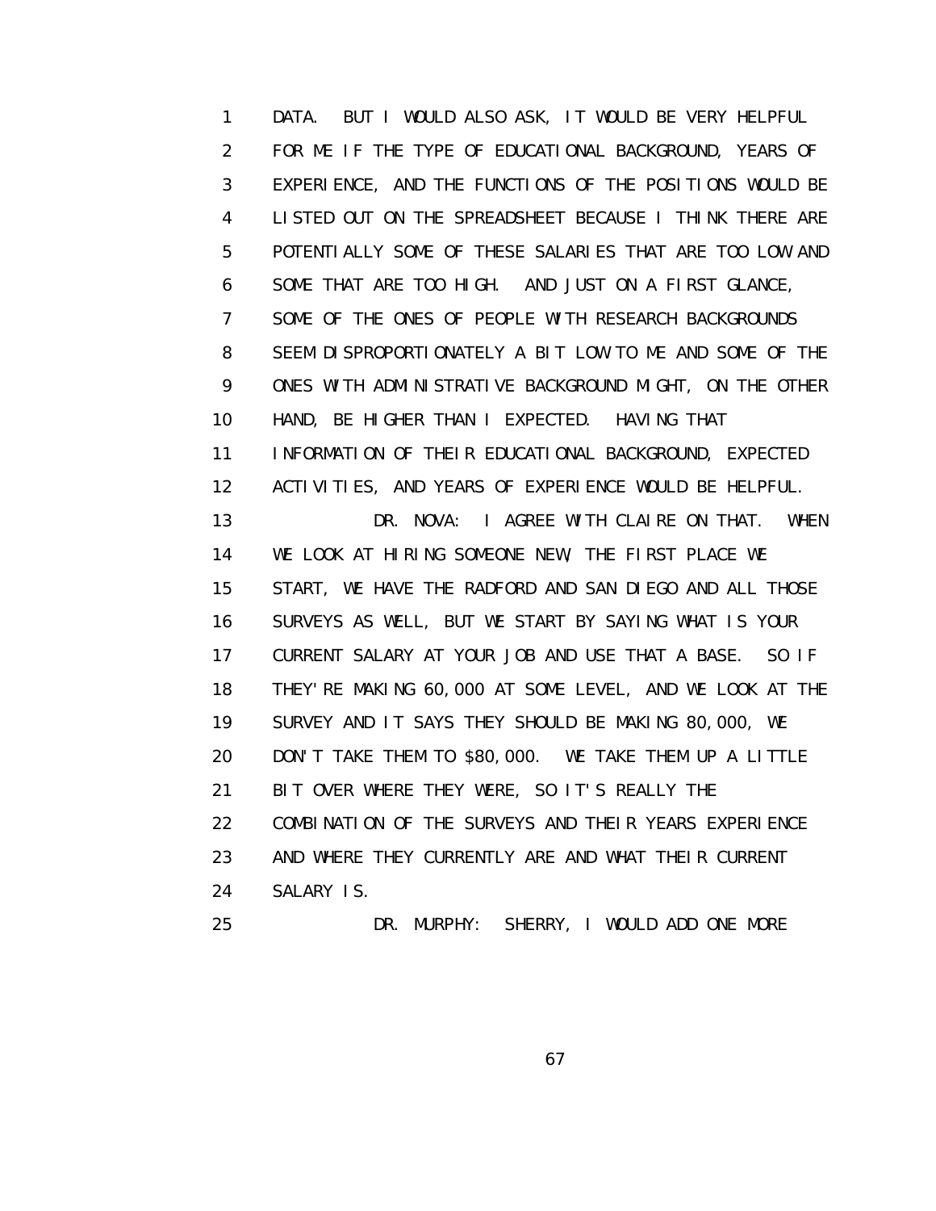DATA. BUT I WOULD ALSO ASK, IT WOULD BE VERY HELPFUL FOR ME IF THE TYPE OF EDUCATIONAL BACKGROUND, YEARS OF EXPERIENCE, AND THE FUNCTIONS OF THE POSITIONS WOULD BE LISTED OUT ON THE SPREADSHEET BECAUSE I THINK THERE ARE POTENTIALLY SOME OF THESE SALARIES THAT ARE TOO LOW AND SOME THAT ARE TOO HIGH. AND JUST ON A FIRST GLANCE, SOME OF THE ONES OF PEOPLE WITH RESEARCH BACKGROUNDS SEEM DISPROPORTIONATELY A BIT LOW TO ME AND SOME OF THE ONES WITH ADMINISTRATIVE BACKGROUND MIGHT, ON THE OTHER HAND, BE HIGHER THAN I EXPECTED. HAVING THAT INFORMATION OF THEIR EDUCATIONAL BACKGROUND, EXPECTED ACTIVITIES, AND YEARS OF EXPERIENCE WOULD BE HELPFUL.

DR. NOVA: I AGREE WITH CLAIRE ON THAT. WHEN WE LOOK AT HIRING SOMEONE NEW, THE FIRST PLACE WE START, WE HAVE THE RADFORD AND SAN DIEGO AND ALL THOSE SURVEYS AS WELL, BUT WE START BY SAYING WHAT IS YOUR CURRENT SALARY AT YOUR JOB AND USE THAT A BASE. SO IF THEY'RE MAKING 60,000 AT SOME LEVEL, AND WE LOOK AT THE SURVEY AND IT SAYS THEY SHOULD BE MAKING 80,000, WE DON'T TAKE THEM TO $80,000. WE TAKE THEM UP A LITTLE BIT OVER WHERE THEY WERE, SO IT'S REALLY THE COMBINATION OF THE SURVEYS AND THEIR YEARS EXPERIENCE AND WHERE THEY CURRENTLY ARE AND WHAT THEIR CURRENT SALARY IS.

DR. MURPHY: SHERRY, I WOULD ADD ONE MORE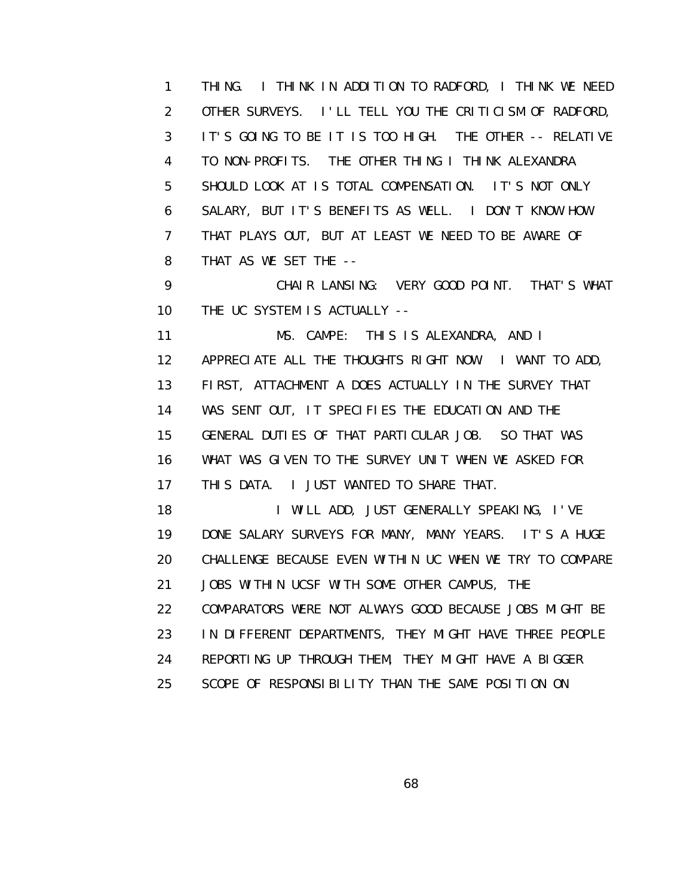THING. I THINK IN ADDITION TO RADFORD, I THINK WE NEED OTHER SURVEYS. I'LL TELL YOU THE CRITICISM OF RADFORD, IT'S GOING TO BE IT IS TOO HIGH. THE OTHER -- RELATIVE TO NON-PROFITS. THE OTHER THING I THINK ALEXANDRA SHOULD LOOK AT IS TOTAL COMPENSATION. IT'S NOT ONLY SALARY, BUT IT'S BENEFITS AS WELL. I DON'T KNOW HOW THAT PLAYS OUT, BUT AT LEAST WE NEED TO BE AWARE OF THAT AS WE SET THE --

CHAIR LANSING: VERY GOOD POINT. THAT'S WHAT THE UC SYSTEM IS ACTUALLY --

MS. CAMPE: THIS IS ALEXANDRA, AND I APPRECIATE ALL THE THOUGHTS RIGHT NOW. I WANT TO ADD, FIRST, ATTACHMENT A DOES ACTUALLY IN THE SURVEY THAT WAS SENT OUT, IT SPECIFIES THE EDUCATION AND THE GENERAL DUTIES OF THAT PARTICULAR JOB. SO THAT WAS WHAT WAS GIVEN TO THE SURVEY UNIT WHEN WE ASKED FOR THIS DATA. I JUST WANTED TO SHARE THAT.

I WILL ADD, JUST GENERALLY SPEAKING, I'VE DONE SALARY SURVEYS FOR MANY, MANY YEARS. IT'S A HUGE CHALLENGE BECAUSE EVEN WITHIN UC WHEN WE TRY TO COMPARE JOBS WITHIN UCSF WITH SOME OTHER CAMPUS, THE COMPARATORS WERE NOT ALWAYS GOOD BECAUSE JOBS MIGHT BE IN DIFFERENT DEPARTMENTS, THEY MIGHT HAVE THREE PEOPLE REPORTING UP THROUGH THEM, THEY MIGHT HAVE A BIGGER SCOPE OF RESPONSIBILITY THAN THE SAME POSITION ON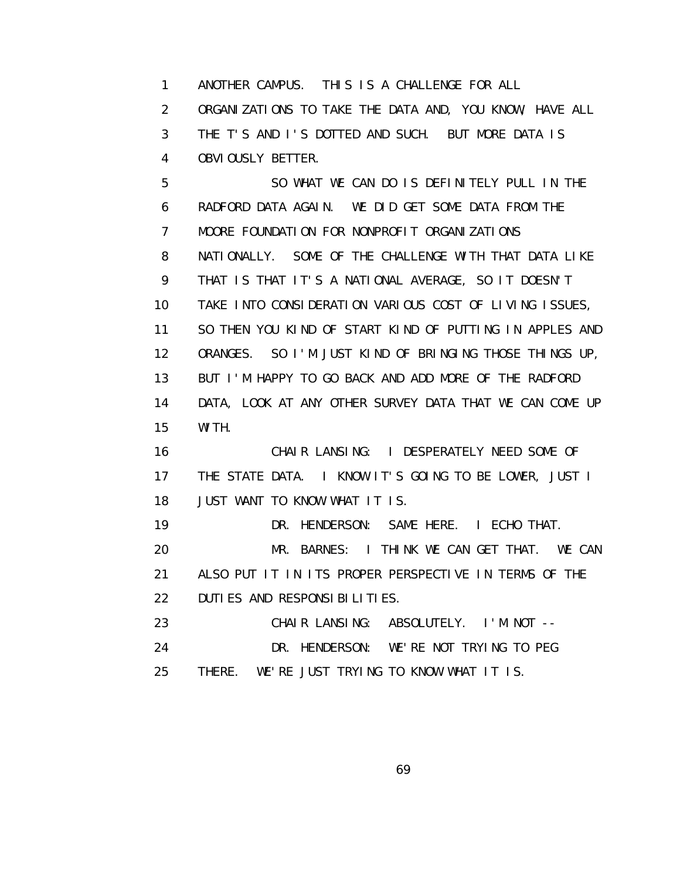ANOTHER CAMPUS. THIS IS A CHALLENGE FOR ALL ORGANIZATIONS TO TAKE THE DATA AND, YOU KNOW, HAVE ALL THE T'S AND I'S DOTTED AND SUCH. BUT MORE DATA IS OBVIOUSLY BETTER.

SO WHAT WE CAN DO IS DEFINITELY PULL IN THE RADFORD DATA AGAIN. WE DID GET SOME DATA FROM THE MOORE FOUNDATION FOR NONPROFIT ORGANIZATIONS NATIONALLY. SOME OF THE CHALLENGE WITH THAT DATA LIKE THAT IS THAT IT'S A NATIONAL AVERAGE, SO IT DOESN'T TAKE INTO CONSIDERATION VARIOUS COST OF LIVING ISSUES, SO THEN YOU KIND OF START KIND OF PUTTING IN APPLES AND ORANGES. SO I'M JUST KIND OF BRINGING THOSE THINGS UP, BUT I'M HAPPY TO GO BACK AND ADD MORE OF THE RADFORD DATA, LOOK AT ANY OTHER SURVEY DATA THAT WE CAN COME UP WITH.

CHAIR LANSING: I DESPERATELY NEED SOME OF THE STATE DATA. I KNOW IT'S GOING TO BE LOWER, JUST I JUST WANT TO KNOW WHAT IT IS.

DR. HENDERSON: SAME HERE. I ECHO THAT.

MR. BARNES: I THINK WE CAN GET THAT. WE CAN ALSO PUT IT IN ITS PROPER PERSPECTIVE IN TERMS OF THE DUTIES AND RESPONSIBILITIES.

CHAIR LANSING: ABSOLUTELY. I'M NOT --

DR. HENDERSON: WE'RE NOT TRYING TO PEG THERE. WE'RE JUST TRYING TO KNOW WHAT IT IS.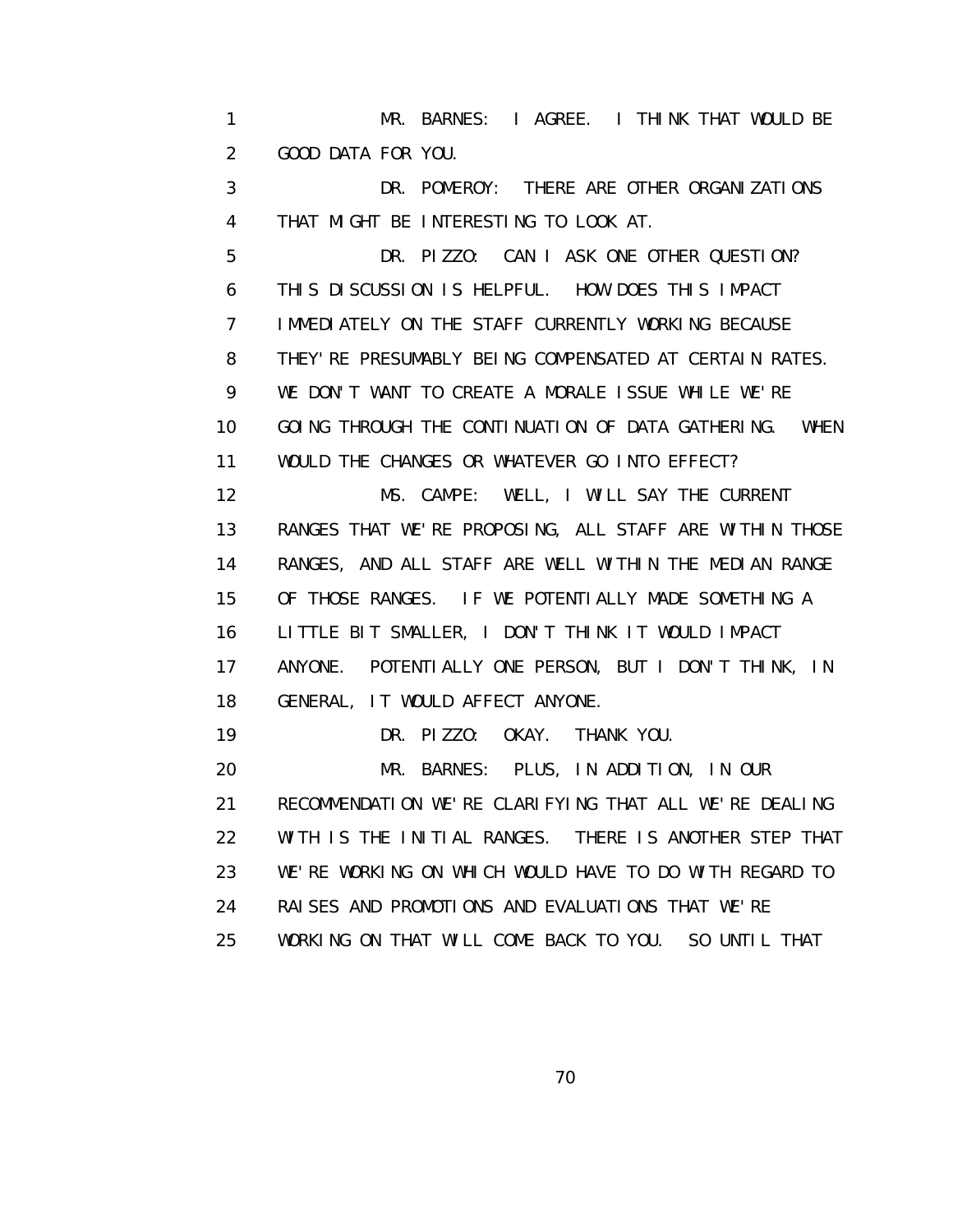MR. BARNES: I AGREE. I THINK THAT WOULD BE GOOD DATA FOR YOU.

DR. POMEROY: THERE ARE OTHER ORGANIZATIONS THAT MIGHT BE INTERESTING TO LOOK AT.

DR. PIZZO: CAN I ASK ONE OTHER QUESTION? THIS DISCUSSION IS HELPFUL. HOW DOES THIS IMPACT IMMEDIATELY ON THE STAFF CURRENTLY WORKING BECAUSE THEY'RE PRESUMABLY BEING COMPENSATED AT CERTAIN RATES. WE DON'T WANT TO CREATE A MORALE ISSUE WHILE WE'RE GOING THROUGH THE CONTINUATION OF DATA GATHERING. WHEN WOULD THE CHANGES OR WHATEVER GO INTO EFFECT?

MS. CAMPE: WELL, I WILL SAY THE CURRENT RANGES THAT WE'RE PROPOSING, ALL STAFF ARE WITHIN THOSE RANGES, AND ALL STAFF ARE WELL WITHIN THE MEDIAN RANGE OF THOSE RANGES. IF WE POTENTIALLY MADE SOMETHING A LITTLE BIT SMALLER, I DON'T THINK IT WOULD IMPACT ANYONE. POTENTIALLY ONE PERSON, BUT I DON'T THINK, IN GENERAL, IT WOULD AFFECT ANYONE.

DR. PIZZO: OKAY. THANK YOU.

MR. BARNES: PLUS, IN ADDITION, IN OUR RECOMMENDATION WE'RE CLARIFYING THAT ALL WE'RE DEALING WITH IS THE INITIAL RANGES. THERE IS ANOTHER STEP THAT WE'RE WORKING ON WHICH WOULD HAVE TO DO WITH REGARD TO RAISES AND PROMOTIONS AND EVALUATIONS THAT WE'RE WORKING ON THAT WILL COME BACK TO YOU. SO UNTIL THAT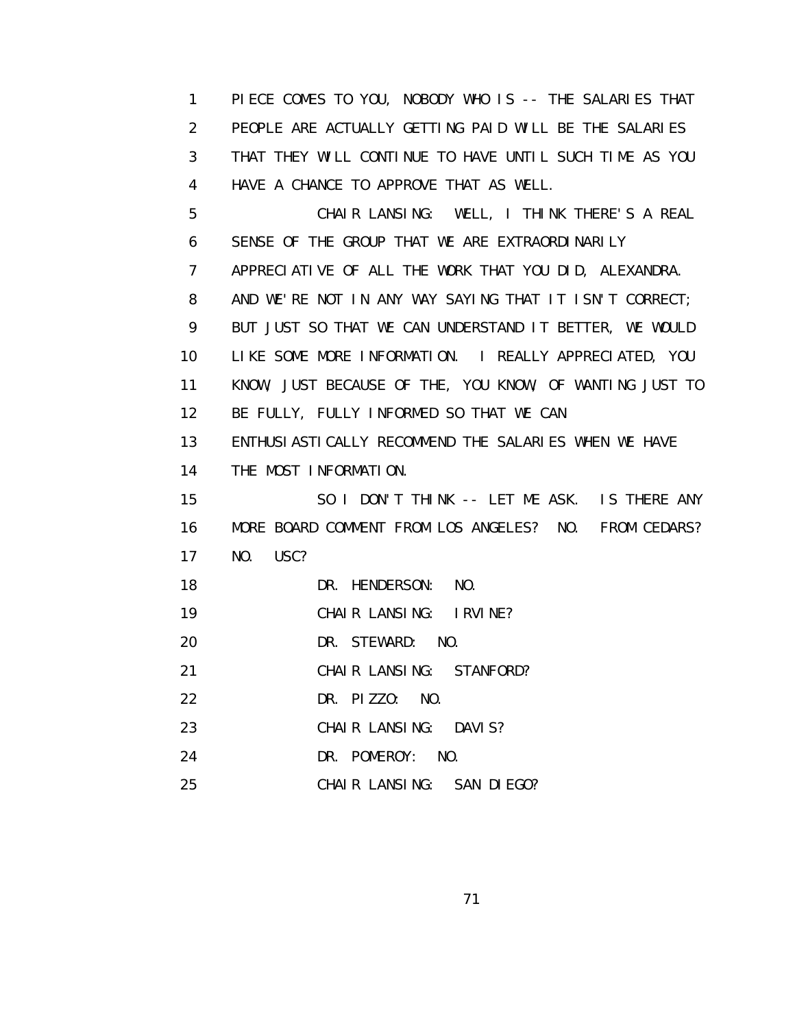PIECE COMES TO YOU, NOBODY WHO IS -- THE SALARIES THAT PEOPLE ARE ACTUALLY GETTING PAID WILL BE THE SALARIES THAT THEY WILL CONTINUE TO HAVE UNTIL SUCH TIME AS YOU HAVE A CHANCE TO APPROVE THAT AS WELL.

CHAIR LANSING: WELL, I THINK THERE'S A REAL SENSE OF THE GROUP THAT WE ARE EXTRAORDINARILY APPRECIATIVE OF ALL THE WORK THAT YOU DID, ALEXANDRA. AND WE'RE NOT IN ANY WAY SAYING THAT IT ISN'T CORRECT; BUT JUST SO THAT WE CAN UNDERSTAND IT BETTER, WE WOULD LIKE SOME MORE INFORMATION. I REALLY APPRECIATED, YOU KNOW, JUST BECAUSE OF THE, YOU KNOW, OF WANTING JUST TO BE FULLY, FULLY INFORMED SO THAT WE CAN ENTHUSIASTICALLY RECOMMEND THE SALARIES WHEN WE HAVE THE MOST INFORMATION.

SO I DON'T THINK -- LET ME ASK. IS THERE ANY MORE BOARD COMMENT FROM LOS ANGELES? NO. FROM CEDARS? NO. USC?

DR. HENDERSON: NO.

CHAIR LANSING: IRVINE?

DR. STEWARD: NO.

CHAIR LANSING: STANFORD?

DR. PIZZO: NO.

CHAIR LANSING: DAVIS?

DR. POMEROY: NO.

CHAIR LANSING: SAN DIEGO?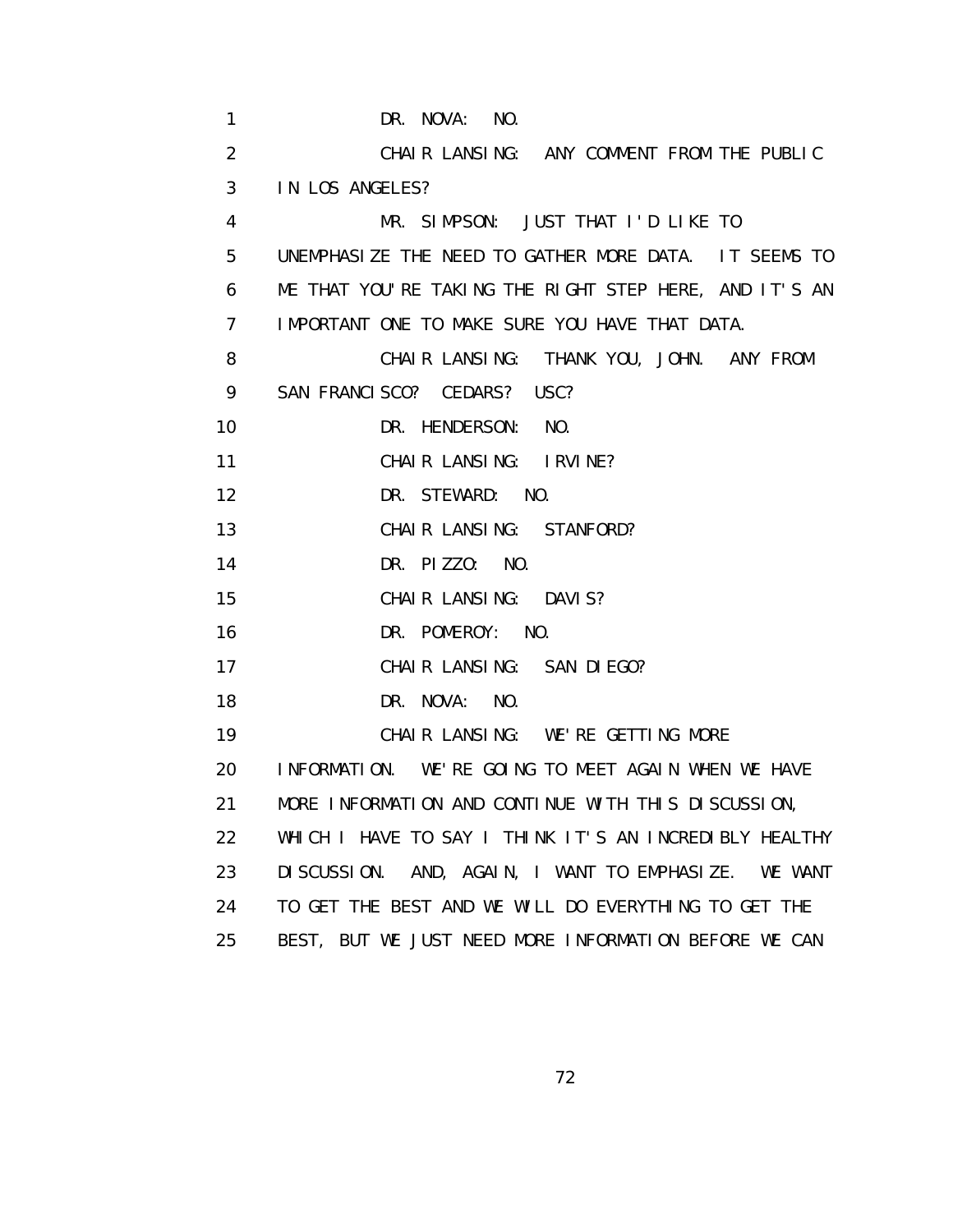DR. NOVA: NO.

CHAIR LANSING: ANY COMMENT FROM THE PUBLIC IN LOS ANGELES?

MR. SIMPSON: JUST THAT I'D LIKE TO UNEMPHASIZE THE NEED TO GATHER MORE DATA. IT SEEMS TO ME THAT YOU'RE TAKING THE RIGHT STEP HERE, AND IT'S AN IMPORTANT ONE TO MAKE SURE YOU HAVE THAT DATA.

CHAIR LANSING: THANK YOU, JOHN. ANY FROM SAN FRANCISCO? CEDARS? USC?

DR. HENDERSON: NO.

CHAIR LANSING: IRVINE?

DR. STEWARD: NO.

CHAIR LANSING: STANFORD?

DR. PIZZO: NO.

CHAIR LANSING: DAVIS?

DR. POMEROY: NO.

CHAIR LANSING: SAN DIEGO?

DR. NOVA: NO.

CHAIR LANSING: WE'RE GETTING MORE INFORMATION. WE'RE GOING TO MEET AGAIN WHEN WE HAVE MORE INFORMATION AND CONTINUE WITH THIS DISCUSSION, WHICH I HAVE TO SAY I THINK IT'S AN INCREDIBLY HEALTHY DISCUSSION. AND, AGAIN, I WANT TO EMPHASIZE. WE WANT TO GET THE BEST AND WE WILL DO EVERYTHING TO GET THE BEST, BUT WE JUST NEED MORE INFORMATION BEFORE WE CAN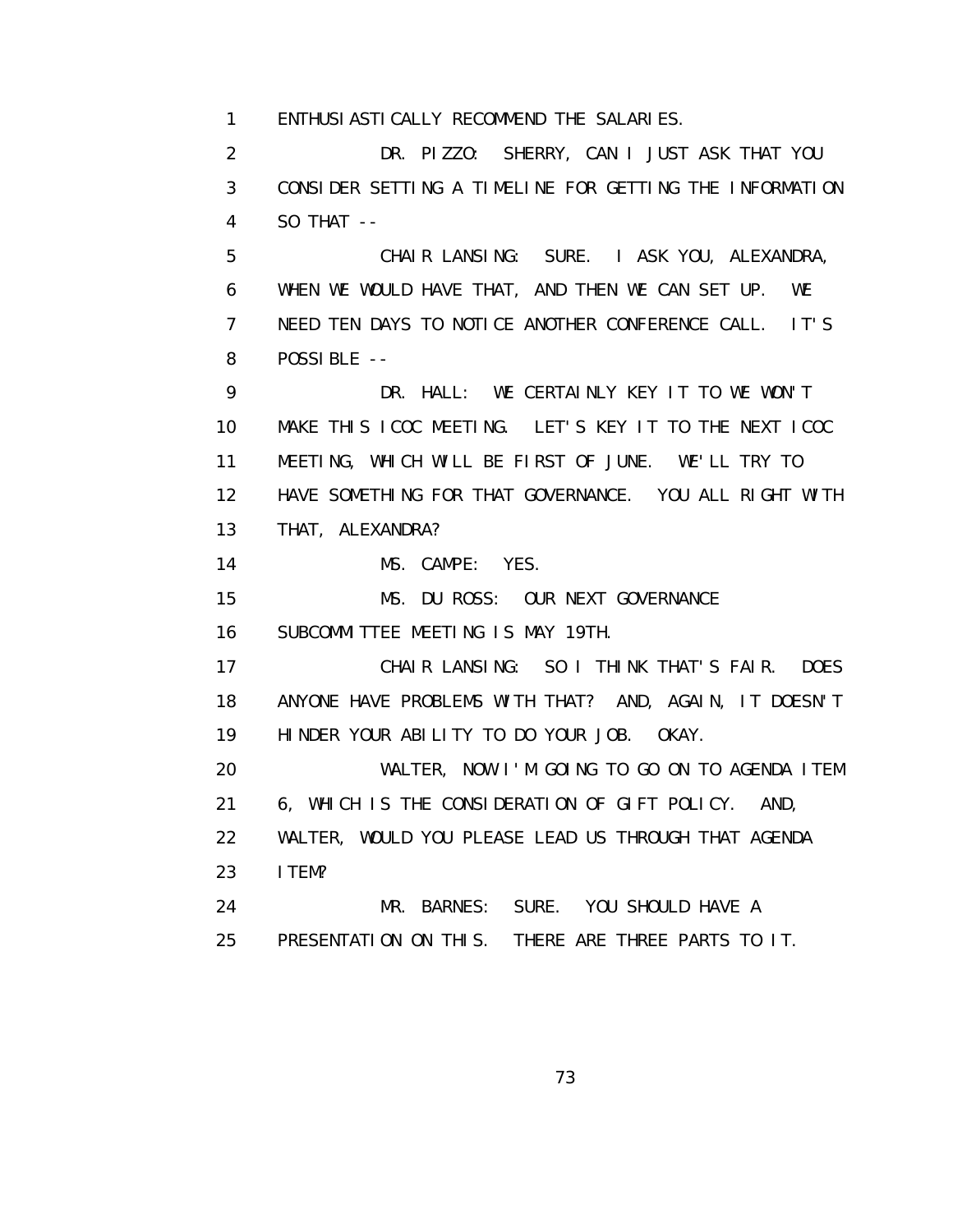1 ENTHUSIASTICALLY RECOMMEND THE SALARIES.

2 DR. PIZZO: SHERRY, CAN I JUST ASK THAT YOU

3 CONSIDER SETTING A TIMELINE FOR GETTING THE INFORMATION

4 SO THAT --

5 CHAIR LANSING: SURE. I ASK YOU, ALEXANDRA,

6 WHEN WE WOULD HAVE THAT, AND THEN WE CAN SET UP. WE

7 NEED TEN DAYS TO NOTICE ANOTHER CONFERENCE CALL. IT'S

8 POSSIBLE --

9 DR. HALL: WE CERTAINLY KEY IT TO WE WON'T

10 MAKE THIS ICOC MEETING. LET'S KEY IT TO THE NEXT ICOC

11 MEETING, WHICH WILL BE FIRST OF JUNE. WE'LL TRY TO

12 HAVE SOMETHING FOR THAT GOVERNANCE. YOU ALL RIGHT WITH

13 THAT, ALEXANDRA?

14 MS. CAMPE: YES.

15 MS. DU ROSS: OUR NEXT GOVERNANCE

16 SUBCOMMITTEE MEETING IS MAY 19TH.

17 CHAIR LANSING: SO I THINK THAT'S FAIR. DOES

18 ANYONE HAVE PROBLEMS WITH THAT? AND, AGAIN, IT DOESN'T

19 HINDER YOUR ABILITY TO DO YOUR JOB. OKAY.

20 WALTER, NOW I'M GOING TO GO ON TO AGENDA ITEM

21 6, WHICH IS THE CONSIDERATION OF GIFT POLICY. AND,

22 WALTER, WOULD YOU PLEASE LEAD US THROUGH THAT AGENDA

23 ITEM?

24 MR. BARNES: SURE. YOU SHOULD HAVE A

25 PRESENTATION ON THIS. THERE ARE THREE PARTS TO IT.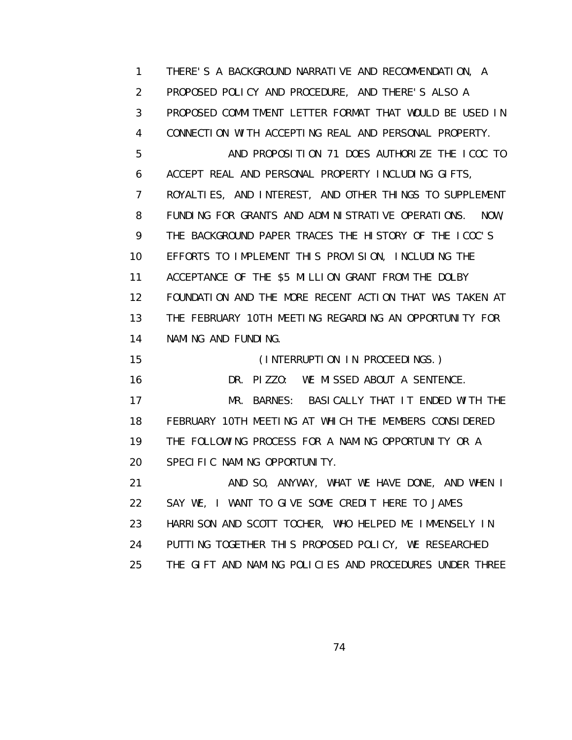THERE'S A BACKGROUND NARRATIVE AND RECOMMENDATION, A PROPOSED POLICY AND PROCEDURE, AND THERE'S ALSO A PROPOSED COMMITMENT LETTER FORMAT THAT WOULD BE USED IN CONNECTION WITH ACCEPTING REAL AND PERSONAL PROPERTY.

AND PROPOSITION 71 DOES AUTHORIZE THE ICOC TO ACCEPT REAL AND PERSONAL PROPERTY INCLUDING GIFTS, ROYALTIES, AND INTEREST, AND OTHER THINGS TO SUPPLEMENT FUNDING FOR GRANTS AND ADMINISTRATIVE OPERATIONS. NOW, THE BACKGROUND PAPER TRACES THE HISTORY OF THE ICOC'S EFFORTS TO IMPLEMENT THIS PROVISION, INCLUDING THE ACCEPTANCE OF THE $5 MILLION GRANT FROM THE DOLBY FOUNDATION AND THE MORE RECENT ACTION THAT WAS TAKEN AT THE FEBRUARY 10TH MEETING REGARDING AN OPPORTUNITY FOR NAMING AND FUNDING.

(INTERRUPTION IN PROCEEDINGS.)

DR. PIZZO: WE MISSED ABOUT A SENTENCE.

MR. BARNES: BASICALLY THAT IT ENDED WITH THE FEBRUARY 10TH MEETING AT WHICH THE MEMBERS CONSIDERED THE FOLLOWING PROCESS FOR A NAMING OPPORTUNITY OR A SPECIFIC NAMING OPPORTUNITY.

AND SO, ANYWAY, WHAT WE HAVE DONE, AND WHEN I SAY WE, I WANT TO GIVE SOME CREDIT HERE TO JAMES HARRISON AND SCOTT TOCHER, WHO HELPED ME IMMENSELY IN PUTTING TOGETHER THIS PROPOSED POLICY, WE RESEARCHED THE GIFT AND NAMING POLICIES AND PROCEDURES UNDER THREE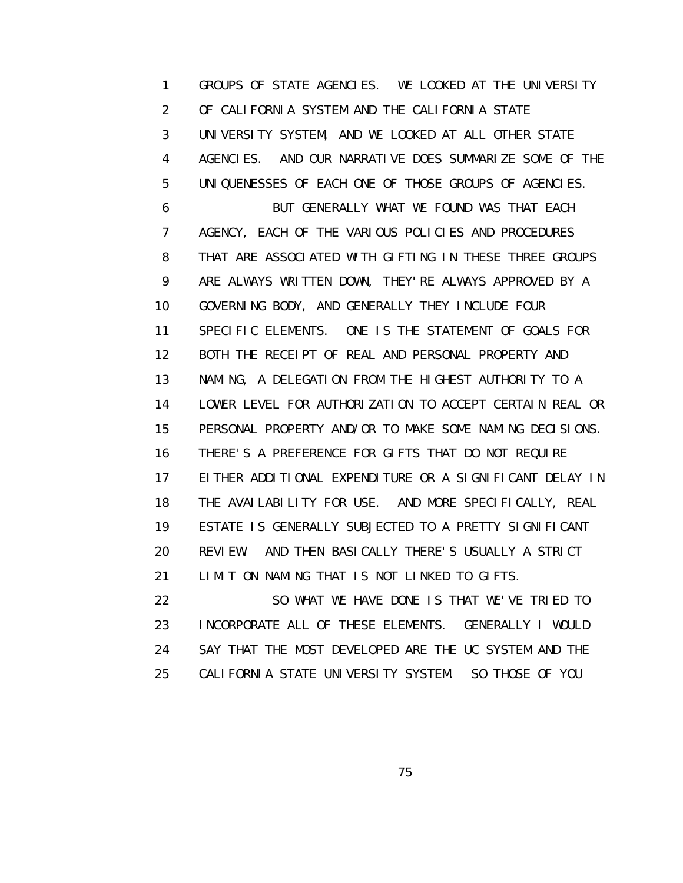GROUPS OF STATE AGENCIES. WE LOOKED AT THE UNIVERSITY OF CALIFORNIA SYSTEM AND THE CALIFORNIA STATE UNIVERSITY SYSTEM, AND WE LOOKED AT ALL OTHER STATE AGENCIES. AND OUR NARRATIVE DOES SUMMARIZE SOME OF THE UNIQUENESSES OF EACH ONE OF THOSE GROUPS OF AGENCIES.

BUT GENERALLY WHAT WE FOUND WAS THAT EACH AGENCY, EACH OF THE VARIOUS POLICIES AND PROCEDURES THAT ARE ASSOCIATED WITH GIFTING IN THESE THREE GROUPS ARE ALWAYS WRITTEN DOWN, THEY'RE ALWAYS APPROVED BY A GOVERNING BODY, AND GENERALLY THEY INCLUDE FOUR SPECIFIC ELEMENTS. ONE IS THE STATEMENT OF GOALS FOR BOTH THE RECEIPT OF REAL AND PERSONAL PROPERTY AND NAMING, A DELEGATION FROM THE HIGHEST AUTHORITY TO A LOWER LEVEL FOR AUTHORIZATION TO ACCEPT CERTAIN REAL OR PERSONAL PROPERTY AND/OR TO MAKE SOME NAMING DECISIONS. THERE'S A PREFERENCE FOR GIFTS THAT DO NOT REQUIRE EITHER ADDITIONAL EXPENDITURE OR A SIGNIFICANT DELAY IN THE AVAILABILITY FOR USE. AND MORE SPECIFICALLY, REAL ESTATE IS GENERALLY SUBJECTED TO A PRETTY SIGNIFICANT REVIEW. AND THEN BASICALLY THERE'S USUALLY A STRICT LIMIT ON NAMING THAT IS NOT LINKED TO GIFTS.

SO WHAT WE HAVE DONE IS THAT WE'VE TRIED TO INCORPORATE ALL OF THESE ELEMENTS. GENERALLY I WOULD SAY THAT THE MOST DEVELOPED ARE THE UC SYSTEM AND THE CALIFORNIA STATE UNIVERSITY SYSTEM. SO THOSE OF YOU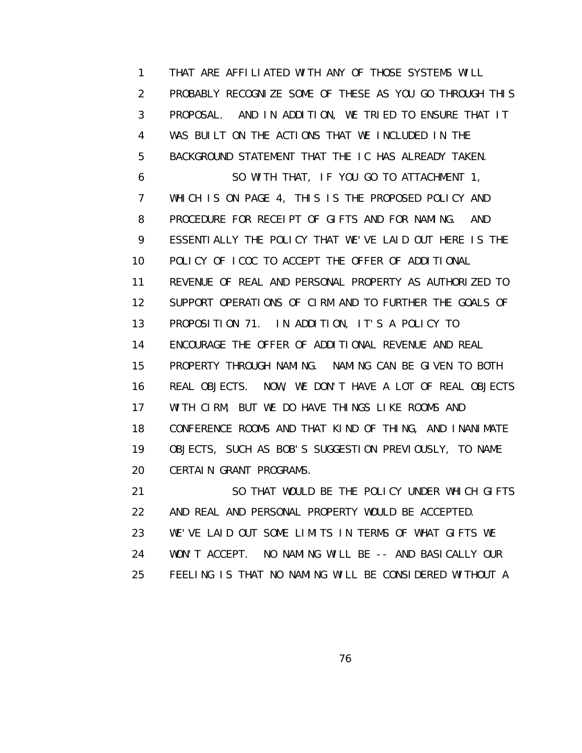THAT ARE AFFILIATED WITH ANY OF THOSE SYSTEMS WILL PROBABLY RECOGNIZE SOME OF THESE AS YOU GO THROUGH THIS PROPOSAL. AND IN ADDITION, WE TRIED TO ENSURE THAT IT WAS BUILT ON THE ACTIONS THAT WE INCLUDED IN THE BACKGROUND STATEMENT THAT THE IC HAS ALREADY TAKEN.

SO WITH THAT, IF YOU GO TO ATTACHMENT 1, WHICH IS ON PAGE 4, THIS IS THE PROPOSED POLICY AND PROCEDURE FOR RECEIPT OF GIFTS AND FOR NAMING. AND ESSENTIALLY THE POLICY THAT WE'VE LAID OUT HERE IS THE POLICY OF ICOC TO ACCEPT THE OFFER OF ADDITIONAL REVENUE OF REAL AND PERSONAL PROPERTY AS AUTHORIZED TO SUPPORT OPERATIONS OF CIRM AND TO FURTHER THE GOALS OF PROPOSITION 71. IN ADDITION, IT'S A POLICY TO ENCOURAGE THE OFFER OF ADDITIONAL REVENUE AND REAL PROPERTY THROUGH NAMING. NAMING CAN BE GIVEN TO BOTH REAL OBJECTS. NOW, WE DON'T HAVE A LOT OF REAL OBJECTS WITH CIRM, BUT WE DO HAVE THINGS LIKE ROOMS AND CONFERENCE ROOMS AND THAT KIND OF THING, AND INANIMATE OBJECTS, SUCH AS BOB'S SUGGESTION PREVIOUSLY, TO NAME CERTAIN GRANT PROGRAMS.

SO THAT WOULD BE THE POLICY UNDER WHICH GIFTS AND REAL AND PERSONAL PROPERTY WOULD BE ACCEPTED. WE'VE LAID OUT SOME LIMITS IN TERMS OF WHAT GIFTS WE WON'T ACCEPT. NO NAMING WILL BE -- AND BASICALLY OUR FEELING IS THAT NO NAMING WILL BE CONSIDERED WITHOUT A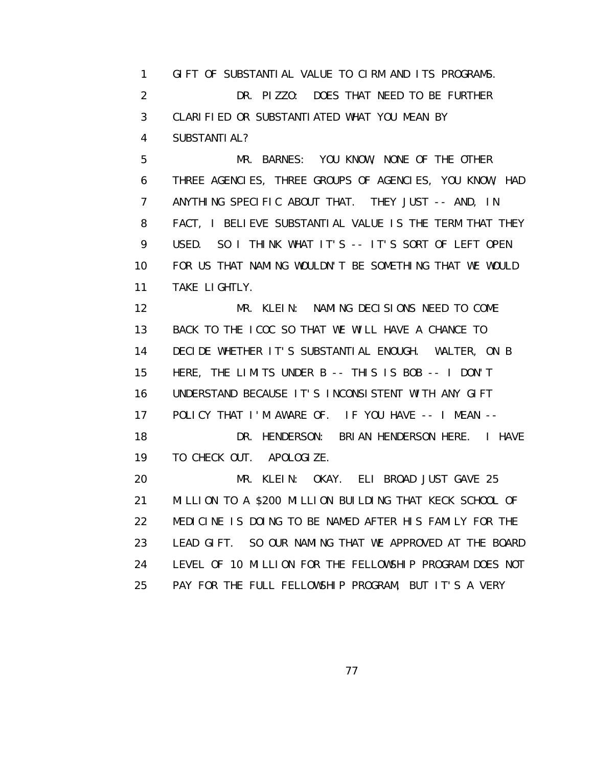1 GIFT OF SUBSTANTIAL VALUE TO CIRM AND ITS PROGRAMS.

2 DR. PIZZO: DOES THAT NEED TO BE FURTHER

3 CLARIFIED OR SUBSTANTIATED WHAT YOU MEAN BY

4 SUBSTANTIAL?

5 MR. BARNES: YOU KNOW, NONE OF THE OTHER

6 THREE AGENCIES, THREE GROUPS OF AGENCIES, YOU KNOW, HAD

7 ANYTHING SPECIFIC ABOUT THAT. THEY JUST -- AND, IN

8 FACT, I BELIEVE SUBSTANTIAL VALUE IS THE TERM THAT THEY

9 USED. SO I THINK WHAT IT'S -- IT'S SORT OF LEFT OPEN

10 FOR US THAT NAMING WOULDN'T BE SOMETHING THAT WE WOULD

11 TAKE LIGHTLY.

12 MR. KLEIN: NAMING DECISIONS NEED TO COME

13 BACK TO THE ICOC SO THAT WE WILL HAVE A CHANCE TO

14 DECIDE WHETHER IT'S SUBSTANTIAL ENOUGH. WALTER, ON B

15 HERE, THE LIMITS UNDER B -- THIS IS BOB -- I DON'T

16 UNDERSTAND BECAUSE IT'S INCONSISTENT WITH ANY GIFT

17 POLICY THAT I'M AWARE OF. IF YOU HAVE -- I MEAN --

18 DR. HENDERSON: BRIAN HENDERSON HERE. I HAVE

19 TO CHECK OUT. APOLOGIZE.

20 MR. KLEIN: OKAY. ELI BROAD JUST GAVE 25

21 MILLION TO A $200 MILLION BUILDING THAT KECK SCHOOL OF

22 MEDICINE IS DOING TO BE NAMED AFTER HIS FAMILY FOR THE

23 LEAD GIFT. SO OUR NAMING THAT WE APPROVED AT THE BOARD

24 LEVEL OF 10 MILLION FOR THE FELLOWSHIP PROGRAM DOES NOT

25 PAY FOR THE FULL FELLOWSHIP PROGRAM, BUT IT'S A VERY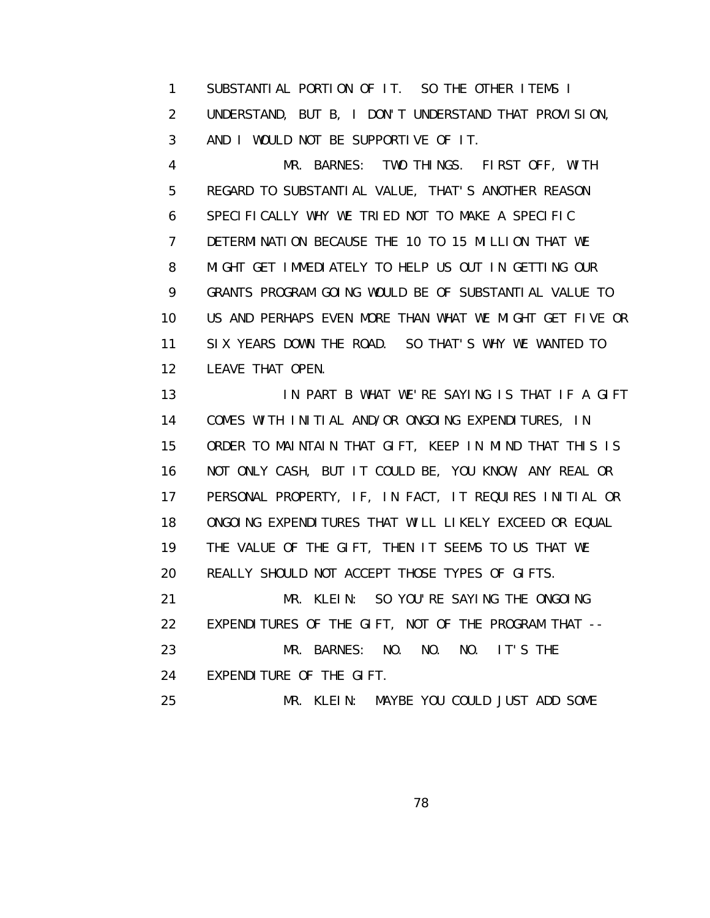SUBSTANTIAL PORTION OF IT. SO THE OTHER ITEMS I UNDERSTAND, BUT B, I DON'T UNDERSTAND THAT PROVISION, AND I WOULD NOT BE SUPPORTIVE OF IT.

MR. BARNES: TWO THINGS. FIRST OFF, WITH REGARD TO SUBSTANTIAL VALUE, THAT'S ANOTHER REASON SPECIFICALLY WHY WE TRIED NOT TO MAKE A SPECIFIC DETERMINATION BECAUSE THE 10 TO 15 MILLION THAT WE MIGHT GET IMMEDIATELY TO HELP US OUT IN GETTING OUR GRANTS PROGRAM GOING WOULD BE OF SUBSTANTIAL VALUE TO US AND PERHAPS EVEN MORE THAN WHAT WE MIGHT GET FIVE OR SIX YEARS DOWN THE ROAD. SO THAT'S WHY WE WANTED TO LEAVE THAT OPEN.

IN PART B WHAT WE'RE SAYING IS THAT IF A GIFT COMES WITH INITIAL AND/OR ONGOING EXPENDITURES, IN ORDER TO MAINTAIN THAT GIFT, KEEP IN MIND THAT THIS IS NOT ONLY CASH, BUT IT COULD BE, YOU KNOW, ANY REAL OR PERSONAL PROPERTY, IF, IN FACT, IT REQUIRES INITIAL OR ONGOING EXPENDITURES THAT WILL LIKELY EXCEED OR EQUAL THE VALUE OF THE GIFT, THEN IT SEEMS TO US THAT WE REALLY SHOULD NOT ACCEPT THOSE TYPES OF GIFTS.

MR. KLEIN: SO YOU'RE SAYING THE ONGOING EXPENDITURES OF THE GIFT, NOT OF THE PROGRAM THAT --

MR. BARNES: NO. NO. NO. IT'S THE EXPENDITURE OF THE GIFT.

MR. KLEIN: MAYBE YOU COULD JUST ADD SOME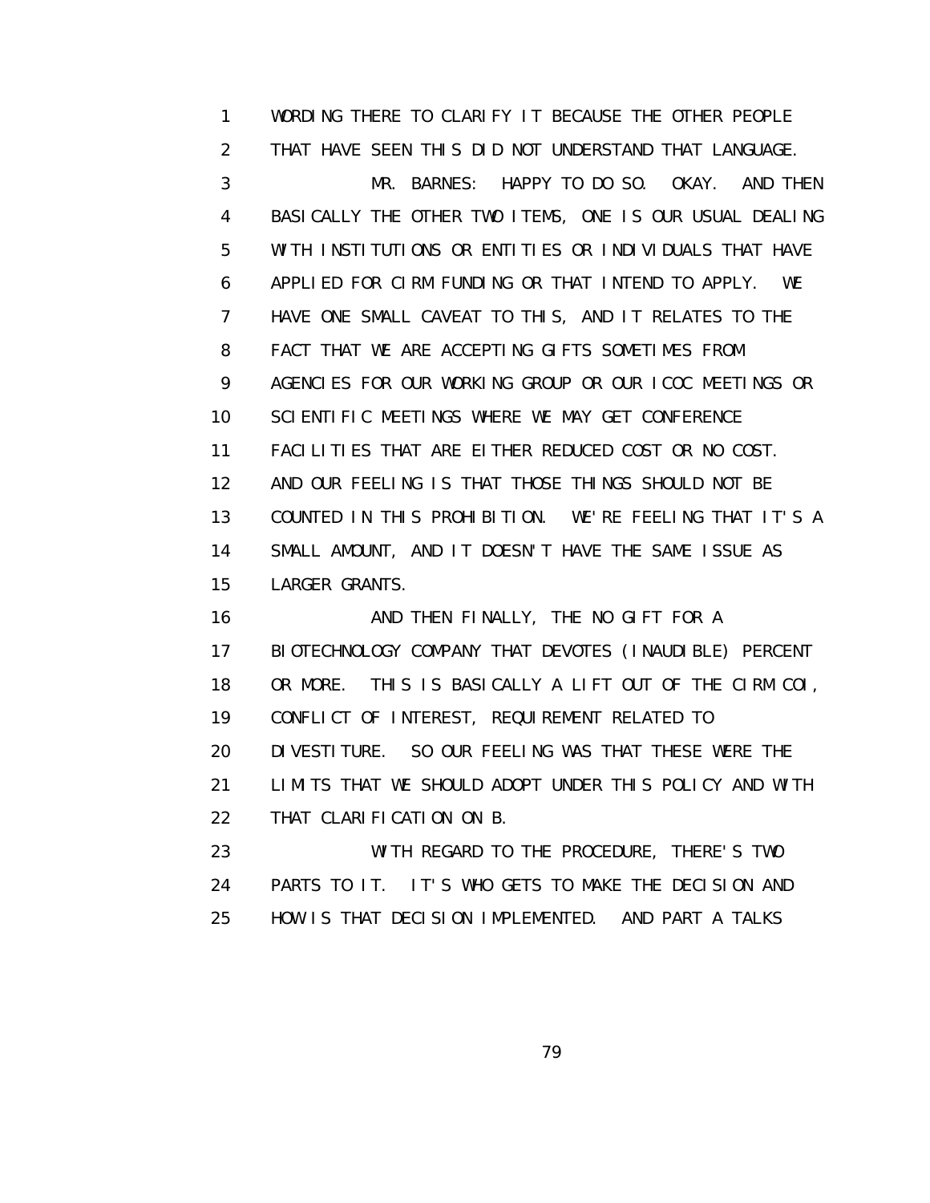WORDING THERE TO CLARIFY IT BECAUSE THE OTHER PEOPLE THAT HAVE SEEN THIS DID NOT UNDERSTAND THAT LANGUAGE.

MR. BARNES: HAPPY TO DO SO. OKAY. AND THEN BASICALLY THE OTHER TWO ITEMS, ONE IS OUR USUAL DEALING WITH INSTITUTIONS OR ENTITIES OR INDIVIDUALS THAT HAVE APPLIED FOR CIRM FUNDING OR THAT INTEND TO APPLY. WE HAVE ONE SMALL CAVEAT TO THIS, AND IT RELATES TO THE FACT THAT WE ARE ACCEPTING GIFTS SOMETIMES FROM AGENCIES FOR OUR WORKING GROUP OR OUR ICOC MEETINGS OR SCIENTIFIC MEETINGS WHERE WE MAY GET CONFERENCE FACILITIES THAT ARE EITHER REDUCED COST OR NO COST. AND OUR FEELING IS THAT THOSE THINGS SHOULD NOT BE COUNTED IN THIS PROHIBITION. WE'RE FEELING THAT IT'S A SMALL AMOUNT, AND IT DOESN'T HAVE THE SAME ISSUE AS LARGER GRANTS.

AND THEN FINALLY, THE NO GIFT FOR A BIOTECHNOLOGY COMPANY THAT DEVOTES (INAUDIBLE) PERCENT OR MORE. THIS IS BASICALLY A LIFT OUT OF THE CIRM COI, CONFLICT OF INTEREST, REQUIREMENT RELATED TO DIVESTITURE. SO OUR FEELING WAS THAT THESE WERE THE LIMITS THAT WE SHOULD ADOPT UNDER THIS POLICY AND WITH THAT CLARIFICATION ON B.

WITH REGARD TO THE PROCEDURE, THERE'S TWO PARTS TO IT. IT'S WHO GETS TO MAKE THE DECISION AND HOW IS THAT DECISION IMPLEMENTED. AND PART A TALKS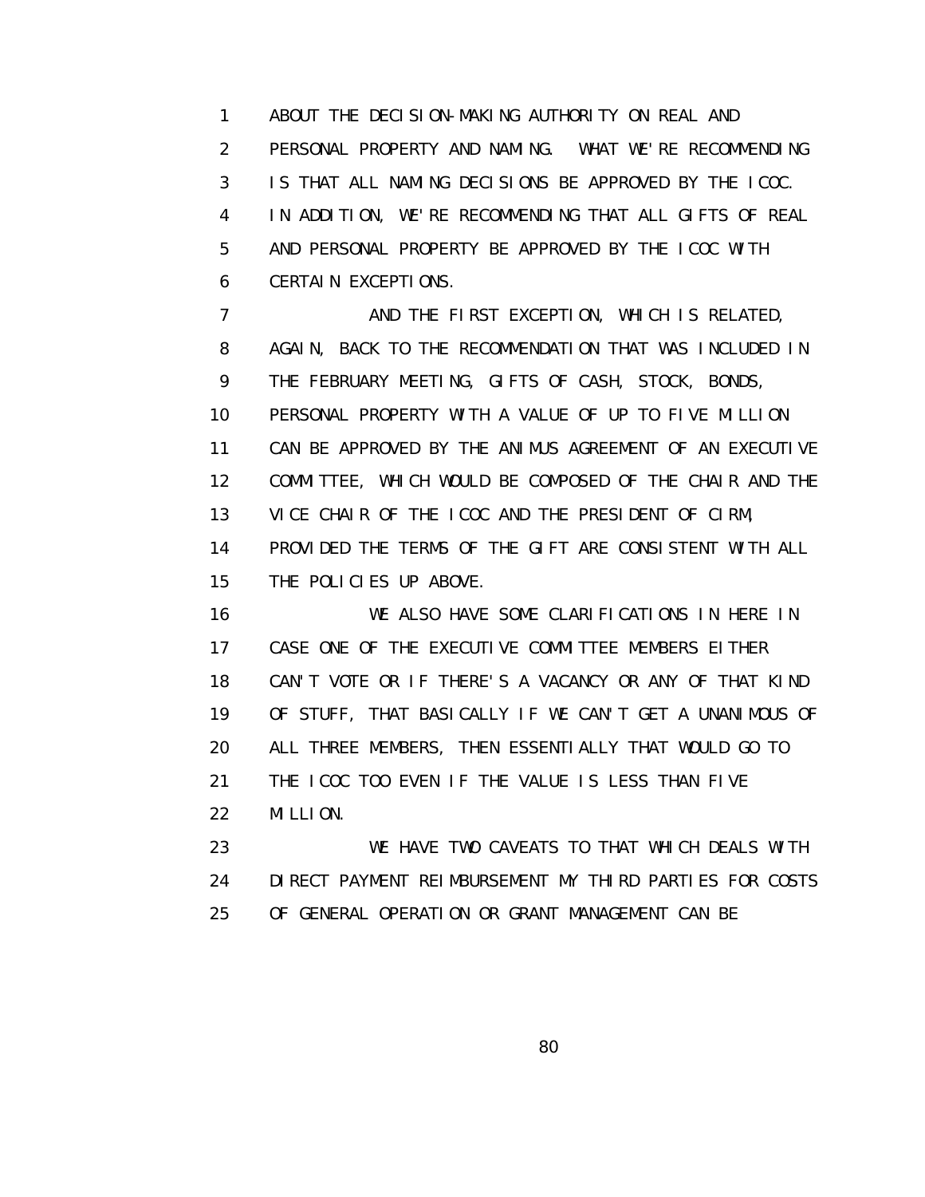1 ABOUT THE DECISION-MAKING AUTHORITY ON REAL AND
2 PERSONAL PROPERTY AND NAMING. WHAT WE'RE RECOMMENDING
3 IS THAT ALL NAMING DECISIONS BE APPROVED BY THE ICOC.
4 IN ADDITION, WE'RE RECOMMENDING THAT ALL GIFTS OF REAL
5 AND PERSONAL PROPERTY BE APPROVED BY THE ICOC WITH
6 CERTAIN EXCEPTIONS.

7 AND THE FIRST EXCEPTION, WHICH IS RELATED,
8 AGAIN, BACK TO THE RECOMMENDATION THAT WAS INCLUDED IN
9 THE FEBRUARY MEETING, GIFTS OF CASH, STOCK, BONDS,
10 PERSONAL PROPERTY WITH A VALUE OF UP TO FIVE MILLION
11 CAN BE APPROVED BY THE ANIMUS AGREEMENT OF AN EXECUTIVE
12 COMMITTEE, WHICH WOULD BE COMPOSED OF THE CHAIR AND THE
13 VICE CHAIR OF THE ICOC AND THE PRESIDENT OF CIRM,
14 PROVIDED THE TERMS OF THE GIFT ARE CONSISTENT WITH ALL
15 THE POLICIES UP ABOVE.

16 WE ALSO HAVE SOME CLARIFICATIONS IN HERE IN
17 CASE ONE OF THE EXECUTIVE COMMITTEE MEMBERS EITHER
18 CAN'T VOTE OR IF THERE'S A VACANCY OR ANY OF THAT KIND
19 OF STUFF, THAT BASICALLY IF WE CAN'T GET A UNANIMOUS OF
20 ALL THREE MEMBERS, THEN ESSENTIALLY THAT WOULD GO TO
21 THE ICOC TOO EVEN IF THE VALUE IS LESS THAN FIVE
22 MILLION.

23 WE HAVE TWO CAVEATS TO THAT WHICH DEALS WITH
24 DIRECT PAYMENT REIMBURSEMENT MY THIRD PARTIES FOR COSTS
25 OF GENERAL OPERATION OR GRANT MANAGEMENT CAN BE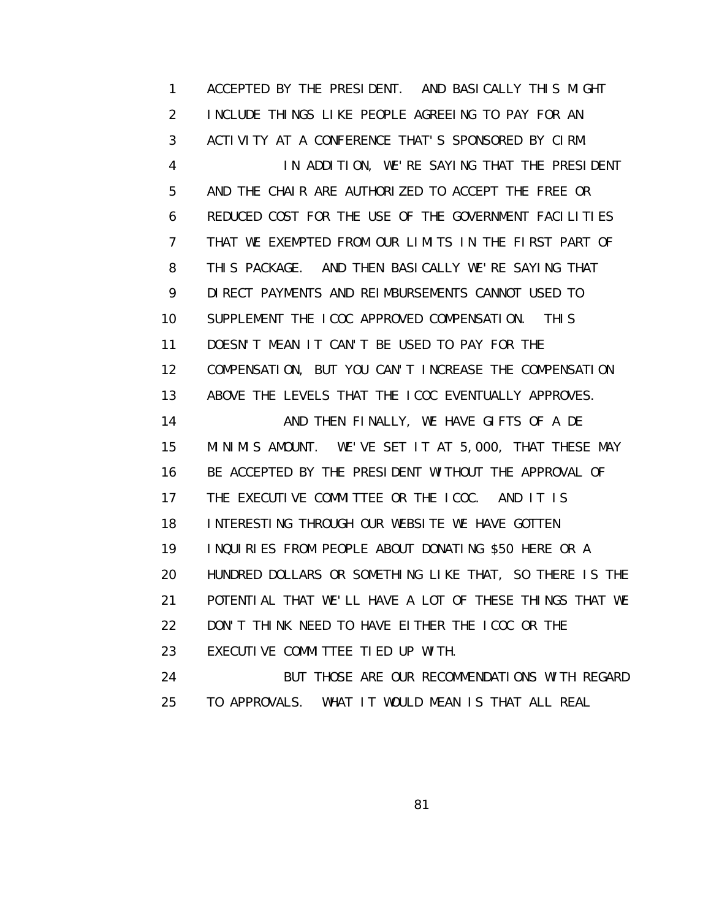ACCEPTED BY THE PRESIDENT. AND BASICALLY THIS MIGHT INCLUDE THINGS LIKE PEOPLE AGREEING TO PAY FOR AN ACTIVITY AT A CONFERENCE THAT'S SPONSORED BY CIRM.

IN ADDITION, WE'RE SAYING THAT THE PRESIDENT AND THE CHAIR ARE AUTHORIZED TO ACCEPT THE FREE OR REDUCED COST FOR THE USE OF THE GOVERNMENT FACILITIES THAT WE EXEMPTED FROM OUR LIMITS IN THE FIRST PART OF THIS PACKAGE. AND THEN BASICALLY WE'RE SAYING THAT DIRECT PAYMENTS AND REIMBURSEMENTS CANNOT USED TO SUPPLEMENT THE ICOC APPROVED COMPENSATION. THIS DOESN'T MEAN IT CAN'T BE USED TO PAY FOR THE COMPENSATION, BUT YOU CAN'T INCREASE THE COMPENSATION ABOVE THE LEVELS THAT THE ICOC EVENTUALLY APPROVES.

AND THEN FINALLY, WE HAVE GIFTS OF A DE MINIMIS AMOUNT. WE'VE SET IT AT 5,000, THAT THESE MAY BE ACCEPTED BY THE PRESIDENT WITHOUT THE APPROVAL OF THE EXECUTIVE COMMITTEE OR THE ICOC. AND IT IS INTERESTING THROUGH OUR WEBSITE WE HAVE GOTTEN INQUIRIES FROM PEOPLE ABOUT DONATING $50 HERE OR A HUNDRED DOLLARS OR SOMETHING LIKE THAT, SO THERE IS THE POTENTIAL THAT WE'LL HAVE A LOT OF THESE THINGS THAT WE DON'T THINK NEED TO HAVE EITHER THE ICOC OR THE EXECUTIVE COMMITTEE TIED UP WITH.

BUT THOSE ARE OUR RECOMMENDATIONS WITH REGARD TO APPROVALS. WHAT IT WOULD MEAN IS THAT ALL REAL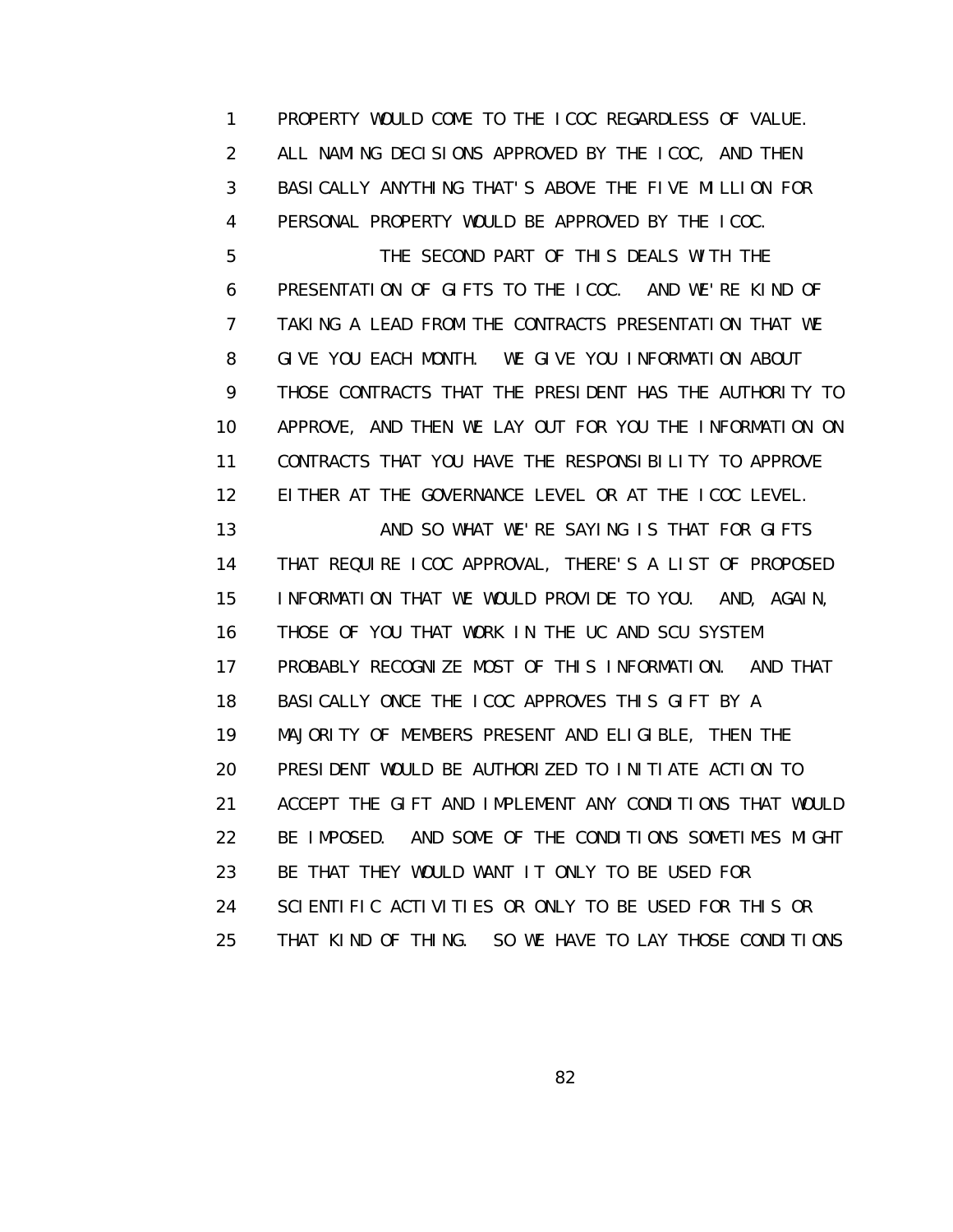PROPERTY WOULD COME TO THE ICOC REGARDLESS OF VALUE. ALL NAMING DECISIONS APPROVED BY THE ICOC, AND THEN BASICALLY ANYTHING THAT'S ABOVE THE FIVE MILLION FOR PERSONAL PROPERTY WOULD BE APPROVED BY THE ICOC.

THE SECOND PART OF THIS DEALS WITH THE PRESENTATION OF GIFTS TO THE ICOC. AND WE'RE KIND OF TAKING A LEAD FROM THE CONTRACTS PRESENTATION THAT WE GIVE YOU EACH MONTH. WE GIVE YOU INFORMATION ABOUT THOSE CONTRACTS THAT THE PRESIDENT HAS THE AUTHORITY TO APPROVE, AND THEN WE LAY OUT FOR YOU THE INFORMATION ON CONTRACTS THAT YOU HAVE THE RESPONSIBILITY TO APPROVE EITHER AT THE GOVERNANCE LEVEL OR AT THE ICOC LEVEL.

AND SO WHAT WE'RE SAYING IS THAT FOR GIFTS THAT REQUIRE ICOC APPROVAL, THERE'S A LIST OF PROPOSED INFORMATION THAT WE WOULD PROVIDE TO YOU. AND, AGAIN, THOSE OF YOU THAT WORK IN THE UC AND SCU SYSTEM PROBABLY RECOGNIZE MOST OF THIS INFORMATION. AND THAT BASICALLY ONCE THE ICOC APPROVES THIS GIFT BY A MAJORITY OF MEMBERS PRESENT AND ELIGIBLE, THEN THE PRESIDENT WOULD BE AUTHORIZED TO INITIATE ACTION TO ACCEPT THE GIFT AND IMPLEMENT ANY CONDITIONS THAT WOULD BE IMPOSED. AND SOME OF THE CONDITIONS SOMETIMES MIGHT BE THAT THEY WOULD WANT IT ONLY TO BE USED FOR SCIENTIFIC ACTIVITIES OR ONLY TO BE USED FOR THIS OR THAT KIND OF THING. SO WE HAVE TO LAY THOSE CONDITIONS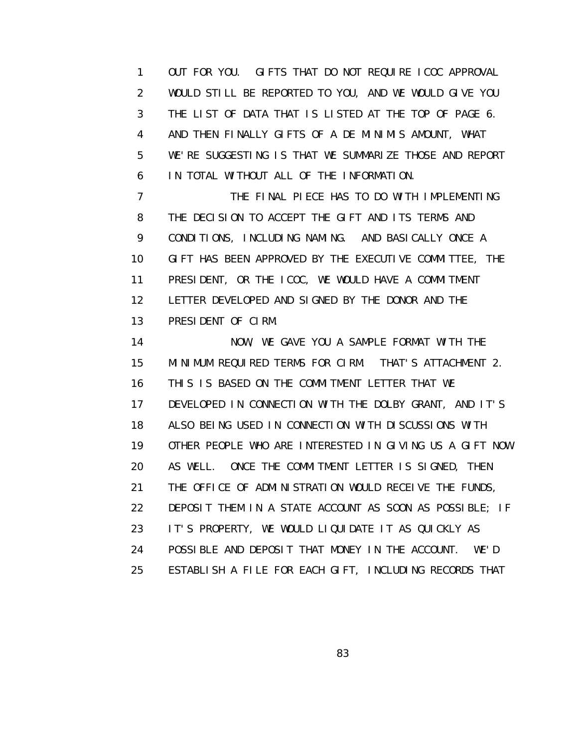OUT FOR YOU. GIFTS THAT DO NOT REQUIRE ICOC APPROVAL WOULD STILL BE REPORTED TO YOU, AND WE WOULD GIVE YOU THE LIST OF DATA THAT IS LISTED AT THE TOP OF PAGE 6. AND THEN FINALLY GIFTS OF A DE MINIMIS AMOUNT, WHAT WE'RE SUGGESTING IS THAT WE SUMMARIZE THOSE AND REPORT IN TOTAL WITHOUT ALL OF THE INFORMATION.

THE FINAL PIECE HAS TO DO WITH IMPLEMENTING THE DECISION TO ACCEPT THE GIFT AND ITS TERMS AND CONDITIONS, INCLUDING NAMING. AND BASICALLY ONCE A GIFT HAS BEEN APPROVED BY THE EXECUTIVE COMMITTEE, THE PRESIDENT, OR THE ICOC, WE WOULD HAVE A COMMITMENT LETTER DEVELOPED AND SIGNED BY THE DONOR AND THE PRESIDENT OF CIRM.

NOW, WE GAVE YOU A SAMPLE FORMAT WITH THE MINIMUM REQUIRED TERMS FOR CIRM. THAT'S ATTACHMENT 2. THIS IS BASED ON THE COMMITMENT LETTER THAT WE DEVELOPED IN CONNECTION WITH THE DOLBY GRANT, AND IT'S ALSO BEING USED IN CONNECTION WITH DISCUSSIONS WITH OTHER PEOPLE WHO ARE INTERESTED IN GIVING US A GIFT NOW AS WELL. ONCE THE COMMITMENT LETTER IS SIGNED, THEN THE OFFICE OF ADMINISTRATION WOULD RECEIVE THE FUNDS, DEPOSIT THEM IN A STATE ACCOUNT AS SOON AS POSSIBLE; IF IT'S PROPERTY, WE WOULD LIQUIDATE IT AS QUICKLY AS POSSIBLE AND DEPOSIT THAT MONEY IN THE ACCOUNT. WE'D ESTABLISH A FILE FOR EACH GIFT, INCLUDING RECORDS THAT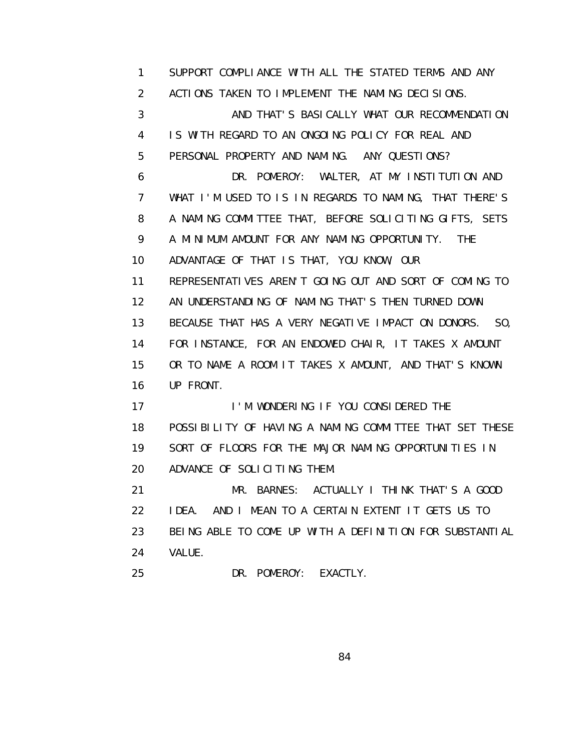SUPPORT COMPLIANCE WITH ALL THE STATED TERMS AND ANY ACTIONS TAKEN TO IMPLEMENT THE NAMING DECISIONS.

AND THAT'S BASICALLY WHAT OUR RECOMMENDATION IS WITH REGARD TO AN ONGOING POLICY FOR REAL AND PERSONAL PROPERTY AND NAMING. ANY QUESTIONS?

DR. POMEROY: WALTER, AT MY INSTITUTION AND WHAT I'M USED TO IS IN REGARDS TO NAMING, THAT THERE'S A NAMING COMMITTEE THAT, BEFORE SOLICITING GIFTS, SETS A MINIMUM AMOUNT FOR ANY NAMING OPPORTUNITY. THE ADVANTAGE OF THAT IS THAT, YOU KNOW, OUR REPRESENTATIVES AREN'T GOING OUT AND SORT OF COMING TO AN UNDERSTANDING OF NAMING THAT'S THEN TURNED DOWN BECAUSE THAT HAS A VERY NEGATIVE IMPACT ON DONORS. SO, FOR INSTANCE, FOR AN ENDOWED CHAIR, IT TAKES X AMOUNT OR TO NAME A ROOM IT TAKES X AMOUNT, AND THAT'S KNOWN UP FRONT.

I'M WONDERING IF YOU CONSIDERED THE POSSIBILITY OF HAVING A NAMING COMMITTEE THAT SET THESE SORT OF FLOORS FOR THE MAJOR NAMING OPPORTUNITIES IN ADVANCE OF SOLICITING THEM.

MR. BARNES: ACTUALLY I THINK THAT'S A GOOD IDEA. AND I MEAN TO A CERTAIN EXTENT IT GETS US TO BEING ABLE TO COME UP WITH A DEFINITION FOR SUBSTANTIAL VALUE.

DR. POMEROY: EXACTLY.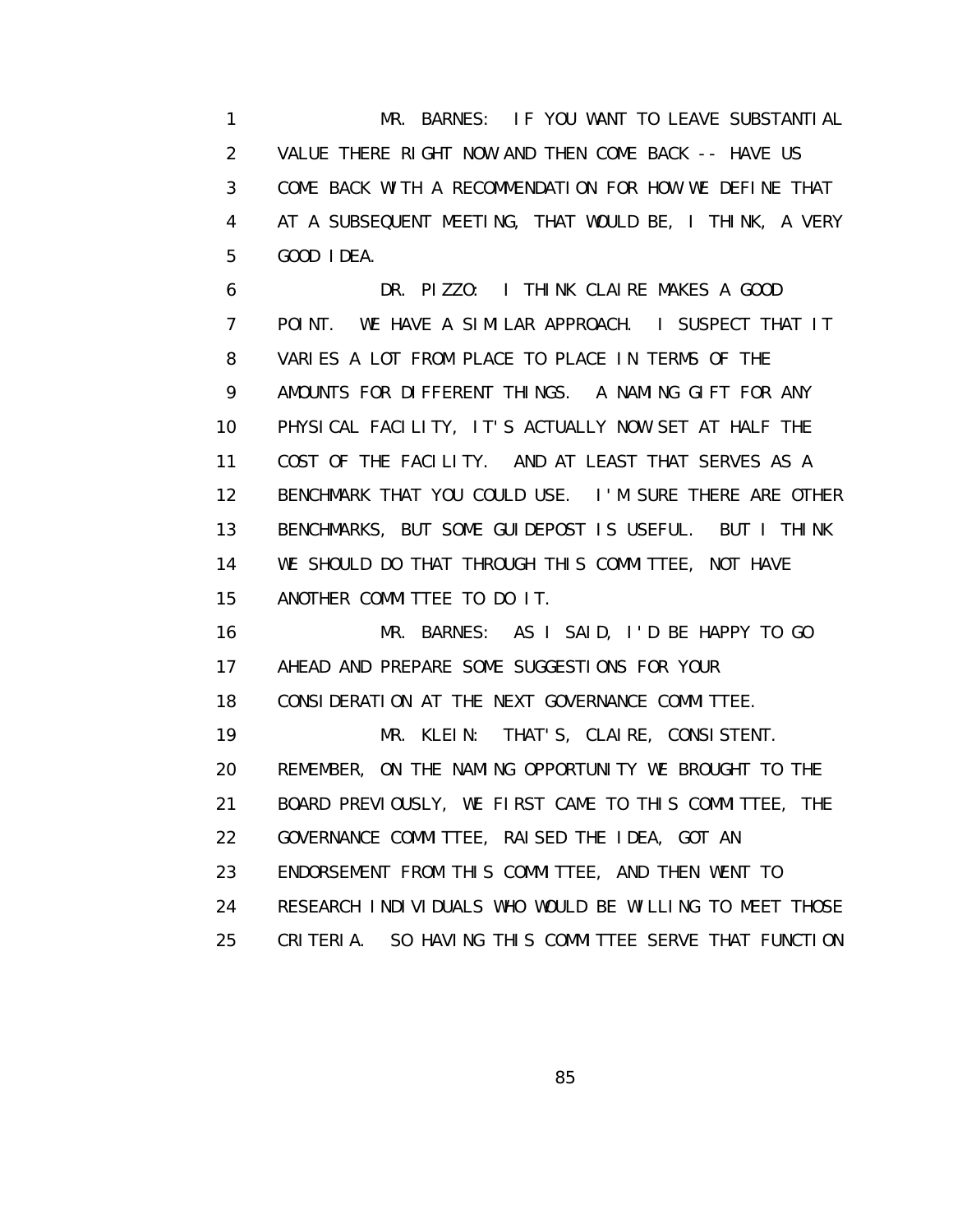MR. BARNES: IF YOU WANT TO LEAVE SUBSTANTIAL VALUE THERE RIGHT NOW AND THEN COME BACK -- HAVE US COME BACK WITH A RECOMMENDATION FOR HOW WE DEFINE THAT AT A SUBSEQUENT MEETING, THAT WOULD BE, I THINK, A VERY GOOD IDEA.

DR. PIZZO: I THINK CLAIRE MAKES A GOOD POINT. WE HAVE A SIMILAR APPROACH. I SUSPECT THAT IT VARIES A LOT FROM PLACE TO PLACE IN TERMS OF THE AMOUNTS FOR DIFFERENT THINGS. A NAMING GIFT FOR ANY PHYSICAL FACILITY, IT'S ACTUALLY NOW SET AT HALF THE COST OF THE FACILITY. AND AT LEAST THAT SERVES AS A BENCHMARK THAT YOU COULD USE. I'M SURE THERE ARE OTHER BENCHMARKS, BUT SOME GUIDEPOST IS USEFUL. BUT I THINK WE SHOULD DO THAT THROUGH THIS COMMITTEE, NOT HAVE ANOTHER COMMITTEE TO DO IT.

MR. BARNES: AS I SAID, I'D BE HAPPY TO GO AHEAD AND PREPARE SOME SUGGESTIONS FOR YOUR CONSIDERATION AT THE NEXT GOVERNANCE COMMITTEE.

MR. KLEIN: THAT'S, CLAIRE, CONSISTENT. REMEMBER, ON THE NAMING OPPORTUNITY WE BROUGHT TO THE BOARD PREVIOUSLY, WE FIRST CAME TO THIS COMMITTEE, THE GOVERNANCE COMMITTEE, RAISED THE IDEA, GOT AN ENDORSEMENT FROM THIS COMMITTEE, AND THEN WENT TO RESEARCH INDIVIDUALS WHO WOULD BE WILLING TO MEET THOSE CRITERIA. SO HAVING THIS COMMITTEE SERVE THAT FUNCTION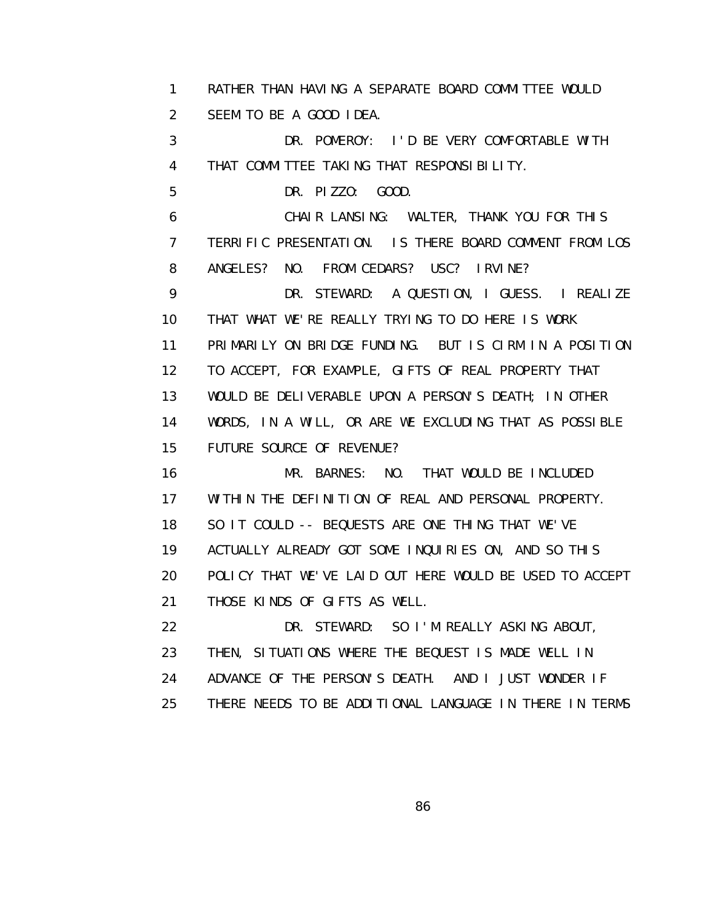RATHER THAN HAVING A SEPARATE BOARD COMMITTEE WOULD SEEM TO BE A GOOD IDEA.

DR. POMEROY: I'D BE VERY COMFORTABLE WITH THAT COMMITTEE TAKING THAT RESPONSIBILITY.

DR. PIZZO: GOOD.

CHAIR LANSING: WALTER, THANK YOU FOR THIS TERRIFIC PRESENTATION. IS THERE BOARD COMMENT FROM LOS ANGELES? NO. FROM CEDARS? USC? IRVINE?

DR. STEWARD: A QUESTION, I GUESS. I REALIZE THAT WHAT WE'RE REALLY TRYING TO DO HERE IS WORK PRIMARILY ON BRIDGE FUNDING. BUT IS CIRM IN A POSITION TO ACCEPT, FOR EXAMPLE, GIFTS OF REAL PROPERTY THAT WOULD BE DELIVERABLE UPON A PERSON'S DEATH; IN OTHER WORDS, IN A WILL, OR ARE WE EXCLUDING THAT AS POSSIBLE FUTURE SOURCE OF REVENUE?

MR. BARNES: NO. THAT WOULD BE INCLUDED WITHIN THE DEFINITION OF REAL AND PERSONAL PROPERTY. SO IT COULD -- BEQUESTS ARE ONE THING THAT WE'VE ACTUALLY ALREADY GOT SOME INQUIRIES ON, AND SO THIS POLICY THAT WE'VE LAID OUT HERE WOULD BE USED TO ACCEPT THOSE KINDS OF GIFTS AS WELL.

DR. STEWARD: SO I'M REALLY ASKING ABOUT, THEN, SITUATIONS WHERE THE BEQUEST IS MADE WELL IN ADVANCE OF THE PERSON'S DEATH. AND I JUST WONDER IF THERE NEEDS TO BE ADDITIONAL LANGUAGE IN THERE IN TERMS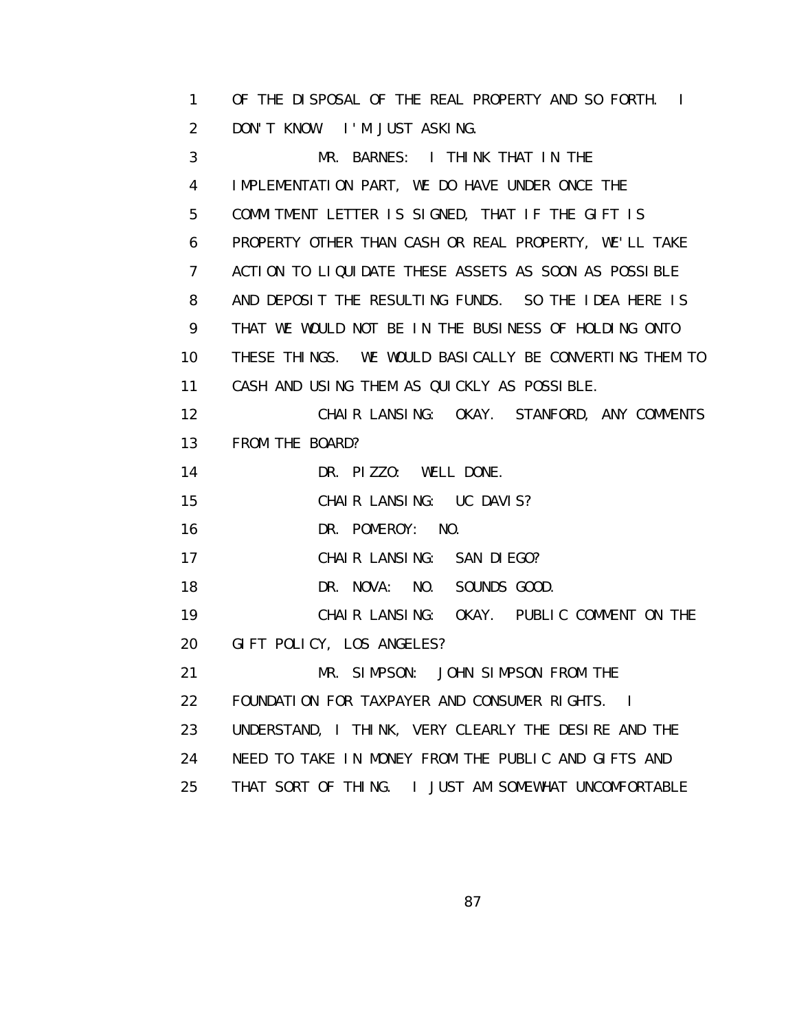1 OF THE DISPOSAL OF THE REAL PROPERTY AND SO FORTH. I
2 DON'T KNOW. I'M JUST ASKING.
3 MR. BARNES: I THINK THAT IN THE
4 IMPLEMENTATION PART, WE DO HAVE UNDER ONCE THE
5 COMMITMENT LETTER IS SIGNED, THAT IF THE GIFT IS
6 PROPERTY OTHER THAN CASH OR REAL PROPERTY, WE'LL TAKE
7 ACTION TO LIQUIDATE THESE ASSETS AS SOON AS POSSIBLE
8 AND DEPOSIT THE RESULTING FUNDS. SO THE IDEA HERE IS
9 THAT WE WOULD NOT BE IN THE BUSINESS OF HOLDING ONTO
10 THESE THINGS. WE WOULD BASICALLY BE CONVERTING THEM TO
11 CASH AND USING THEM AS QUICKLY AS POSSIBLE.
12 CHAIR LANSING: OKAY. STANFORD, ANY COMMENTS
13 FROM THE BOARD?
14 DR. PIZZO: WELL DONE.
15 CHAIR LANSING: UC DAVIS?
16 DR. POMEROY: NO.
17 CHAIR LANSING: SAN DIEGO?
18 DR. NOVA: NO. SOUNDS GOOD.
19 CHAIR LANSING: OKAY. PUBLIC COMMENT ON THE
20 GIFT POLICY, LOS ANGELES?
21 MR. SIMPSON: JOHN SIMPSON FROM THE
22 FOUNDATION FOR TAXPAYER AND CONSUMER RIGHTS. I
23 UNDERSTAND, I THINK, VERY CLEARLY THE DESIRE AND THE
24 NEED TO TAKE IN MONEY FROM THE PUBLIC AND GIFTS AND
25 THAT SORT OF THING. I JUST AM SOMEWHAT UNCOMFORTABLE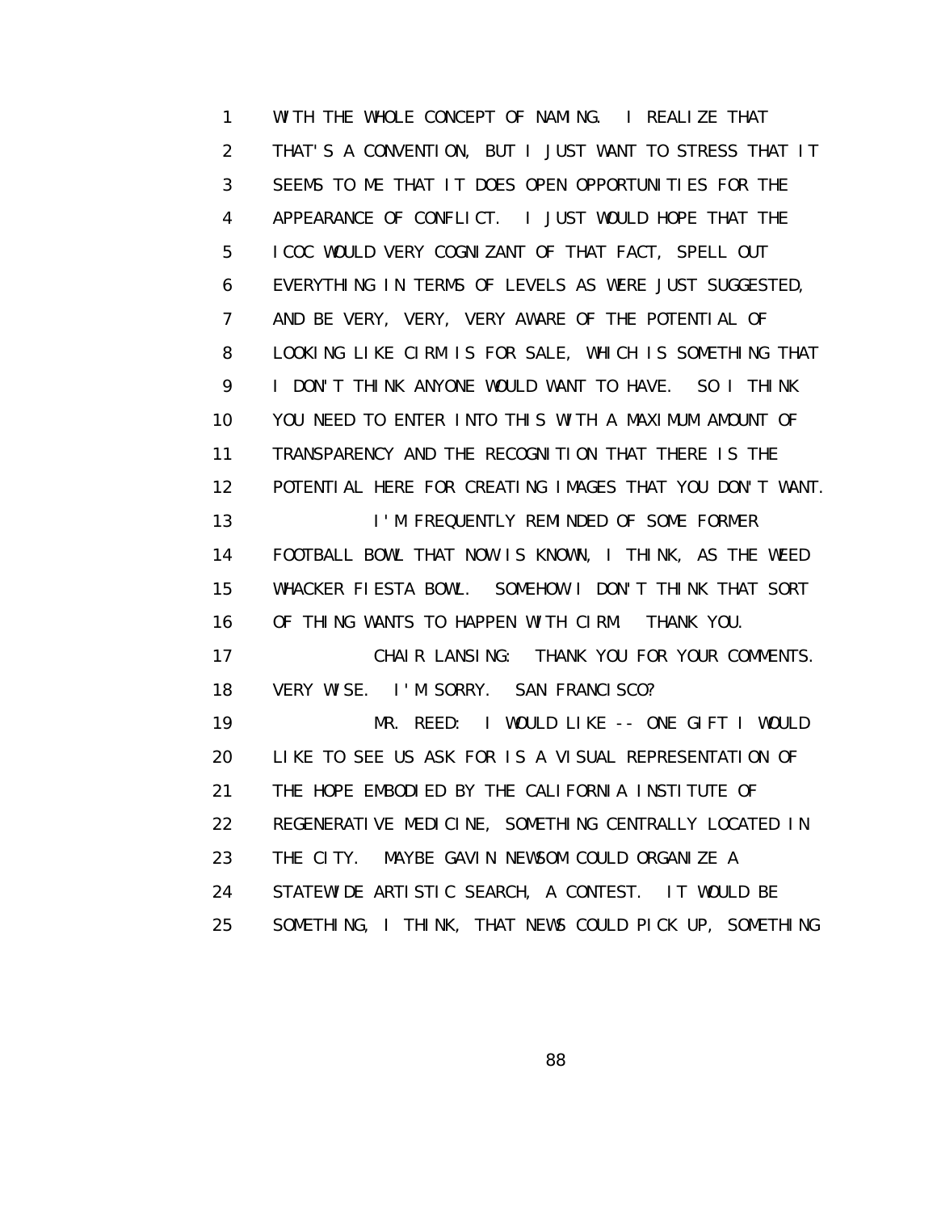WITH THE WHOLE CONCEPT OF NAMING. I REALIZE THAT THAT'S A CONVENTION, BUT I JUST WANT TO STRESS THAT IT SEEMS TO ME THAT IT DOES OPEN OPPORTUNITIES FOR THE APPEARANCE OF CONFLICT. I JUST WOULD HOPE THAT THE ICOC WOULD VERY COGNIZANT OF THAT FACT, SPELL OUT EVERYTHING IN TERMS OF LEVELS AS WERE JUST SUGGESTED, AND BE VERY, VERY, VERY AWARE OF THE POTENTIAL OF LOOKING LIKE CIRM IS FOR SALE, WHICH IS SOMETHING THAT I DON'T THINK ANYONE WOULD WANT TO HAVE. SO I THINK YOU NEED TO ENTER INTO THIS WITH A MAXIMUM AMOUNT OF TRANSPARENCY AND THE RECOGNITION THAT THERE IS THE POTENTIAL HERE FOR CREATING IMAGES THAT YOU DON'T WANT.

I'M FREQUENTLY REMINDED OF SOME FORMER FOOTBALL BOWL THAT NOW IS KNOWN, I THINK, AS THE WEED WHACKER FIESTA BOWL. SOMEHOW I DON'T THINK THAT SORT OF THING WANTS TO HAPPEN WITH CIRM. THANK YOU.

CHAIR LANSING: THANK YOU FOR YOUR COMMENTS. VERY WISE. I'M SORRY. SAN FRANCISCO?

MR. REED: I WOULD LIKE -- ONE GIFT I WOULD LIKE TO SEE US ASK FOR IS A VISUAL REPRESENTATION OF THE HOPE EMBODIED BY THE CALIFORNIA INSTITUTE OF REGENERATIVE MEDICINE, SOMETHING CENTRALLY LOCATED IN THE CITY. MAYBE GAVIN NEWSOM COULD ORGANIZE A STATEWIDE ARTISTIC SEARCH, A CONTEST. IT WOULD BE SOMETHING, I THINK, THAT NEWS COULD PICK UP, SOMETHING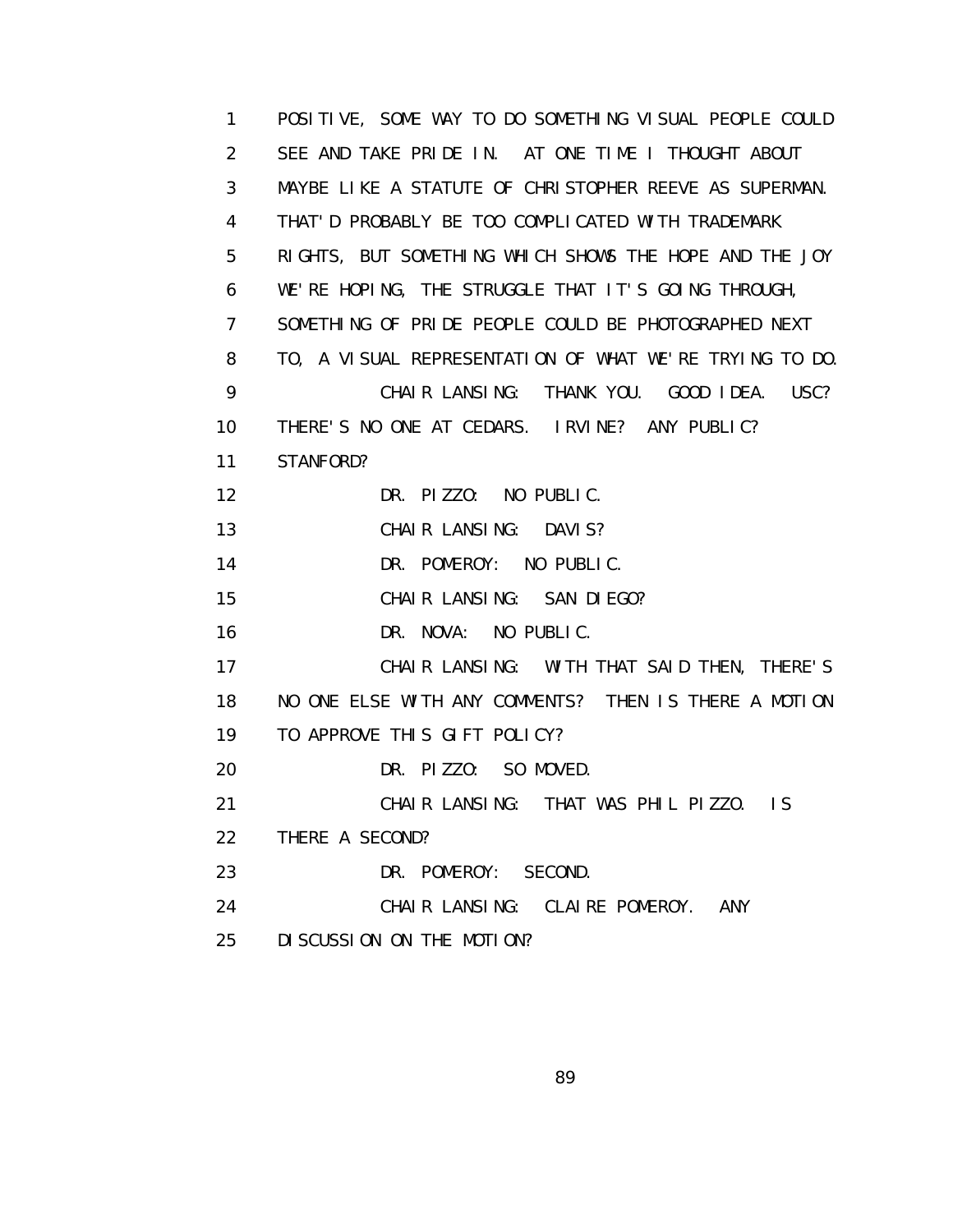1 POSITIVE, SOME WAY TO DO SOMETHING VISUAL PEOPLE COULD
2 SEE AND TAKE PRIDE IN. AT ONE TIME I THOUGHT ABOUT
3 MAYBE LIKE A STATUTE OF CHRISTOPHER REEVE AS SUPERMAN.
4 THAT'D PROBABLY BE TOO COMPLICATED WITH TRADEMARK
5 RIGHTS, BUT SOMETHING WHICH SHOWS THE HOPE AND THE JOY
6 WE'RE HOPING, THE STRUGGLE THAT IT'S GOING THROUGH,
7 SOMETHING OF PRIDE PEOPLE COULD BE PHOTOGRAPHED NEXT
8 TO, A VISUAL REPRESENTATION OF WHAT WE'RE TRYING TO DO.
9 CHAIR LANSING: THANK YOU. GOOD IDEA. USC?
10 THERE'S NO ONE AT CEDARS. IRVINE? ANY PUBLIC?
11 STANFORD?
12 DR. PIZZO: NO PUBLIC.
13 CHAIR LANSING: DAVIS?
14 DR. POMEROY: NO PUBLIC.
15 CHAIR LANSING: SAN DIEGO?
16 DR. NOVA: NO PUBLIC.
17 CHAIR LANSING: WITH THAT SAID THEN, THERE'S
18 NO ONE ELSE WITH ANY COMMENTS? THEN IS THERE A MOTION
19 TO APPROVE THIS GIFT POLICY?
20 DR. PIZZO: SO MOVED.
21 CHAIR LANSING: THAT WAS PHIL PIZZO. IS
22 THERE A SECOND?
23 DR. POMEROY: SECOND.
24 CHAIR LANSING: CLAIRE POMEROY. ANY
25 DISCUSSION ON THE MOTION?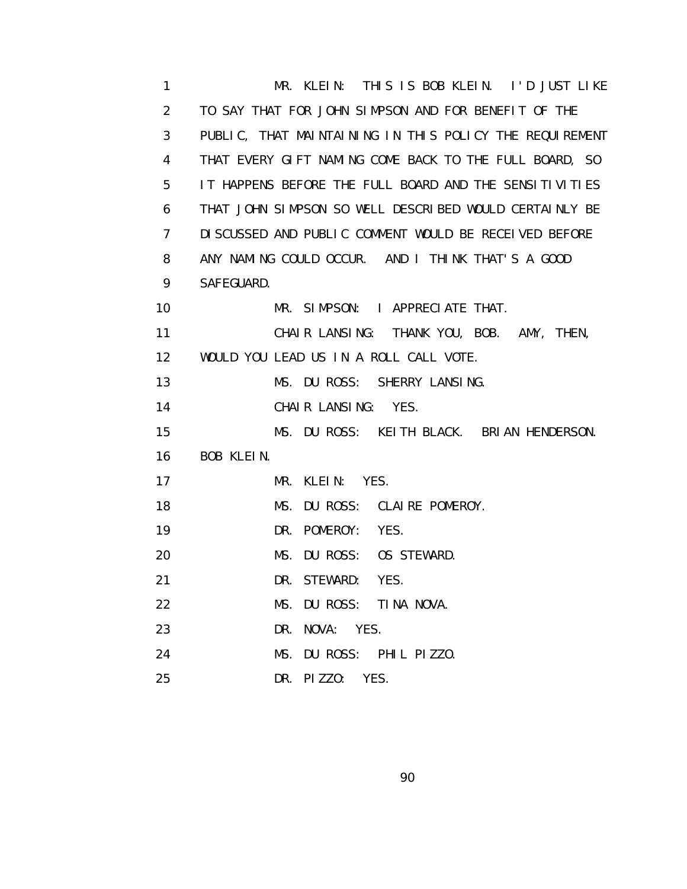MR. KLEIN: THIS IS BOB KLEIN. I'D JUST LIKE TO SAY THAT FOR JOHN SIMPSON AND FOR BENEFIT OF THE PUBLIC, THAT MAINTAINING IN THIS POLICY THE REQUIREMENT THAT EVERY GIFT NAMING COME BACK TO THE FULL BOARD, SO IT HAPPENS BEFORE THE FULL BOARD AND THE SENSITIVITIES THAT JOHN SIMPSON SO WELL DESCRIBED WOULD CERTAINLY BE DISCUSSED AND PUBLIC COMMENT WOULD BE RECEIVED BEFORE ANY NAMING COULD OCCUR. AND I THINK THAT'S A GOOD SAFEGUARD.

MR. SIMPSON: I APPRECIATE THAT.

CHAIR LANSING: THANK YOU, BOB. AMY, THEN, WOULD YOU LEAD US IN A ROLL CALL VOTE.

MS. DU ROSS: SHERRY LANSING.

CHAIR LANSING: YES.

MS. DU ROSS: KEITH BLACK. BRIAN HENDERSON. BOB KLEIN.

MR. KLEIN: YES.

MS. DU ROSS: CLAIRE POMEROY.

DR. POMEROY: YES.

MS. DU ROSS: OS STEWARD.

DR. STEWARD: YES.

MS. DU ROSS: TINA NOVA.

DR. NOVA: YES.

MS. DU ROSS: PHIL PIZZO.

DR. PIZZO: YES.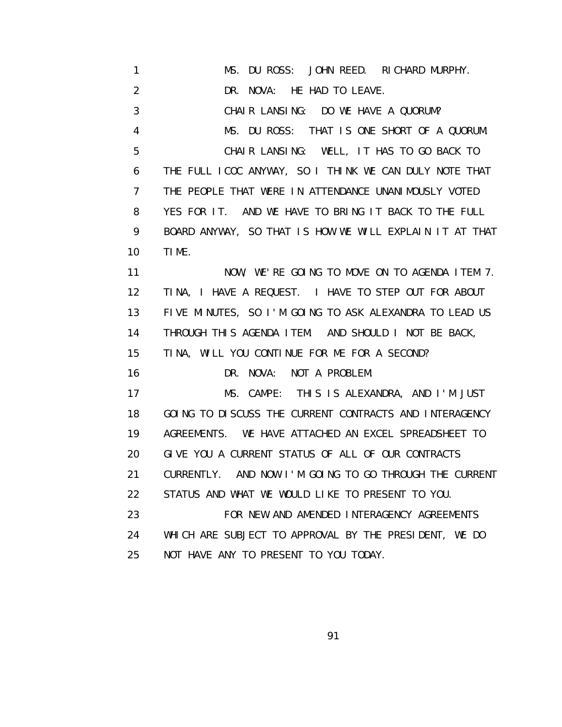MS. DU ROSS: JOHN REED. RICHARD MURPHY.

DR. NOVA: HE HAD TO LEAVE.

CHAIR LANSING: DO WE HAVE A QUORUM?

MS. DU ROSS: THAT IS ONE SHORT OF A QUORUM.

CHAIR LANSING: WELL, IT HAS TO GO BACK TO THE FULL ICOC ANYWAY, SO I THINK WE CAN DULY NOTE THAT THE PEOPLE THAT WERE IN ATTENDANCE UNANIMOUSLY VOTED YES FOR IT. AND WE HAVE TO BRING IT BACK TO THE FULL BOARD ANYWAY, SO THAT IS HOW WE WILL EXPLAIN IT AT THAT TIME.

NOW, WE'RE GOING TO MOVE ON TO AGENDA ITEM 7. TINA, I HAVE A REQUEST. I HAVE TO STEP OUT FOR ABOUT FIVE MINUTES, SO I'M GOING TO ASK ALEXANDRA TO LEAD US THROUGH THIS AGENDA ITEM. AND SHOULD I NOT BE BACK, TINA, WILL YOU CONTINUE FOR ME FOR A SECOND?

DR. NOVA: NOT A PROBLEM.

MS. CAMPE: THIS IS ALEXANDRA, AND I'M JUST GOING TO DISCUSS THE CURRENT CONTRACTS AND INTERAGENCY AGREEMENTS. WE HAVE ATTACHED AN EXCEL SPREADSHEET TO GIVE YOU A CURRENT STATUS OF ALL OF OUR CONTRACTS CURRENTLY. AND NOW I'M GOING TO GO THROUGH THE CURRENT STATUS AND WHAT WE WOULD LIKE TO PRESENT TO YOU.

FOR NEW AND AMENDED INTERAGENCY AGREEMENTS WHICH ARE SUBJECT TO APPROVAL BY THE PRESIDENT, WE DO NOT HAVE ANY TO PRESENT TO YOU TODAY.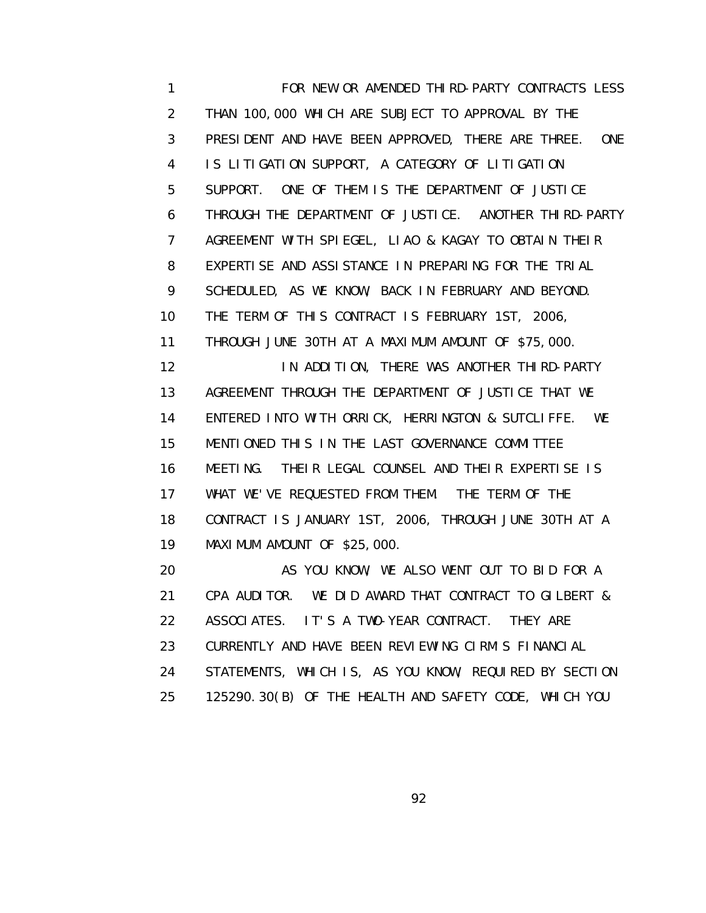FOR NEW OR AMENDED THIRD-PARTY CONTRACTS LESS THAN 100,000 WHICH ARE SUBJECT TO APPROVAL BY THE PRESIDENT AND HAVE BEEN APPROVED, THERE ARE THREE. ONE IS LITIGATION SUPPORT, A CATEGORY OF LITIGATION SUPPORT. ONE OF THEM IS THE DEPARTMENT OF JUSTICE THROUGH THE DEPARTMENT OF JUSTICE. ANOTHER THIRD-PARTY AGREEMENT WITH SPIEGEL, LIAO & KAGAY TO OBTAIN THEIR EXPERTISE AND ASSISTANCE IN PREPARING FOR THE TRIAL SCHEDULED, AS WE KNOW, BACK IN FEBRUARY AND BEYOND. THE TERM OF THIS CONTRACT IS FEBRUARY 1ST, 2006, THROUGH JUNE 30TH AT A MAXIMUM AMOUNT OF $75,000.

IN ADDITION, THERE WAS ANOTHER THIRD-PARTY AGREEMENT THROUGH THE DEPARTMENT OF JUSTICE THAT WE ENTERED INTO WITH ORRICK, HERRINGTON & SUTCLIFFE. WE MENTIONED THIS IN THE LAST GOVERNANCE COMMITTEE MEETING. THEIR LEGAL COUNSEL AND THEIR EXPERTISE IS WHAT WE'VE REQUESTED FROM THEM. THE TERM OF THE CONTRACT IS JANUARY 1ST, 2006, THROUGH JUNE 30TH AT A MAXIMUM AMOUNT OF $25,000.

AS YOU KNOW, WE ALSO WENT OUT TO BID FOR A CPA AUDITOR. WE DID AWARD THAT CONTRACT TO GILBERT & ASSOCIATES. IT'S A TWO-YEAR CONTRACT. THEY ARE CURRENTLY AND HAVE BEEN REVIEWING CIRM'S FINANCIAL STATEMENTS, WHICH IS, AS YOU KNOW, REQUIRED BY SECTION 125290.30(B) OF THE HEALTH AND SAFETY CODE, WHICH YOU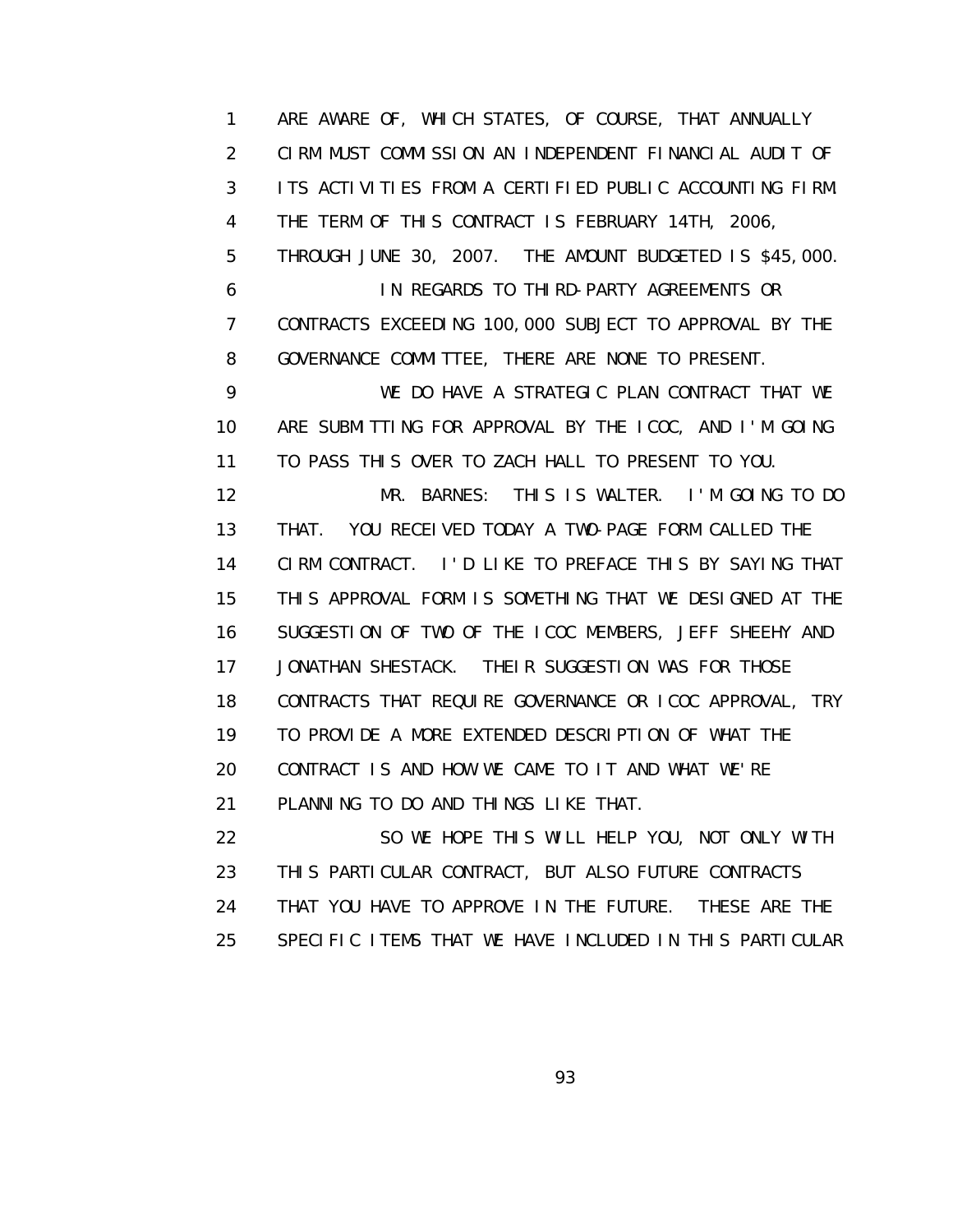1 ARE AWARE OF, WHICH STATES, OF COURSE, THAT ANNUALLY
2 CIRM MUST COMMISSION AN INDEPENDENT FINANCIAL AUDIT OF
3 ITS ACTIVITIES FROM A CERTIFIED PUBLIC ACCOUNTING FIRM.
4 THE TERM OF THIS CONTRACT IS FEBRUARY 14TH, 2006,
5 THROUGH JUNE 30, 2007. THE AMOUNT BUDGETED IS $45,000.
6 IN REGARDS TO THIRD-PARTY AGREEMENTS OR
7 CONTRACTS EXCEEDING 100,000 SUBJECT TO APPROVAL BY THE
8 GOVERNANCE COMMITTEE, THERE ARE NONE TO PRESENT.
9 WE DO HAVE A STRATEGIC PLAN CONTRACT THAT WE
10 ARE SUBMITTING FOR APPROVAL BY THE ICOC, AND I'M GOING
11 TO PASS THIS OVER TO ZACH HALL TO PRESENT TO YOU.
12 MR. BARNES: THIS IS WALTER. I'M GOING TO DO
13 THAT. YOU RECEIVED TODAY A TWO-PAGE FORM CALLED THE
14 CIRM CONTRACT. I'D LIKE TO PREFACE THIS BY SAYING THAT
15 THIS APPROVAL FORM IS SOMETHING THAT WE DESIGNED AT THE
16 SUGGESTION OF TWO OF THE ICOC MEMBERS, JEFF SHEEHY AND
17 JONATHAN SHESTACK. THEIR SUGGESTION WAS FOR THOSE
18 CONTRACTS THAT REQUIRE GOVERNANCE OR ICOC APPROVAL, TRY
19 TO PROVIDE A MORE EXTENDED DESCRIPTION OF WHAT THE
20 CONTRACT IS AND HOW WE CAME TO IT AND WHAT WE'RE
21 PLANNING TO DO AND THINGS LIKE THAT.
22 SO WE HOPE THIS WILL HELP YOU, NOT ONLY WITH
23 THIS PARTICULAR CONTRACT, BUT ALSO FUTURE CONTRACTS
24 THAT YOU HAVE TO APPROVE IN THE FUTURE. THESE ARE THE
25 SPECIFIC ITEMS THAT WE HAVE INCLUDED IN THIS PARTICULAR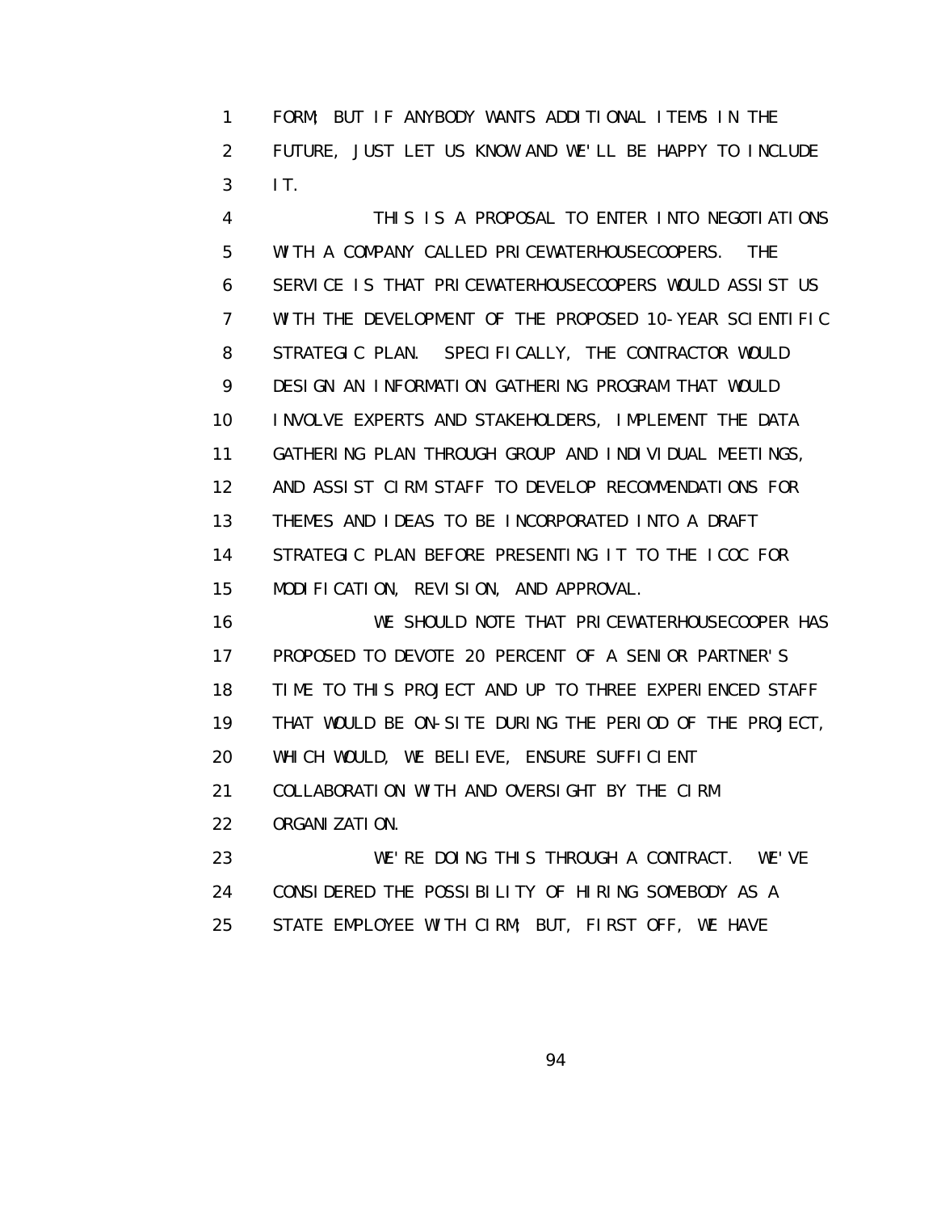FORM; BUT IF ANYBODY WANTS ADDITIONAL ITEMS IN THE FUTURE, JUST LET US KNOW AND WE'LL BE HAPPY TO INCLUDE IT.

THIS IS A PROPOSAL TO ENTER INTO NEGOTIATIONS WITH A COMPANY CALLED PRICEWATERHOUSECOOPERS. THE SERVICE IS THAT PRICEWATERHOUSECOOPERS WOULD ASSIST US WITH THE DEVELOPMENT OF THE PROPOSED 10-YEAR SCIENTIFIC STRATEGIC PLAN. SPECIFICALLY, THE CONTRACTOR WOULD DESIGN AN INFORMATION GATHERING PROGRAM THAT WOULD INVOLVE EXPERTS AND STAKEHOLDERS, IMPLEMENT THE DATA GATHERING PLAN THROUGH GROUP AND INDIVIDUAL MEETINGS, AND ASSIST CIRM STAFF TO DEVELOP RECOMMENDATIONS FOR THEMES AND IDEAS TO BE INCORPORATED INTO A DRAFT STRATEGIC PLAN BEFORE PRESENTING IT TO THE ICOC FOR MODIFICATION, REVISION, AND APPROVAL.

WE SHOULD NOTE THAT PRICEWATERHOUSECOOPER HAS PROPOSED TO DEVOTE 20 PERCENT OF A SENIOR PARTNER'S TIME TO THIS PROJECT AND UP TO THREE EXPERIENCED STAFF THAT WOULD BE ON-SITE DURING THE PERIOD OF THE PROJECT, WHICH WOULD, WE BELIEVE, ENSURE SUFFICIENT COLLABORATION WITH AND OVERSIGHT BY THE CIRM ORGANIZATION.

WE'RE DOING THIS THROUGH A CONTRACT. WE'VE CONSIDERED THE POSSIBILITY OF HIRING SOMEBODY AS A STATE EMPLOYEE WITH CIRM; BUT, FIRST OFF, WE HAVE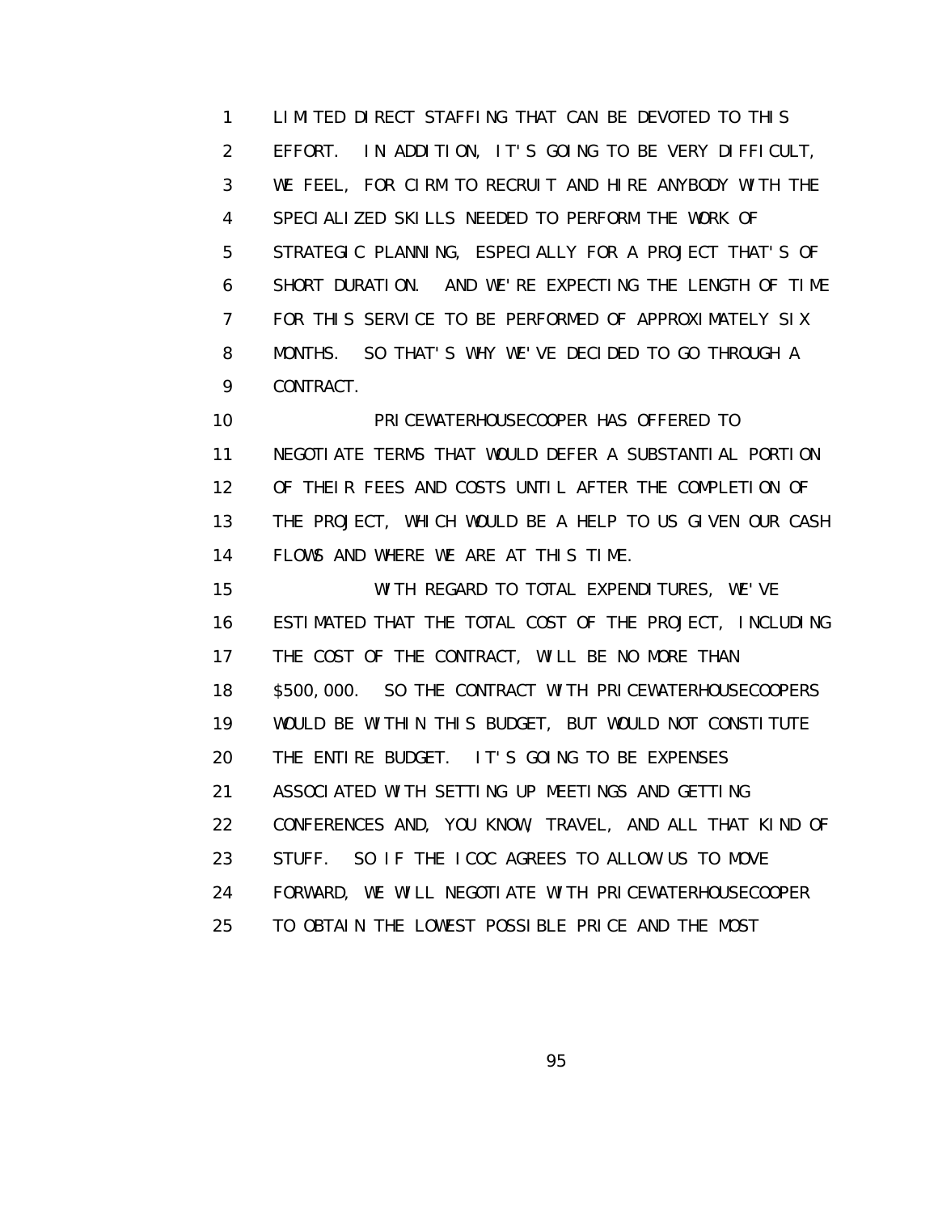LIMITED DIRECT STAFFING THAT CAN BE DEVOTED TO THIS EFFORT. IN ADDITION, IT'S GOING TO BE VERY DIFFICULT, WE FEEL, FOR CIRM TO RECRUIT AND HIRE ANYBODY WITH THE SPECIALIZED SKILLS NEEDED TO PERFORM THE WORK OF STRATEGIC PLANNING, ESPECIALLY FOR A PROJECT THAT'S OF SHORT DURATION. AND WE'RE EXPECTING THE LENGTH OF TIME FOR THIS SERVICE TO BE PERFORMED OF APPROXIMATELY SIX MONTHS. SO THAT'S WHY WE'VE DECIDED TO GO THROUGH A CONTRACT.

PRICEWATERHOUSECOOPER HAS OFFERED TO NEGOTIATE TERMS THAT WOULD DEFER A SUBSTANTIAL PORTION OF THEIR FEES AND COSTS UNTIL AFTER THE COMPLETION OF THE PROJECT, WHICH WOULD BE A HELP TO US GIVEN OUR CASH FLOWS AND WHERE WE ARE AT THIS TIME.

WITH REGARD TO TOTAL EXPENDITURES, WE'VE ESTIMATED THAT THE TOTAL COST OF THE PROJECT, INCLUDING THE COST OF THE CONTRACT, WILL BE NO MORE THAN $500,000. SO THE CONTRACT WITH PRICEWATERHOUSECOOPERS WOULD BE WITHIN THIS BUDGET, BUT WOULD NOT CONSTITUTE THE ENTIRE BUDGET. IT'S GOING TO BE EXPENSES ASSOCIATED WITH SETTING UP MEETINGS AND GETTING CONFERENCES AND, YOU KNOW, TRAVEL, AND ALL THAT KIND OF STUFF. SO IF THE ICOC AGREES TO ALLOW US TO MOVE FORWARD, WE WILL NEGOTIATE WITH PRICEWATERHOUSECOOPER TO OBTAIN THE LOWEST POSSIBLE PRICE AND THE MOST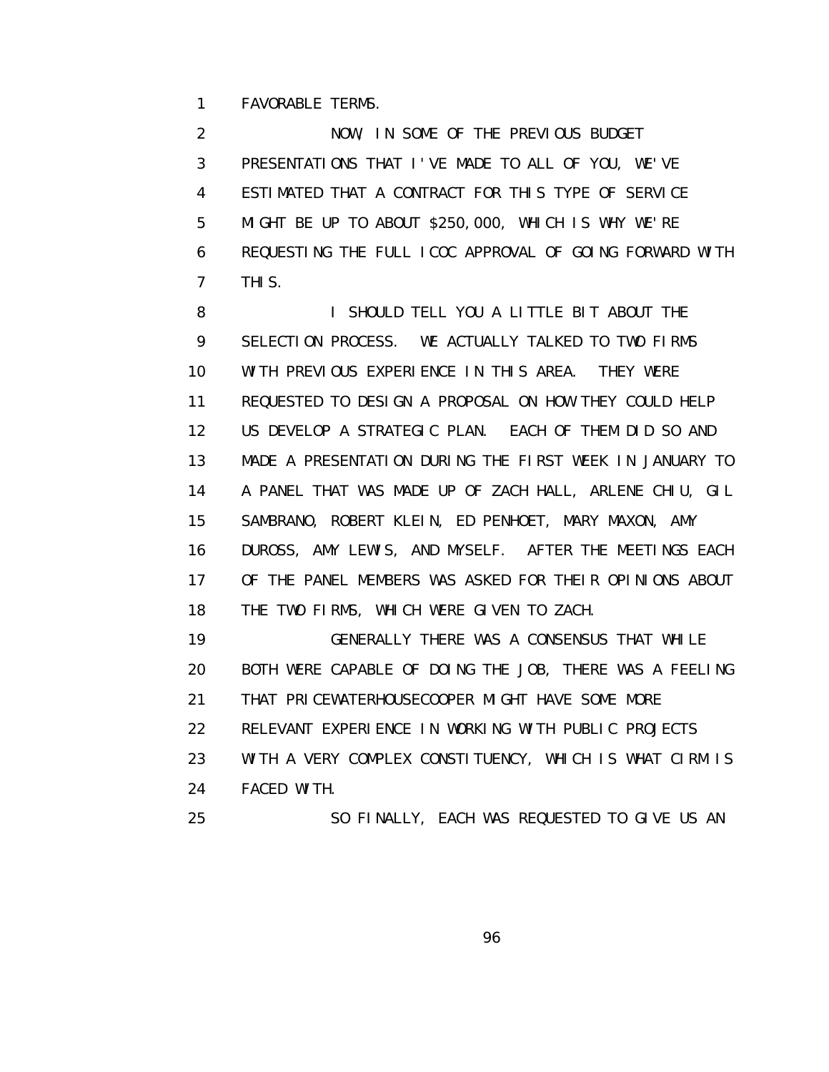FAVORABLE TERMS.

NOW, IN SOME OF THE PREVIOUS BUDGET PRESENTATIONS THAT I'VE MADE TO ALL OF YOU, WE'VE ESTIMATED THAT A CONTRACT FOR THIS TYPE OF SERVICE MIGHT BE UP TO ABOUT $250,000, WHICH IS WHY WE'RE REQUESTING THE FULL ICOC APPROVAL OF GOING FORWARD WITH THIS.

I SHOULD TELL YOU A LITTLE BIT ABOUT THE SELECTION PROCESS. WE ACTUALLY TALKED TO TWO FIRMS WITH PREVIOUS EXPERIENCE IN THIS AREA. THEY WERE REQUESTED TO DESIGN A PROPOSAL ON HOW THEY COULD HELP US DEVELOP A STRATEGIC PLAN. EACH OF THEM DID SO AND MADE A PRESENTATION DURING THE FIRST WEEK IN JANUARY TO A PANEL THAT WAS MADE UP OF ZACH HALL, ARLENE CHIU, GIL SAMBRANO, ROBERT KLEIN, ED PENHOET, MARY MAXON, AMY DUROSS, AMY LEWIS, AND MYSELF. AFTER THE MEETINGS EACH OF THE PANEL MEMBERS WAS ASKED FOR THEIR OPINIONS ABOUT THE TWO FIRMS, WHICH WERE GIVEN TO ZACH.

GENERALLY THERE WAS A CONSENSUS THAT WHILE BOTH WERE CAPABLE OF DOING THE JOB, THERE WAS A FEELING THAT PRICEWATERHOUSECOOPER MIGHT HAVE SOME MORE RELEVANT EXPERIENCE IN WORKING WITH PUBLIC PROJECTS WITH A VERY COMPLEX CONSTITUENCY, WHICH IS WHAT CIRM IS FACED WITH.

SO FINALLY, EACH WAS REQUESTED TO GIVE US AN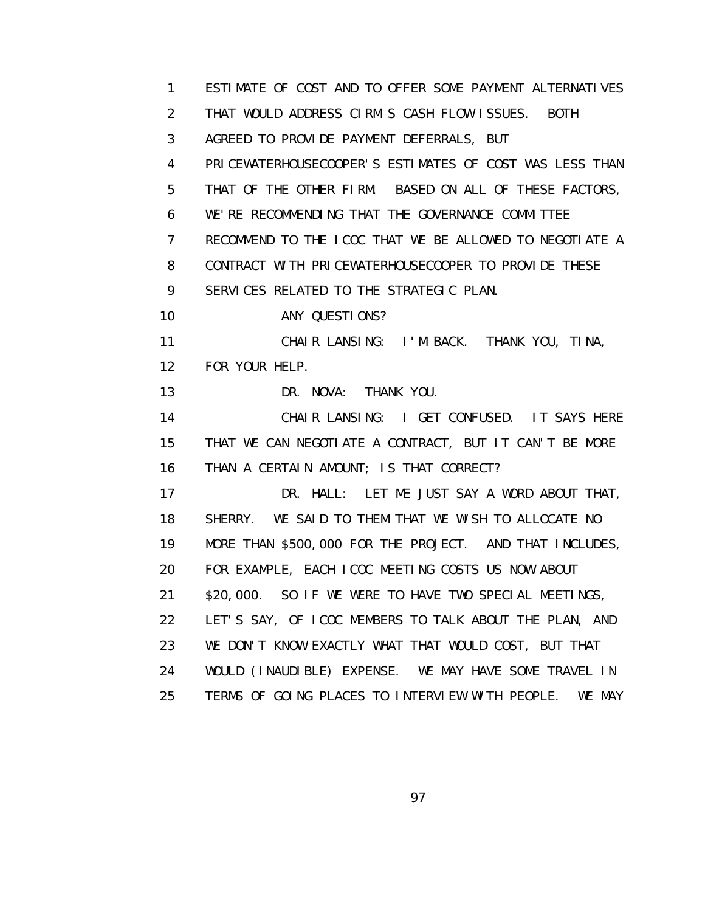1 ESTIMATE OF COST AND TO OFFER SOME PAYMENT ALTERNATIVES
2 THAT WOULD ADDRESS CIRM'S CASH FLOW ISSUES. BOTH
3 AGREED TO PROVIDE PAYMENT DEFERRALS, BUT
4 PRICEWATERHOUSECOOPER'S ESTIMATES OF COST WAS LESS THAN
5 THAT OF THE OTHER FIRM. BASED ON ALL OF THESE FACTORS,
6 WE'RE RECOMMENDING THAT THE GOVERNANCE COMMITTEE
7 RECOMMEND TO THE ICOC THAT WE BE ALLOWED TO NEGOTIATE A
8 CONTRACT WITH PRICEWATERHOUSECOOPER TO PROVIDE THESE
9 SERVICES RELATED TO THE STRATEGIC PLAN.
10 ANY QUESTIONS?
11 CHAIR LANSING: I'M BACK. THANK YOU, TINA,
12 FOR YOUR HELP.
13 DR. NOVA: THANK YOU.
14 CHAIR LANSING: I GET CONFUSED. IT SAYS HERE
15 THAT WE CAN NEGOTIATE A CONTRACT, BUT IT CAN'T BE MORE
16 THAN A CERTAIN AMOUNT; IS THAT CORRECT?
17 DR. HALL: LET ME JUST SAY A WORD ABOUT THAT,
18 SHERRY. WE SAID TO THEM THAT WE WISH TO ALLOCATE NO
19 MORE THAN $500,000 FOR THE PROJECT. AND THAT INCLUDES,
20 FOR EXAMPLE, EACH ICOC MEETING COSTS US NOW ABOUT
21 $20,000. SO IF WE WERE TO HAVE TWO SPECIAL MEETINGS,
22 LET'S SAY, OF ICOC MEMBERS TO TALK ABOUT THE PLAN, AND
23 WE DON'T KNOW EXACTLY WHAT THAT WOULD COST, BUT THAT
24 WOULD (INAUDIBLE) EXPENSE. WE MAY HAVE SOME TRAVEL IN
25 TERMS OF GOING PLACES TO INTERVIEW WITH PEOPLE. WE MAY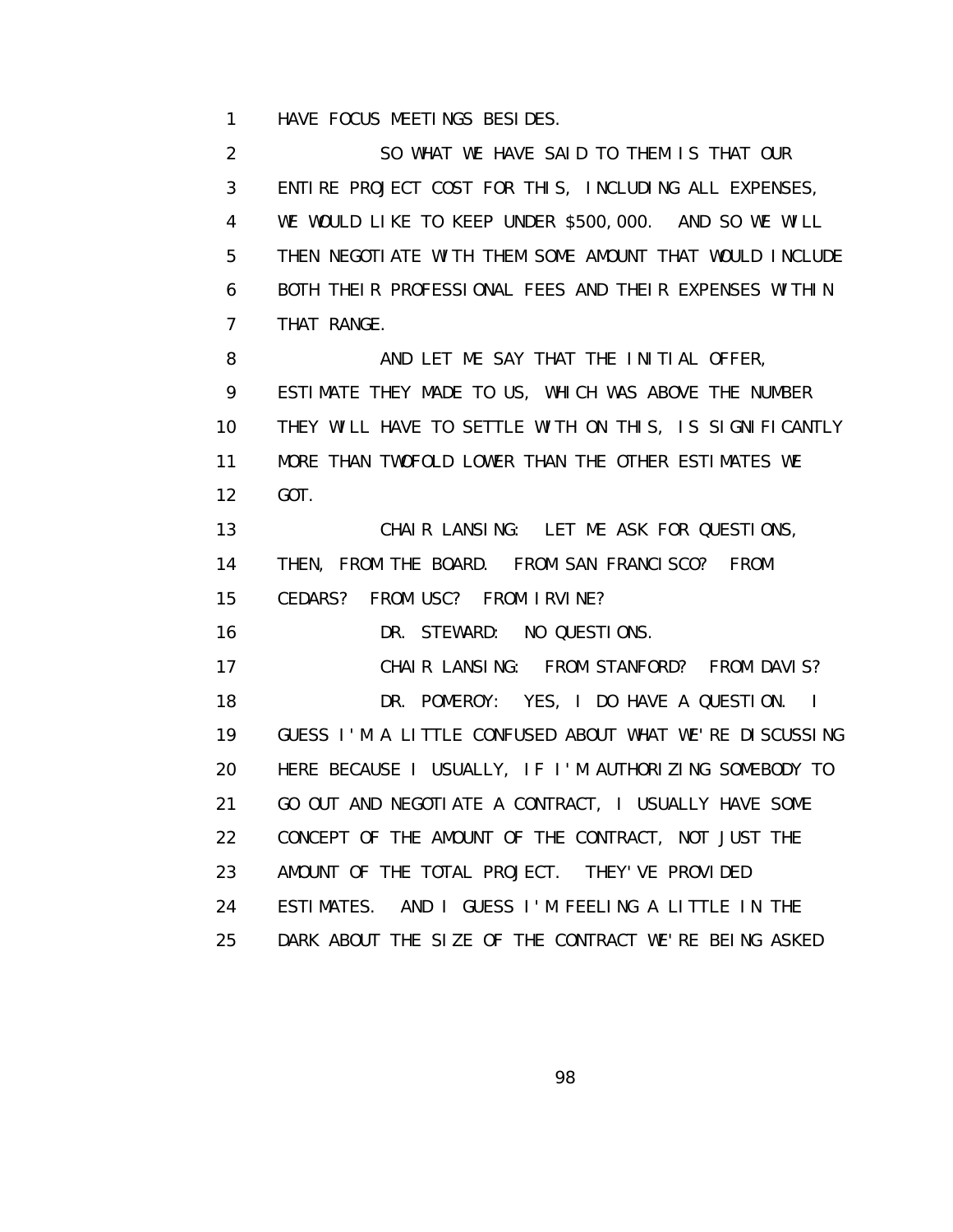HAVE FOCUS MEETINGS BESIDES.

SO WHAT WE HAVE SAID TO THEM IS THAT OUR ENTIRE PROJECT COST FOR THIS, INCLUDING ALL EXPENSES, WE WOULD LIKE TO KEEP UNDER $500,000. AND SO WE WILL THEN NEGOTIATE WITH THEM SOME AMOUNT THAT WOULD INCLUDE BOTH THEIR PROFESSIONAL FEES AND THEIR EXPENSES WITHIN THAT RANGE.

AND LET ME SAY THAT THE INITIAL OFFER, ESTIMATE THEY MADE TO US, WHICH WAS ABOVE THE NUMBER THEY WILL HAVE TO SETTLE WITH ON THIS, IS SIGNIFICANTLY MORE THAN TWOFOLD LOWER THAN THE OTHER ESTIMATES WE GOT.

CHAIR LANSING: LET ME ASK FOR QUESTIONS, THEN, FROM THE BOARD. FROM SAN FRANCISCO? FROM CEDARS? FROM USC? FROM IRVINE?

DR. STEWARD: NO QUESTIONS.

CHAIR LANSING: FROM STANFORD? FROM DAVIS?

DR. POMEROY: YES, I DO HAVE A QUESTION. I GUESS I'M A LITTLE CONFUSED ABOUT WHAT WE'RE DISCUSSING HERE BECAUSE I USUALLY, IF I'M AUTHORIZING SOMEBODY TO GO OUT AND NEGOTIATE A CONTRACT, I USUALLY HAVE SOME CONCEPT OF THE AMOUNT OF THE CONTRACT, NOT JUST THE AMOUNT OF THE TOTAL PROJECT. THEY'VE PROVIDED ESTIMATES. AND I GUESS I'M FEELING A LITTLE IN THE DARK ABOUT THE SIZE OF THE CONTRACT WE'RE BEING ASKED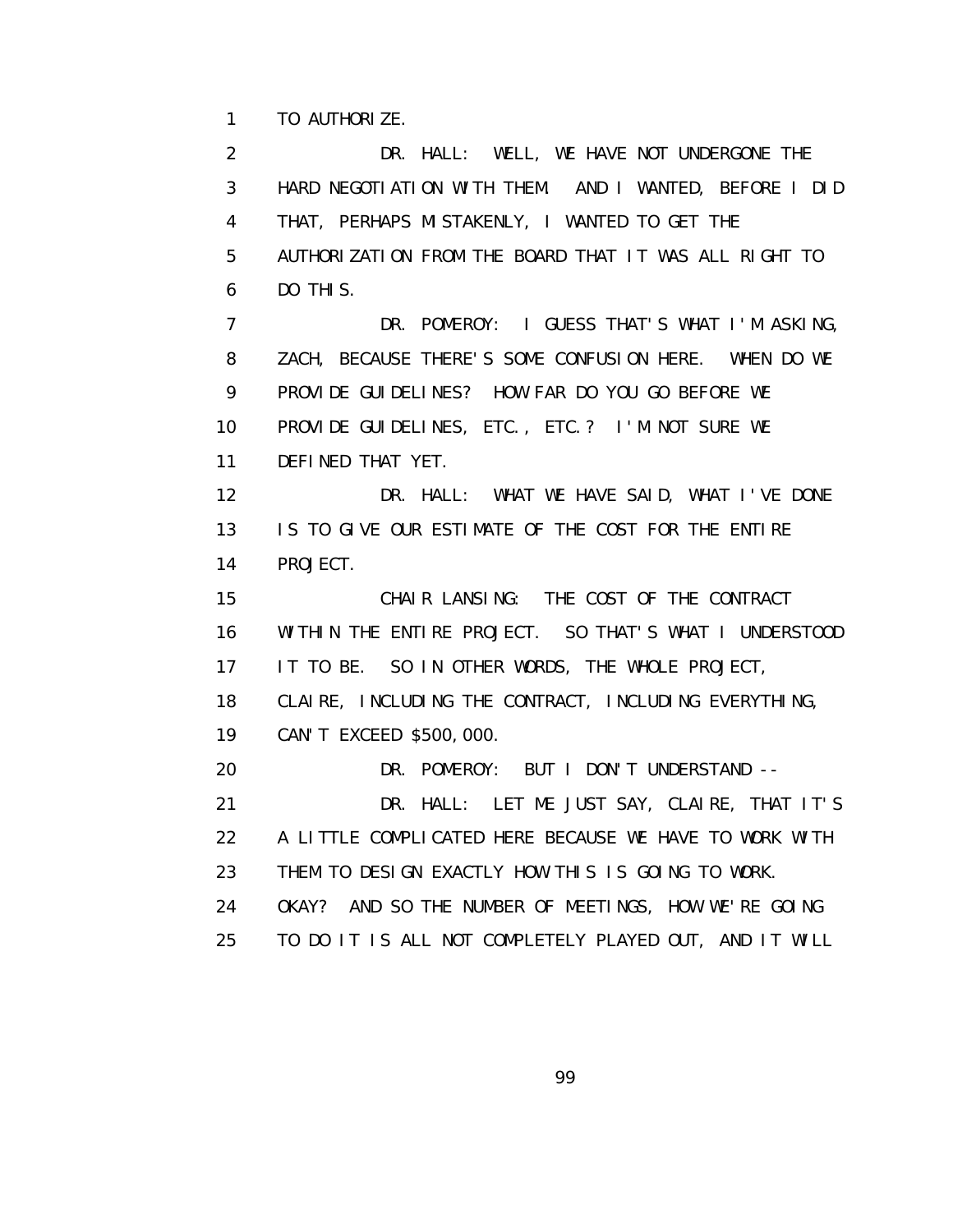TO AUTHORIZE.

DR. HALL: WELL, WE HAVE NOT UNDERGONE THE HARD NEGOTIATION WITH THEM. AND I WANTED, BEFORE I DID THAT, PERHAPS MISTAKENLY, I WANTED TO GET THE AUTHORIZATION FROM THE BOARD THAT IT WAS ALL RIGHT TO DO THIS.

DR. POMEROY: I GUESS THAT'S WHAT I'M ASKING, ZACH, BECAUSE THERE'S SOME CONFUSION HERE. WHEN DO WE PROVIDE GUIDELINES? HOW FAR DO YOU GO BEFORE WE PROVIDE GUIDELINES, ETC., ETC.? I'M NOT SURE WE DEFINED THAT YET.

DR. HALL: WHAT WE HAVE SAID, WHAT I'VE DONE IS TO GIVE OUR ESTIMATE OF THE COST FOR THE ENTIRE PROJECT.

CHAIR LANSING: THE COST OF THE CONTRACT WITHIN THE ENTIRE PROJECT. SO THAT'S WHAT I UNDERSTOOD IT TO BE. SO IN OTHER WORDS, THE WHOLE PROJECT, CLAIRE, INCLUDING THE CONTRACT, INCLUDING EVERYTHING, CAN'T EXCEED $500,000.

DR. POMEROY: BUT I DON'T UNDERSTAND --

DR. HALL: LET ME JUST SAY, CLAIRE, THAT IT'S A LITTLE COMPLICATED HERE BECAUSE WE HAVE TO WORK WITH THEM TO DESIGN EXACTLY HOW THIS IS GOING TO WORK. OKAY? AND SO THE NUMBER OF MEETINGS, HOW WE'RE GOING TO DO IT IS ALL NOT COMPLETELY PLAYED OUT, AND IT WILL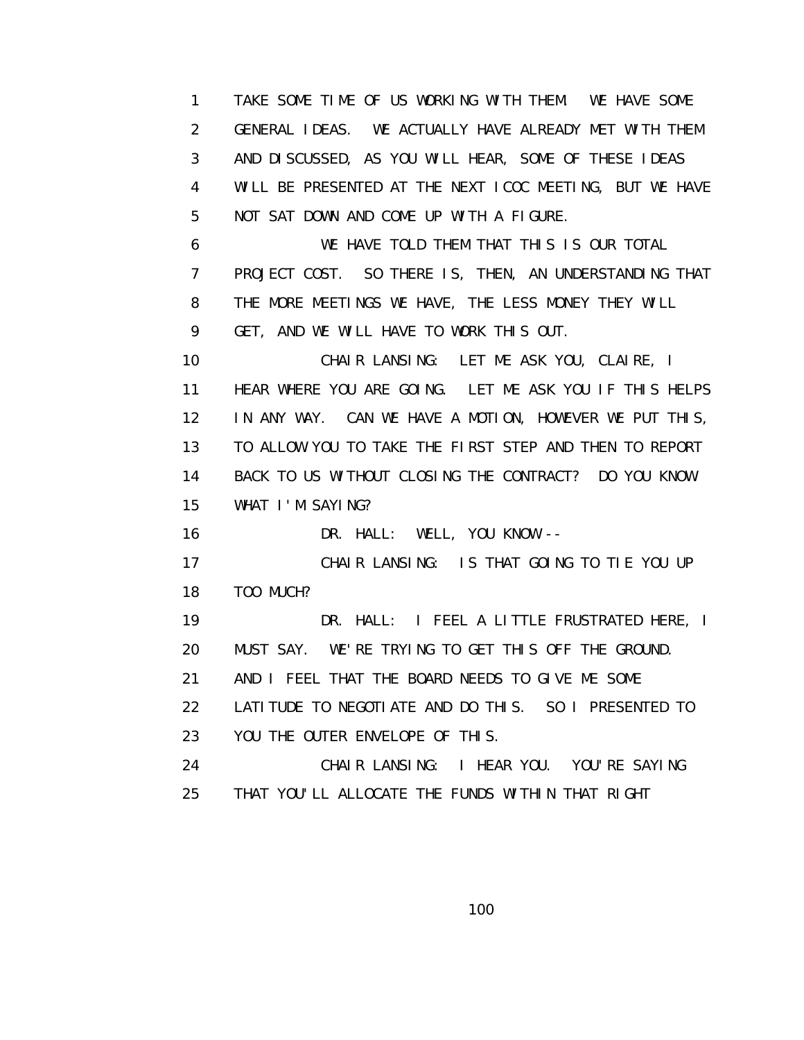TAKE SOME TIME OF US WORKING WITH THEM. WE HAVE SOME GENERAL IDEAS. WE ACTUALLY HAVE ALREADY MET WITH THEM AND DISCUSSED, AS YOU WILL HEAR, SOME OF THESE IDEAS WILL BE PRESENTED AT THE NEXT ICOC MEETING, BUT WE HAVE NOT SAT DOWN AND COME UP WITH A FIGURE.

WE HAVE TOLD THEM THAT THIS IS OUR TOTAL PROJECT COST. SO THERE IS, THEN, AN UNDERSTANDING THAT THE MORE MEETINGS WE HAVE, THE LESS MONEY THEY WILL GET, AND WE WILL HAVE TO WORK THIS OUT.

CHAIR LANSING: LET ME ASK YOU, CLAIRE, I HEAR WHERE YOU ARE GOING. LET ME ASK YOU IF THIS HELPS IN ANY WAY. CAN WE HAVE A MOTION, HOWEVER WE PUT THIS, TO ALLOW YOU TO TAKE THE FIRST STEP AND THEN TO REPORT BACK TO US WITHOUT CLOSING THE CONTRACT? DO YOU KNOW WHAT I'M SAYING?

DR. HALL: WELL, YOU KNOW --

CHAIR LANSING: IS THAT GOING TO TIE YOU UP TOO MUCH?

DR. HALL: I FEEL A LITTLE FRUSTRATED HERE, I MUST SAY. WE'RE TRYING TO GET THIS OFF THE GROUND. AND I FEEL THAT THE BOARD NEEDS TO GIVE ME SOME LATITUDE TO NEGOTIATE AND DO THIS. SO I PRESENTED TO YOU THE OUTER ENVELOPE OF THIS.

CHAIR LANSING: I HEAR YOU. YOU'RE SAYING THAT YOU'LL ALLOCATE THE FUNDS WITHIN THAT RIGHT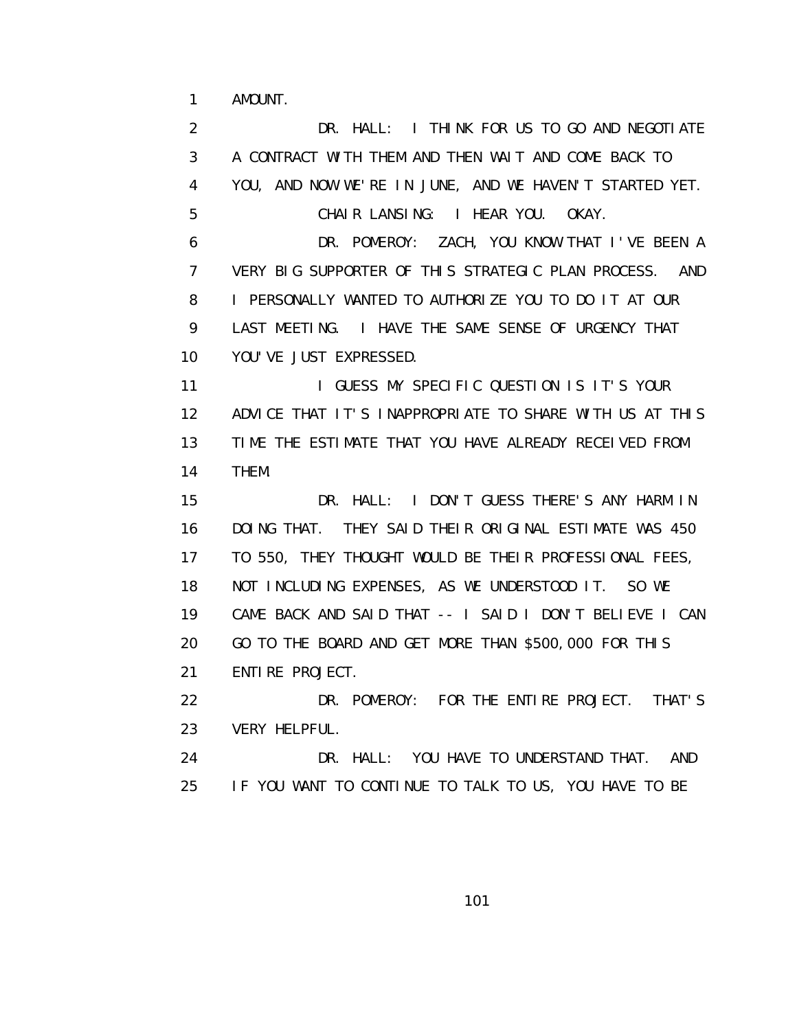AMOUNT.

DR. HALL: I THINK FOR US TO GO AND NEGOTIATE A CONTRACT WITH THEM AND THEN WAIT AND COME BACK TO YOU, AND NOW WE'RE IN JUNE, AND WE HAVEN'T STARTED YET.

CHAIR LANSING: I HEAR YOU. OKAY.

DR. POMEROY: ZACH, YOU KNOW THAT I'VE BEEN A VERY BIG SUPPORTER OF THIS STRATEGIC PLAN PROCESS. AND I PERSONALLY WANTED TO AUTHORIZE YOU TO DO IT AT OUR LAST MEETING. I HAVE THE SAME SENSE OF URGENCY THAT YOU'VE JUST EXPRESSED.

I GUESS MY SPECIFIC QUESTION IS IT'S YOUR ADVICE THAT IT'S INAPPROPRIATE TO SHARE WITH US AT THIS TIME THE ESTIMATE THAT YOU HAVE ALREADY RECEIVED FROM THEM.

DR. HALL: I DON'T GUESS THERE'S ANY HARM IN DOING THAT. THEY SAID THEIR ORIGINAL ESTIMATE WAS 450 TO 550, THEY THOUGHT WOULD BE THEIR PROFESSIONAL FEES, NOT INCLUDING EXPENSES, AS WE UNDERSTOOD IT. SO WE CAME BACK AND SAID THAT -- I SAID I DON'T BELIEVE I CAN GO TO THE BOARD AND GET MORE THAN $500,000 FOR THIS ENTIRE PROJECT.

DR. POMEROY: FOR THE ENTIRE PROJECT. THAT'S VERY HELPFUL.

DR. HALL: YOU HAVE TO UNDERSTAND THAT. AND IF YOU WANT TO CONTINUE TO TALK TO US, YOU HAVE TO BE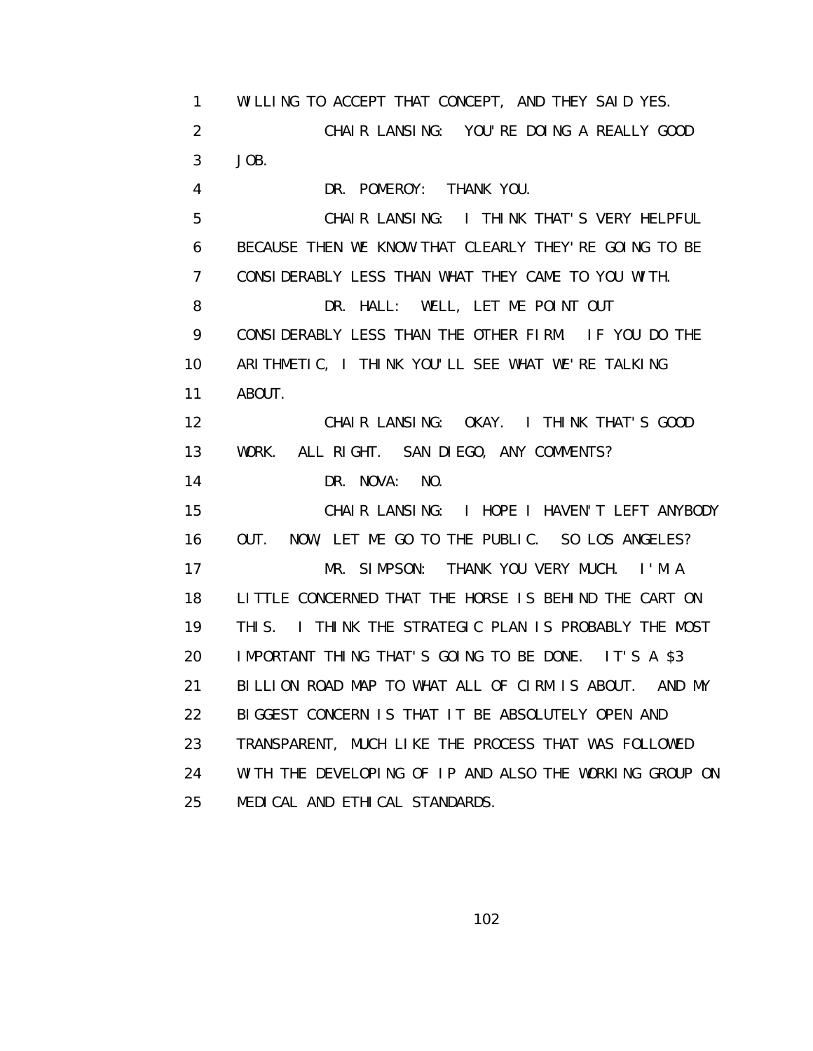WILLING TO ACCEPT THAT CONCEPT, AND THEY SAID YES.

CHAIR LANSING: YOU'RE DOING A REALLY GOOD JOB.

DR. POMEROY: THANK YOU.

CHAIR LANSING: I THINK THAT'S VERY HELPFUL BECAUSE THEN WE KNOW THAT CLEARLY THEY'RE GOING TO BE CONSIDERABLY LESS THAN WHAT THEY CAME TO YOU WITH.

DR. HALL: WELL, LET ME POINT OUT CONSIDERABLY LESS THAN THE OTHER FIRM. IF YOU DO THE ARITHMETIC, I THINK YOU'LL SEE WHAT WE'RE TALKING ABOUT.

CHAIR LANSING: OKAY. I THINK THAT'S GOOD WORK. ALL RIGHT. SAN DIEGO, ANY COMMENTS?

DR. NOVA: NO.

CHAIR LANSING: I HOPE I HAVEN'T LEFT ANYBODY OUT. NOW, LET ME GO TO THE PUBLIC. SO LOS ANGELES?

MR. SIMPSON: THANK YOU VERY MUCH. I'M A LITTLE CONCERNED THAT THE HORSE IS BEHIND THE CART ON THIS. I THINK THE STRATEGIC PLAN IS PROBABLY THE MOST IMPORTANT THING THAT'S GOING TO BE DONE. IT'S A $3 BILLION ROAD MAP TO WHAT ALL OF CIRM IS ABOUT. AND MY BIGGEST CONCERN IS THAT IT BE ABSOLUTELY OPEN AND TRANSPARENT, MUCH LIKE THE PROCESS THAT WAS FOLLOWED WITH THE DEVELOPING OF IP AND ALSO THE WORKING GROUP ON MEDICAL AND ETHICAL STANDARDS.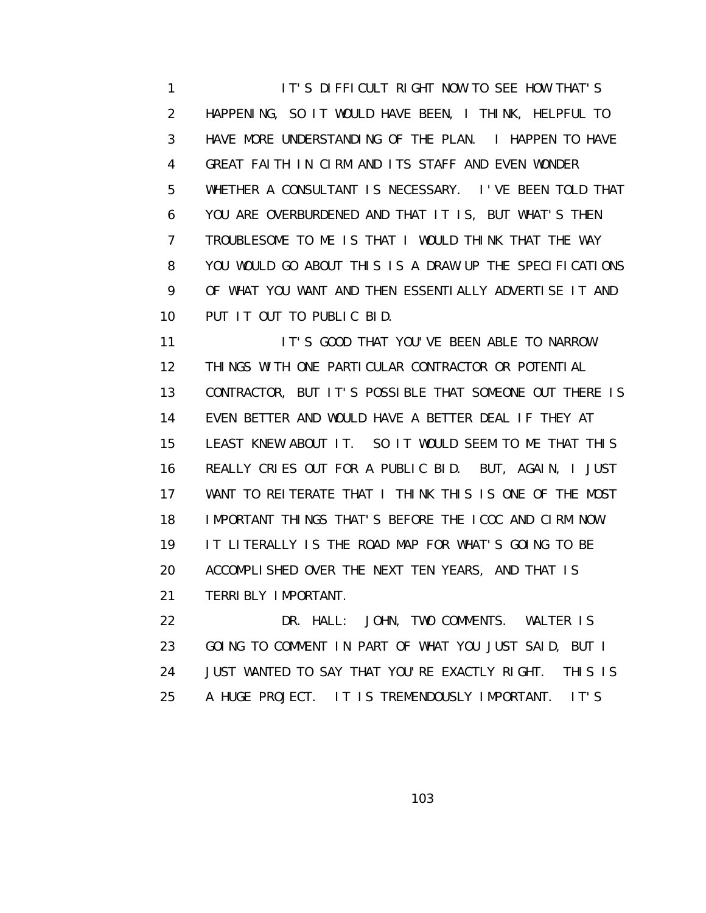IT'S DIFFICULT RIGHT NOW TO SEE HOW THAT'S HAPPENING, SO IT WOULD HAVE BEEN, I THINK, HELPFUL TO HAVE MORE UNDERSTANDING OF THE PLAN. I HAPPEN TO HAVE GREAT FAITH IN CIRM AND ITS STAFF AND EVEN WONDER WHETHER A CONSULTANT IS NECESSARY. I'VE BEEN TOLD THAT YOU ARE OVERBURDENED AND THAT IT IS, BUT WHAT'S THEN TROUBLESOME TO ME IS THAT I WOULD THINK THAT THE WAY YOU WOULD GO ABOUT THIS IS A DRAW UP THE SPECIFICATIONS OF WHAT YOU WANT AND THEN ESSENTIALLY ADVERTISE IT AND PUT IT OUT TO PUBLIC BID.

IT'S GOOD THAT YOU'VE BEEN ABLE TO NARROW THINGS WITH ONE PARTICULAR CONTRACTOR OR POTENTIAL CONTRACTOR, BUT IT'S POSSIBLE THAT SOMEONE OUT THERE IS EVEN BETTER AND WOULD HAVE A BETTER DEAL IF THEY AT LEAST KNEW ABOUT IT. SO IT WOULD SEEM TO ME THAT THIS REALLY CRIES OUT FOR A PUBLIC BID. BUT, AGAIN, I JUST WANT TO REITERATE THAT I THINK THIS IS ONE OF THE MOST IMPORTANT THINGS THAT'S BEFORE THE ICOC AND CIRM NOW. IT LITERALLY IS THE ROAD MAP FOR WHAT'S GOING TO BE ACCOMPLISHED OVER THE NEXT TEN YEARS, AND THAT IS TERRIBLY IMPORTANT.

DR. HALL: JOHN, TWO COMMENTS. WALTER IS GOING TO COMMENT IN PART OF WHAT YOU JUST SAID, BUT I JUST WANTED TO SAY THAT YOU'RE EXACTLY RIGHT. THIS IS A HUGE PROJECT. IT IS TREMENDOUSLY IMPORTANT. IT'S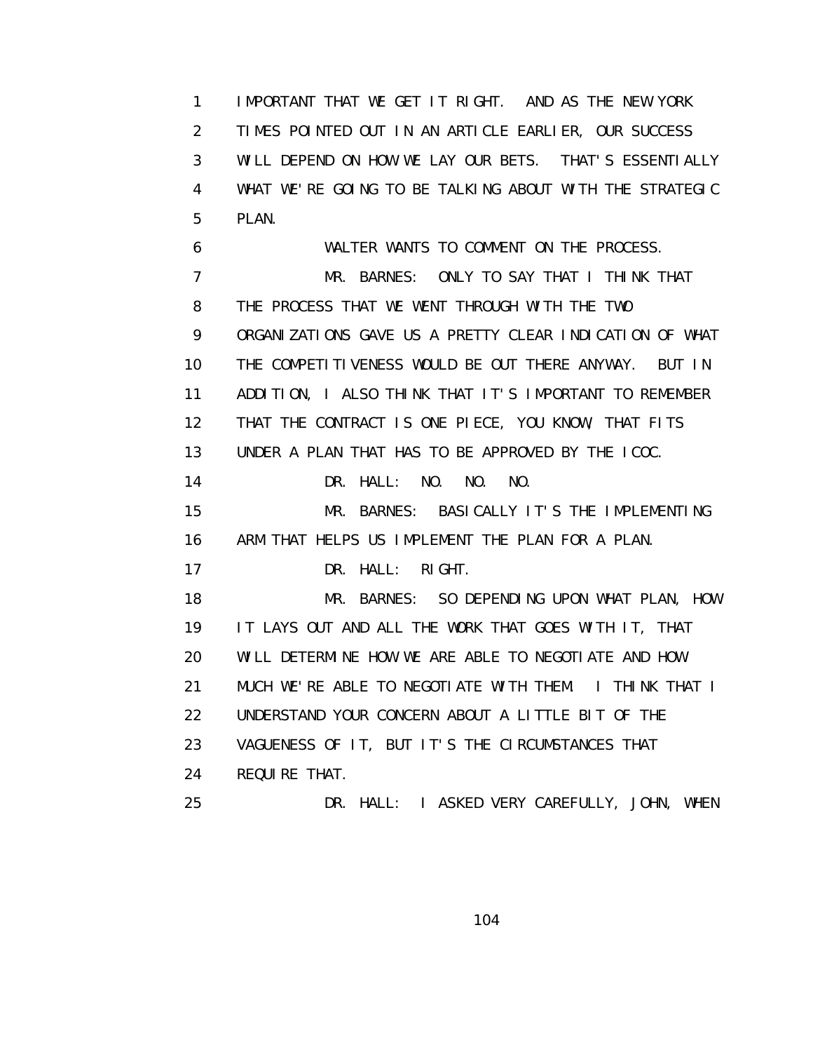1 IMPORTANT THAT WE GET IT RIGHT. AND AS THE NEW YORK
2 TIMES POINTED OUT IN AN ARTICLE EARLIER, OUR SUCCESS
3 WILL DEPEND ON HOW WE LAY OUR BETS. THAT'S ESSENTIALLY
4 WHAT WE'RE GOING TO BE TALKING ABOUT WITH THE STRATEGIC
5 PLAN.
6 WALTER WANTS TO COMMENT ON THE PROCESS.
7 MR. BARNES: ONLY TO SAY THAT I THINK THAT
8 THE PROCESS THAT WE WENT THROUGH WITH THE TWO
9 ORGANIZATIONS GAVE US A PRETTY CLEAR INDICATION OF WHAT
10 THE COMPETITIVENESS WOULD BE OUT THERE ANYWAY. BUT IN
11 ADDITION, I ALSO THINK THAT IT'S IMPORTANT TO REMEMBER
12 THAT THE CONTRACT IS ONE PIECE, YOU KNOW, THAT FITS
13 UNDER A PLAN THAT HAS TO BE APPROVED BY THE ICOC.
14 DR. HALL: NO. NO. NO.
15 MR. BARNES: BASICALLY IT'S THE IMPLEMENTING
16 ARM THAT HELPS US IMPLEMENT THE PLAN FOR A PLAN.
17 DR. HALL: RIGHT.
18 MR. BARNES: SO DEPENDING UPON WHAT PLAN, HOW
19 IT LAYS OUT AND ALL THE WORK THAT GOES WITH IT, THAT
20 WILL DETERMINE HOW WE ARE ABLE TO NEGOTIATE AND HOW
21 MUCH WE'RE ABLE TO NEGOTIATE WITH THEM. I THINK THAT I
22 UNDERSTAND YOUR CONCERN ABOUT A LITTLE BIT OF THE
23 VAGUENESS OF IT, BUT IT'S THE CIRCUMSTANCES THAT
24 REQUIRE THAT.
25 DR. HALL: I ASKED VERY CAREFULLY, JOHN, WHEN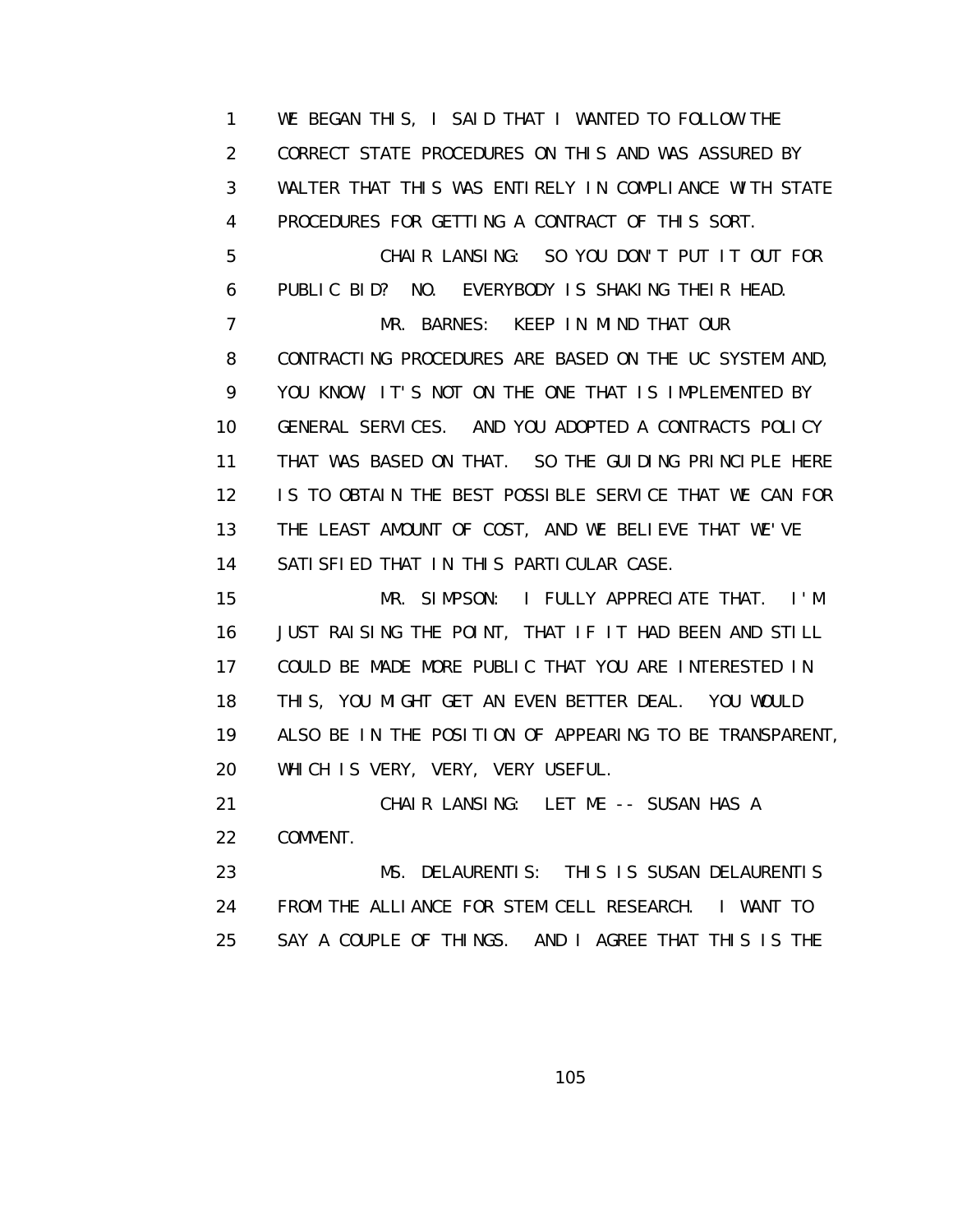WE BEGAN THIS, I SAID THAT I WANTED TO FOLLOW THE CORRECT STATE PROCEDURES ON THIS AND WAS ASSURED BY WALTER THAT THIS WAS ENTIRELY IN COMPLIANCE WITH STATE PROCEDURES FOR GETTING A CONTRACT OF THIS SORT.

CHAIR LANSING: SO YOU DON'T PUT IT OUT FOR PUBLIC BID? NO. EVERYBODY IS SHAKING THEIR HEAD.

MR. BARNES: KEEP IN MIND THAT OUR CONTRACTING PROCEDURES ARE BASED ON THE UC SYSTEM AND, YOU KNOW, IT'S NOT ON THE ONE THAT IS IMPLEMENTED BY GENERAL SERVICES. AND YOU ADOPTED A CONTRACTS POLICY THAT WAS BASED ON THAT. SO THE GUIDING PRINCIPLE HERE IS TO OBTAIN THE BEST POSSIBLE SERVICE THAT WE CAN FOR THE LEAST AMOUNT OF COST, AND WE BELIEVE THAT WE'VE SATISFIED THAT IN THIS PARTICULAR CASE.

MR. SIMPSON: I FULLY APPRECIATE THAT. I'M JUST RAISING THE POINT, THAT IF IT HAD BEEN AND STILL COULD BE MADE MORE PUBLIC THAT YOU ARE INTERESTED IN THIS, YOU MIGHT GET AN EVEN BETTER DEAL. YOU WOULD ALSO BE IN THE POSITION OF APPEARING TO BE TRANSPARENT, WHICH IS VERY, VERY, VERY USEFUL.

CHAIR LANSING: LET ME -- SUSAN HAS A COMMENT.

MS. DELAURENTIS: THIS IS SUSAN DELAURENTIS FROM THE ALLIANCE FOR STEM CELL RESEARCH. I WANT TO SAY A COUPLE OF THINGS. AND I AGREE THAT THIS IS THE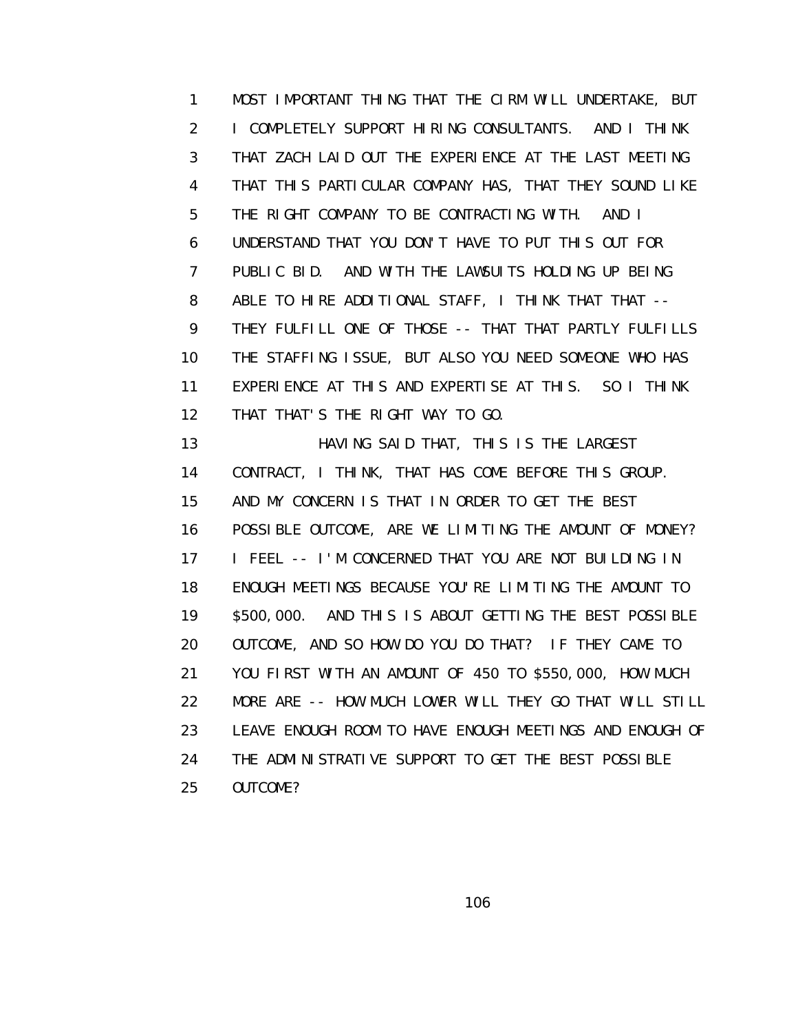MOST IMPORTANT THING THAT THE CIRM WILL UNDERTAKE, BUT I COMPLETELY SUPPORT HIRING CONSULTANTS. AND I THINK THAT ZACH LAID OUT THE EXPERIENCE AT THE LAST MEETING THAT THIS PARTICULAR COMPANY HAS, THAT THEY SOUND LIKE THE RIGHT COMPANY TO BE CONTRACTING WITH. AND I UNDERSTAND THAT YOU DON'T HAVE TO PUT THIS OUT FOR PUBLIC BID. AND WITH THE LAWSUITS HOLDING UP BEING ABLE TO HIRE ADDITIONAL STAFF, I THINK THAT THAT -- THEY FULFILL ONE OF THOSE -- THAT THAT PARTLY FULFILLS THE STAFFING ISSUE, BUT ALSO YOU NEED SOMEONE WHO HAS EXPERIENCE AT THIS AND EXPERTISE AT THIS. SO I THINK THAT THAT'S THE RIGHT WAY TO GO.

HAVING SAID THAT, THIS IS THE LARGEST CONTRACT, I THINK, THAT HAS COME BEFORE THIS GROUP. AND MY CONCERN IS THAT IN ORDER TO GET THE BEST POSSIBLE OUTCOME, ARE WE LIMITING THE AMOUNT OF MONEY? I FEEL -- I'M CONCERNED THAT YOU ARE NOT BUILDING IN ENOUGH MEETINGS BECAUSE YOU'RE LIMITING THE AMOUNT TO $500,000. AND THIS IS ABOUT GETTING THE BEST POSSIBLE OUTCOME, AND SO HOW DO YOU DO THAT? IF THEY CAME TO YOU FIRST WITH AN AMOUNT OF 450 TO $550,000, HOW MUCH MORE ARE -- HOW MUCH LOWER WILL THEY GO THAT WILL STILL LEAVE ENOUGH ROOM TO HAVE ENOUGH MEETINGS AND ENOUGH OF THE ADMINISTRATIVE SUPPORT TO GET THE BEST POSSIBLE OUTCOME?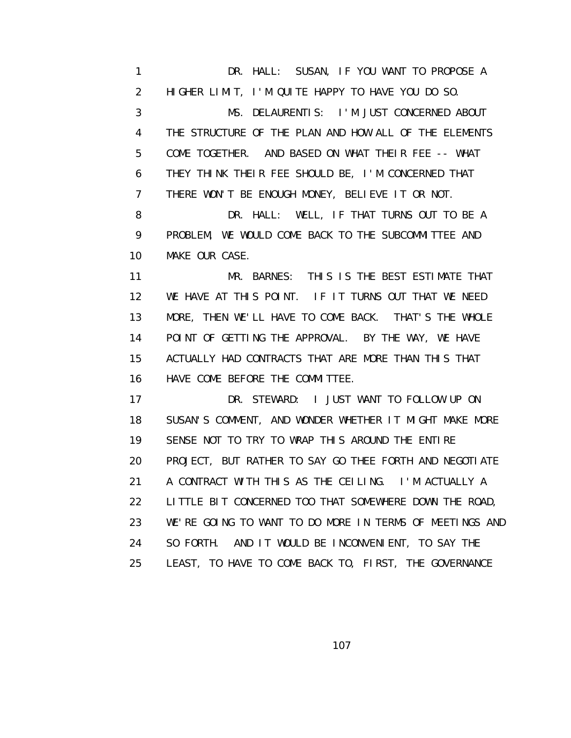DR. HALL: SUSAN, IF YOU WANT TO PROPOSE A HIGHER LIMIT, I'M QUITE HAPPY TO HAVE YOU DO SO.

MS. DELAURENTIS: I'M JUST CONCERNED ABOUT THE STRUCTURE OF THE PLAN AND HOW ALL OF THE ELEMENTS COME TOGETHER. AND BASED ON WHAT THEIR FEE -- WHAT THEY THINK THEIR FEE SHOULD BE, I'M CONCERNED THAT THERE WON'T BE ENOUGH MONEY, BELIEVE IT OR NOT.

DR. HALL: WELL, IF THAT TURNS OUT TO BE A PROBLEM, WE WOULD COME BACK TO THE SUBCOMMITTEE AND MAKE OUR CASE.

MR. BARNES: THIS IS THE BEST ESTIMATE THAT WE HAVE AT THIS POINT. IF IT TURNS OUT THAT WE NEED MORE, THEN WE'LL HAVE TO COME BACK. THAT'S THE WHOLE POINT OF GETTING THE APPROVAL. BY THE WAY, WE HAVE ACTUALLY HAD CONTRACTS THAT ARE MORE THAN THIS THAT HAVE COME BEFORE THE COMMITTEE.

DR. STEWARD: I JUST WANT TO FOLLOW UP ON SUSAN'S COMMENT, AND WONDER WHETHER IT MIGHT MAKE MORE SENSE NOT TO TRY TO WRAP THIS AROUND THE ENTIRE PROJECT, BUT RATHER TO SAY GO THEE FORTH AND NEGOTIATE A CONTRACT WITH THIS AS THE CEILING. I'M ACTUALLY A LITTLE BIT CONCERNED TOO THAT SOMEWHERE DOWN THE ROAD, WE'RE GOING TO WANT TO DO MORE IN TERMS OF MEETINGS AND SO FORTH. AND IT WOULD BE INCONVENIENT, TO SAY THE LEAST, TO HAVE TO COME BACK TO, FIRST, THE GOVERNANCE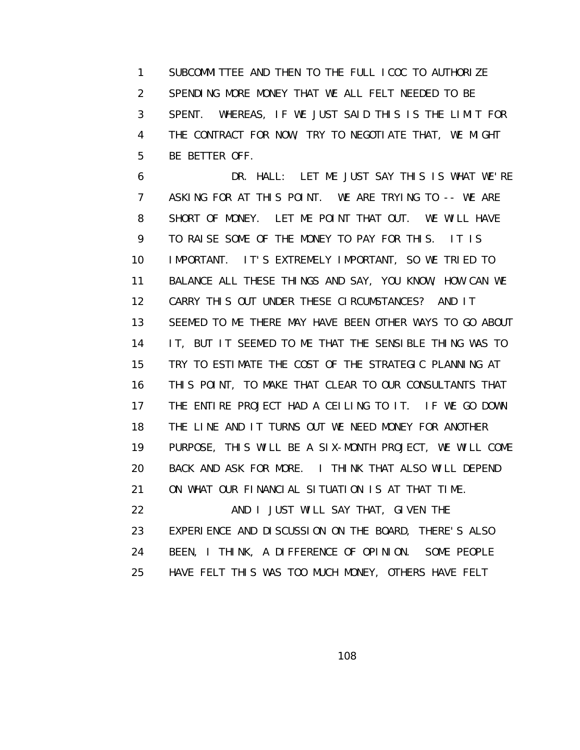SUBCOMMITTEE AND THEN TO THE FULL ICOC TO AUTHORIZE SPENDING MORE MONEY THAT WE ALL FELT NEEDED TO BE SPENT. WHEREAS, IF WE JUST SAID THIS IS THE LIMIT FOR THE CONTRACT FOR NOW, TRY TO NEGOTIATE THAT, WE MIGHT BE BETTER OFF.

DR. HALL: LET ME JUST SAY THIS IS WHAT WE'RE ASKING FOR AT THIS POINT. WE ARE TRYING TO -- WE ARE SHORT OF MONEY. LET ME POINT THAT OUT. WE WILL HAVE TO RAISE SOME OF THE MONEY TO PAY FOR THIS. IT IS IMPORTANT. IT'S EXTREMELY IMPORTANT, SO WE TRIED TO BALANCE ALL THESE THINGS AND SAY, YOU KNOW, HOW CAN WE CARRY THIS OUT UNDER THESE CIRCUMSTANCES? AND IT SEEMED TO ME THERE MAY HAVE BEEN OTHER WAYS TO GO ABOUT IT, BUT IT SEEMED TO ME THAT THE SENSIBLE THING WAS TO TRY TO ESTIMATE THE COST OF THE STRATEGIC PLANNING AT THIS POINT, TO MAKE THAT CLEAR TO OUR CONSULTANTS THAT THE ENTIRE PROJECT HAD A CEILING TO IT. IF WE GO DOWN THE LINE AND IT TURNS OUT WE NEED MONEY FOR ANOTHER PURPOSE, THIS WILL BE A SIX-MONTH PROJECT, WE WILL COME BACK AND ASK FOR MORE. I THINK THAT ALSO WILL DEPEND ON WHAT OUR FINANCIAL SITUATION IS AT THAT TIME.

AND I JUST WILL SAY THAT, GIVEN THE EXPERIENCE AND DISCUSSION ON THE BOARD, THERE'S ALSO BEEN, I THINK, A DIFFERENCE OF OPINION. SOME PEOPLE HAVE FELT THIS WAS TOO MUCH MONEY, OTHERS HAVE FELT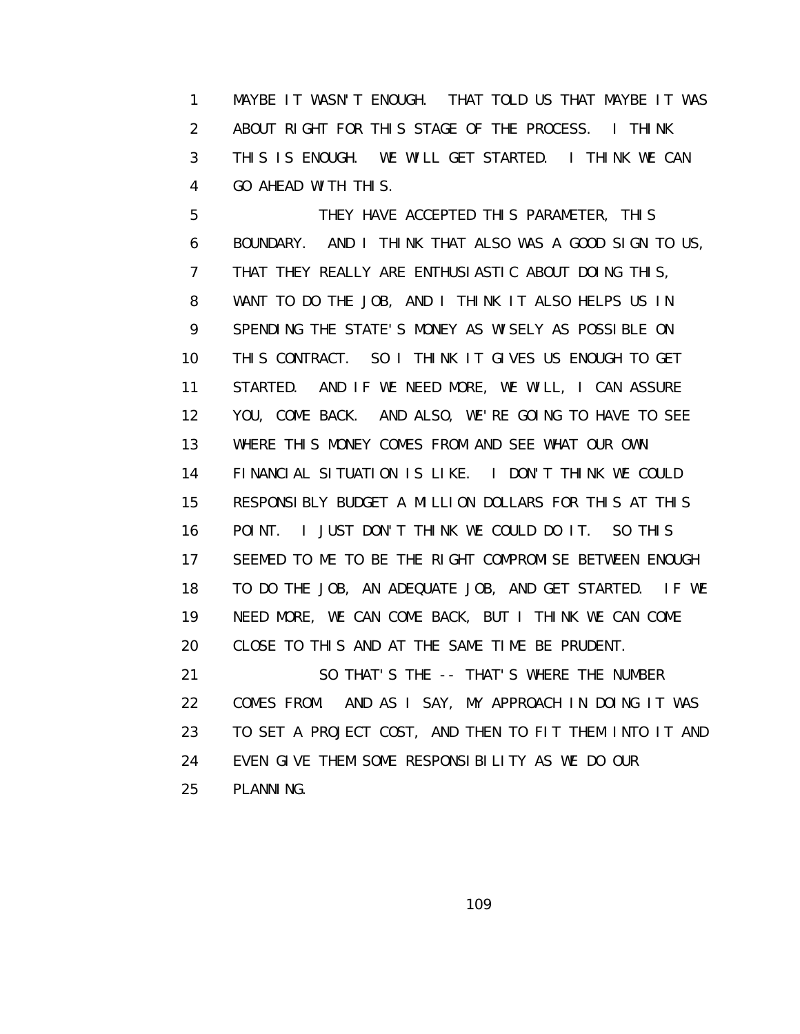MAYBE IT WASN'T ENOUGH. THAT TOLD US THAT MAYBE IT WAS ABOUT RIGHT FOR THIS STAGE OF THE PROCESS. I THINK THIS IS ENOUGH. WE WILL GET STARTED. I THINK WE CAN GO AHEAD WITH THIS.

THEY HAVE ACCEPTED THIS PARAMETER, THIS BOUNDARY. AND I THINK THAT ALSO WAS A GOOD SIGN TO US, THAT THEY REALLY ARE ENTHUSIASTIC ABOUT DOING THIS, WANT TO DO THE JOB, AND I THINK IT ALSO HELPS US IN SPENDING THE STATE'S MONEY AS WISELY AS POSSIBLE ON THIS CONTRACT. SO I THINK IT GIVES US ENOUGH TO GET STARTED. AND IF WE NEED MORE, WE WILL, I CAN ASSURE YOU, COME BACK. AND ALSO, WE'RE GOING TO HAVE TO SEE WHERE THIS MONEY COMES FROM AND SEE WHAT OUR OWN FINANCIAL SITUATION IS LIKE. I DON'T THINK WE COULD RESPONSIBLY BUDGET A MILLION DOLLARS FOR THIS AT THIS POINT. I JUST DON'T THINK WE COULD DO IT. SO THIS SEEMED TO ME TO BE THE RIGHT COMPROMISE BETWEEN ENOUGH TO DO THE JOB, AN ADEQUATE JOB, AND GET STARTED. IF WE NEED MORE, WE CAN COME BACK, BUT I THINK WE CAN COME CLOSE TO THIS AND AT THE SAME TIME BE PRUDENT.

SO THAT'S THE -- THAT'S WHERE THE NUMBER COMES FROM. AND AS I SAY, MY APPROACH IN DOING IT WAS TO SET A PROJECT COST, AND THEN TO FIT THEM INTO IT AND EVEN GIVE THEM SOME RESPONSIBILITY AS WE DO OUR PLANNING.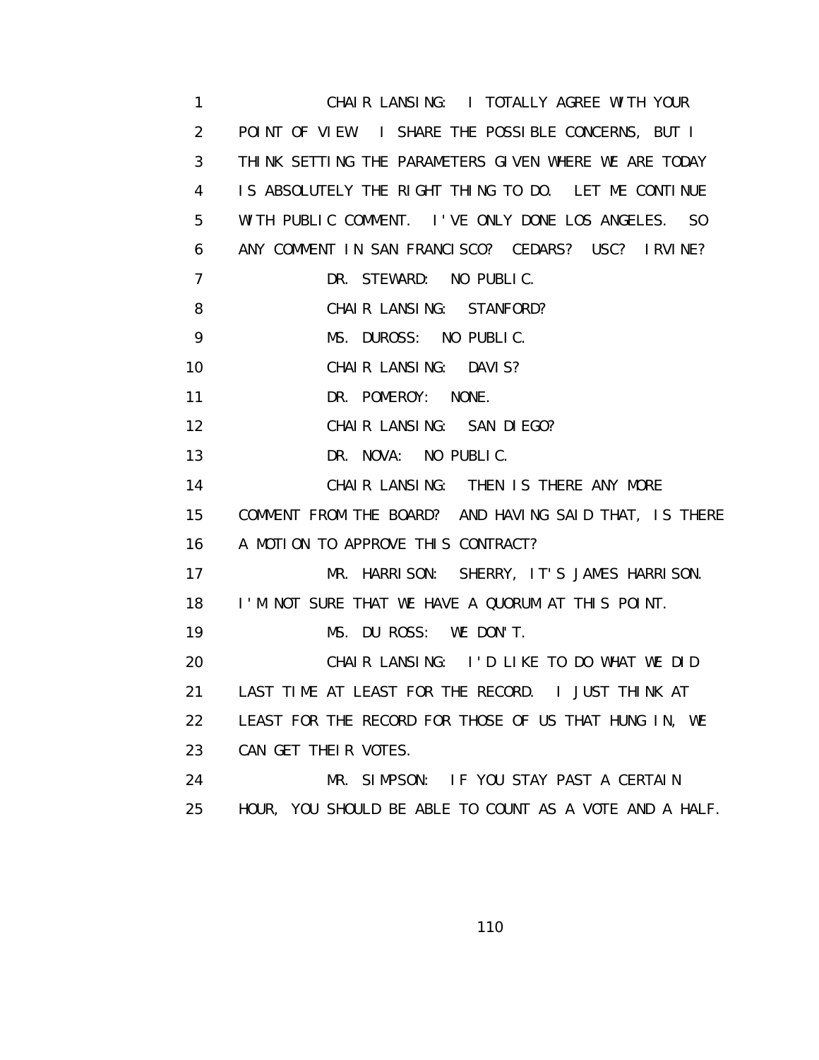1 CHAIR LANSING: I TOTALLY AGREE WITH YOUR
2 POINT OF VIEW. I SHARE THE POSSIBLE CONCERNS, BUT I
3 THINK SETTING THE PARAMETERS GIVEN WHERE WE ARE TODAY
4 IS ABSOLUTELY THE RIGHT THING TO DO. LET ME CONTINUE
5 WITH PUBLIC COMMENT. I'VE ONLY DONE LOS ANGELES. SO
6 ANY COMMENT IN SAN FRANCISCO? CEDARS? USC? IRVINE?
7 DR. STEWARD: NO PUBLIC.
8 CHAIR LANSING: STANFORD?
9 MS. DUROSS: NO PUBLIC.
10 CHAIR LANSING: DAVIS?
11 DR. POMEROY: NONE.
12 CHAIR LANSING: SAN DIEGO?
13 DR. NOVA: NO PUBLIC.
14 CHAIR LANSING: THEN IS THERE ANY MORE
15 COMMENT FROM THE BOARD? AND HAVING SAID THAT, IS THERE
16 A MOTION TO APPROVE THIS CONTRACT?
17 MR. HARRISON: SHERRY, IT'S JAMES HARRISON.
18 I'M NOT SURE THAT WE HAVE A QUORUM AT THIS POINT.
19 MS. DU ROSS: WE DON'T.
20 CHAIR LANSING: I'D LIKE TO DO WHAT WE DID
21 LAST TIME AT LEAST FOR THE RECORD. I JUST THINK AT
22 LEAST FOR THE RECORD FOR THOSE OF US THAT HUNG IN, WE
23 CAN GET THEIR VOTES.
24 MR. SIMPSON: IF YOU STAY PAST A CERTAIN
25 HOUR, YOU SHOULD BE ABLE TO COUNT AS A VOTE AND A HALF.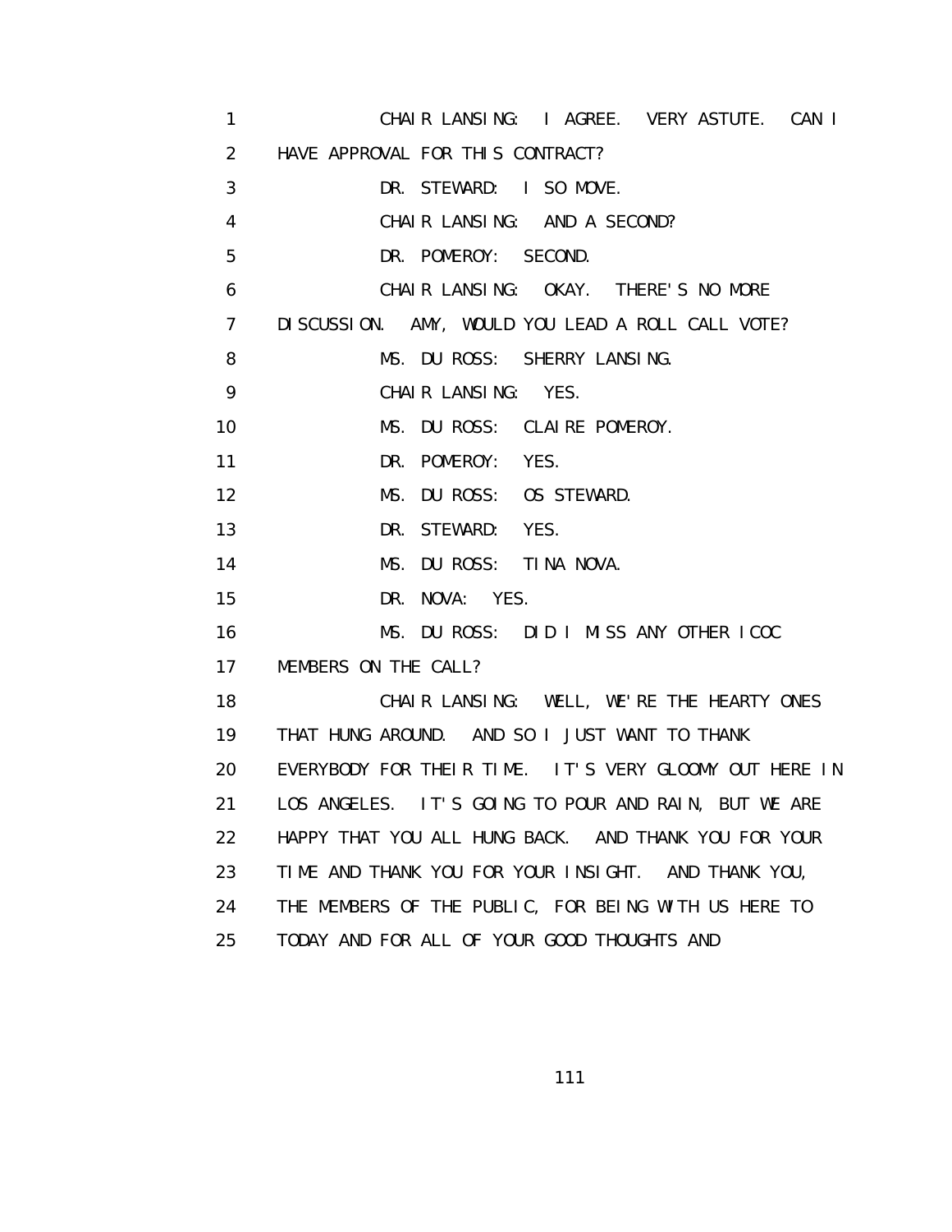CHAIR LANSING: I AGREE. VERY ASTUTE. CAN I HAVE APPROVAL FOR THIS CONTRACT?

DR. STEWARD: I SO MOVE.

CHAIR LANSING: AND A SECOND?

DR. POMEROY: SECOND.

CHAIR LANSING: OKAY. THERE'S NO MORE DISCUSSION. AMY, WOULD YOU LEAD A ROLL CALL VOTE?

MS. DU ROSS: SHERRY LANSING.

CHAIR LANSING: YES.

MS. DU ROSS: CLAIRE POMEROY.

DR. POMEROY: YES.

MS. DU ROSS: OS STEWARD.

DR. STEWARD: YES.

MS. DU ROSS: TINA NOVA.

DR. NOVA: YES.

MS. DU ROSS: DID I MISS ANY OTHER ICOC MEMBERS ON THE CALL?

CHAIR LANSING: WELL, WE'RE THE HEARTY ONES THAT HUNG AROUND. AND SO I JUST WANT TO THANK EVERYBODY FOR THEIR TIME. IT'S VERY GLOOMY OUT HERE IN LOS ANGELES. IT'S GOING TO POUR AND RAIN, BUT WE ARE HAPPY THAT YOU ALL HUNG BACK. AND THANK YOU FOR YOUR TIME AND THANK YOU FOR YOUR INSIGHT. AND THANK YOU, THE MEMBERS OF THE PUBLIC, FOR BEING WITH US HERE TO TODAY AND FOR ALL OF YOUR GOOD THOUGHTS AND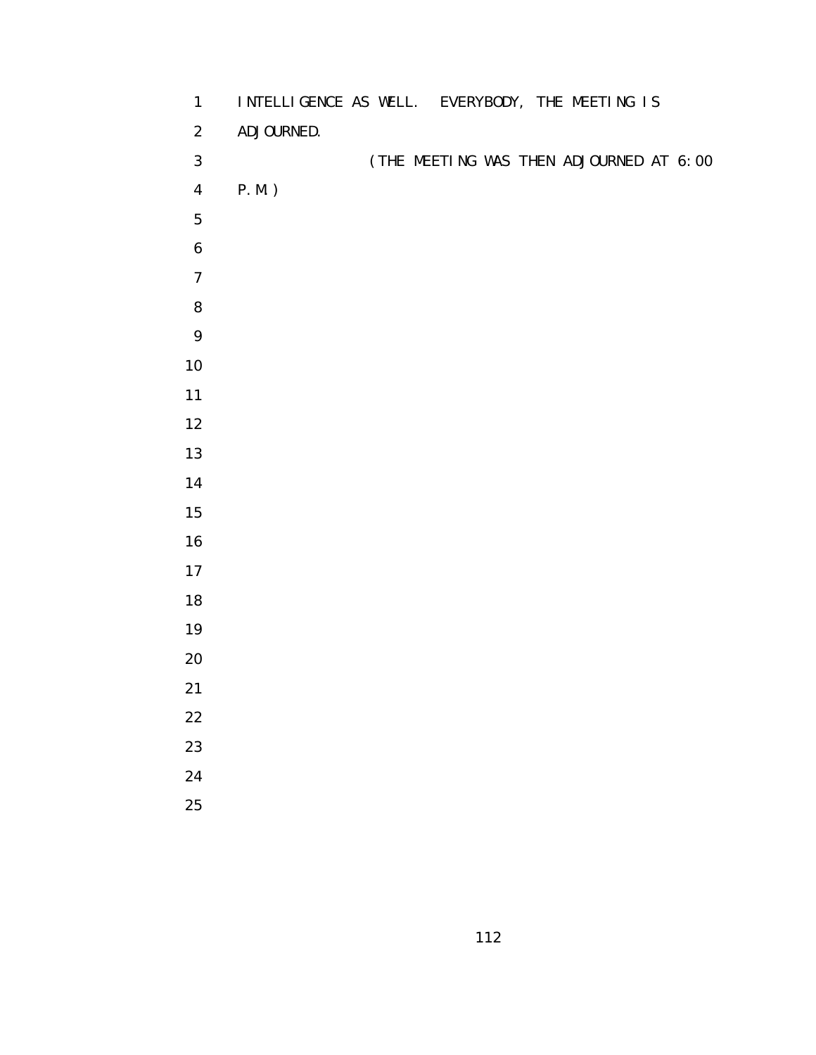INTELLIGENCE AS WELL. EVERYBODY, THE MEETING IS ADJOURNED.

(THE MEETING WAS THEN ADJOURNED AT 6:00 P.M.)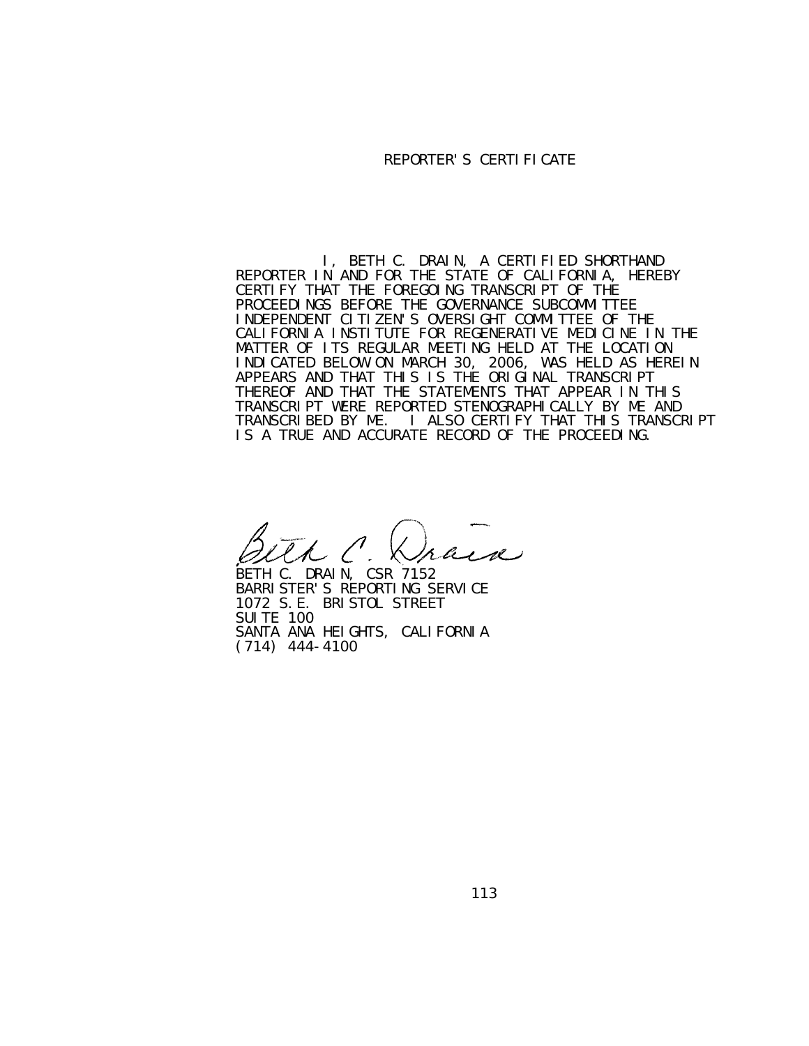REPORTER'S CERTIFICATE

I, BETH C. DRAIN, A CERTIFIED SHORTHAND REPORTER IN AND FOR THE STATE OF CALIFORNIA, HEREBY CERTIFY THAT THE FOREGOING TRANSCRIPT OF THE PROCEEDINGS BEFORE THE GOVERNANCE SUBCOMMITTEE INDEPENDENT CITIZEN'S OVERSIGHT COMMITTEE OF THE CALIFORNIA INSTITUTE FOR REGENERATIVE MEDICINE IN THE MATTER OF ITS REGULAR MEETING HELD AT THE LOCATION INDICATED BELOW ON MARCH 30, 2006, WAS HELD AS HEREIN APPEARS AND THAT THIS IS THE ORIGINAL TRANSCRIPT THEREOF AND THAT THE STATEMENTS THAT APPEAR IN THIS TRANSCRIPT WERE REPORTED STENOGRAPHICALLY BY ME AND TRANSCRIBED BY ME. I ALSO CERTIFY THAT THIS TRANSCRIPT IS A TRUE AND ACCURATE RECORD OF THE PROCEEDING.

Beth C. Drain

BETH C. DRAIN, CSR 7152
BARRISTER'S REPORTING SERVICE
1072 S.E. BRISTOL STREET
SUITE 100
SANTA ANA HEIGHTS, CALIFORNIA
(714) 444-4100